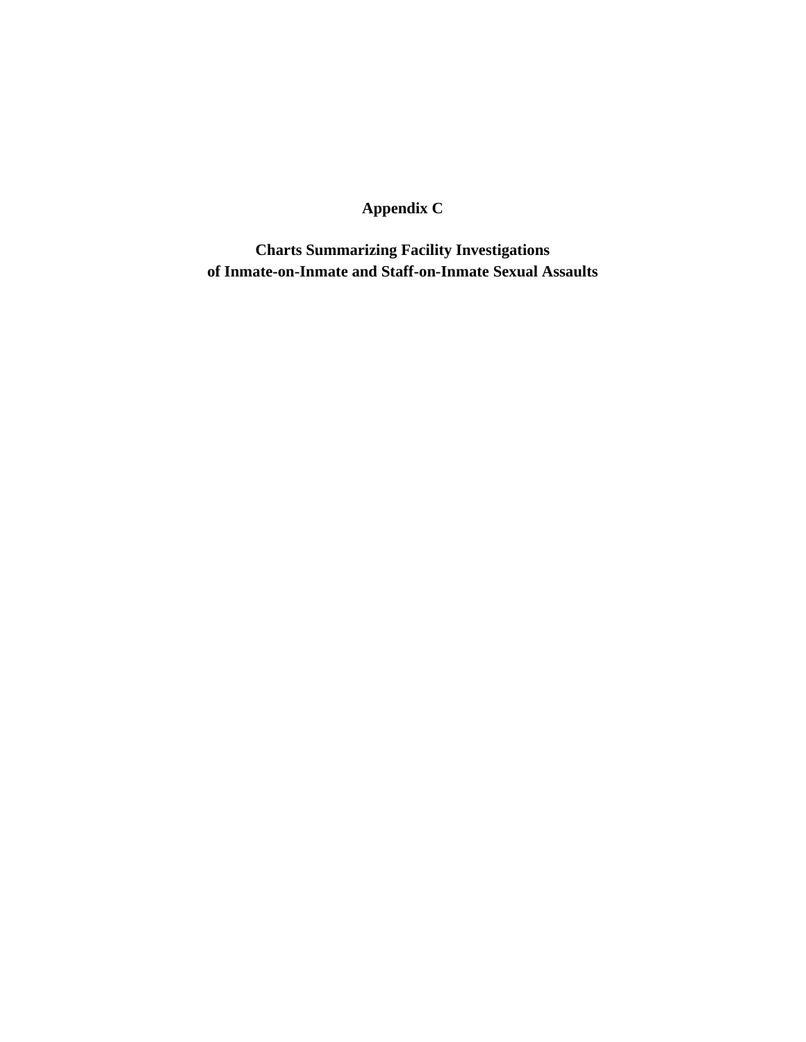# Appendix C

## Charts Summarizing Facility Investigations of Inmate-on-Inmate and Staff-on-Inmate Sexual Assaults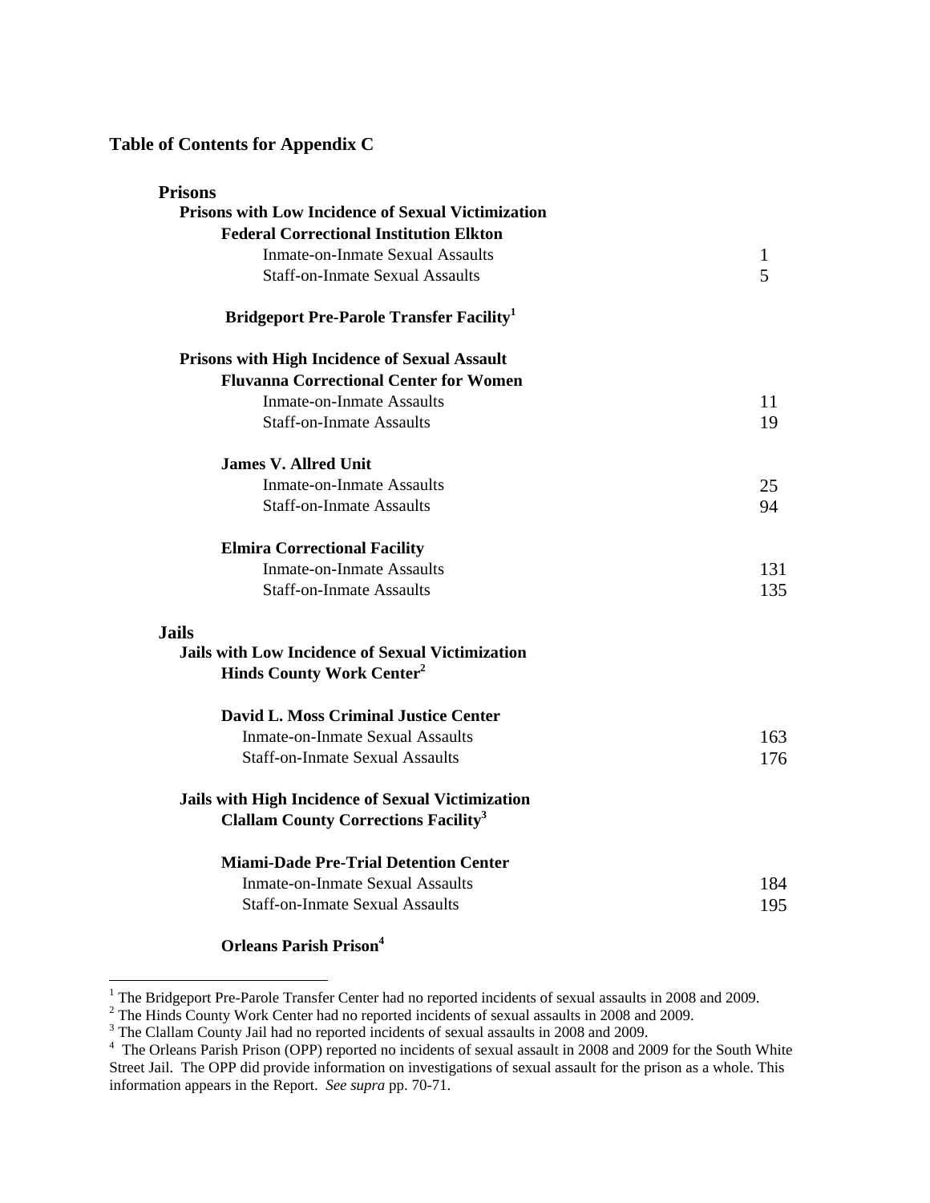## Table of Contents for Appendix C

| | |
|---|---|
| **Prisons** | |
| **Prisons with Low Incidence of Sexual Victimization** | |
| **Federal Correctional Institution Elkton** | |
| Inmate-on-Inmate Sexual Assaults | 1 |
| Staff-on-Inmate Sexual Assaults | 5 |
| **Bridgeport Pre-Parole Transfer Facility**[1] | |
| **Prisons with High Incidence of Sexual Assault** | |
| **Fluvanna Correctional Center for Women** | |
| Inmate-on-Inmate Assaults | 11 |
| Staff-on-Inmate Assaults | 19 |
| **James V. Allred Unit** | |
| Inmate-on-Inmate Assaults | 25 |
| Staff-on-Inmate Assaults | 94 |
| **Elmira Correctional Facility** | |
| Inmate-on-Inmate Assaults | 131 |
| Staff-on-Inmate Assaults | 135 |
| **Jails** | |
| **Jails with Low Incidence of Sexual Victimization** | |
| **Hinds County Work Center**[2] | |
| **David L. Moss Criminal Justice Center** | |
| Inmate-on-Inmate Sexual Assaults | 163 |
| Staff-on-Inmate Sexual Assaults | 176 |
| **Jails with High Incidence of Sexual Victimization** | |
| **Clallam County Corrections Facility**[3] | |
| **Miami-Dade Pre-Trial Detention Center** | |
| Inmate-on-Inmate Sexual Assaults | 184 |
| Staff-on-Inmate Sexual Assaults | 195 |
| **Orleans Parish Prison**[4] | |

---

[1] The Bridgeport Pre-Parole Transfer Center had no reported incidents of sexual assaults in 2008 and 2009.

[2] The Hinds County Work Center had no reported incidents of sexual assaults in 2008 and 2009.

[3] The Clallam County Jail had no reported incidents of sexual assaults in 2008 and 2009.

[4] The Orleans Parish Prison (OPP) reported no incidents of sexual assault in 2008 and 2009 for the South White Street Jail. The OPP did provide information on investigations of sexual assault for the prison as a whole. This information appears in the Report. *See supra* pp. 70-71.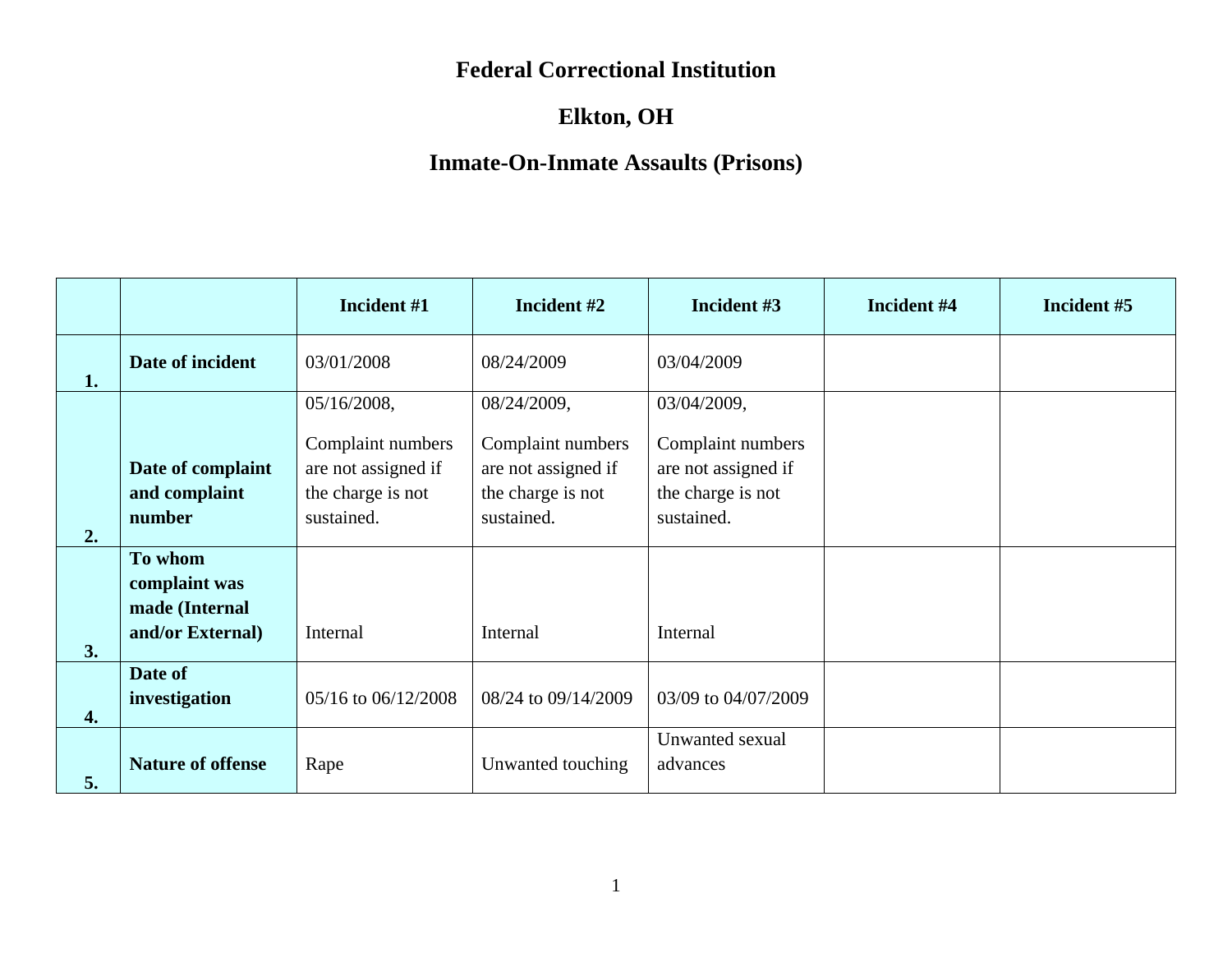# Federal Correctional Institution

## Elkton, OH

## Inmate-On-Inmate Assaults (Prisons)

| | | Incident #1 | Incident #2 | Incident #3 | Incident #4 | Incident #5 |
|---|---|---|---|---|---|---|
| 1. | **Date of incident** | 03/01/2008 | 08/24/2009 | 03/04/2009 | | |
| 2. | **Date of complaint and complaint number** | 05/16/2008, Complaint numbers are not assigned if the charge is not sustained. | 08/24/2009, Complaint numbers are not assigned if the charge is not sustained. | 03/04/2009, Complaint numbers are not assigned if the charge is not sustained. | | |
| 3. | **To whom complaint was made (Internal and/or External)** | Internal | Internal | Internal | | |
| 4. | **Date of investigation** | 05/16 to 06/12/2008 | 08/24 to 09/14/2009 | 03/09 to 04/07/2009 | | |
| 5. | **Nature of offense** | Rape | Unwanted touching | Unwanted sexual advances | | |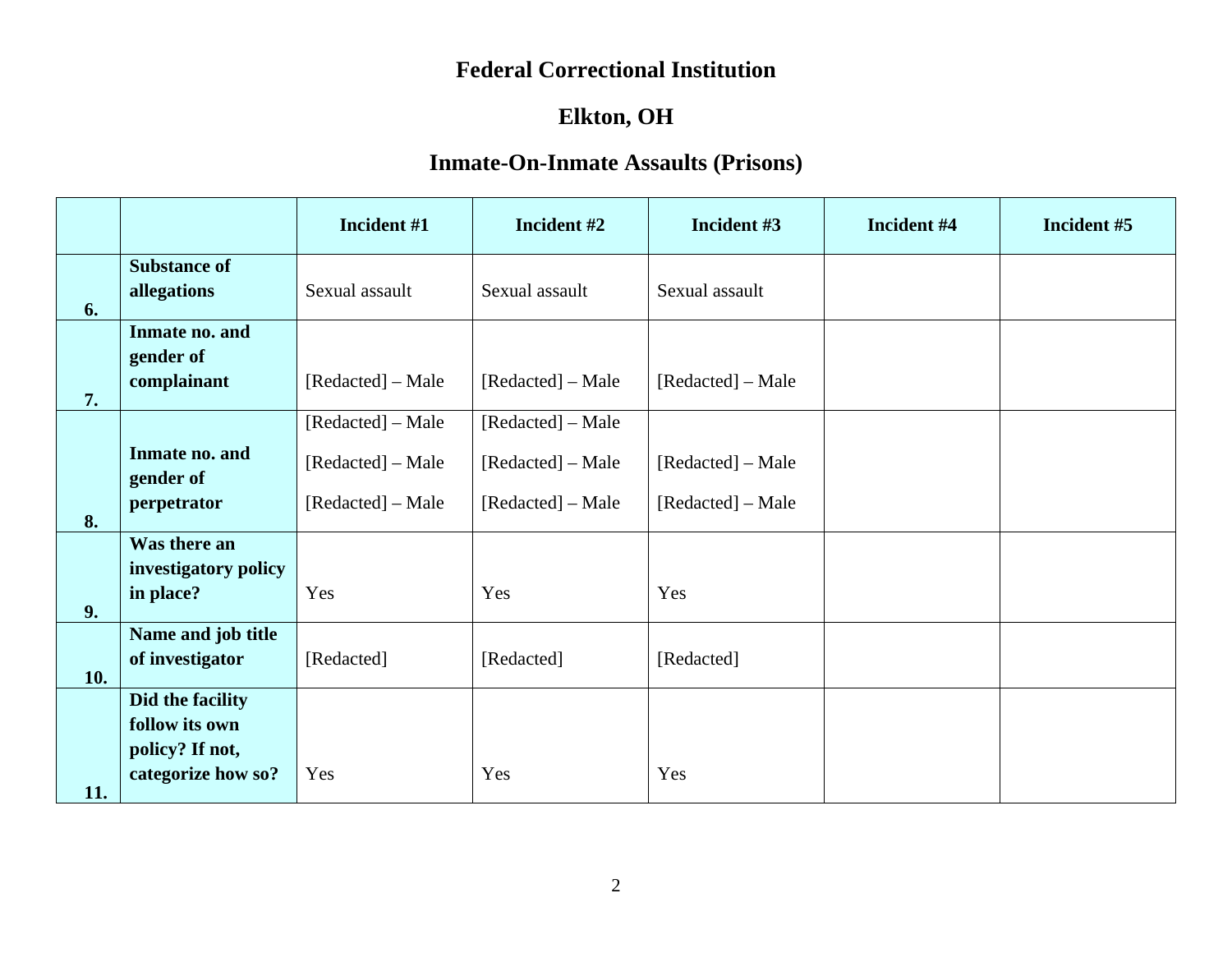# Federal Correctional Institution

## Elkton, OH

## Inmate-On-Inmate Assaults (Prisons)

| | | Incident #1 | Incident #2 | Incident #3 | Incident #4 | Incident #5 |
|---|---|---|---|---|---|---|
| 6. | **Substance of allegations** | Sexual assault | Sexual assault | Sexual assault | | |
| 7. | **Inmate no. and gender of complainant** | [Redacted] – Male | [Redacted] – Male | [Redacted] – Male | | |
| 8. | **Inmate no. and gender of perpetrator** | [Redacted] – Male<br>[Redacted] – Male<br>[Redacted] – Male | [Redacted] – Male<br>[Redacted] – Male<br>[Redacted] – Male | [Redacted] – Male<br>[Redacted] – Male | | |
| 9. | **Was there an investigatory policy in place?** | Yes | Yes | Yes | | |
| 10. | **Name and job title of investigator** | [Redacted] | [Redacted] | [Redacted] | | |
| 11. | **Did the facility follow its own policy? If not, categorize how so?** | Yes | Yes | Yes | | |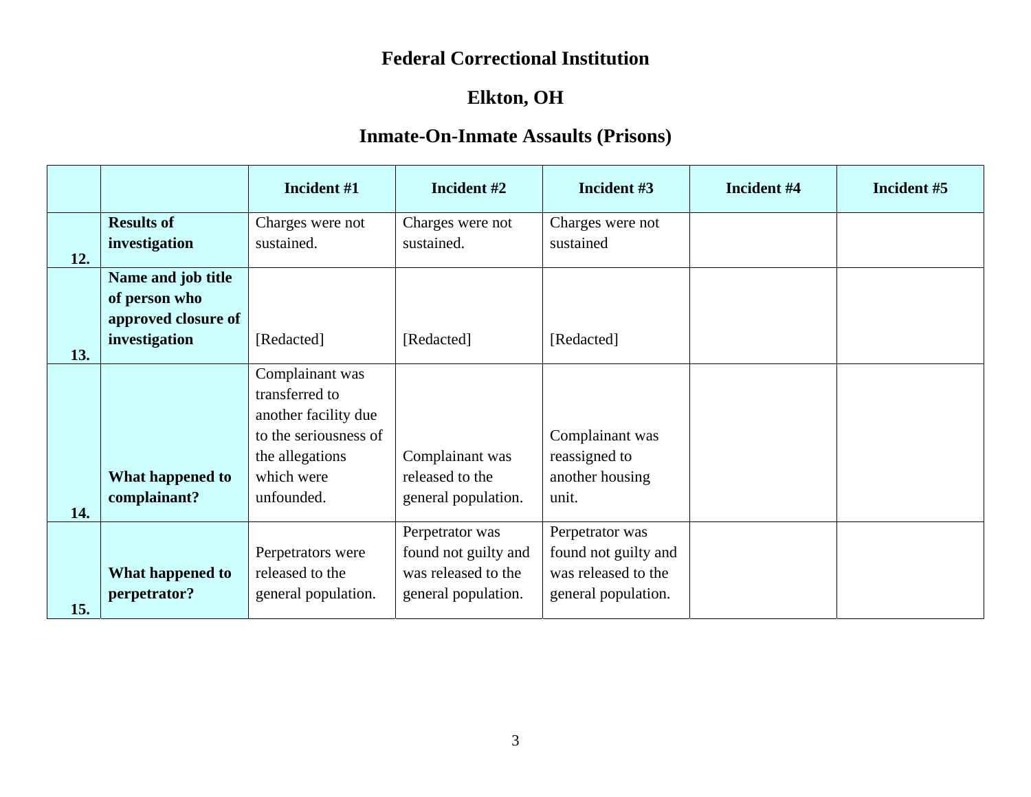# Federal Correctional Institution

## Elkton, OH

## Inmate-On-Inmate Assaults (Prisons)

| | | Incident #1 | Incident #2 | Incident #3 | Incident #4 | Incident #5 |
|---|---|---|---|---|---|---|
| 12. | **Results of investigation** | Charges were not sustained. | Charges were not sustained. | Charges were not sustained | | |
| 13. | **Name and job title of person who approved closure of investigation** | [Redacted] | [Redacted] | [Redacted] | | |
| 14. | **What happened to complainant?** | Complainant was transferred to another facility due to the seriousness of the allegations which were unfounded. | Complainant was released to the general population. | Complainant was reassigned to another housing unit. | | |
| 15. | **What happened to perpetrator?** | Perpetrators were released to the general population. | Perpetrator was found not guilty and was released to the general population. | Perpetrator was found not guilty and was released to the general population. | | |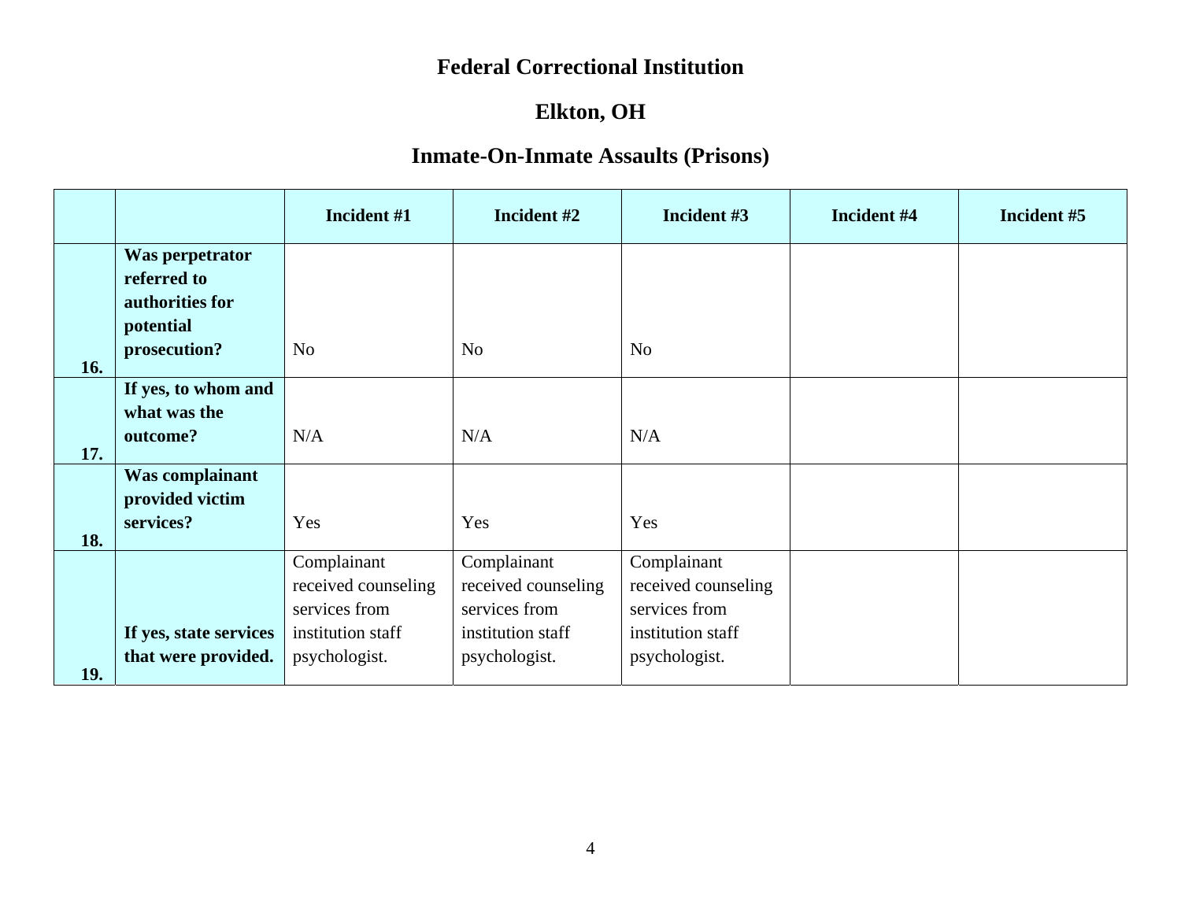# Federal Correctional Institution

## Elkton, OH

## Inmate-On-Inmate Assaults (Prisons)

| | | Incident #1 | Incident #2 | Incident #3 | Incident #4 | Incident #5 |
|---|---|---|---|---|---|---|
| 16. | **Was perpetrator referred to authorities for potential prosecution?** | No | No | No | | |
| 17. | **If yes, to whom and what was the outcome?** | N/A | N/A | N/A | | |
| 18. | **Was complainant provided victim services?** | Yes | Yes | Yes | | |
| 19. | **If yes, state services that were provided.** | Complainant received counseling services from institution staff psychologist. | Complainant received counseling services from institution staff psychologist. | Complainant received counseling services from institution staff psychologist. | | |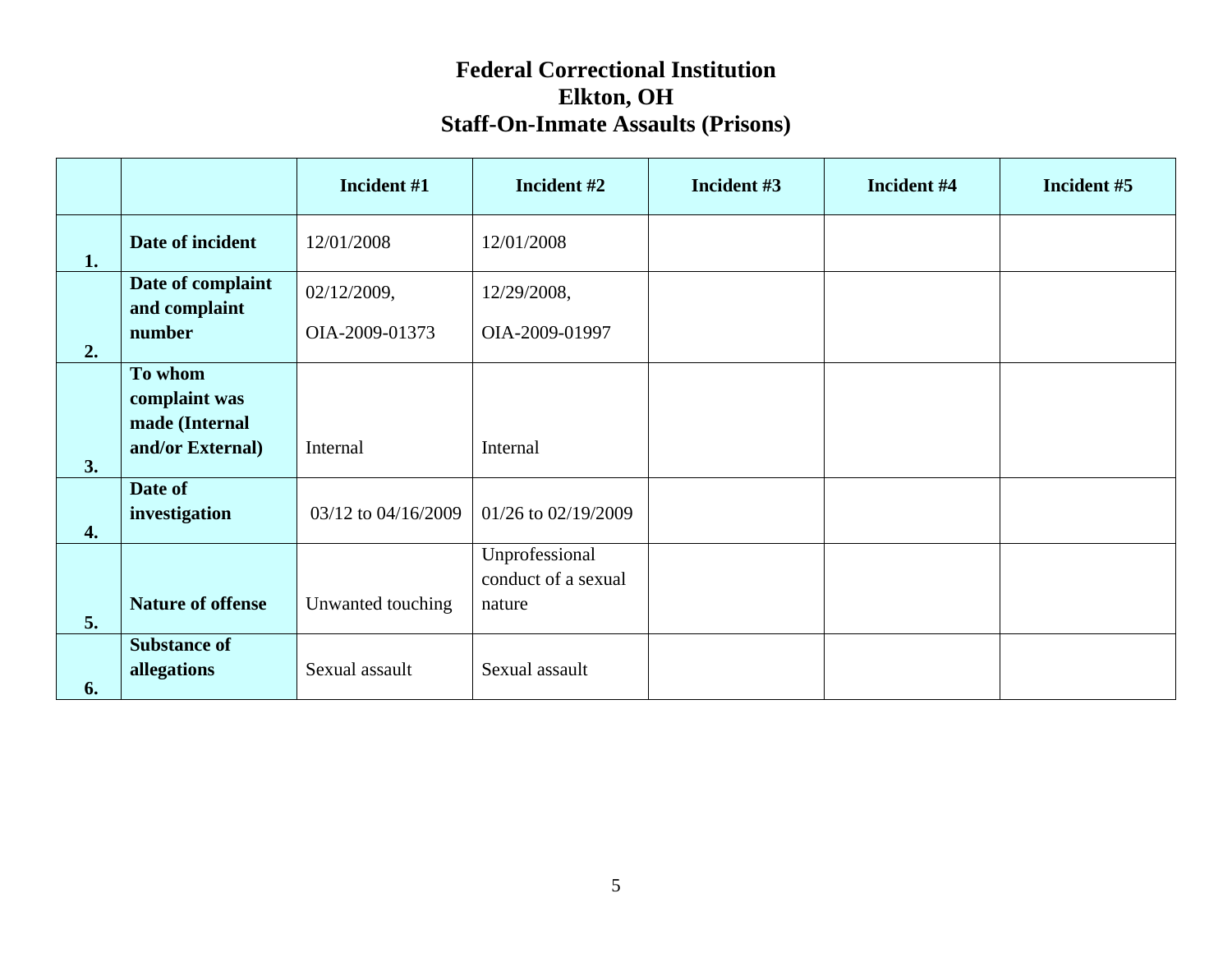# Federal Correctional Institution
# Elkton, OH
# Staff-On-Inmate Assaults (Prisons)

| | | Incident #1 | Incident #2 | Incident #3 | Incident #4 | Incident #5 |
|---|---|---|---|---|---|---|
| 1. | **Date of incident** | 12/01/2008 | 12/01/2008 | | | |
| 2. | **Date of complaint and complaint number** | 02/12/2009, OIA-2009-01373 | 12/29/2008, OIA-2009-01997 | | | |
| 3. | **To whom complaint was made (Internal and/or External)** | Internal | Internal | | | |
| 4. | **Date of investigation** | 03/12 to 04/16/2009 | 01/26 to 02/19/2009 | | | |
| 5. | **Nature of offense** | Unwanted touching | Unprofessional conduct of a sexual nature | | | |
| 6. | **Substance of allegations** | Sexual assault | Sexual assault | | | |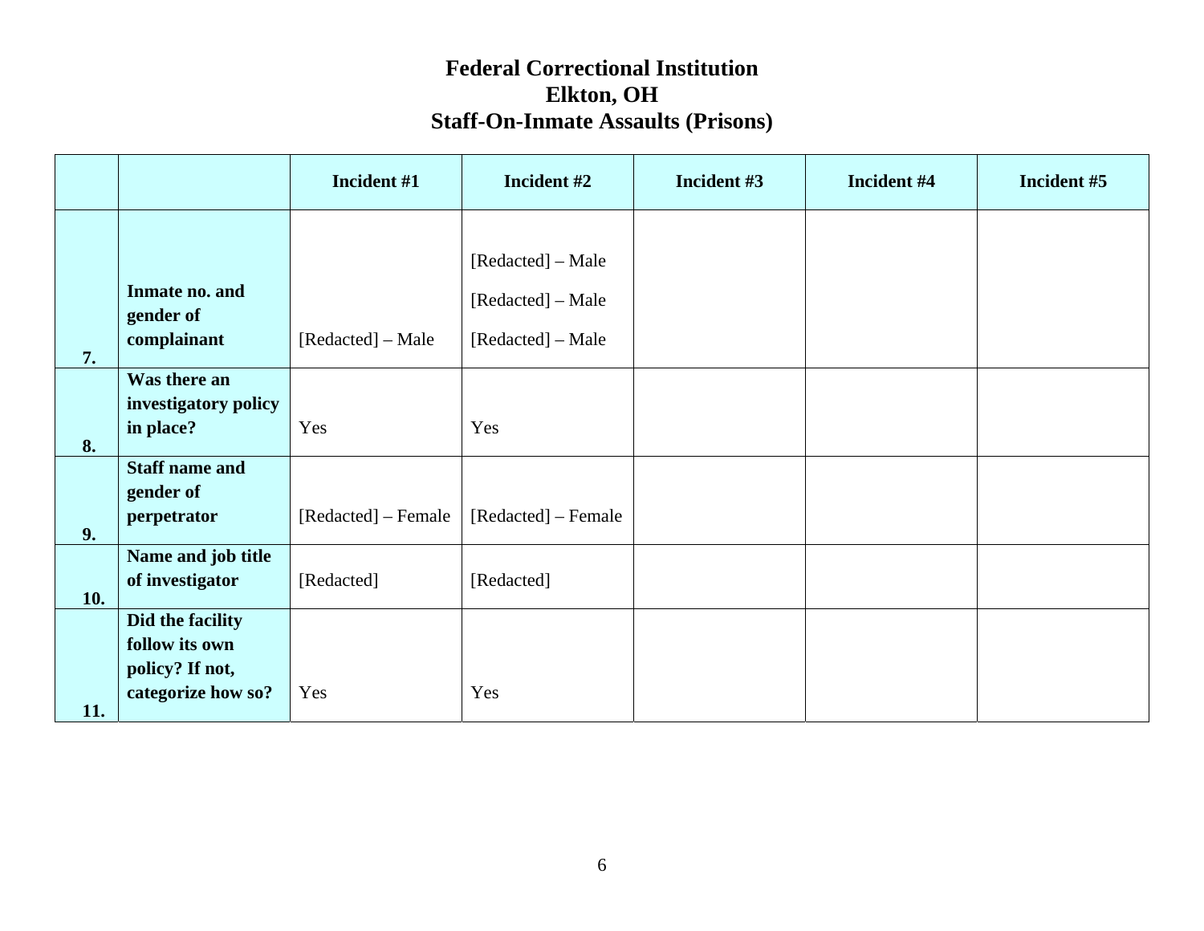# Federal Correctional Institution
# Elkton, OH
# Staff-On-Inmate Assaults (Prisons)

| | | Incident #1 | Incident #2 | Incident #3 | Incident #4 | Incident #5 |
|---|---|---|---|---|---|---|
| 7. | **Inmate no. and gender of complainant** | [Redacted] – Male | [Redacted] – Male<br>[Redacted] – Male<br>[Redacted] – Male | | | |
| 8. | **Was there an investigatory policy in place?** | Yes | Yes | | | |
| 9. | **Staff name and gender of perpetrator** | [Redacted] – Female | [Redacted] – Female | | | |
| 10. | **Name and job title of investigator** | [Redacted] | [Redacted] | | | |
| 11. | **Did the facility follow its own policy? If not, categorize how so?** | Yes | Yes | | | |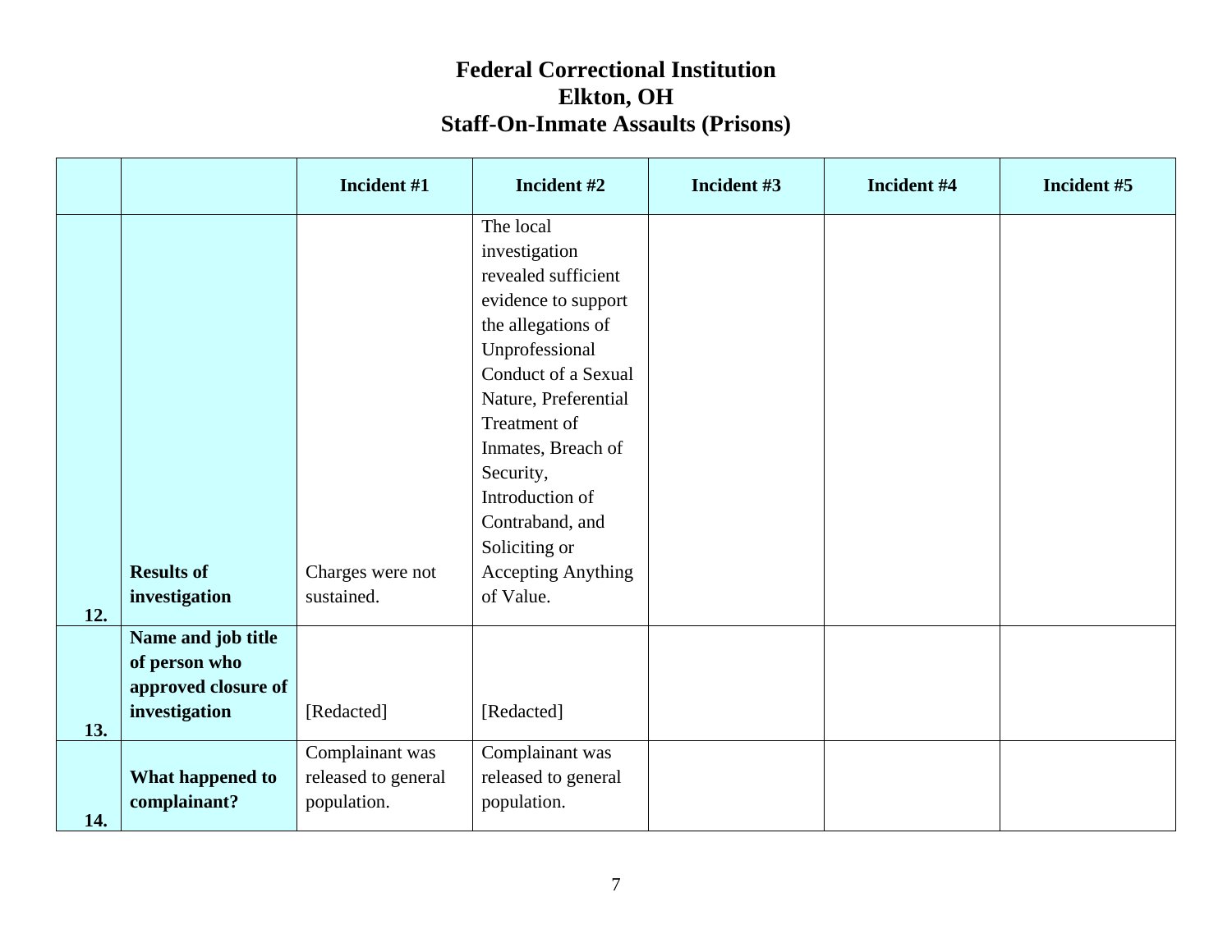# Federal Correctional Institution
# Elkton, OH
# Staff-On-Inmate Assaults (Prisons)

| | | Incident #1 | Incident #2 | Incident #3 | Incident #4 | Incident #5 |
|---|---|---|---|---|---|---|
| 12. | **Results of investigation** | Charges were not sustained. | The local investigation revealed sufficient evidence to support the allegations of Unprofessional Conduct of a Sexual Nature, Preferential Treatment of Inmates, Breach of Security, Introduction of Contraband, and Soliciting or Accepting Anything of Value. | | | |
| 13. | **Name and job title of person who approved closure of investigation** | [Redacted] | [Redacted] | | | |
| 14. | **What happened to complainant?** | Complainant was released to general population. | Complainant was released to general population. | | | |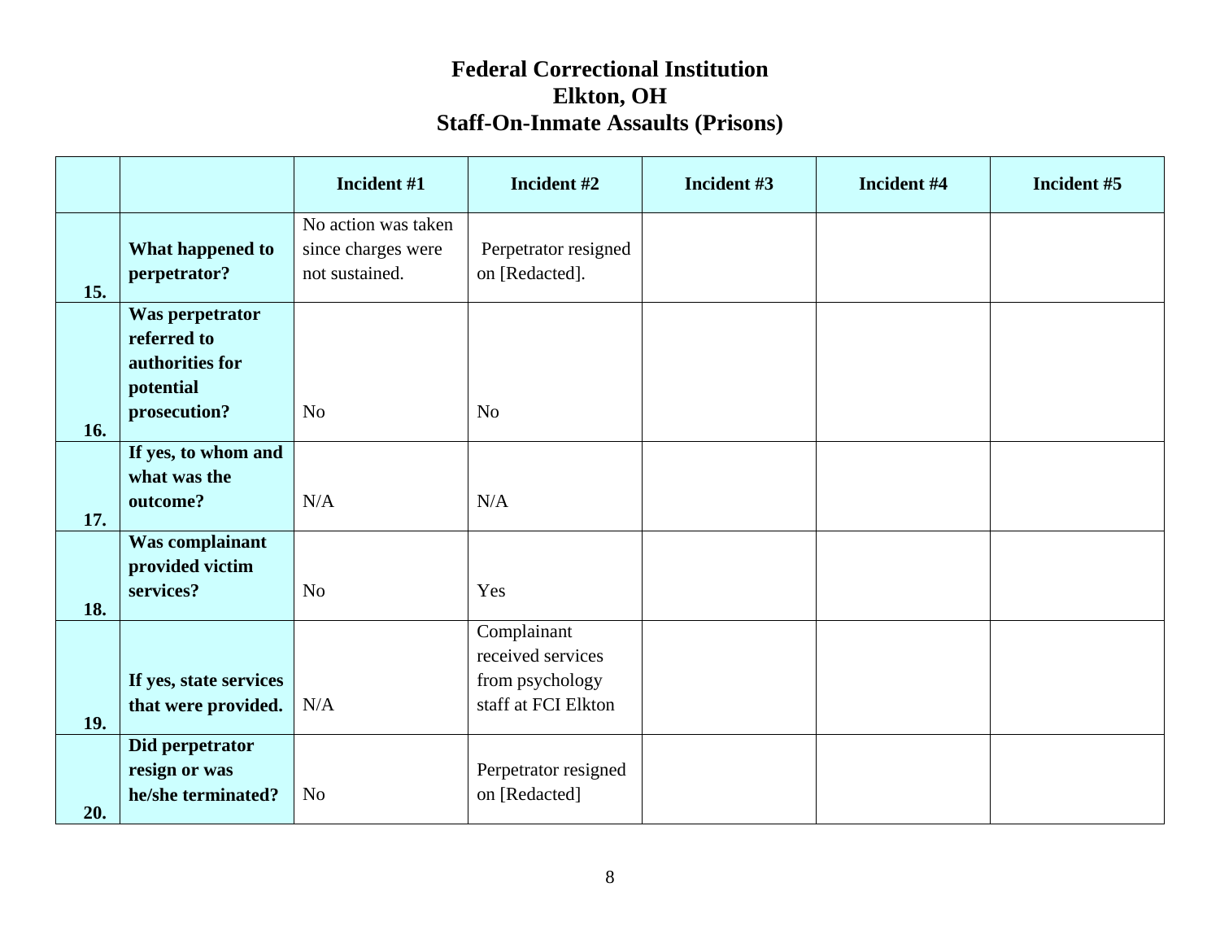# Federal Correctional Institution
# Elkton, OH
# Staff-On-Inmate Assaults (Prisons)

| | | Incident #1 | Incident #2 | Incident #3 | Incident #4 | Incident #5 |
|---|---|---|---|---|---|---|
| 15. | **What happened to perpetrator?** | No action was taken since charges were not sustained. | Perpetrator resigned on [Redacted]. | | | |
| 16. | **Was perpetrator referred to authorities for potential prosecution?** | No | No | | | |
| 17. | **If yes, to whom and what was the outcome?** | N/A | N/A | | | |
| 18. | **Was complainant provided victim services?** | No | Yes | | | |
| 19. | **If yes, state services that were provided.** | N/A | Complainant received services from psychology staff at FCI Elkton | | | |
| 20. | **Did perpetrator resign or was he/she terminated?** | No | Perpetrator resigned on [Redacted] | | | |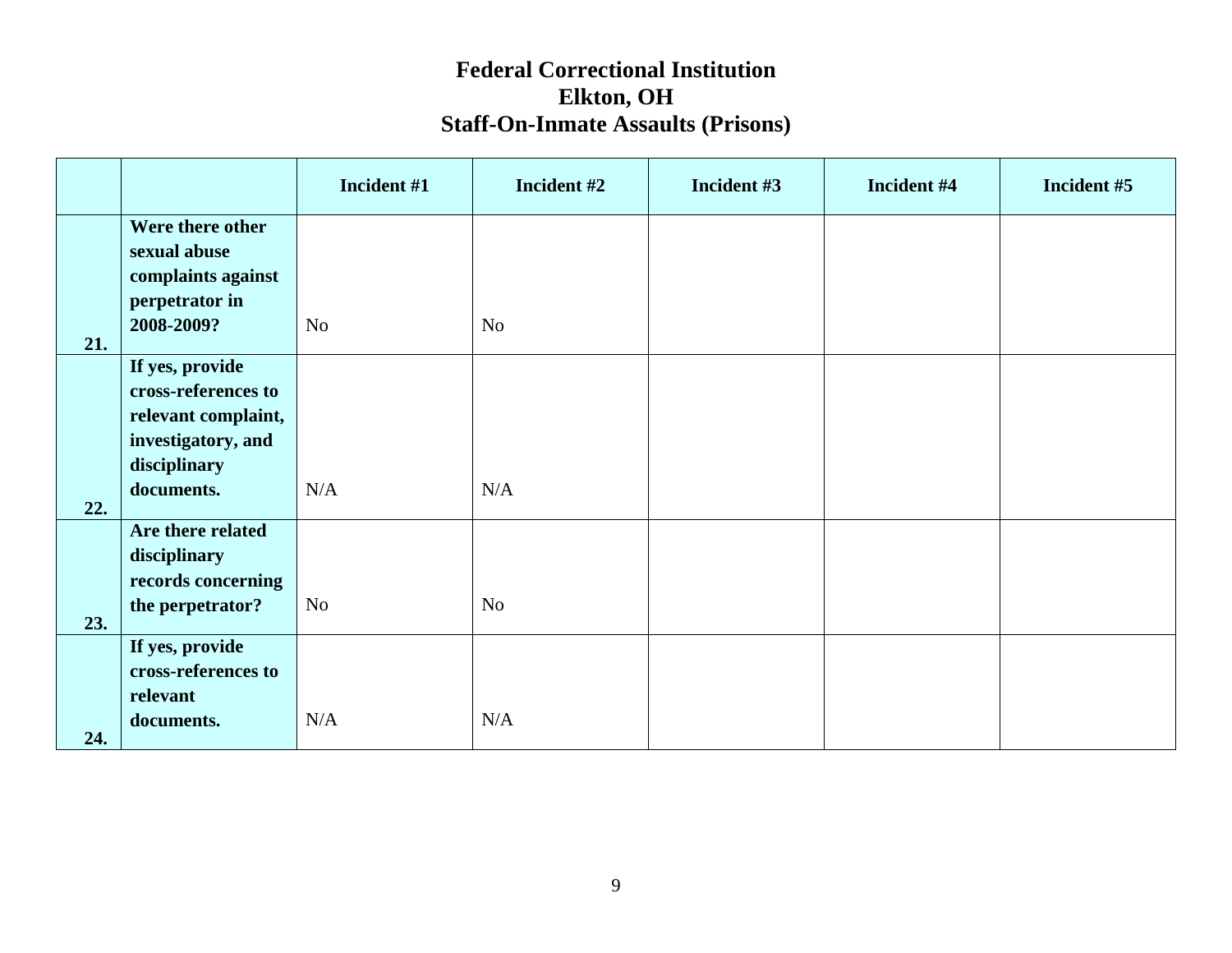# Federal Correctional Institution
# Elkton, OH
# Staff-On-Inmate Assaults (Prisons)

| | | Incident #1 | Incident #2 | Incident #3 | Incident #4 | Incident #5 |
|---|---|---|---|---|---|---|
| 21. | **Were there other sexual abuse complaints against perpetrator in 2008-2009?** | No | No | | | |
| 22. | **If yes, provide cross-references to relevant complaint, investigatory, and disciplinary documents.** | N/A | N/A | | | |
| 23. | **Are there related disciplinary records concerning the perpetrator?** | No | No | | | |
| 24. | **If yes, provide cross-references to relevant documents.** | N/A | N/A | | | |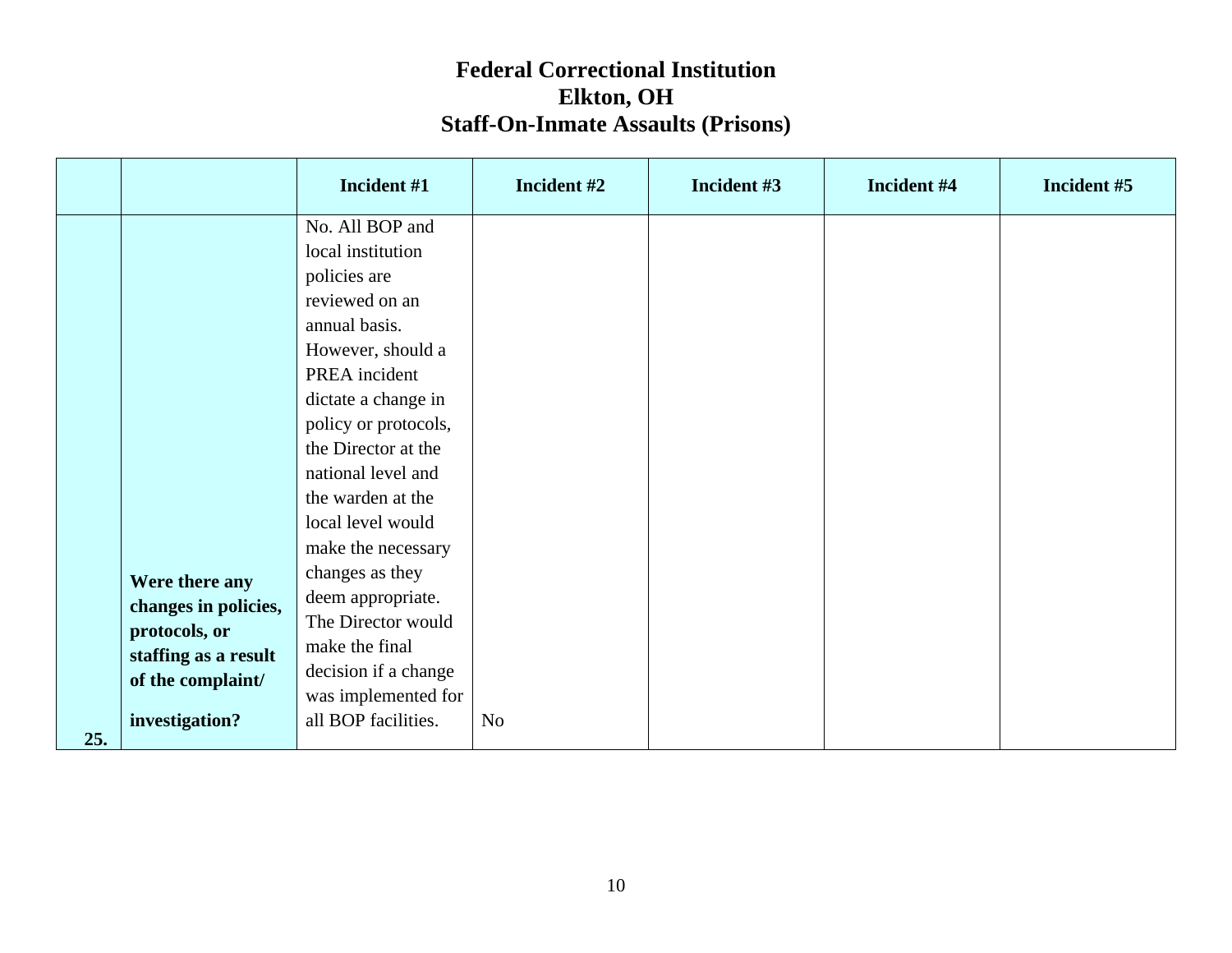# Federal Correctional Institution
# Elkton, OH
# Staff-On-Inmate Assaults (Prisons)

| | | Incident #1 | Incident #2 | Incident #3 | Incident #4 | Incident #5 |
|---|---|---|---|---|---|---|
| 25. | **Were there any changes in policies, protocols, or staffing as a result of the complaint/ investigation?** | No. All BOP and local institution policies are reviewed on an annual basis. However, should a PREA incident dictate a change in policy or protocols, the Director at the national level and the warden at the local level would make the necessary changes as they deem appropriate. The Director would make the final decision if a change was implemented for all BOP facilities. | No | | | |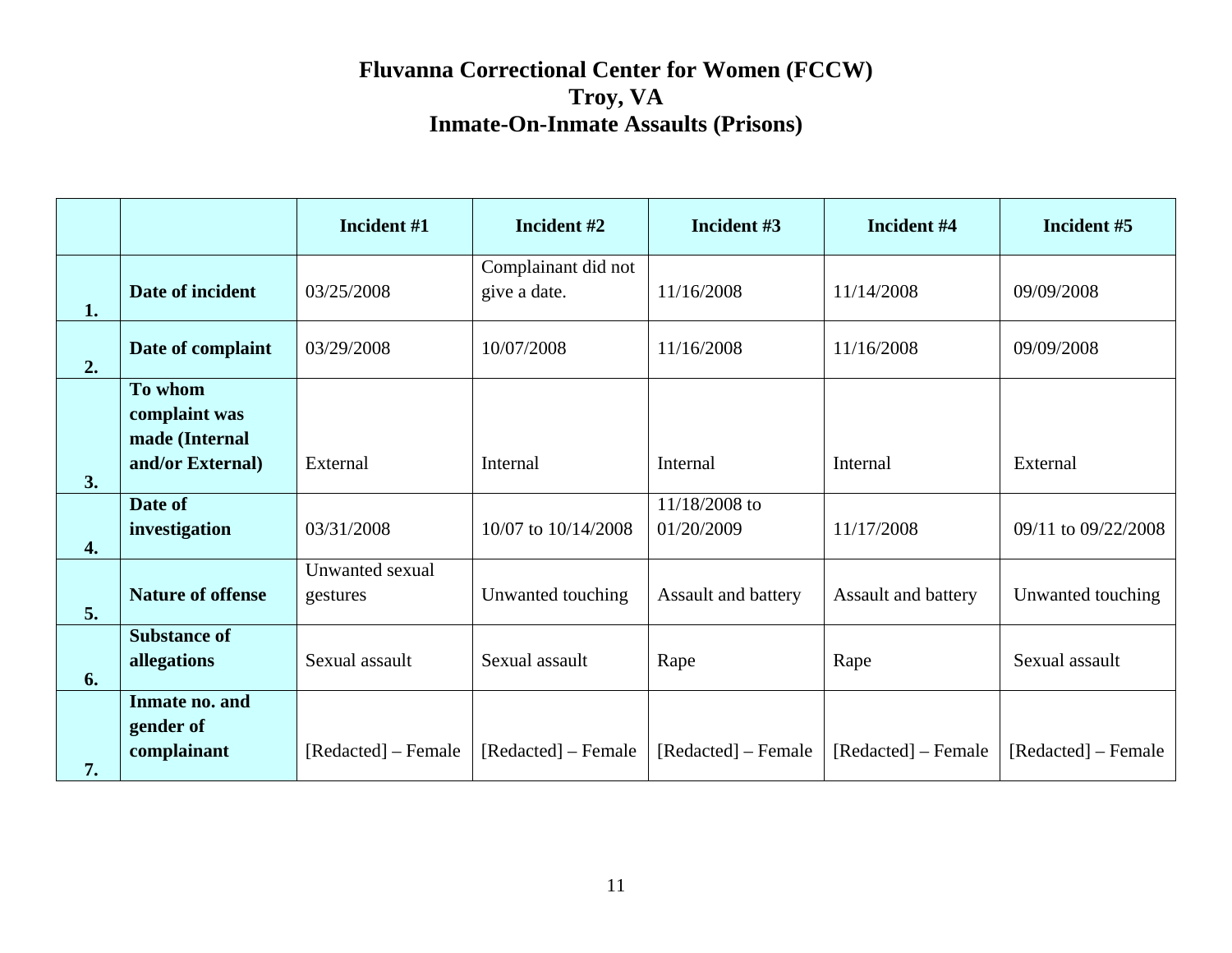# Fluvanna Correctional Center for Women (FCCW)
## Troy, VA
## Inmate-On-Inmate Assaults (Prisons)

| | | Incident #1 | Incident #2 | Incident #3 | Incident #4 | Incident #5 |
|---|---|---|---|---|---|---|
| 1. | **Date of incident** | 03/25/2008 | Complainant did not give a date. | 11/16/2008 | 11/14/2008 | 09/09/2008 |
| 2. | **Date of complaint** | 03/29/2008 | 10/07/2008 | 11/16/2008 | 11/16/2008 | 09/09/2008 |
| 3. | **To whom complaint was made (Internal and/or External)** | External | Internal | Internal | Internal | External |
| 4. | **Date of investigation** | 03/31/2008 | 10/07 to 10/14/2008 | 11/18/2008 to 01/20/2009 | 11/17/2008 | 09/11 to 09/22/2008 |
| 5. | **Nature of offense** | Unwanted sexual gestures | Unwanted touching | Assault and battery | Assault and battery | Unwanted touching |
| 6. | **Substance of allegations** | Sexual assault | Sexual assault | Rape | Rape | Sexual assault |
| 7. | **Inmate no. and gender of complainant** | [Redacted] – Female | [Redacted] – Female | [Redacted] – Female | [Redacted] – Female | [Redacted] – Female |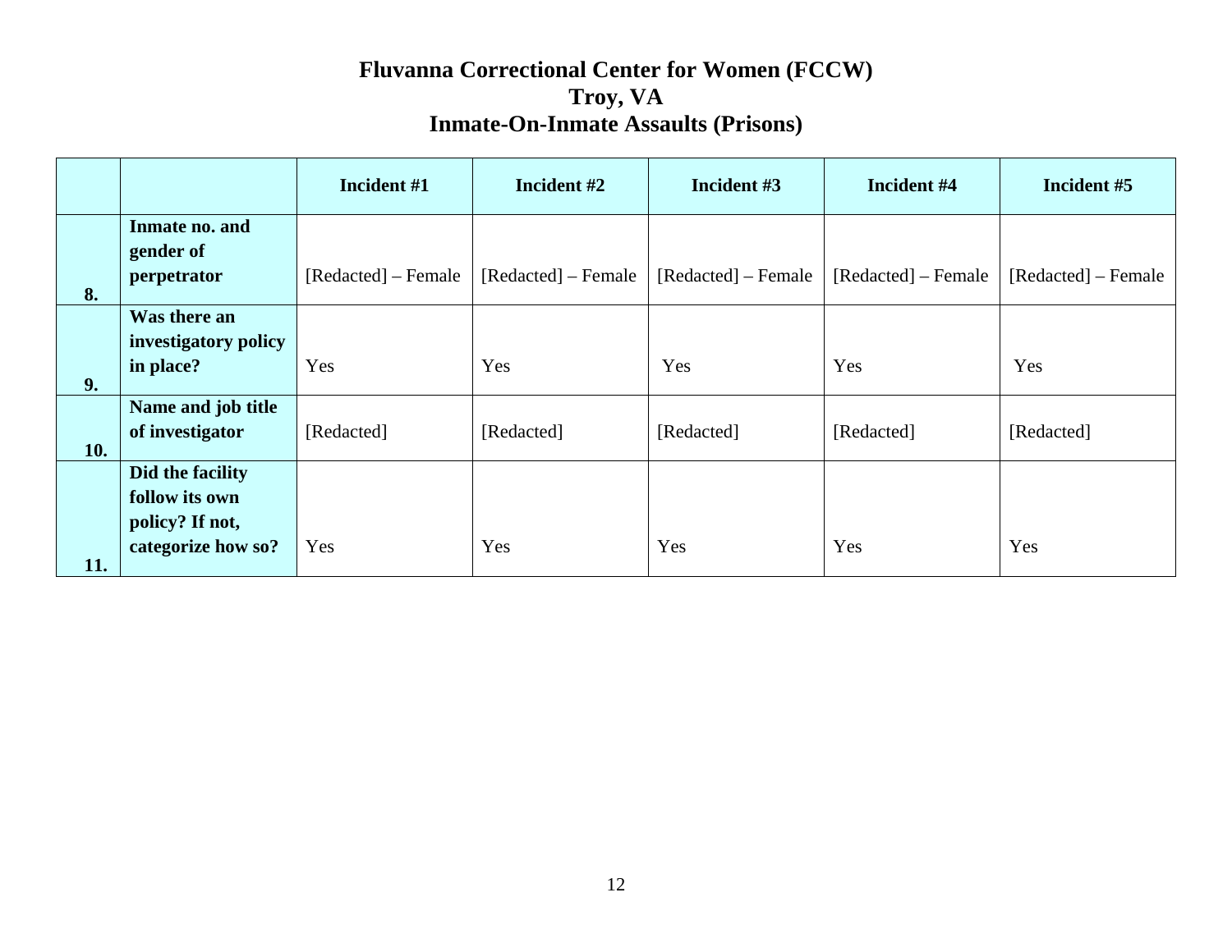# Fluvanna Correctional Center for Women (FCCW)
## Troy, VA
## Inmate-On-Inmate Assaults (Prisons)

| | | Incident #1 | Incident #2 | Incident #3 | Incident #4 | Incident #5 |
|---|---|---|---|---|---|---|
| 8. | **Inmate no. and gender of perpetrator** | [Redacted] – Female | [Redacted] – Female | [Redacted] – Female | [Redacted] – Female | [Redacted] – Female |
| 9. | **Was there an investigatory policy in place?** | Yes | Yes | Yes | Yes | Yes |
| 10. | **Name and job title of investigator** | [Redacted] | [Redacted] | [Redacted] | [Redacted] | [Redacted] |
| 11. | **Did the facility follow its own policy? If not, categorize how so?** | Yes | Yes | Yes | Yes | Yes |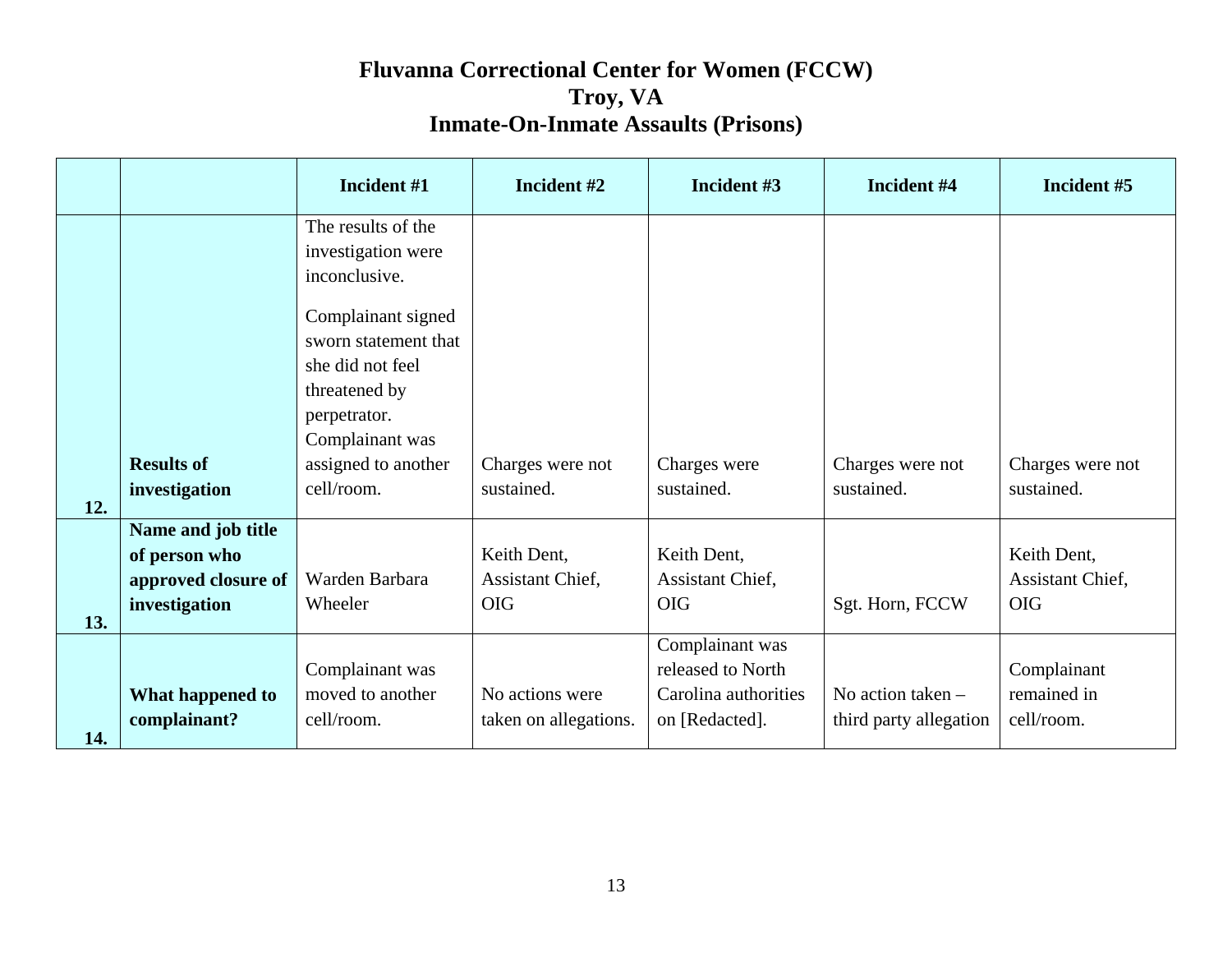# Fluvanna Correctional Center for Women (FCCW)
# Troy, VA
# Inmate-On-Inmate Assaults (Prisons)

| | | Incident #1 | Incident #2 | Incident #3 | Incident #4 | Incident #5 |
|---|---|---|---|---|---|---|
| 12. | **Results of investigation** | The results of the investigation were inconclusive.<br><br>Complainant signed sworn statement that she did not feel threatened by perpetrator. Complainant was assigned to another cell/room. | Charges were not sustained. | Charges were sustained. | Charges were not sustained. | Charges were not sustained. |
| 13. | **Name and job title of person who approved closure of investigation** | Warden Barbara Wheeler | Keith Dent, Assistant Chief, OIG | Keith Dent, Assistant Chief, OIG | Sgt. Horn, FCCW | Keith Dent, Assistant Chief, OIG |
| 14. | **What happened to complainant?** | Complainant was moved to another cell/room. | No actions were taken on allegations. | Complainant was released to North Carolina authorities on [Redacted]. | No action taken – third party allegation | Complainant remained in cell/room. |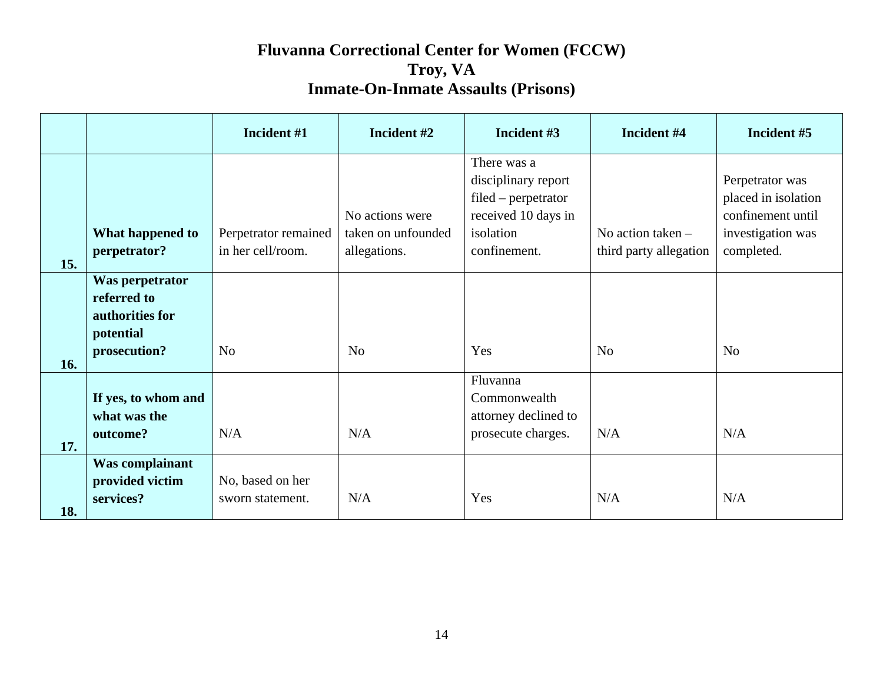# Fluvanna Correctional Center for Women (FCCW)
## Troy, VA
## Inmate-On-Inmate Assaults (Prisons)

| | | Incident #1 | Incident #2 | Incident #3 | Incident #4 | Incident #5 |
|---|---|---|---|---|---|---|
| 15. | **What happened to perpetrator?** | Perpetrator remained in her cell/room. | No actions were taken on unfounded allegations. | There was a disciplinary report filed – perpetrator received 10 days in isolation confinement. | No action taken – third party allegation | Perpetrator was placed in isolation confinement until investigation was completed. |
| 16. | **Was perpetrator referred to authorities for potential prosecution?** | No | No | Yes | No | No |
| 17. | **If yes, to whom and what was the outcome?** | N/A | N/A | Fluvanna Commonwealth attorney declined to prosecute charges. | N/A | N/A |
| 18. | **Was complainant provided victim services?** | No, based on her sworn statement. | N/A | Yes | N/A | N/A |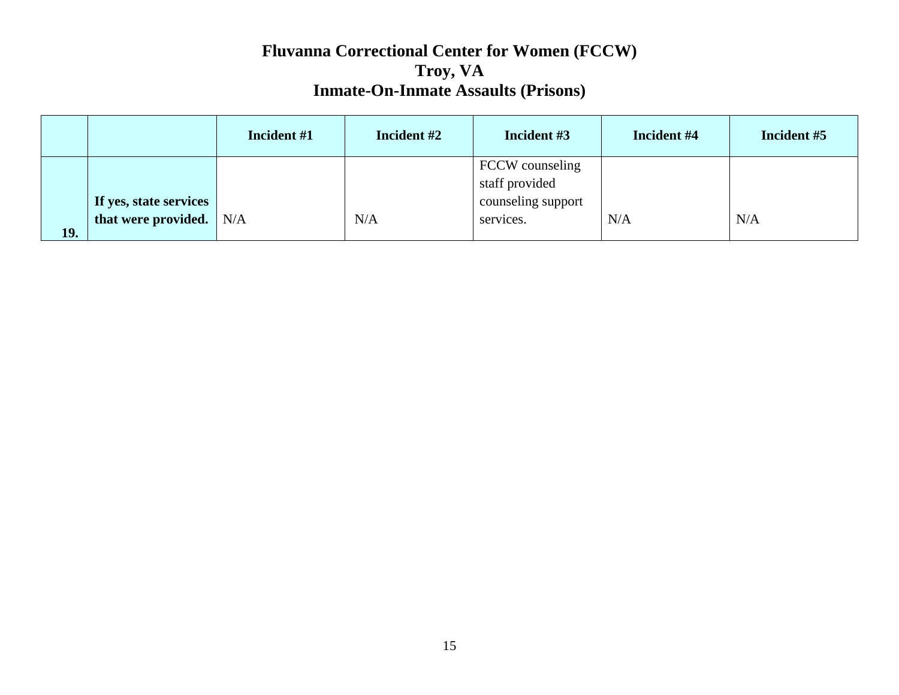# Fluvanna Correctional Center for Women (FCCW)
## Troy, VA
## Inmate-On-Inmate Assaults (Prisons)

| | | Incident #1 | Incident #2 | Incident #3 | Incident #4 | Incident #5 |
|---|---|---|---|---|---|---|
| 19. | **If yes, state services that were provided.** | N/A | N/A | FCCW counseling staff provided counseling support services. | N/A | N/A |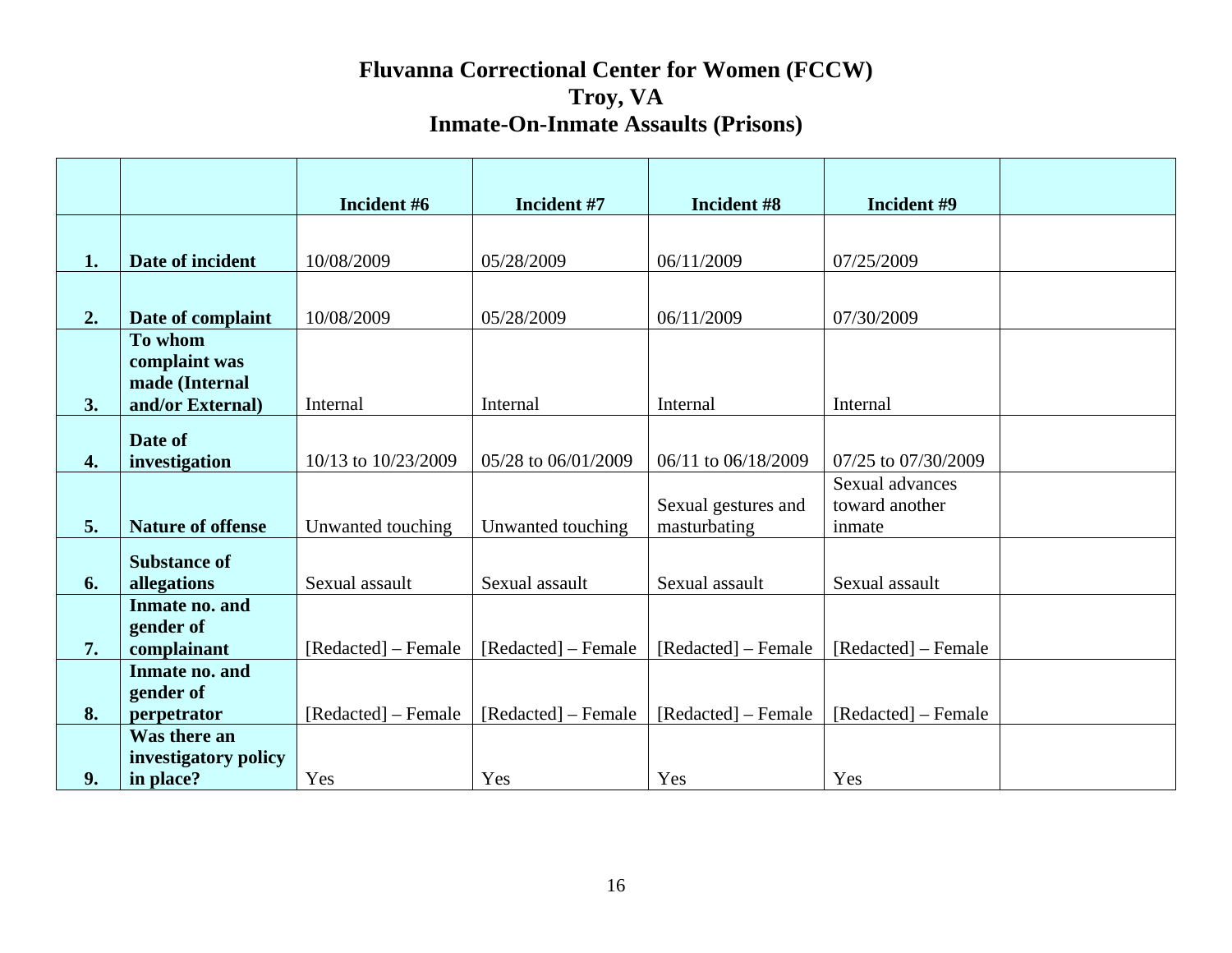# Fluvanna Correctional Center for Women (FCCW)
# Troy, VA
# Inmate-On-Inmate Assaults (Prisons)

| | | Incident #6 | Incident #7 | Incident #8 | Incident #9 | |
|---|---|---|---|---|---|---|
| 1. | Date of incident | 10/08/2009 | 05/28/2009 | 06/11/2009 | 07/25/2009 | |
| 2. | Date of complaint | 10/08/2009 | 05/28/2009 | 06/11/2009 | 07/30/2009 | |
| 3. | To whom complaint was made (Internal and/or External) | Internal | Internal | Internal | Internal | |
| 4. | Date of investigation | 10/13 to 10/23/2009 | 05/28 to 06/01/2009 | 06/11 to 06/18/2009 | 07/25 to 07/30/2009 | |
| 5. | Nature of offense | Unwanted touching | Unwanted touching | Sexual gestures and masturbating | Sexual advances toward another inmate | |
| 6. | Substance of allegations | Sexual assault | Sexual assault | Sexual assault | Sexual assault | |
| 7. | Inmate no. and gender of complainant | [Redacted] – Female | [Redacted] – Female | [Redacted] – Female | [Redacted] – Female | |
| 8. | Inmate no. and gender of perpetrator | [Redacted] – Female | [Redacted] – Female | [Redacted] – Female | [Redacted] – Female | |
| 9. | Was there an investigatory policy in place? | Yes | Yes | Yes | Yes | |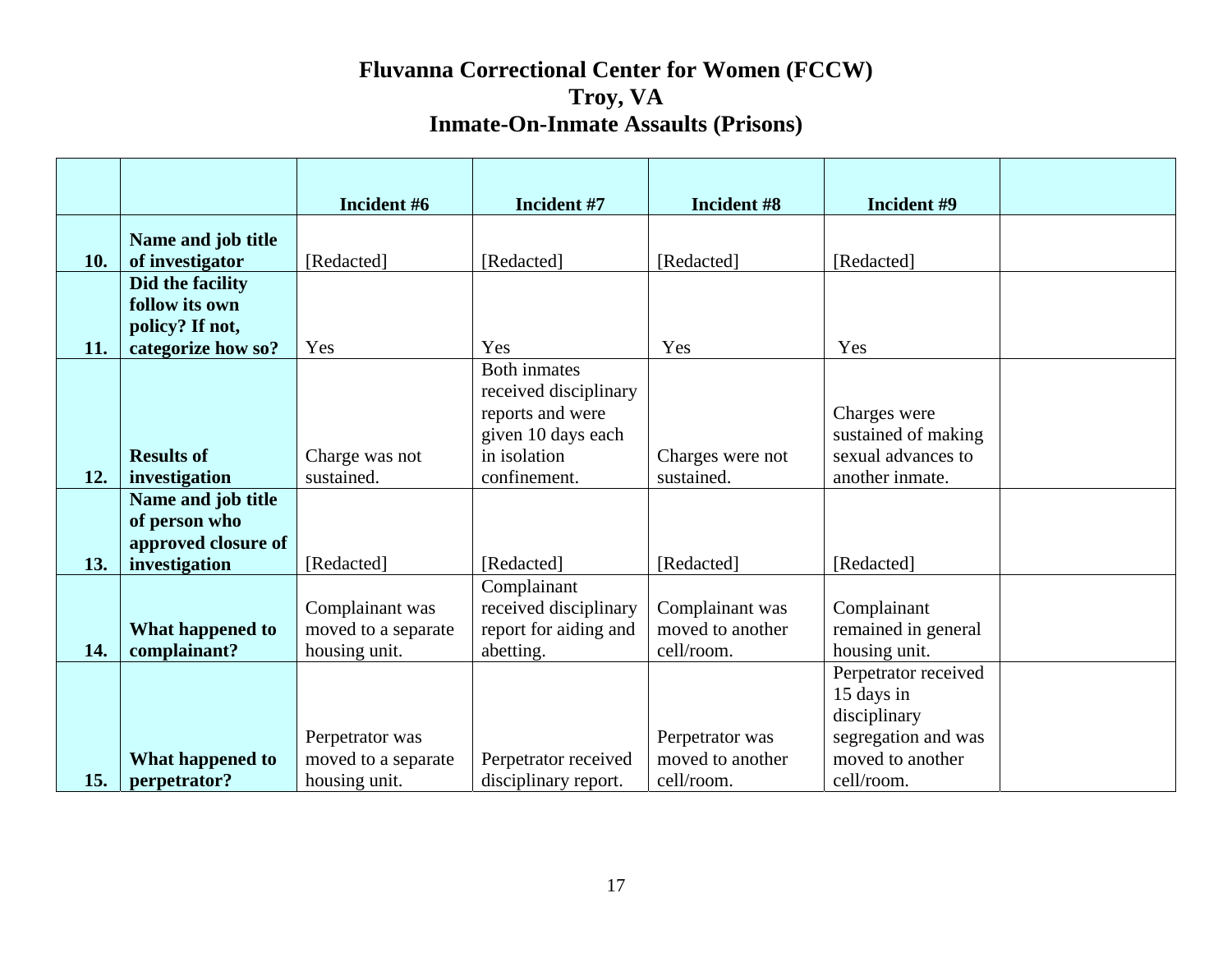# Fluvanna Correctional Center for Women (FCCW)
## Troy, VA
## Inmate-On-Inmate Assaults (Prisons)

| | | Incident #6 | Incident #7 | Incident #8 | Incident #9 | |
|---|---|---|---|---|---|---|
| 10. | Name and job title of investigator | [Redacted] | [Redacted] | [Redacted] | [Redacted] | |
| 11. | Did the facility follow its own policy? If not, categorize how so? | Yes | Yes | Yes | Yes | |
| 12. | Results of investigation | Charge was not sustained. | Both inmates received disciplinary reports and were given 10 days each in isolation confinement. | Charges were not sustained. | Charges were sustained of making sexual advances to another inmate. | |
| 13. | Name and job title of person who approved closure of investigation | [Redacted] | [Redacted] | [Redacted] | [Redacted] | |
| 14. | What happened to complainant? | Complainant was moved to a separate housing unit. | Complainant received disciplinary report for aiding and abetting. | Complainant was moved to another cell/room. | Complainant remained in general housing unit. | |
| 15. | What happened to perpetrator? | Perpetrator was moved to a separate housing unit. | Perpetrator received disciplinary report. | Perpetrator was moved to another cell/room. | Perpetrator received 15 days in disciplinary segregation and was moved to another cell/room. | |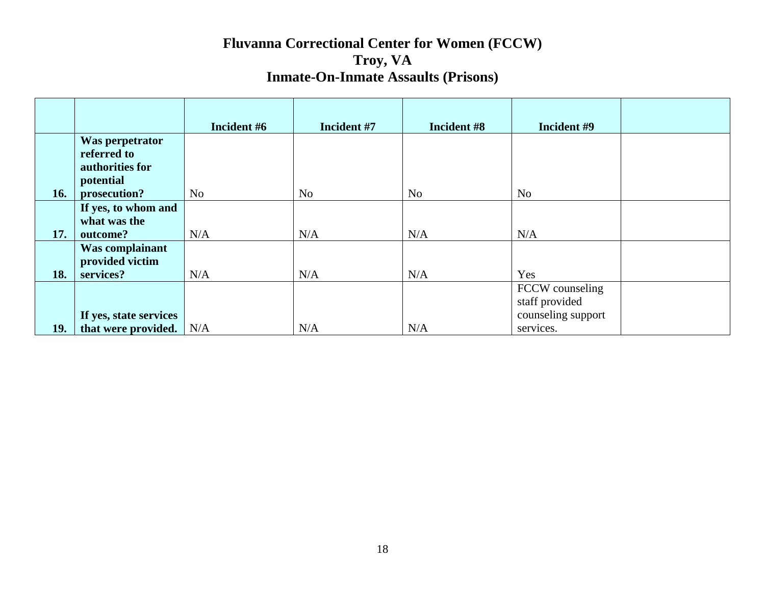# Fluvanna Correctional Center for Women (FCCW)
## Troy, VA
## Inmate-On-Inmate Assaults (Prisons)

| | | Incident #6 | Incident #7 | Incident #8 | Incident #9 | |
|---|---|---|---|---|---|---|
| **16.** | **Was perpetrator referred to authorities for potential prosecution?** | No | No | No | No | |
| **17.** | **If yes, to whom and what was the outcome?** | N/A | N/A | N/A | N/A | |
| **18.** | **Was complainant provided victim services?** | N/A | N/A | N/A | Yes | |
| **19.** | **If yes, state services that were provided.** | N/A | N/A | N/A | FCCW counseling staff provided counseling support services. | |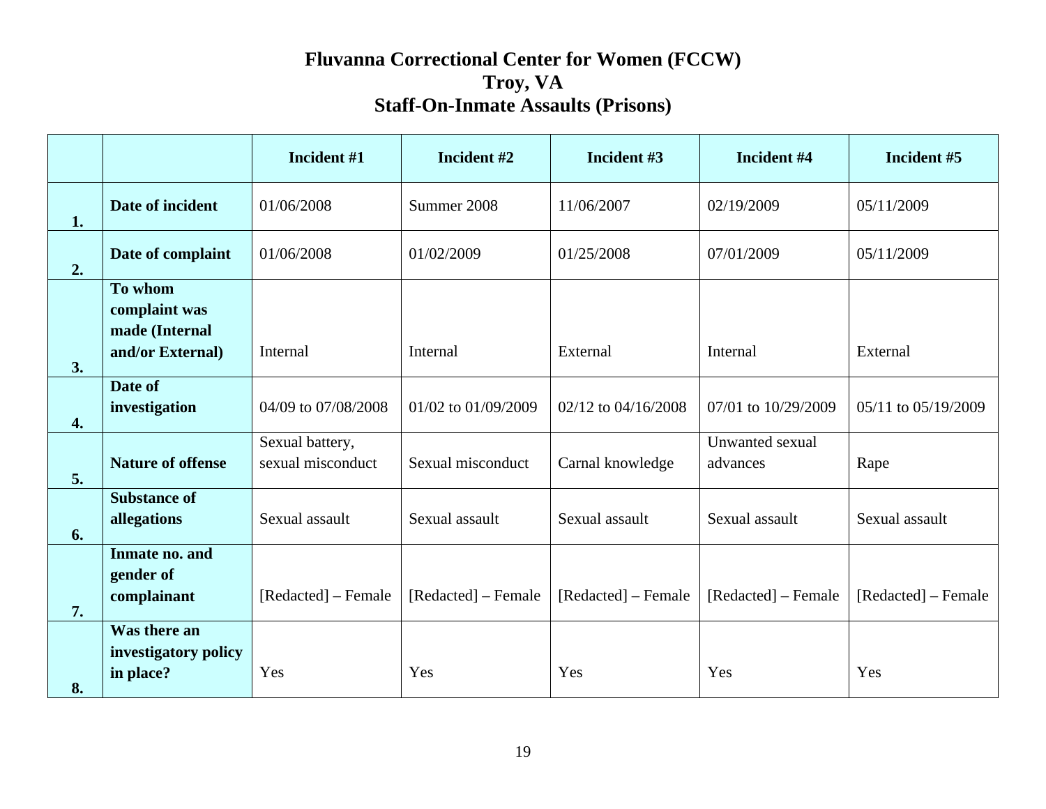# Fluvanna Correctional Center for Women (FCCW)
## Troy, VA
## Staff-On-Inmate Assaults (Prisons)

| | | Incident #1 | Incident #2 | Incident #3 | Incident #4 | Incident #5 |
|---|---|---|---|---|---|---|
| 1. | **Date of incident** | 01/06/2008 | Summer 2008 | 11/06/2007 | 02/19/2009 | 05/11/2009 |
| 2. | **Date of complaint** | 01/06/2008 | 01/02/2009 | 01/25/2008 | 07/01/2009 | 05/11/2009 |
| 3. | **To whom complaint was made (Internal and/or External)** | Internal | Internal | External | Internal | External |
| 4. | **Date of investigation** | 04/09 to 07/08/2008 | 01/02 to 01/09/2009 | 02/12 to 04/16/2008 | 07/01 to 10/29/2009 | 05/11 to 05/19/2009 |
| 5. | **Nature of offense** | Sexual battery, sexual misconduct | Sexual misconduct | Carnal knowledge | Unwanted sexual advances | Rape |
| 6. | **Substance of allegations** | Sexual assault | Sexual assault | Sexual assault | Sexual assault | Sexual assault |
| 7. | **Inmate no. and gender of complainant** | [Redacted] – Female | [Redacted] – Female | [Redacted] – Female | [Redacted] – Female | [Redacted] – Female |
| 8. | **Was there an investigatory policy in place?** | Yes | Yes | Yes | Yes | Yes |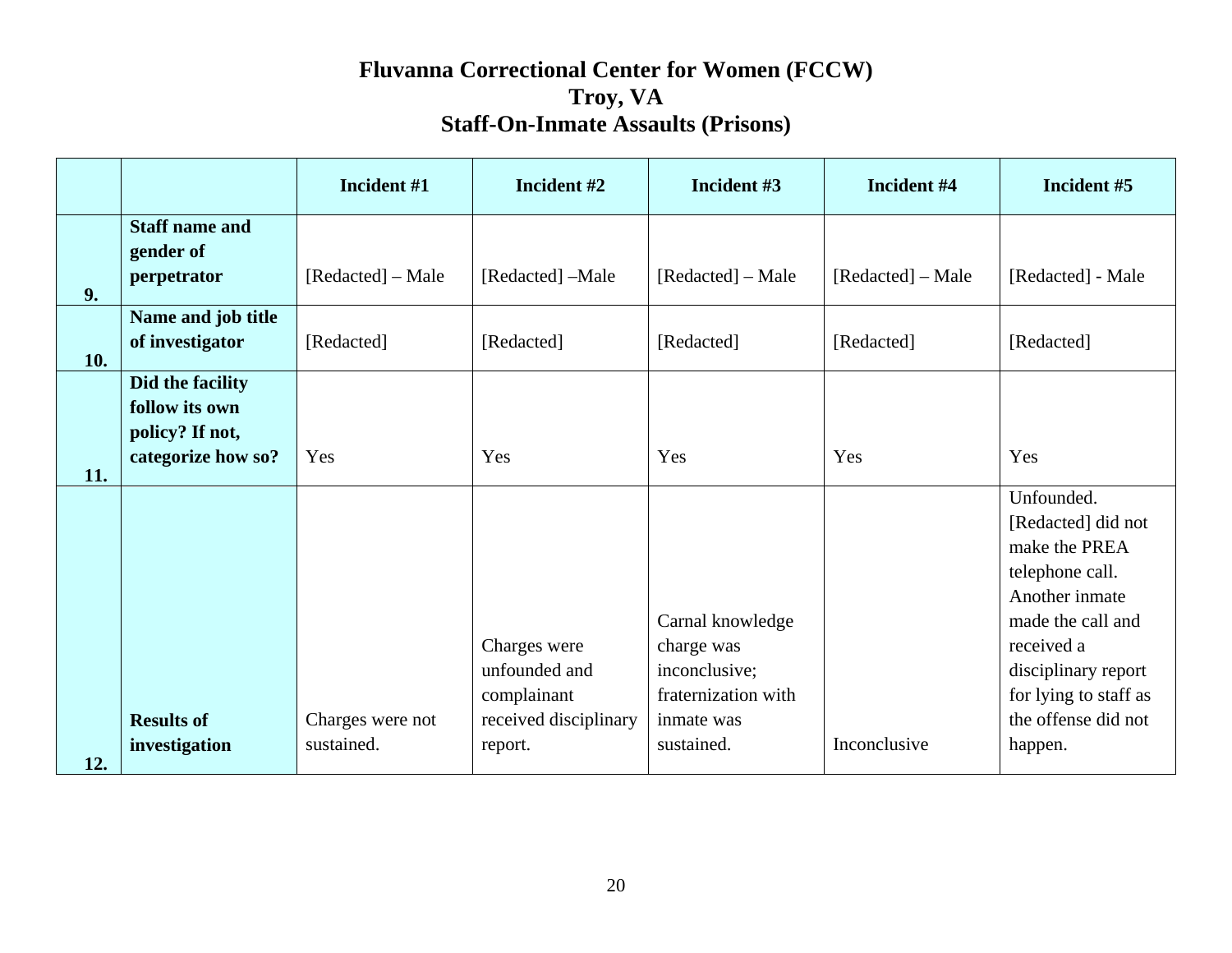# Fluvanna Correctional Center for Women (FCCW)
## Troy, VA
## Staff-On-Inmate Assaults (Prisons)

| | | Incident #1 | Incident #2 | Incident #3 | Incident #4 | Incident #5 |
|---|---|---|---|---|---|---|
| 9. | **Staff name and gender of perpetrator** | [Redacted] – Male | [Redacted] –Male | [Redacted] – Male | [Redacted] – Male | [Redacted] - Male |
| 10. | **Name and job title of investigator** | [Redacted] | [Redacted] | [Redacted] | [Redacted] | [Redacted] |
| 11. | **Did the facility follow its own policy? If not, categorize how so?** | Yes | Yes | Yes | Yes | Yes |
| 12. | **Results of investigation** | Charges were not sustained. | Charges were unfounded and complainant received disciplinary report. | Carnal knowledge charge was inconclusive; fraternization with inmate was sustained. | Inconclusive | Unfounded. [Redacted] did not make the PREA telephone call. Another inmate made the call and received a disciplinary report for lying to staff as the offense did not happen. |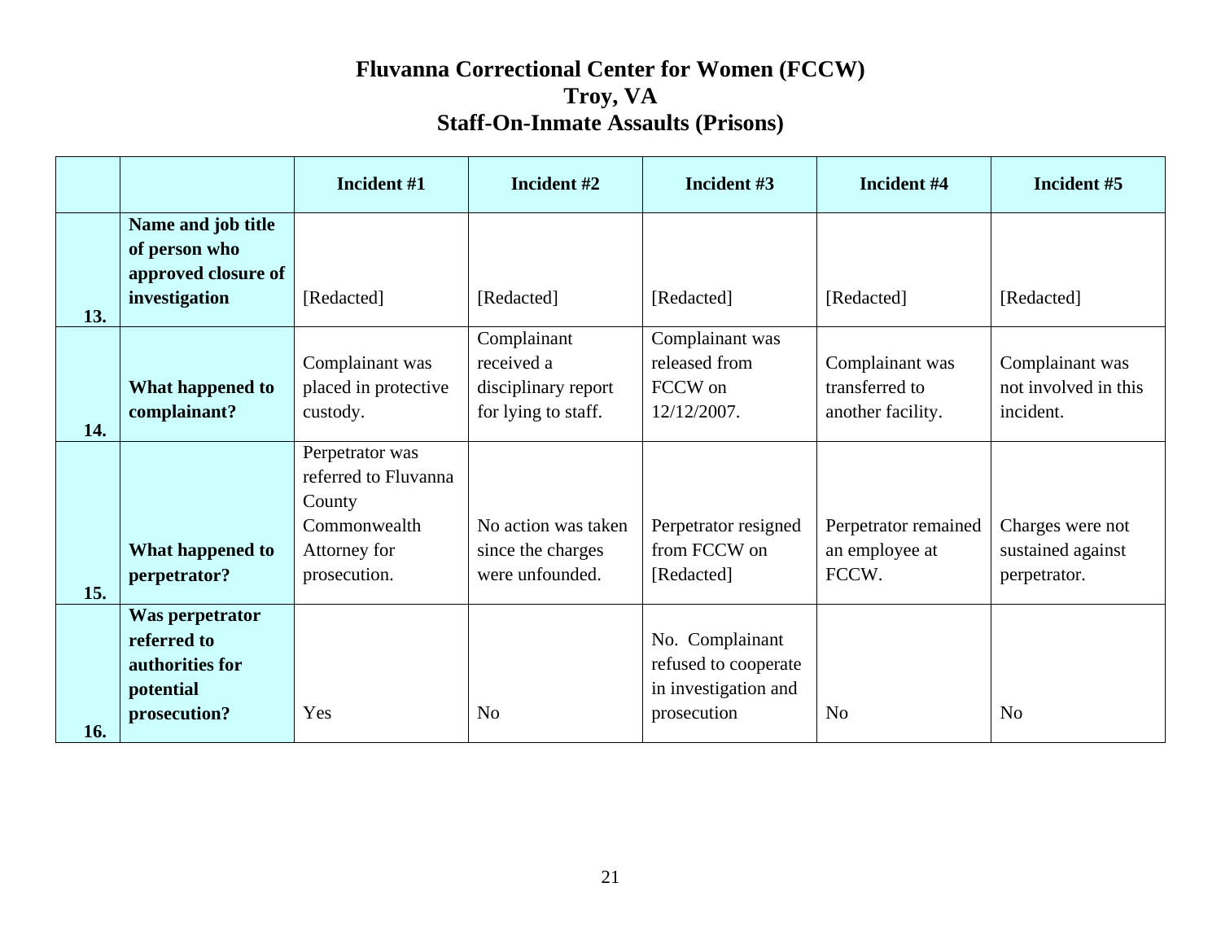# Fluvanna Correctional Center for Women (FCCW)
## Troy, VA
## Staff-On-Inmate Assaults (Prisons)

| | | Incident #1 | Incident #2 | Incident #3 | Incident #4 | Incident #5 |
|---|---|---|---|---|---|---|
| 13. | **Name and job title of person who approved closure of investigation** | [Redacted] | [Redacted] | [Redacted] | [Redacted] | [Redacted] |
| 14. | **What happened to complainant?** | Complainant was placed in protective custody. | Complainant received a disciplinary report for lying to staff. | Complainant was released from FCCW on 12/12/2007. | Complainant was transferred to another facility. | Complainant was not involved in this incident. |
| 15. | **What happened to perpetrator?** | Perpetrator was referred to Fluvanna County Commonwealth Attorney for prosecution. | No action was taken since the charges were unfounded. | Perpetrator resigned from FCCW on [Redacted] | Perpetrator remained an employee at FCCW. | Charges were not sustained against perpetrator. |
| 16. | **Was perpetrator referred to authorities for potential prosecution?** | Yes | No | No. Complainant refused to cooperate in investigation and prosecution | No | No |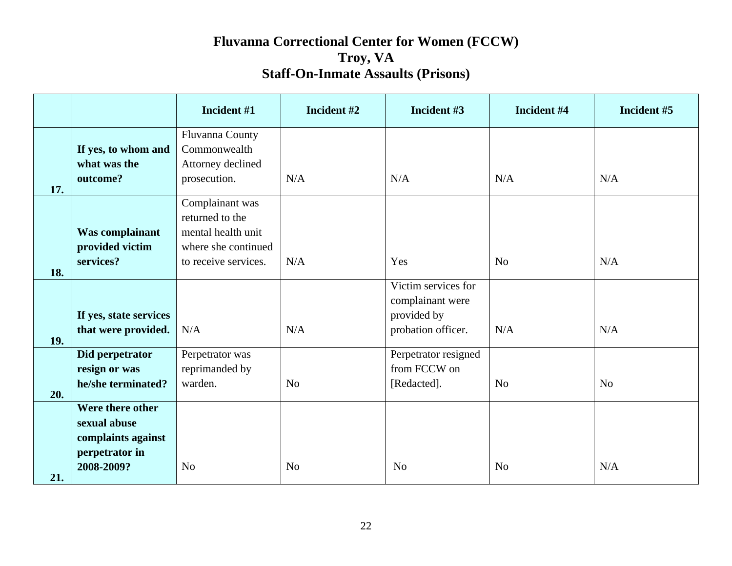# Fluvanna Correctional Center for Women (FCCW)
## Troy, VA
## Staff-On-Inmate Assaults (Prisons)

| | | Incident #1 | Incident #2 | Incident #3 | Incident #4 | Incident #5 |
|---|---|---|---|---|---|---|
| 17. | **If yes, to whom and what was the outcome?** | Fluvanna County Commonwealth Attorney declined prosecution. | N/A | N/A | N/A | N/A |
| 18. | **Was complainant provided victim services?** | Complainant was returned to the mental health unit where she continued to receive services. | N/A | Yes | No | N/A |
| 19. | **If yes, state services that were provided.** | N/A | N/A | Victim services for complainant were provided by probation officer. | N/A | N/A |
| 20. | **Did perpetrator resign or was he/she terminated?** | Perpetrator was reprimanded by warden. | No | Perpetrator resigned from FCCW on [Redacted]. | No | No |
| 21. | **Were there other sexual abuse complaints against perpetrator in 2008-2009?** | No | No | No | No | N/A |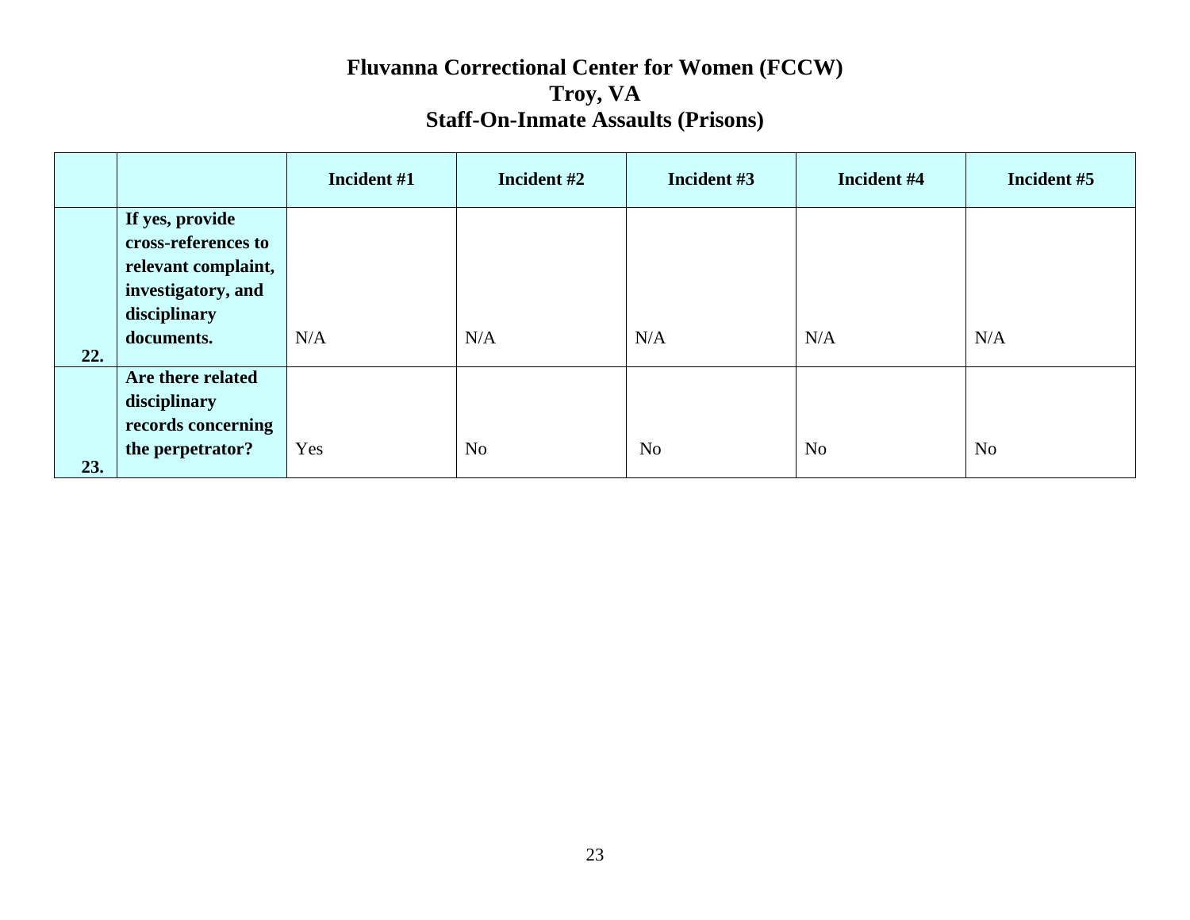# Fluvanna Correctional Center for Women (FCCW)
## Troy, VA
## Staff-On-Inmate Assaults (Prisons)

| | | Incident #1 | Incident #2 | Incident #3 | Incident #4 | Incident #5 |
|---|---|---|---|---|---|---|
| 22. | **If yes, provide cross-references to relevant complaint, investigatory, and disciplinary documents.** | N/A | N/A | N/A | N/A | N/A |
| 23. | **Are there related disciplinary records concerning the perpetrator?** | Yes | No | No | No | No |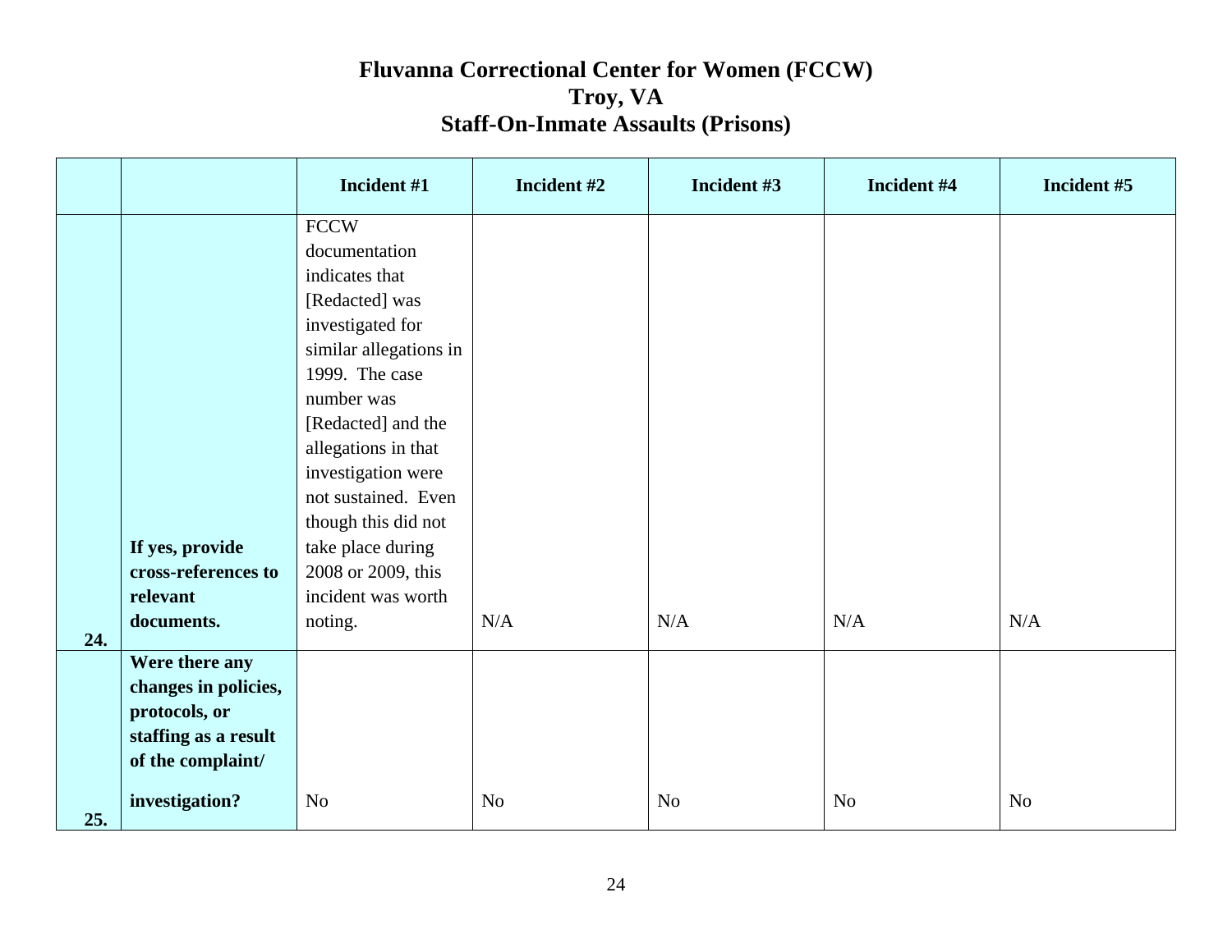# Fluvanna Correctional Center for Women (FCCW)
## Troy, VA
## Staff-On-Inmate Assaults (Prisons)

| | | Incident #1 | Incident #2 | Incident #3 | Incident #4 | Incident #5 |
|---|---|---|---|---|---|---|
| 24. | **If yes, provide cross-references to relevant documents.** | FCCW documentation indicates that [Redacted] was investigated for similar allegations in 1999. The case number was [Redacted] and the allegations in that investigation were not sustained. Even though this did not take place during 2008 or 2009, this incident was worth noting. | N/A | N/A | N/A | N/A |
| 25. | **Were there any changes in policies, protocols, or staffing as a result of the complaint/ investigation?** | No | No | No | No | No |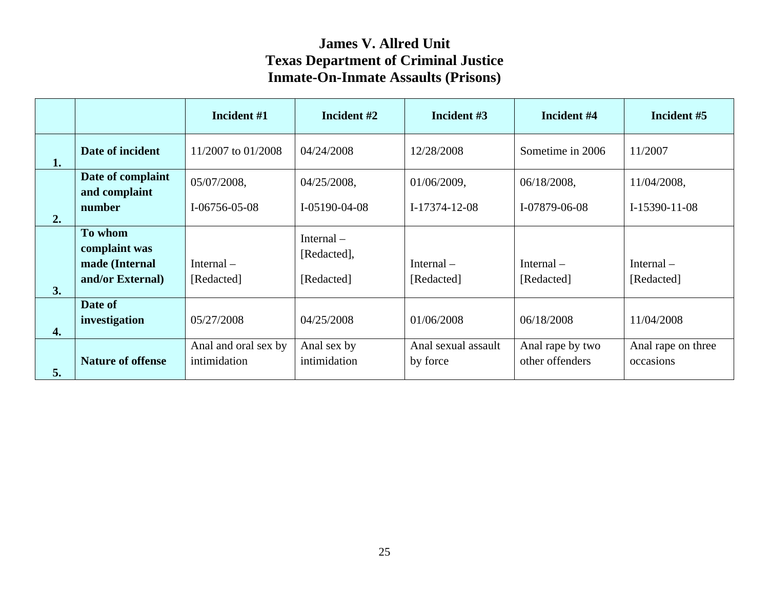# James V. Allred Unit
# Texas Department of Criminal Justice
# Inmate-On-Inmate Assaults (Prisons)

| | | Incident #1 | Incident #2 | Incident #3 | Incident #4 | Incident #5 |
|---|---|---|---|---|---|---|
| 1. | **Date of incident** | 11/2007 to 01/2008 | 04/24/2008 | 12/28/2008 | Sometime in 2006 | 11/2007 |
| 2. | **Date of complaint and complaint number** | 05/07/2008, I-06756-05-08 | 04/25/2008, I-05190-04-08 | 01/06/2009, I-17374-12-08 | 06/18/2008, I-07879-06-08 | 11/04/2008, I-15390-11-08 |
| 3. | **To whom complaint was made (Internal and/or External)** | Internal – [Redacted] | Internal – [Redacted], [Redacted] | Internal – [Redacted] | Internal – [Redacted] | Internal – [Redacted] |
| 4. | **Date of investigation** | 05/27/2008 | 04/25/2008 | 01/06/2008 | 06/18/2008 | 11/04/2008 |
| 5. | **Nature of offense** | Anal and oral sex by intimidation | Anal sex by intimidation | Anal sexual assault by force | Anal rape by two other offenders | Anal rape on three occasions |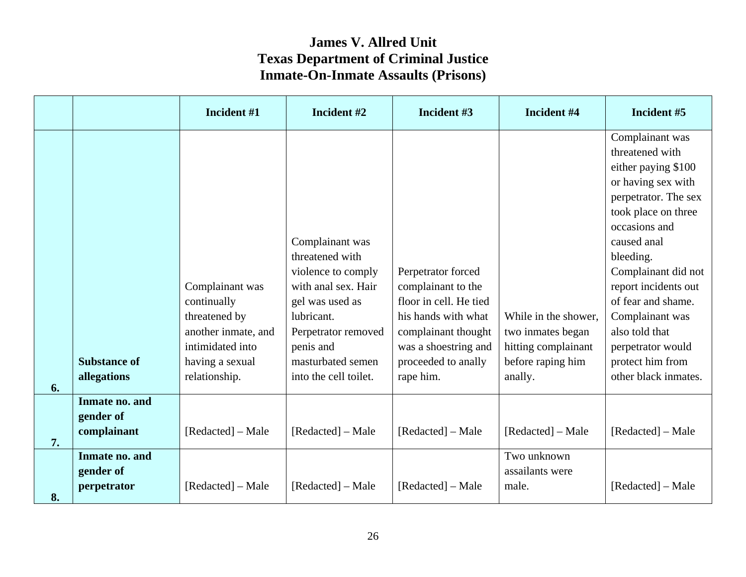# James V. Allred Unit
# Texas Department of Criminal Justice
# Inmate-On-Inmate Assaults (Prisons)

| | | Incident #1 | Incident #2 | Incident #3 | Incident #4 | Incident #5 |
|---|---|---|---|---|---|---|
| 6. | **Substance of allegations** | Complainant was continually threatened by another inmate, and intimidated into having a sexual relationship. | Complainant was threatened with violence to comply with anal sex. Hair gel was used as lubricant. Perpetrator removed penis and masturbated semen into the cell toilet. | Perpetrator forced complainant to the floor in cell. He tied his hands with what complainant thought was a shoestring and proceeded to anally rape him. | While in the shower, two inmates began hitting complainant before raping him anally. | Complainant was threatened with either paying $100 or having sex with perpetrator. The sex took place on three occasions and caused anal bleeding. Complainant did not report incidents out of fear and shame. Complainant was also told that perpetrator would protect him from other black inmates. |
| 7. | **Inmate no. and gender of complainant** | [Redacted] – Male | [Redacted] – Male | [Redacted] – Male | [Redacted] – Male | [Redacted] – Male |
| 8. | **Inmate no. and gender of perpetrator** | [Redacted] – Male | [Redacted] – Male | [Redacted] – Male | Two unknown assailants were male. | [Redacted] – Male |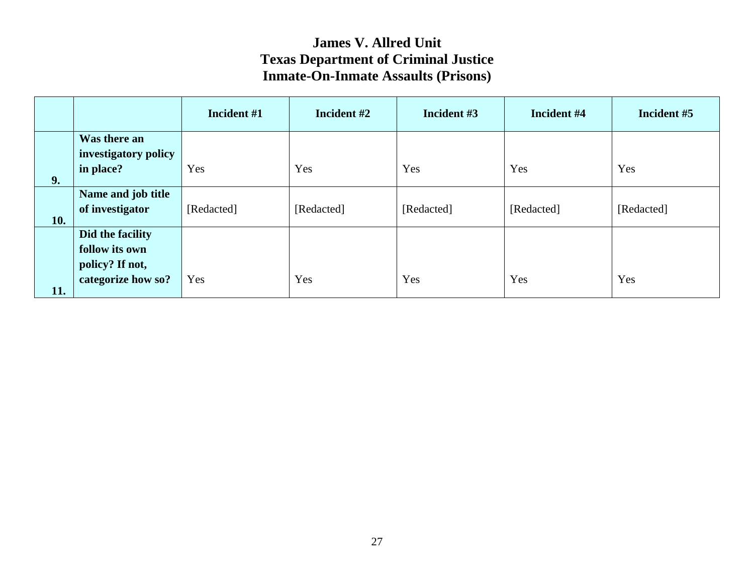# James V. Allred Unit
# Texas Department of Criminal Justice
# Inmate-On-Inmate Assaults (Prisons)

| | | Incident #1 | Incident #2 | Incident #3 | Incident #4 | Incident #5 |
|---|---|---|---|---|---|---|
| 9. | **Was there an investigatory policy in place?** | Yes | Yes | Yes | Yes | Yes |
| 10. | **Name and job title of investigator** | [Redacted] | [Redacted] | [Redacted] | [Redacted] | [Redacted] |
| 11. | **Did the facility follow its own policy? If not, categorize how so?** | Yes | Yes | Yes | Yes | Yes |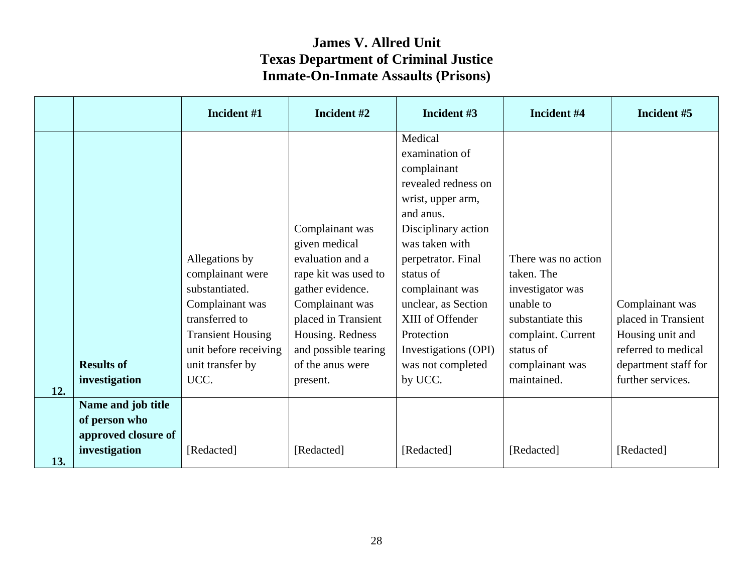# James V. Allred Unit
# Texas Department of Criminal Justice
# Inmate-On-Inmate Assaults (Prisons)

| | | Incident #1 | Incident #2 | Incident #3 | Incident #4 | Incident #5 |
|---|---|---|---|---|---|---|
| 12. | **Results of investigation** | Allegations by complainant were substantiated. Complainant was transferred to Transient Housing unit before receiving unit transfer by UCC. | Complainant was given medical evaluation and a rape kit was used to gather evidence. Complainant was placed in Transient Housing. Redness and possible tearing of the anus were present. | Medical examination of complainant revealed redness on wrist, upper arm, and anus. Disciplinary action was taken with perpetrator. Final status of complainant was unclear, as Section XIII of Offender Protection Investigations (OPI) was not completed by UCC. | There was no action taken. The investigator was unable to substantiate this complaint. Current status of complainant was maintained. | Complainant was placed in Transient Housing unit and referred to medical department staff for further services. |
| 13. | **Name and job title of person who approved closure of investigation** | [Redacted] | [Redacted] | [Redacted] | [Redacted] | [Redacted] |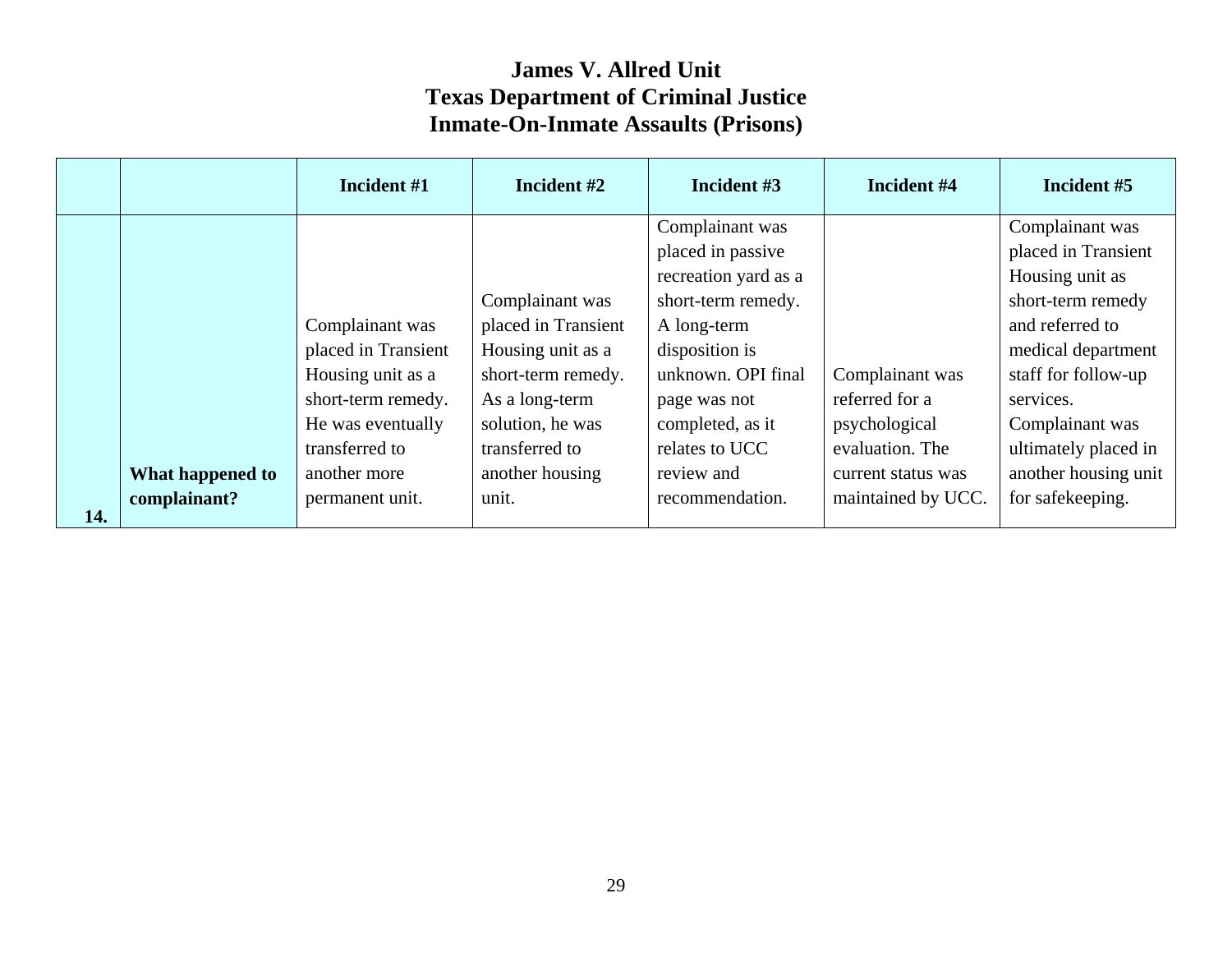# James V. Allred Unit
# Texas Department of Criminal Justice
# Inmate-On-Inmate Assaults (Prisons)

| | | Incident #1 | Incident #2 | Incident #3 | Incident #4 | Incident #5 |
|---|---|---|---|---|---|---|
| 14. | **What happened to complainant?** | Complainant was placed in Transient Housing unit as a short-term remedy. He was eventually transferred to another more permanent unit. | Complainant was placed in Transient Housing unit as a short-term remedy. As a long-term solution, he was transferred to another housing unit. | Complainant was placed in passive recreation yard as a short-term remedy. A long-term disposition is unknown. OPI final page was not completed, as it relates to UCC review and recommendation. | Complainant was referred for a psychological evaluation. The current status was maintained by UCC. | Complainant was placed in Transient Housing unit as short-term remedy and referred to medical department staff for follow-up services. Complainant was ultimately placed in another housing unit for safekeeping. |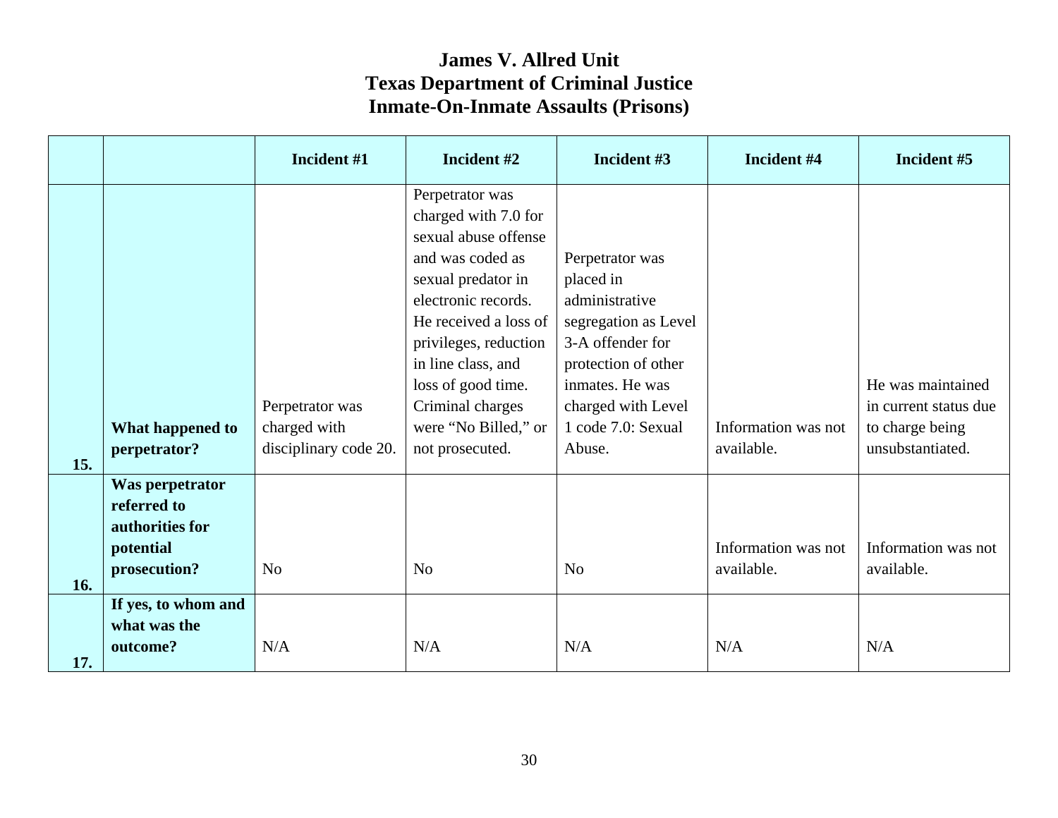# James V. Allred Unit
# Texas Department of Criminal Justice
# Inmate-On-Inmate Assaults (Prisons)

| | | Incident #1 | Incident #2 | Incident #3 | Incident #4 | Incident #5 |
|---|---|---|---|---|---|---|
| 15. | What happened to perpetrator? | Perpetrator was charged with disciplinary code 20. | Perpetrator was charged with 7.0 for sexual abuse offense and was coded as sexual predator in electronic records. He received a loss of privileges, reduction in line class, and loss of good time. Criminal charges were "No Billed," or not prosecuted. | Perpetrator was placed in administrative segregation as Level 3-A offender for protection of other inmates. He was charged with Level 1 code 7.0: Sexual Abuse. | Information was not available. | He was maintained in current status due to charge being unsubstantiated. |
| 16. | Was perpetrator referred to authorities for potential prosecution? | No | No | No | Information was not available. | Information was not available. |
| 17. | If yes, to whom and what was the outcome? | N/A | N/A | N/A | N/A | N/A |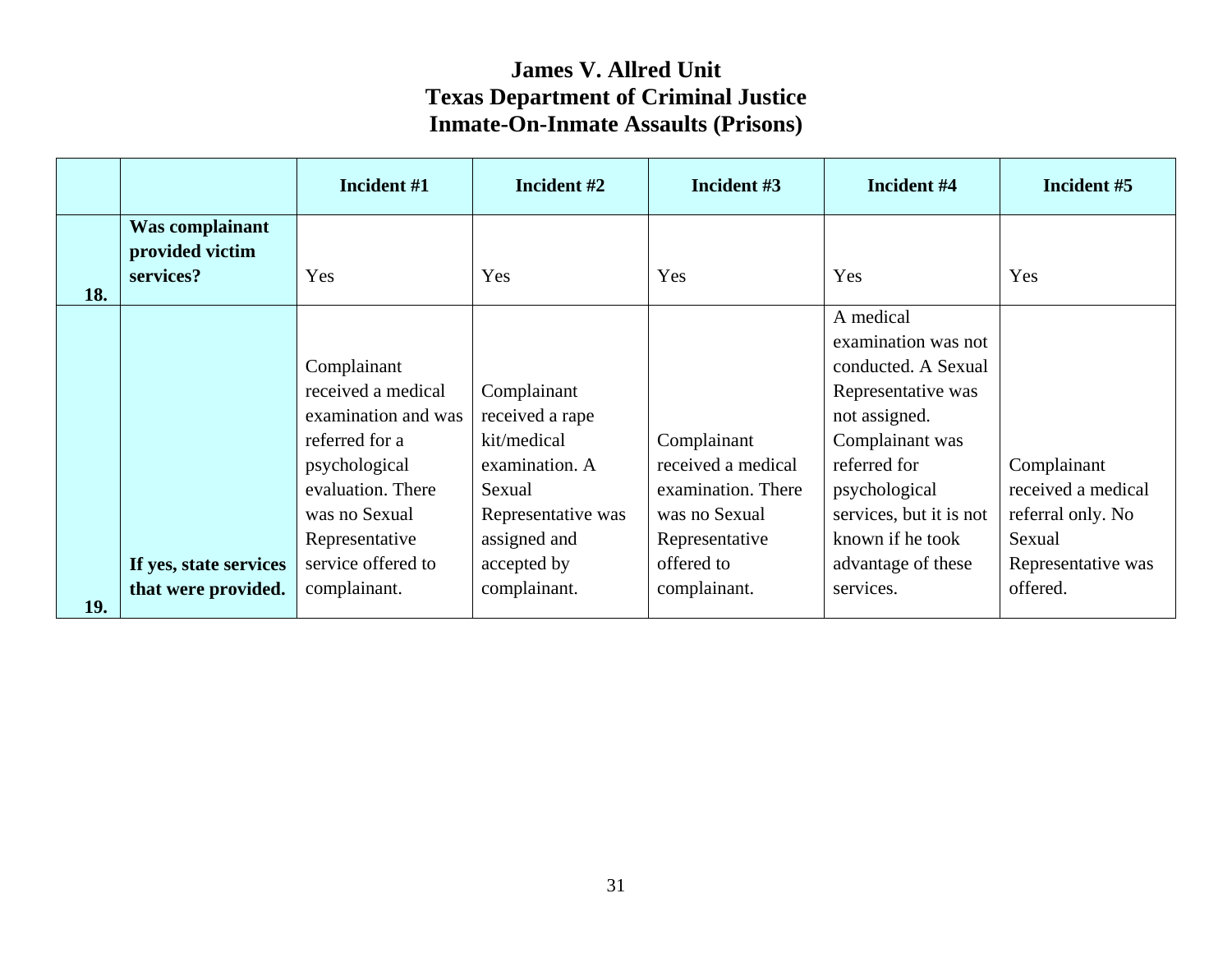# James V. Allred Unit
# Texas Department of Criminal Justice
# Inmate-On-Inmate Assaults (Prisons)

| | | Incident #1 | Incident #2 | Incident #3 | Incident #4 | Incident #5 |
|---|---|---|---|---|---|---|
| 18. | **Was complainant provided victim services?** | Yes | Yes | Yes | Yes | Yes |
| 19. | **If yes, state services that were provided.** | Complainant received a medical examination and was referred for a psychological evaluation. There was no Sexual Representative service offered to complainant. | Complainant received a rape kit/medical examination. A Sexual Representative was assigned and accepted by complainant. | Complainant received a medical examination. There was no Sexual Representative offered to complainant. | A medical examination was not conducted. A Sexual Representative was not assigned. Complainant was referred for psychological services, but it is not known if he took advantage of these services. | Complainant received a medical referral only. No Sexual Representative was offered. |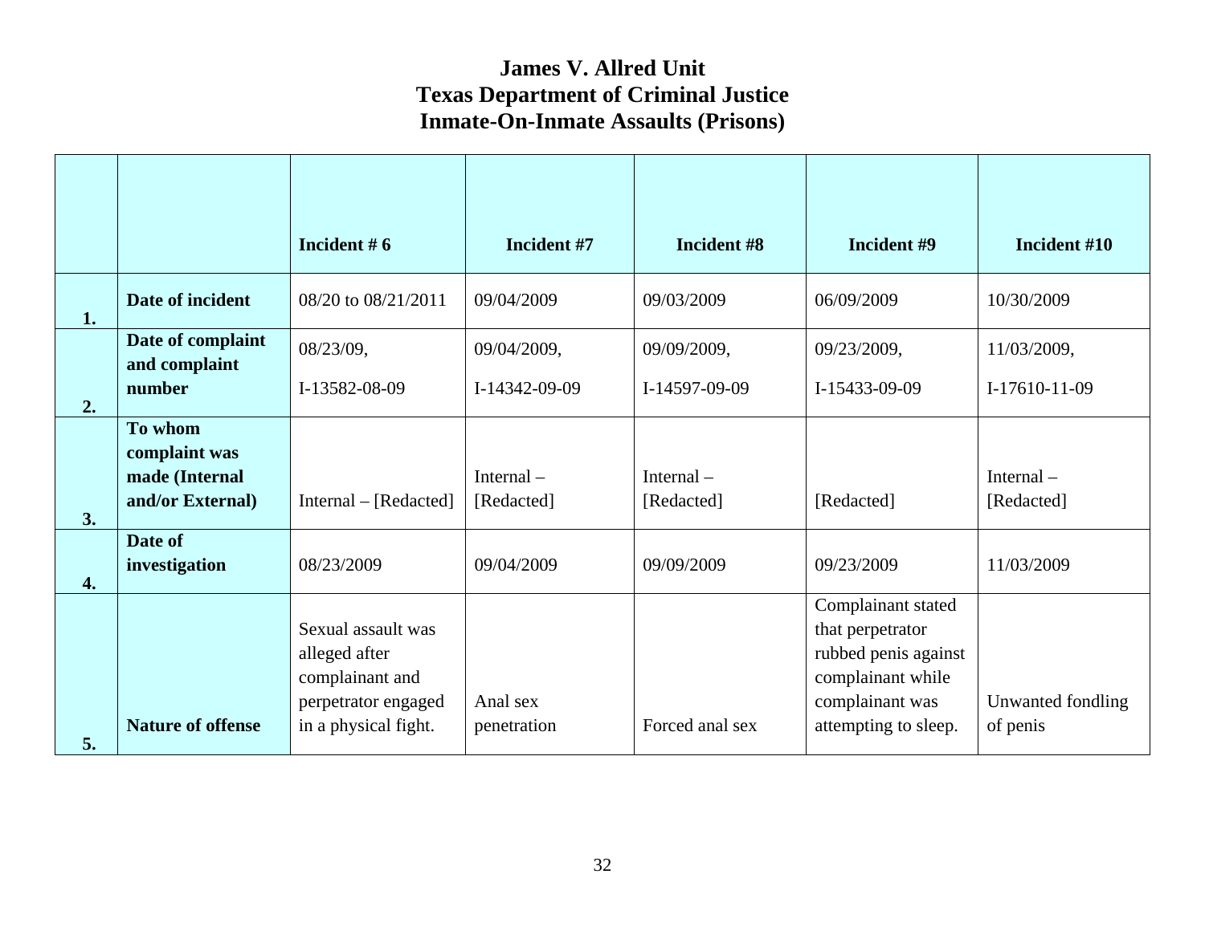# James V. Allred Unit
## Texas Department of Criminal Justice
## Inmate-On-Inmate Assaults (Prisons)

| | | Incident # 6 | Incident #7 | Incident #8 | Incident #9 | Incident #10 |
|---|---|---|---|---|---|---|
| 1. | **Date of incident** | 08/20 to 08/21/2011 | 09/04/2009 | 09/03/2009 | 06/09/2009 | 10/30/2009 |
| 2. | **Date of complaint and complaint number** | 08/23/09, I-13582-08-09 | 09/04/2009, I-14342-09-09 | 09/09/2009, I-14597-09-09 | 09/23/2009, I-15433-09-09 | 11/03/2009, I-17610-11-09 |
| 3. | **To whom complaint was made (Internal and/or External)** | Internal – [Redacted] | Internal – [Redacted] | Internal – [Redacted] | [Redacted] | Internal – [Redacted] |
| 4. | **Date of investigation** | 08/23/2009 | 09/04/2009 | 09/09/2009 | 09/23/2009 | 11/03/2009 |
| 5. | **Nature of offense** | Sexual assault was alleged after complainant and perpetrator engaged in a physical fight. | Anal sex penetration | Forced anal sex | Complainant stated that perpetrator rubbed penis against complainant while complainant was attempting to sleep. | Unwanted fondling of penis |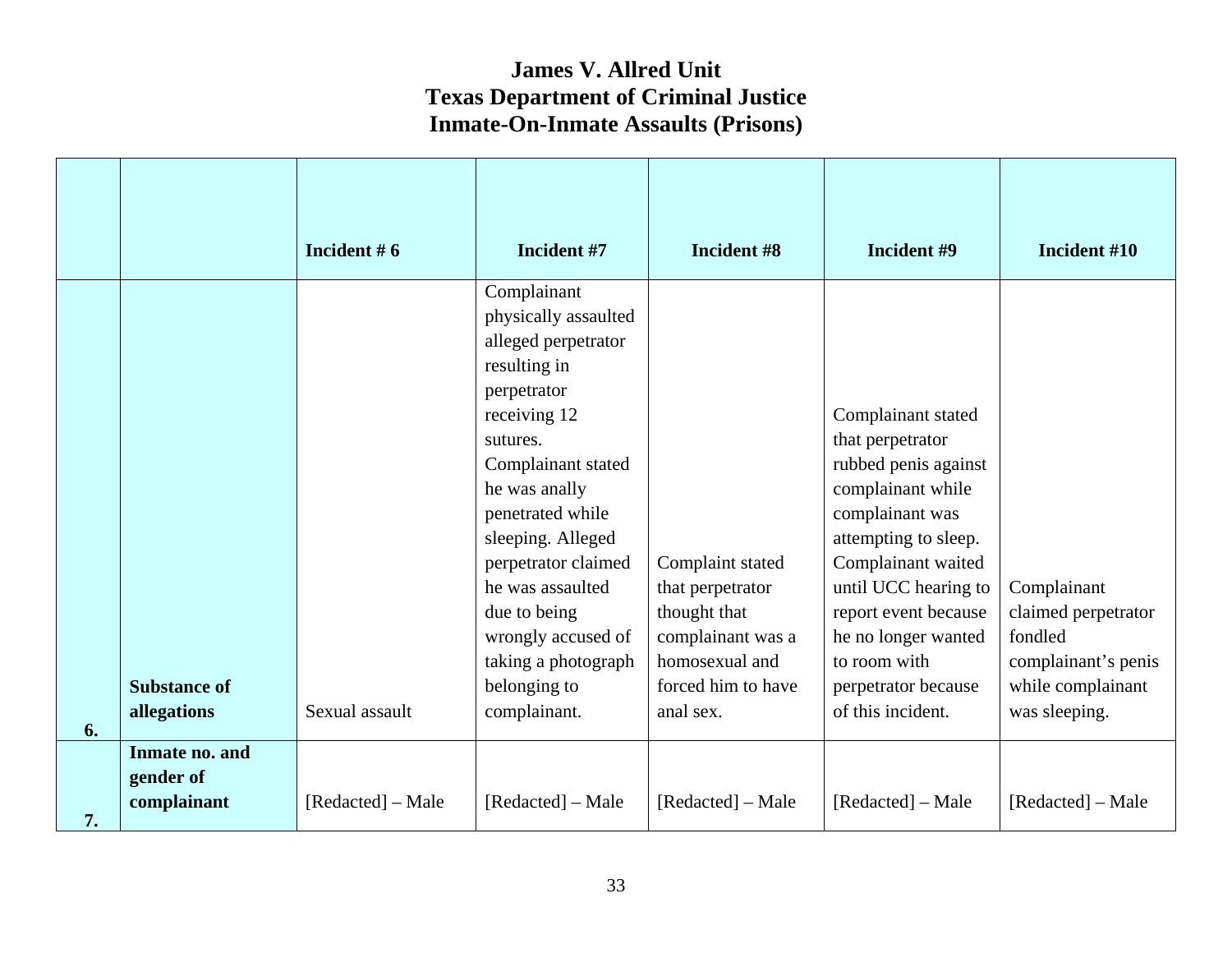# James V. Allred Unit
# Texas Department of Criminal Justice
# Inmate-On-Inmate Assaults (Prisons)

| | | Incident # 6 | Incident #7 | Incident #8 | Incident #9 | Incident #10 |
|---|---|---|---|---|---|---|
| 6. | **Substance of allegations** | Sexual assault | Complainant physically assaulted alleged perpetrator resulting in perpetrator receiving 12 sutures. Complainant stated he was anally penetrated while sleeping. Alleged perpetrator claimed he was assaulted due to being wrongly accused of taking a photograph belonging to complainant. | Complaint stated that perpetrator thought that complainant was a homosexual and forced him to have anal sex. | Complainant stated that perpetrator rubbed penis against complainant while complainant was attempting to sleep. Complainant waited until UCC hearing to report event because he no longer wanted to room with perpetrator because of this incident. | Complainant claimed perpetrator fondled complainant's penis while complainant was sleeping. |
| 7. | **Inmate no. and gender of complainant** | [Redacted] – Male | [Redacted] – Male | [Redacted] – Male | [Redacted] – Male | [Redacted] – Male |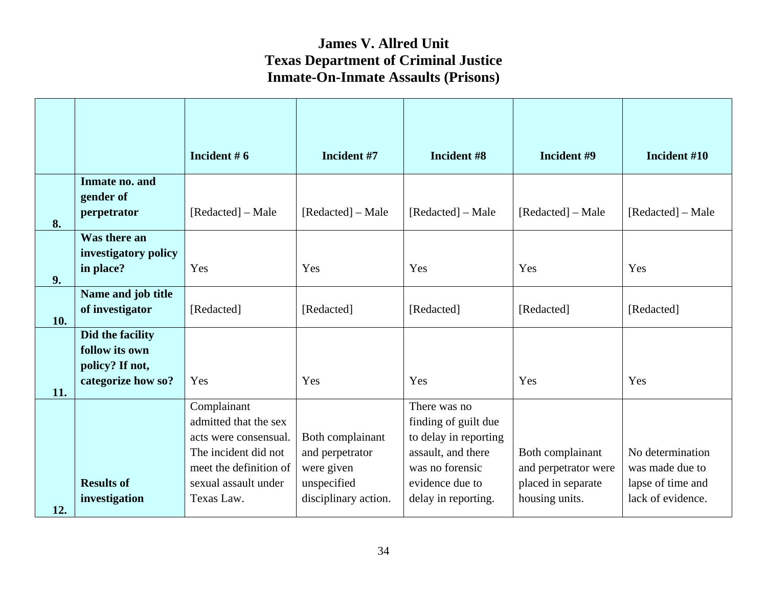# James V. Allred Unit
## Texas Department of Criminal Justice
## Inmate-On-Inmate Assaults (Prisons)

| | | Incident # 6 | Incident #7 | Incident #8 | Incident #9 | Incident #10 |
|---|---|---|---|---|---|---|
| 8. | **Inmate no. and gender of perpetrator** | [Redacted] – Male | [Redacted] – Male | [Redacted] – Male | [Redacted] – Male | [Redacted] – Male |
| 9. | **Was there an investigatory policy in place?** | Yes | Yes | Yes | Yes | Yes |
| 10. | **Name and job title of investigator** | [Redacted] | [Redacted] | [Redacted] | [Redacted] | [Redacted] |
| 11. | **Did the facility follow its own policy? If not, categorize how so?** | Yes | Yes | Yes | Yes | Yes |
| 12. | **Results of investigation** | Complainant admitted that the sex acts were consensual. The incident did not meet the definition of sexual assault under Texas Law. | Both complainant and perpetrator were given unspecified disciplinary action. | There was no finding of guilt due to delay in reporting assault, and there was no forensic evidence due to delay in reporting. | Both complainant and perpetrator were placed in separate housing units. | No determination was made due to lapse of time and lack of evidence. |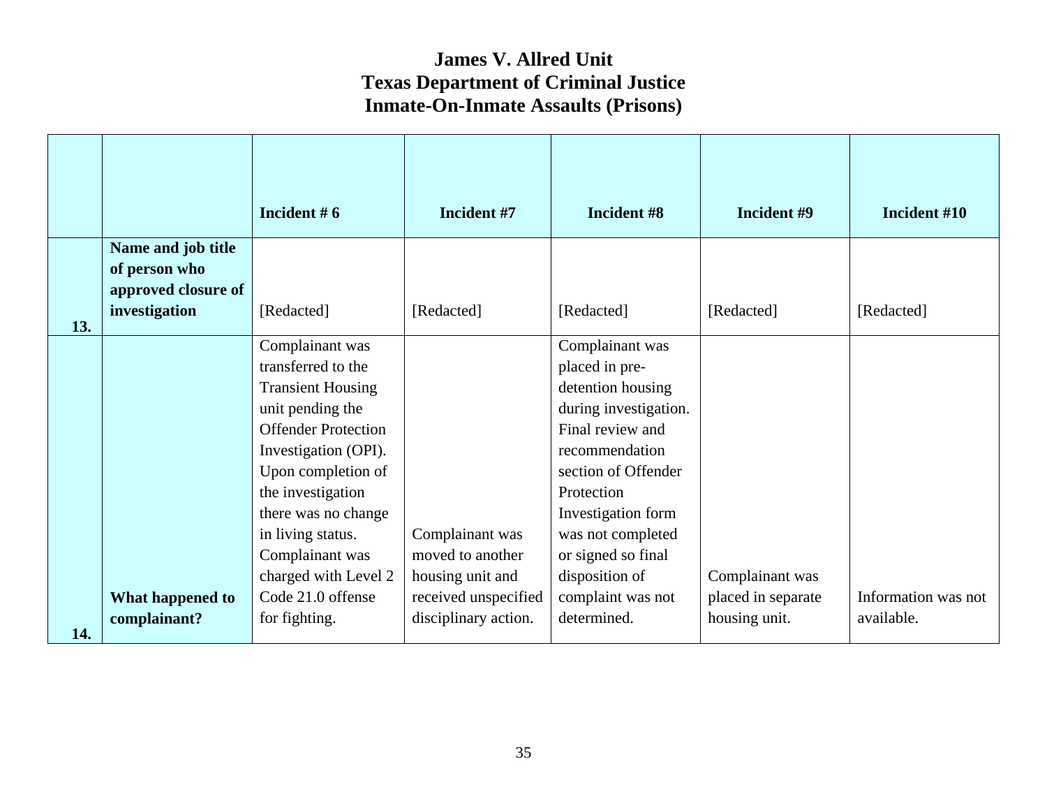# James V. Allred Unit
# Texas Department of Criminal Justice
# Inmate-On-Inmate Assaults (Prisons)

| | | Incident # 6 | Incident #7 | Incident #8 | Incident #9 | Incident #10 |
|---|---|---|---|---|---|---|
| 13. | **Name and job title of person who approved closure of investigation** | [Redacted] | [Redacted] | [Redacted] | [Redacted] | [Redacted] |
| 14. | **What happened to complainant?** | Complainant was transferred to the Transient Housing unit pending the Offender Protection Investigation (OPI). Upon completion of the investigation there was no change in living status. Complainant was charged with Level 2 Code 21.0 offense for fighting. | Complainant was moved to another housing unit and received unspecified disciplinary action. | Complainant was placed in pre-detention housing during investigation. Final review and recommendation section of Offender Protection Investigation form was not completed or signed so final disposition of complaint was not determined. | Complainant was placed in separate housing unit. | Information was not available. |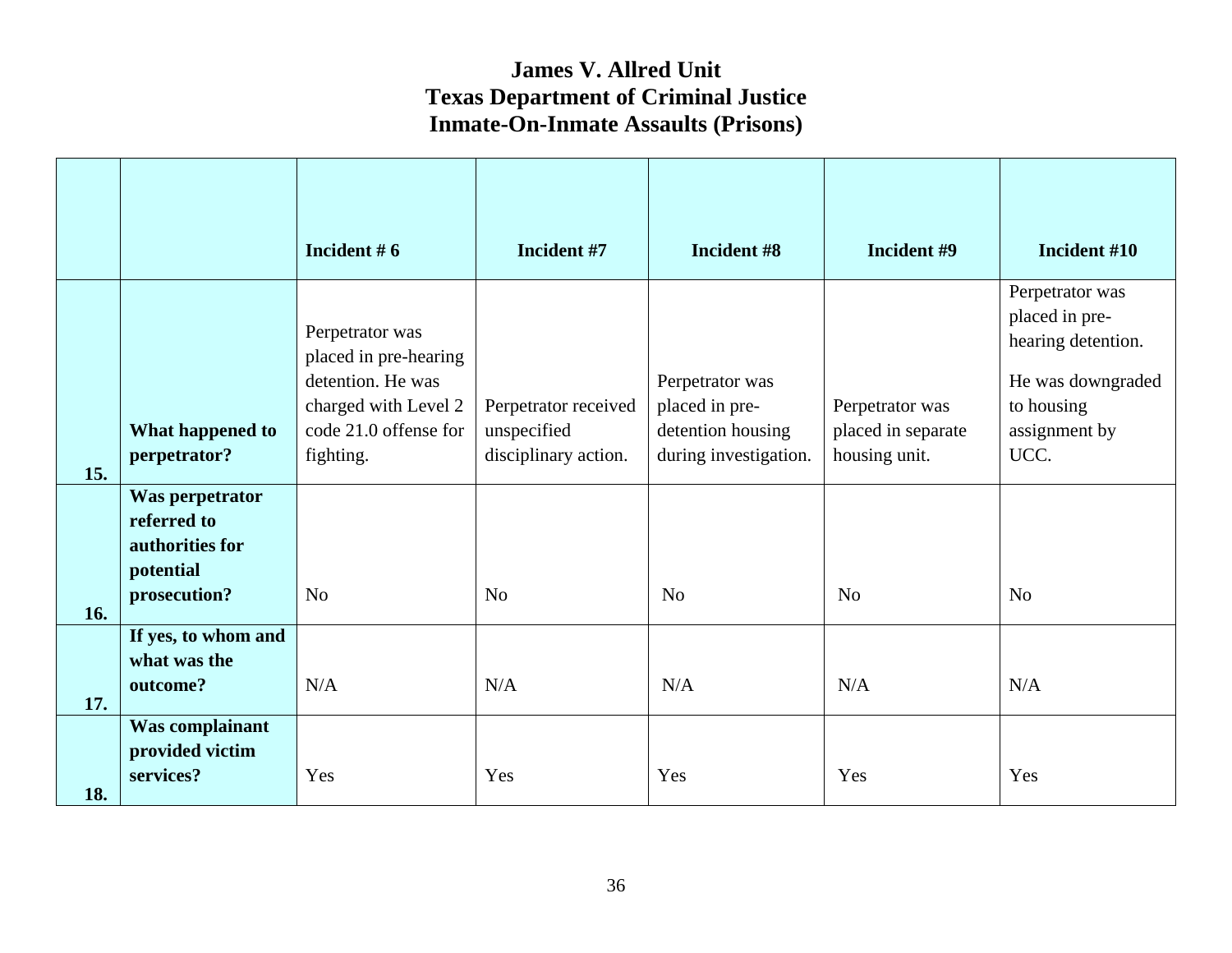# James V. Allred Unit
# Texas Department of Criminal Justice
# Inmate-On-Inmate Assaults (Prisons)

| | | Incident # 6 | Incident #7 | Incident #8 | Incident #9 | Incident #10 |
|---|---|---|---|---|---|---|
| 15. | **What happened to perpetrator?** | Perpetrator was placed in pre-hearing detention. He was charged with Level 2 code 21.0 offense for fighting. | Perpetrator received unspecified disciplinary action. | Perpetrator was placed in pre-detention housing during investigation. | Perpetrator was placed in separate housing unit. | Perpetrator was placed in pre-hearing detention. He was downgraded to housing assignment by UCC. |
| 16. | **Was perpetrator referred to authorities for potential prosecution?** | No | No | No | No | No |
| 17. | **If yes, to whom and what was the outcome?** | N/A | N/A | N/A | N/A | N/A |
| 18. | **Was complainant provided victim services?** | Yes | Yes | Yes | Yes | Yes |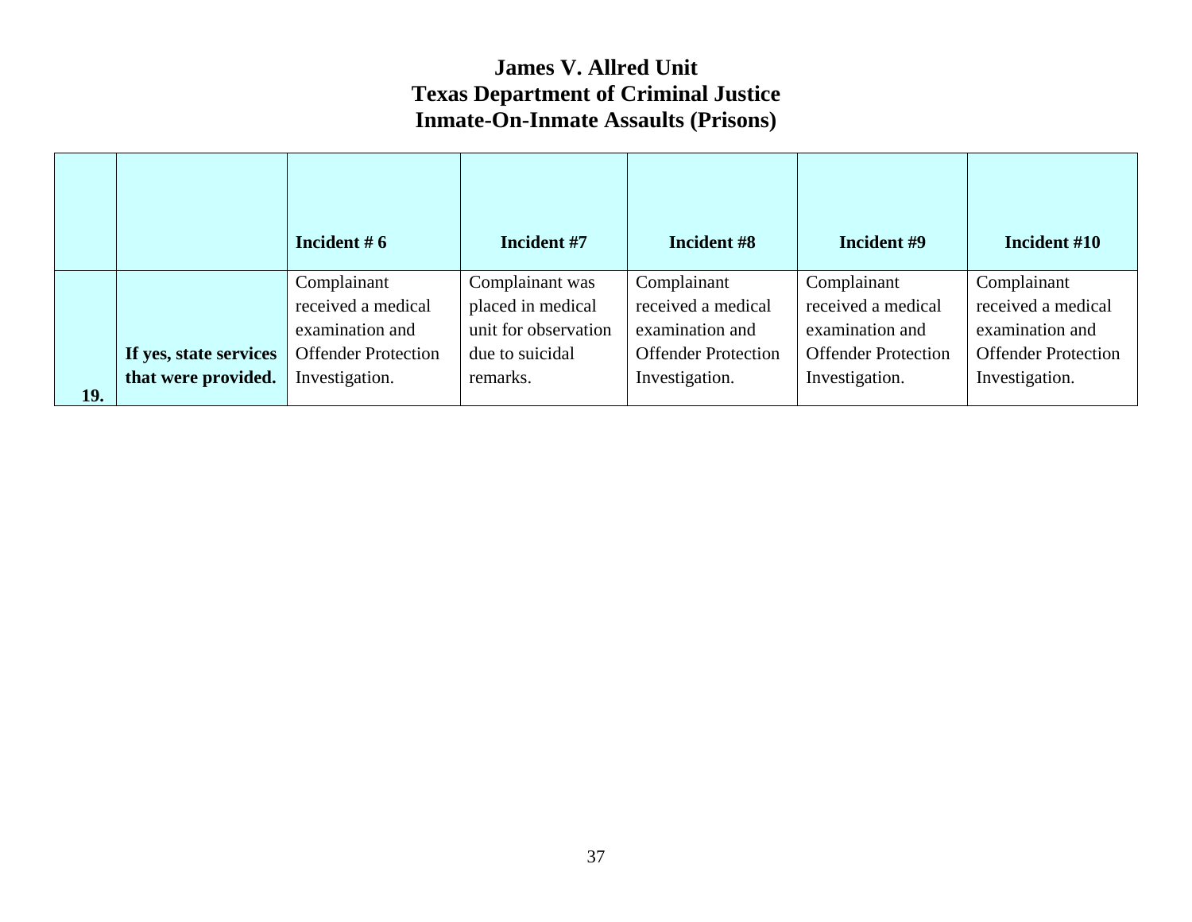# James V. Allred Unit
# Texas Department of Criminal Justice
# Inmate-On-Inmate Assaults (Prisons)

| | | Incident # 6 | Incident #7 | Incident #8 | Incident #9 | Incident #10 |
|---|---|---|---|---|---|---|
| 19. | **If yes, state services that were provided.** | Complainant received a medical examination and Offender Protection Investigation. | Complainant was placed in medical unit for observation due to suicidal remarks. | Complainant received a medical examination and Offender Protection Investigation. | Complainant received a medical examination and Offender Protection Investigation. | Complainant received a medical examination and Offender Protection Investigation. |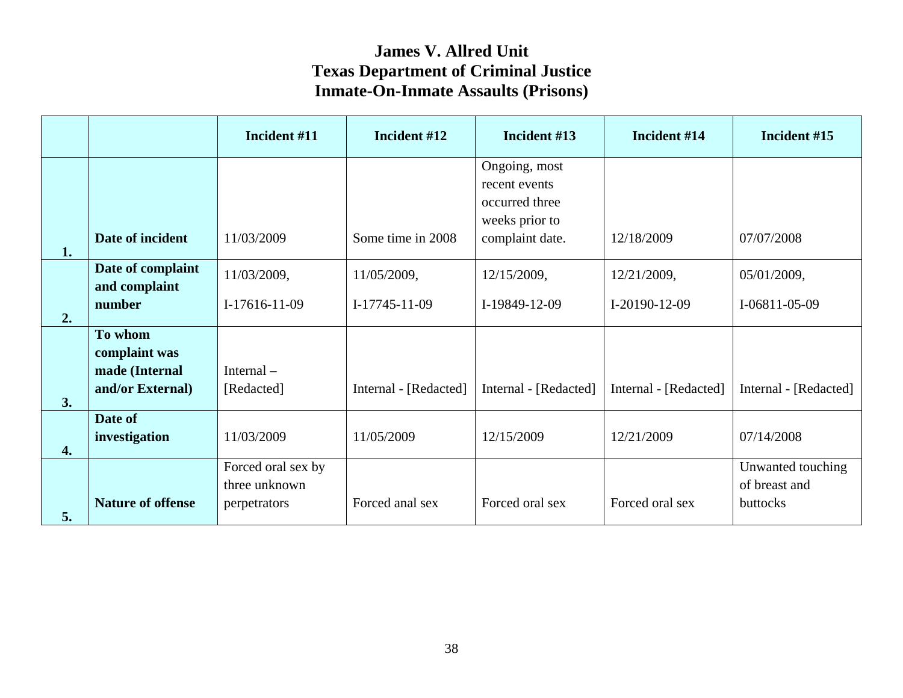# James V. Allred Unit
# Texas Department of Criminal Justice
# Inmate-On-Inmate Assaults (Prisons)

| | | Incident #11 | Incident #12 | Incident #13 | Incident #14 | Incident #15 |
|---|---|---|---|---|---|---|
| 1. | Date of incident | 11/03/2009 | Some time in 2008 | Ongoing, most recent events occurred three weeks prior to complaint date. | 12/18/2009 | 07/07/2008 |
| 2. | Date of complaint and complaint number | 11/03/2009, I-17616-11-09 | 11/05/2009, I-17745-11-09 | 12/15/2009, I-19849-12-09 | 12/21/2009, I-20190-12-09 | 05/01/2009, I-06811-05-09 |
| 3. | To whom complaint was made (Internal and/or External) | Internal – [Redacted] | Internal - [Redacted] | Internal - [Redacted] | Internal - [Redacted] | Internal - [Redacted] |
| 4. | Date of investigation | 11/03/2009 | 11/05/2009 | 12/15/2009 | 12/21/2009 | 07/14/2008 |
| 5. | Nature of offense | Forced oral sex by three unknown perpetrators | Forced anal sex | Forced oral sex | Forced oral sex | Unwanted touching of breast and buttocks |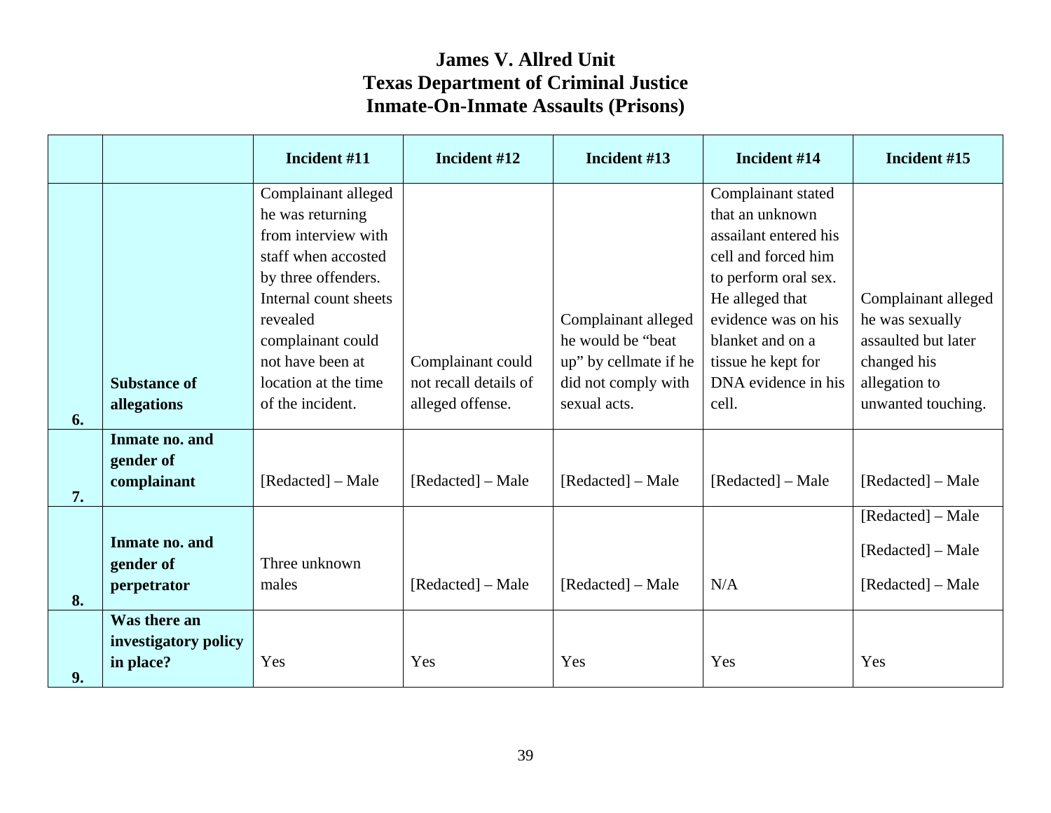# James V. Allred Unit
# Texas Department of Criminal Justice
# Inmate-On-Inmate Assaults (Prisons)

| | | Incident #11 | Incident #12 | Incident #13 | Incident #14 | Incident #15 |
|---|---|---|---|---|---|---|
| 6. | **Substance of allegations** | Complainant alleged he was returning from interview with staff when accosted by three offenders. Internal count sheets revealed complainant could not have been at location at the time of the incident. | Complainant could not recall details of alleged offense. | Complainant alleged he would be "beat up" by cellmate if he did not comply with sexual acts. | Complainant stated that an unknown assailant entered his cell and forced him to perform oral sex. He alleged that evidence was on his blanket and on a tissue he kept for DNA evidence in his cell. | Complainant alleged he was sexually assaulted but later changed his allegation to unwanted touching. |
| 7. | **Inmate no. and gender of complainant** | [Redacted] – Male | [Redacted] – Male | [Redacted] – Male | [Redacted] – Male | [Redacted] – Male |
| 8. | **Inmate no. and gender of perpetrator** | Three unknown males | [Redacted] – Male | [Redacted] – Male | N/A | [Redacted] – Male<br>[Redacted] – Male<br>[Redacted] – Male |
| 9. | **Was there an investigatory policy in place?** | Yes | Yes | Yes | Yes | Yes |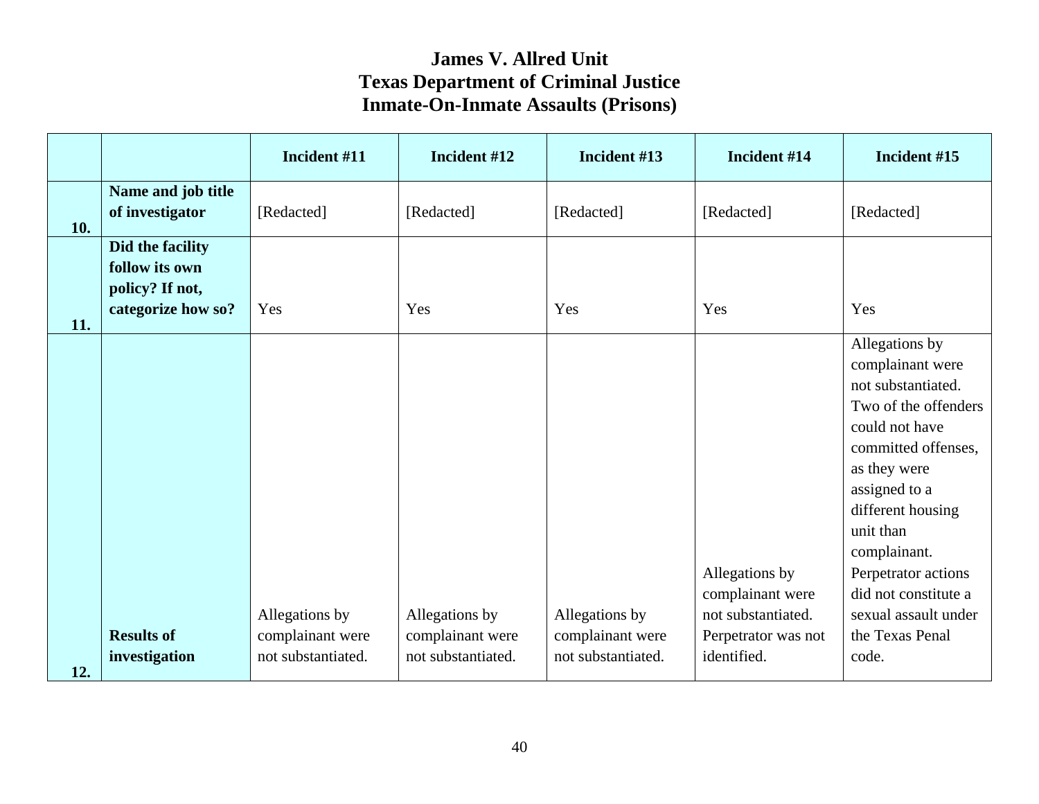# James V. Allred Unit
# Texas Department of Criminal Justice
# Inmate-On-Inmate Assaults (Prisons)

| | | Incident #11 | Incident #12 | Incident #13 | Incident #14 | Incident #15 |
|---|---|---|---|---|---|---|
| 10. | **Name and job title of investigator** | [Redacted] | [Redacted] | [Redacted] | [Redacted] | [Redacted] |
| 11. | **Did the facility follow its own policy? If not, categorize how so?** | Yes | Yes | Yes | Yes | Yes |
| 12. | **Results of investigation** | Allegations by complainant were not substantiated. | Allegations by complainant were not substantiated. | Allegations by complainant were not substantiated. | Allegations by complainant were not substantiated. Perpetrator was not identified. | Allegations by complainant were not substantiated. Two of the offenders could not have committed offenses, as they were assigned to a different housing unit than complainant. Perpetrator actions did not constitute a sexual assault under the Texas Penal code. |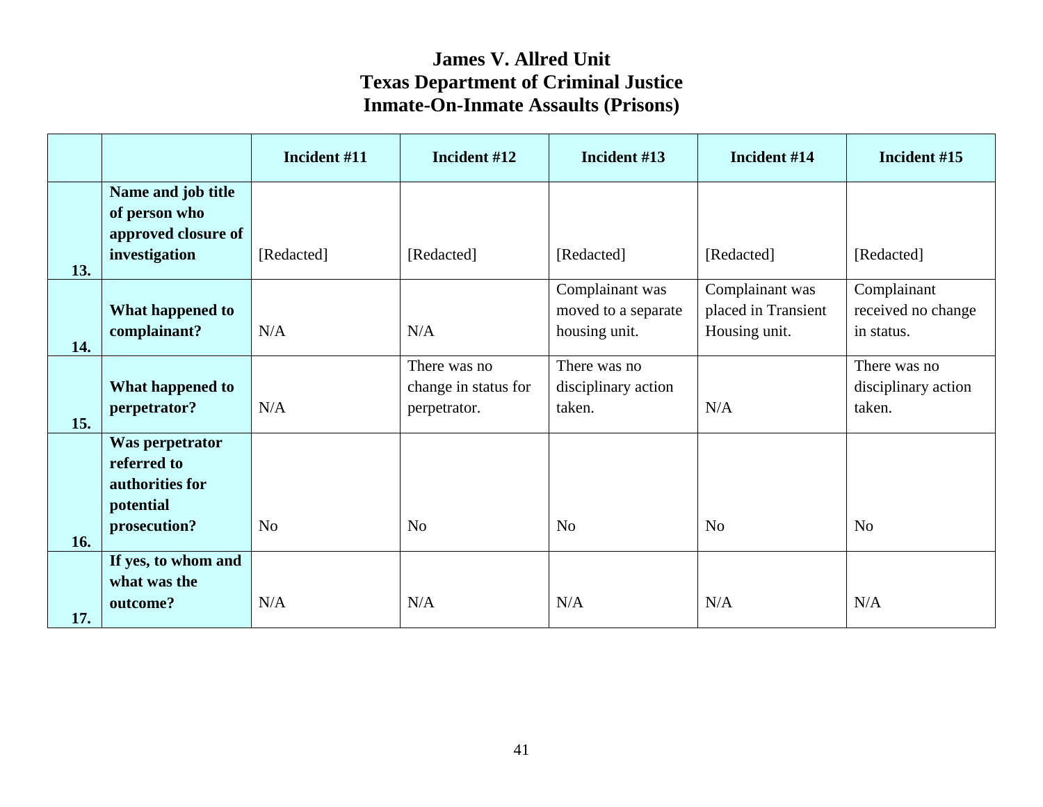# James V. Allred Unit
# Texas Department of Criminal Justice
# Inmate-On-Inmate Assaults (Prisons)

| | | Incident #11 | Incident #12 | Incident #13 | Incident #14 | Incident #15 |
|---|---|---|---|---|---|---|
| 13. | **Name and job title of person who approved closure of investigation** | [Redacted] | [Redacted] | [Redacted] | [Redacted] | [Redacted] |
| 14. | **What happened to complainant?** | N/A | N/A | Complainant was moved to a separate housing unit. | Complainant was placed in Transient Housing unit. | Complainant received no change in status. |
| 15. | **What happened to perpetrator?** | N/A | There was no change in status for perpetrator. | There was no disciplinary action taken. | N/A | There was no disciplinary action taken. |
| 16. | **Was perpetrator referred to authorities for potential prosecution?** | No | No | No | No | No |
| 17. | **If yes, to whom and what was the outcome?** | N/A | N/A | N/A | N/A | N/A |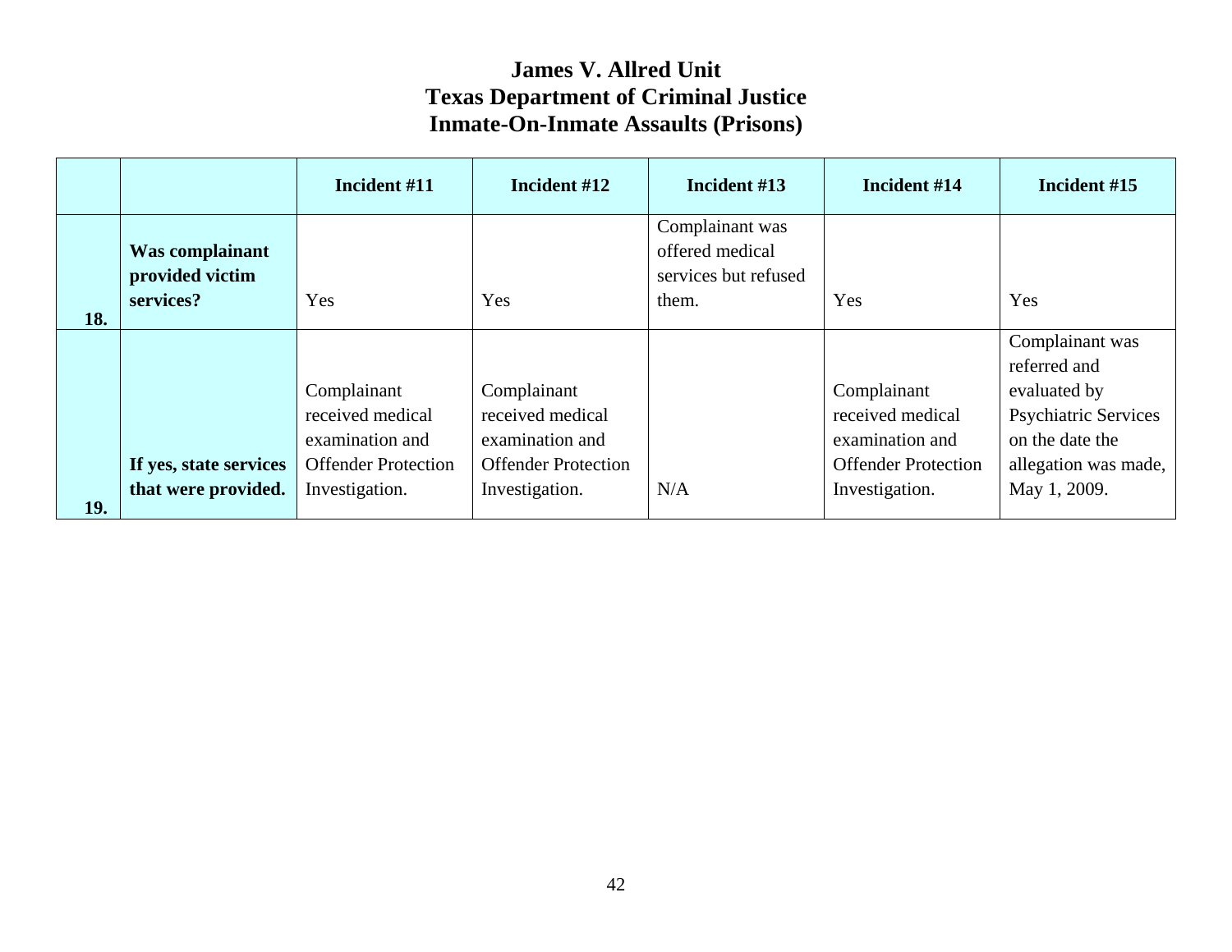# James V. Allred Unit
## Texas Department of Criminal Justice
## Inmate-On-Inmate Assaults (Prisons)

| | | Incident #11 | Incident #12 | Incident #13 | Incident #14 | Incident #15 |
|---|---|---|---|---|---|---|
| 18. | **Was complainant provided victim services?** | Yes | Yes | Complainant was offered medical services but refused them. | Yes | Yes |
| 19. | **If yes, state services that were provided.** | Complainant received medical examination and Offender Protection Investigation. | Complainant received medical examination and Offender Protection Investigation. | N/A | Complainant received medical examination and Offender Protection Investigation. | Complainant was referred and evaluated by Psychiatric Services on the date the allegation was made, May 1, 2009. |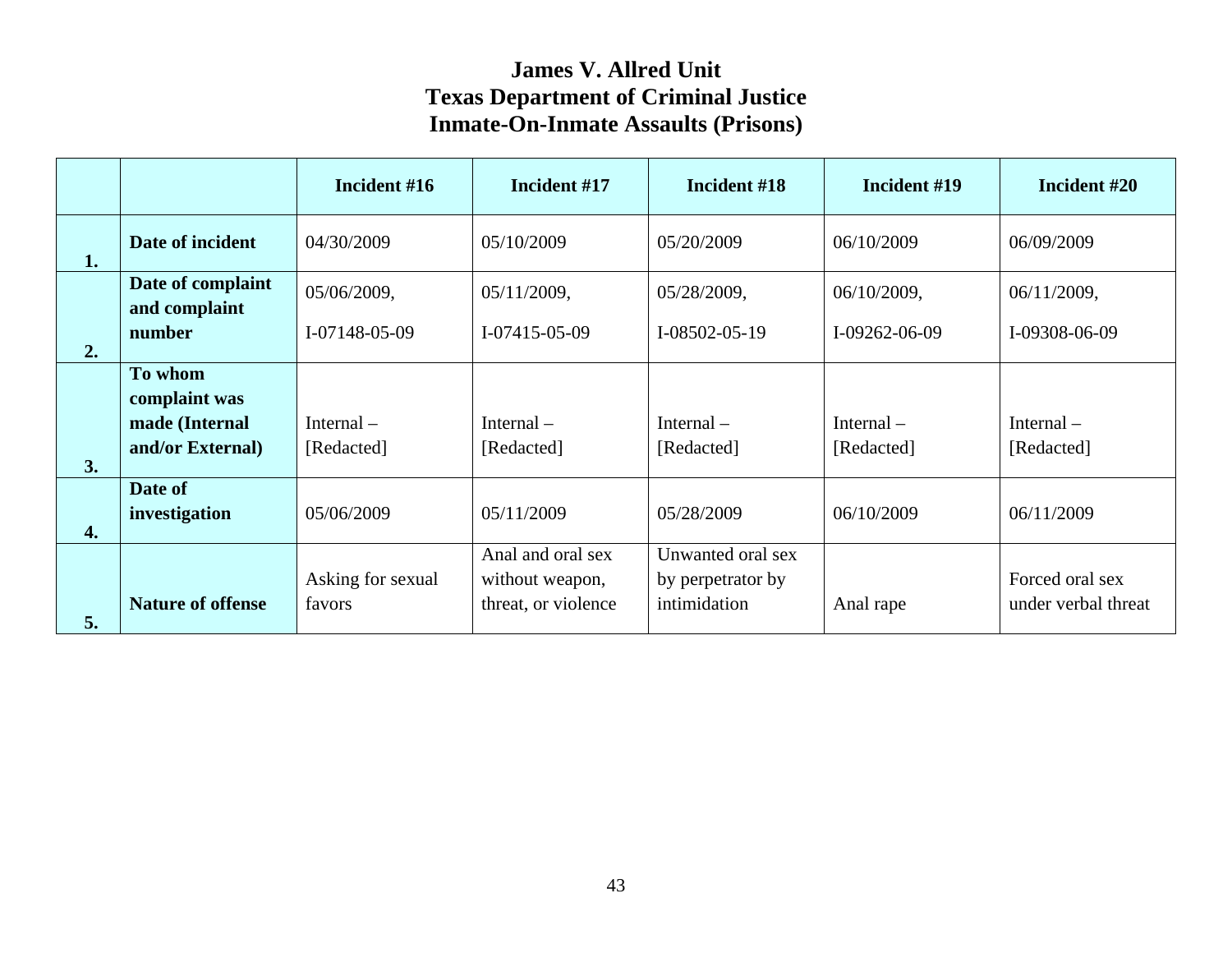# James V. Allred Unit
# Texas Department of Criminal Justice
# Inmate-On-Inmate Assaults (Prisons)

| | | Incident #16 | Incident #17 | Incident #18 | Incident #19 | Incident #20 |
|---|---|---|---|---|---|---|
| **1.** | **Date of incident** | 04/30/2009 | 05/10/2009 | 05/20/2009 | 06/10/2009 | 06/09/2009 |
| **2.** | **Date of complaint and complaint number** | 05/06/2009, I-07148-05-09 | 05/11/2009, I-07415-05-09 | 05/28/2009, I-08502-05-19 | 06/10/2009, I-09262-06-09 | 06/11/2009, I-09308-06-09 |
| **3.** | **To whom complaint was made (Internal and/or External)** | Internal – [Redacted] | Internal – [Redacted] | Internal – [Redacted] | Internal – [Redacted] | Internal – [Redacted] |
| **4.** | **Date of investigation** | 05/06/2009 | 05/11/2009 | 05/28/2009 | 06/10/2009 | 06/11/2009 |
| **5.** | **Nature of offense** | Asking for sexual favors | Anal and oral sex without weapon, threat, or violence | Unwanted oral sex by perpetrator by intimidation | Anal rape | Forced oral sex under verbal threat |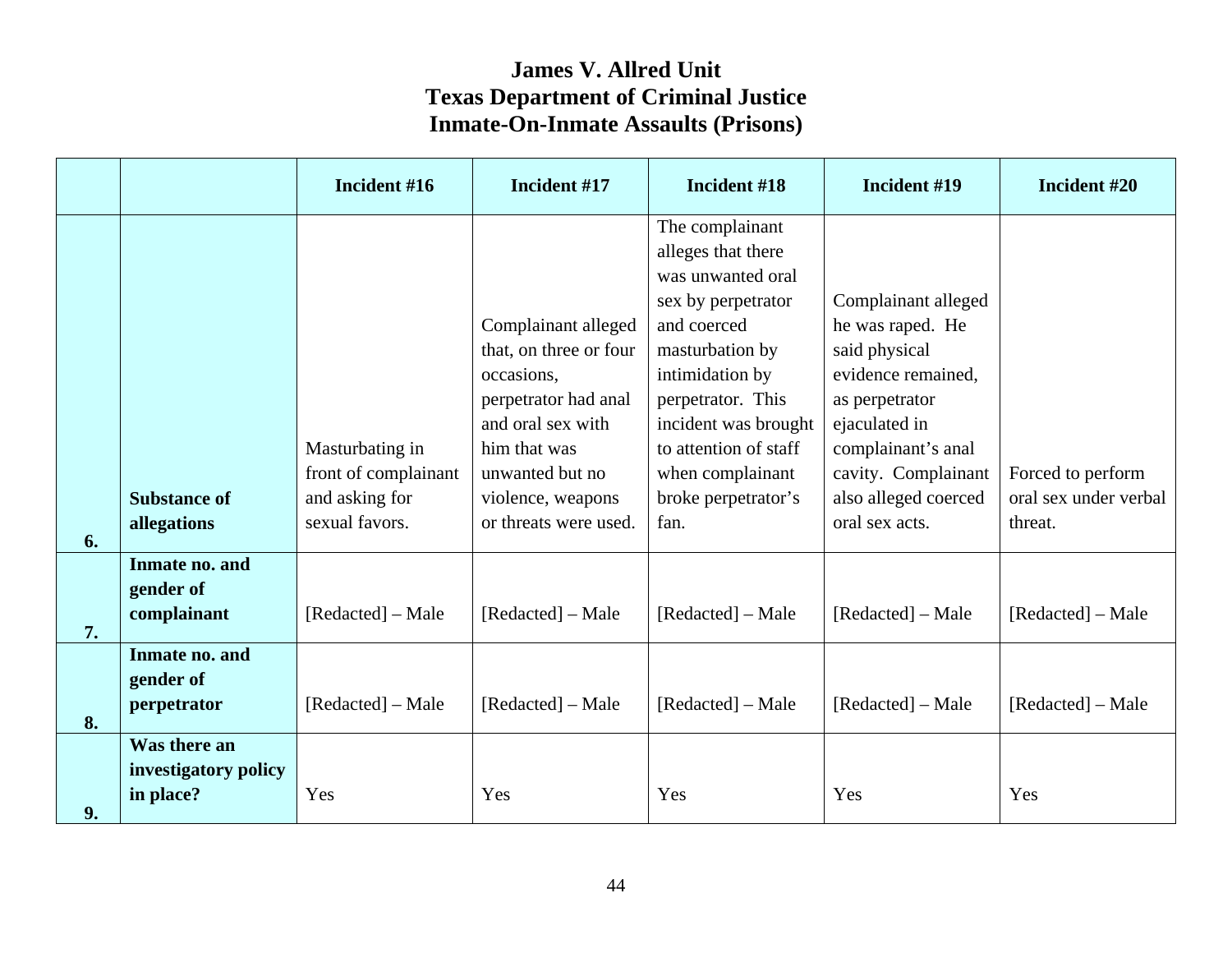# James V. Allred Unit
# Texas Department of Criminal Justice
# Inmate-On-Inmate Assaults (Prisons)

| | | Incident #16 | Incident #17 | Incident #18 | Incident #19 | Incident #20 |
|---|---|---|---|---|---|---|
| 6. | Substance of allegations | Masturbating in front of complainant and asking for sexual favors. | Complainant alleged that, on three or four occasions, perpetrator had anal and oral sex with him that was unwanted but no violence, weapons or threats were used. | The complainant alleges that there was unwanted oral sex by perpetrator and coerced masturbation by intimidation by perpetrator. This incident was brought to attention of staff when complainant broke perpetrator's fan. | Complainant alleged he was raped. He said physical evidence remained, as perpetrator ejaculated in complainant's anal cavity. Complainant also alleged coerced oral sex acts. | Forced to perform oral sex under verbal threat. |
| 7. | Inmate no. and gender of complainant | [Redacted] – Male | [Redacted] – Male | [Redacted] – Male | [Redacted] – Male | [Redacted] – Male |
| 8. | Inmate no. and gender of perpetrator | [Redacted] – Male | [Redacted] – Male | [Redacted] – Male | [Redacted] – Male | [Redacted] – Male |
| 9. | Was there an investigatory policy in place? | Yes | Yes | Yes | Yes | Yes |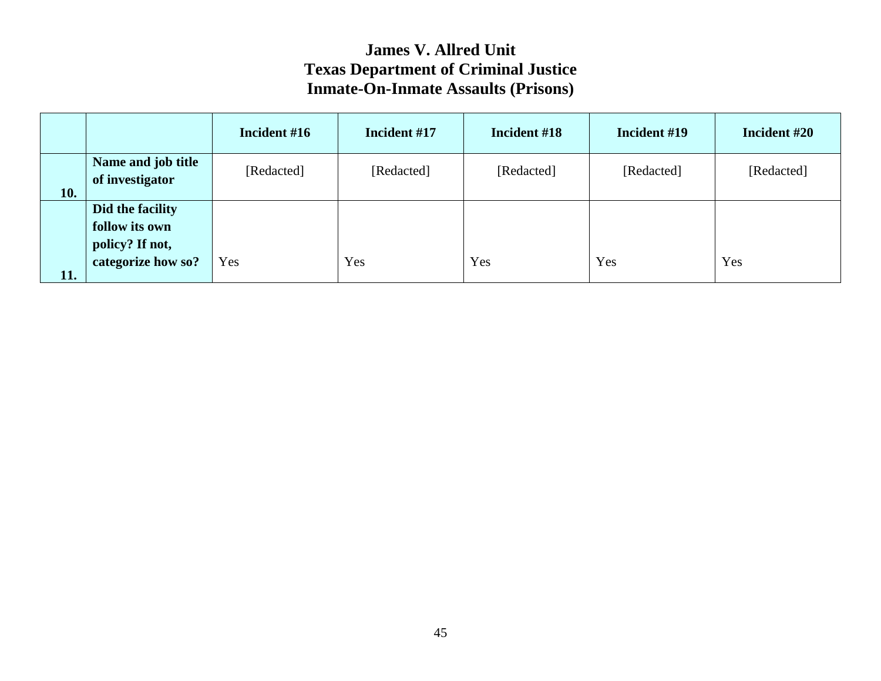# James V. Allred Unit
# Texas Department of Criminal Justice
# Inmate-On-Inmate Assaults (Prisons)

| | | Incident #16 | Incident #17 | Incident #18 | Incident #19 | Incident #20 |
|---|---|---|---|---|---|---|
| 10. | Name and job title of investigator | [Redacted] | [Redacted] | [Redacted] | [Redacted] | [Redacted] |
| 11. | Did the facility follow its own policy? If not, categorize how so? | Yes | Yes | Yes | Yes | Yes |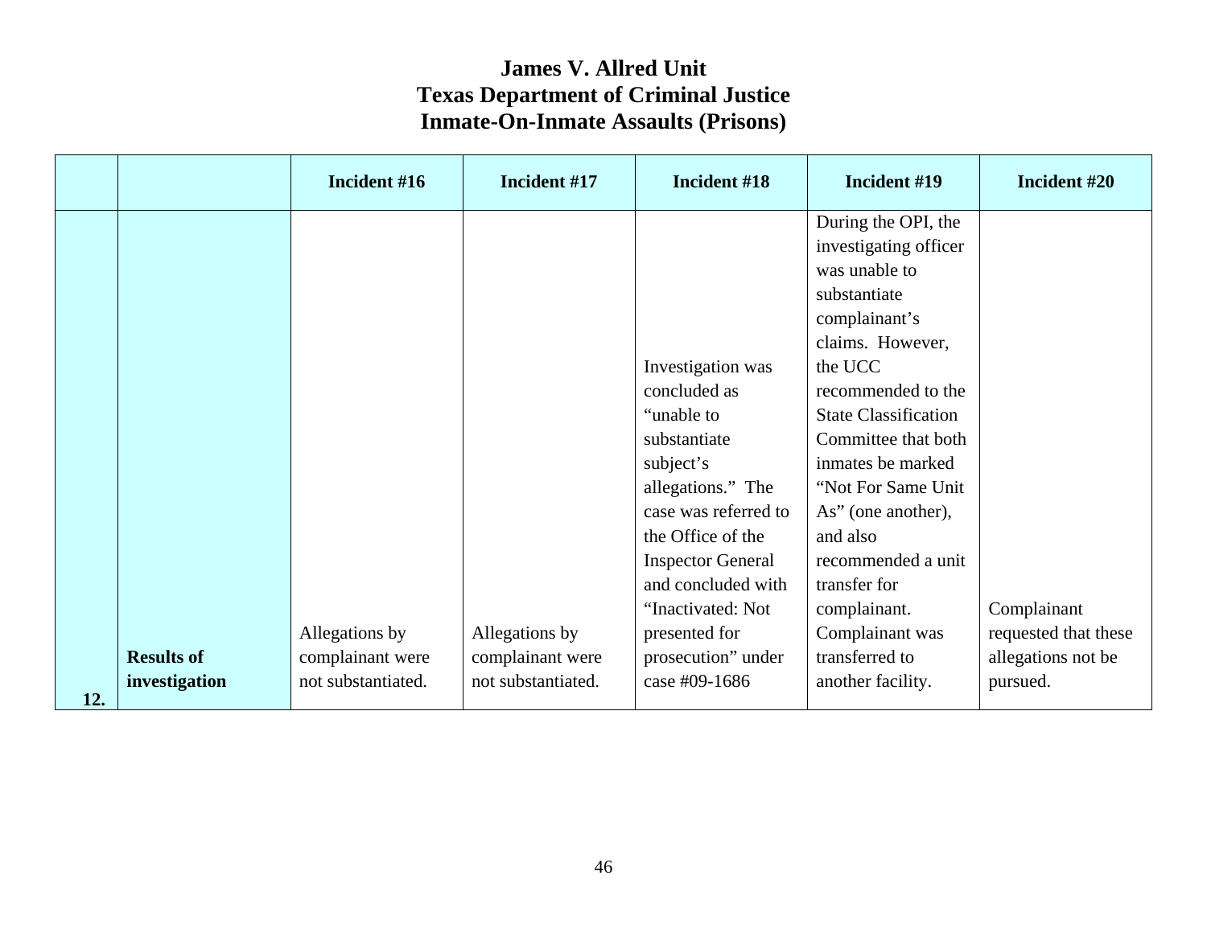# James V. Allred Unit
# Texas Department of Criminal Justice
# Inmate-On-Inmate Assaults (Prisons)

| | | Incident #16 | Incident #17 | Incident #18 | Incident #19 | Incident #20 |
|---|---|---|---|---|---|---|
| 12. | **Results of investigation** | Allegations by complainant were not substantiated. | Allegations by complainant were not substantiated. | Investigation was concluded as "unable to substantiate subject's allegations." The case was referred to the Office of the Inspector General and concluded with "Inactivated: Not presented for prosecution" under case #09-1686 | During the OPI, the investigating officer was unable to substantiate complainant's claims. However, the UCC recommended to the State Classification Committee that both inmates be marked "Not For Same Unit As" (one another), and also recommended a unit transfer for complainant. Complainant was transferred to another facility. | Complainant requested that these allegations not be pursued. |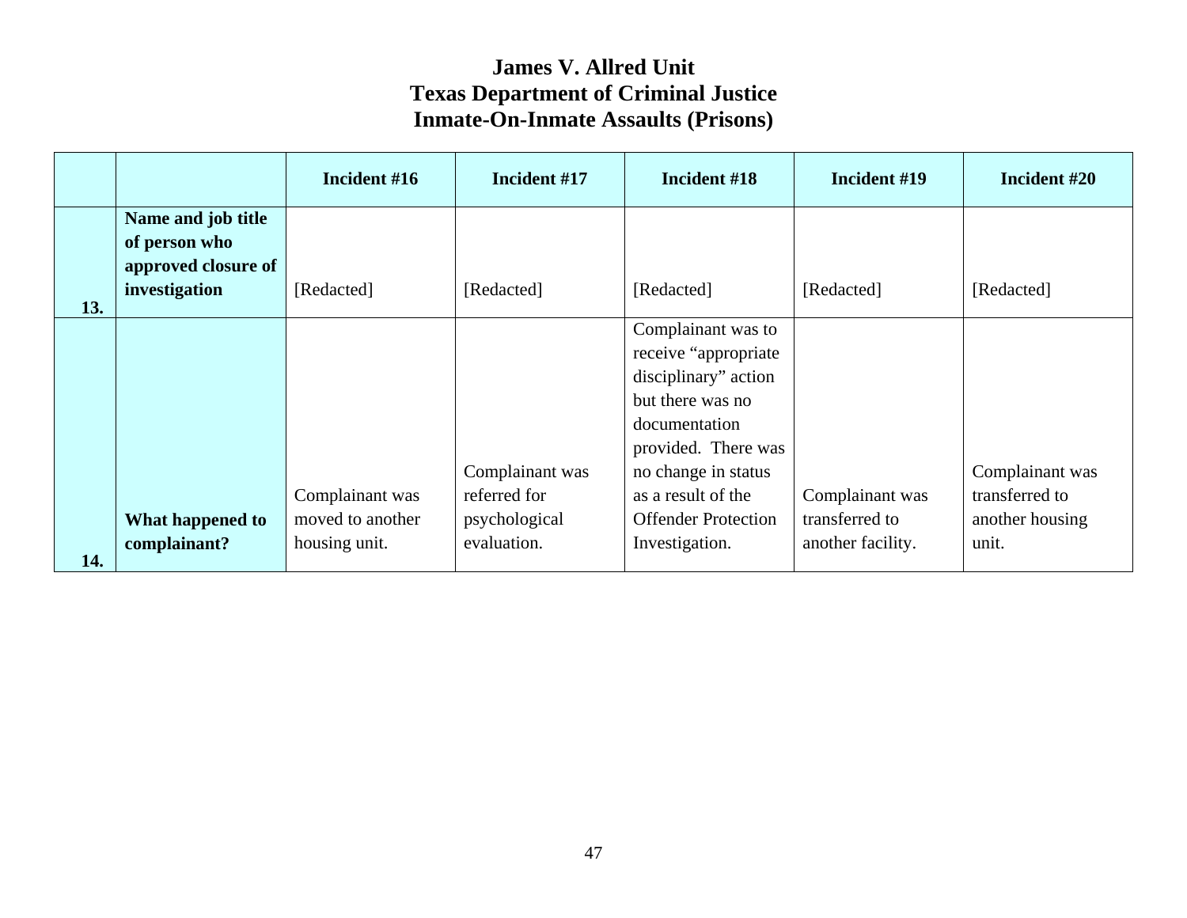# James V. Allred Unit
# Texas Department of Criminal Justice
# Inmate-On-Inmate Assaults (Prisons)

| | | Incident #16 | Incident #17 | Incident #18 | Incident #19 | Incident #20 |
|---|---|---|---|---|---|---|
| 13. | **Name and job title of person who approved closure of investigation** | [Redacted] | [Redacted] | [Redacted] | [Redacted] | [Redacted] |
| 14. | **What happened to complainant?** | Complainant was moved to another housing unit. | Complainant was referred for psychological evaluation. | Complainant was to receive "appropriate disciplinary" action but there was no documentation provided. There was no change in status as a result of the Offender Protection Investigation. | Complainant was transferred to another facility. | Complainant was transferred to another housing unit. |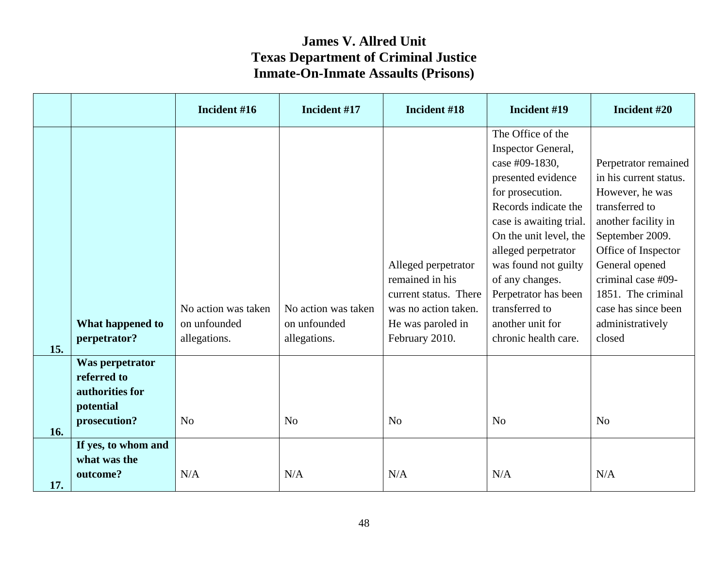# James V. Allred Unit
# Texas Department of Criminal Justice
# Inmate-On-Inmate Assaults (Prisons)

| | | Incident #16 | Incident #17 | Incident #18 | Incident #19 | Incident #20 |
|---|---|---|---|---|---|---|
| 15. | **What happened to perpetrator?** | No action was taken on unfounded allegations. | No action was taken on unfounded allegations. | Alleged perpetrator remained in his current status. There was no action taken. He was paroled in February 2010. | The Office of the Inspector General, case #09-1830, presented evidence for prosecution. Records indicate the case is awaiting trial. On the unit level, the alleged perpetrator was found not guilty of any changes. Perpetrator has been transferred to another unit for chronic health care. | Perpetrator remained in his current status. However, he was transferred to another facility in September 2009. Office of Inspector General opened criminal case #09-1851. The criminal case has since been administratively closed |
| 16. | **Was perpetrator referred to authorities for potential prosecution?** | No | No | No | No | No |
| 17. | **If yes, to whom and what was the outcome?** | N/A | N/A | N/A | N/A | N/A |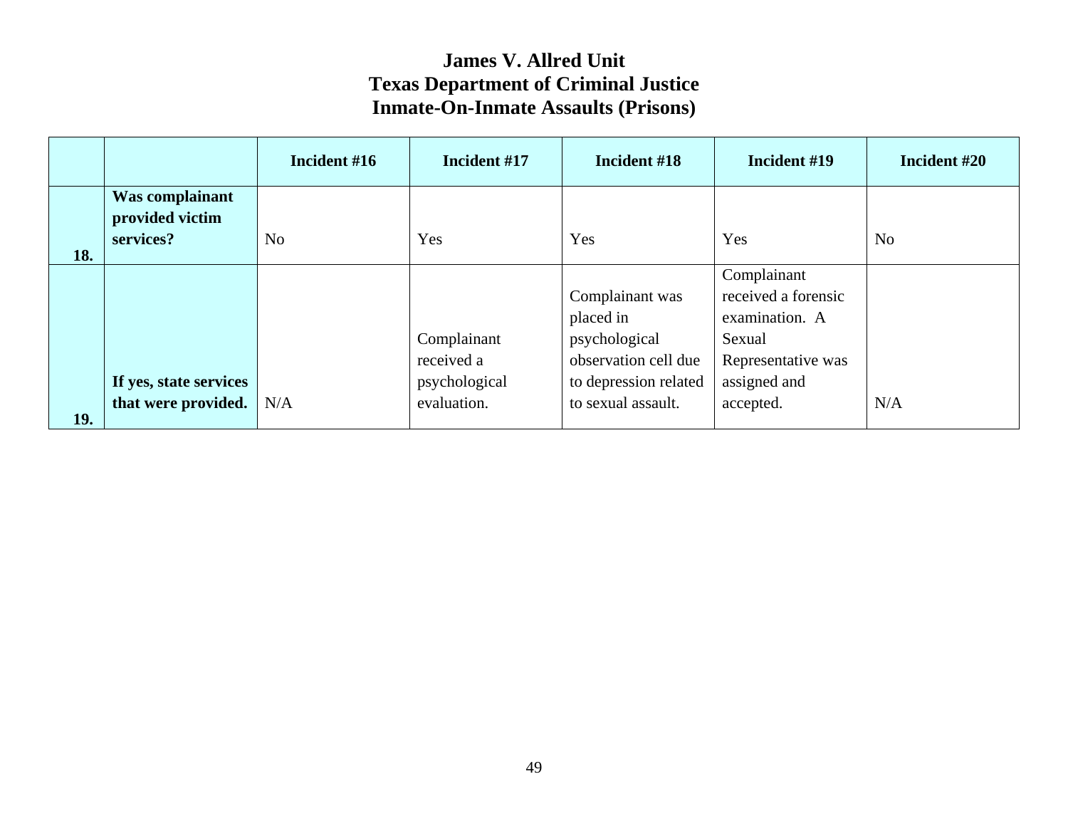# James V. Allred Unit
# Texas Department of Criminal Justice
# Inmate-On-Inmate Assaults (Prisons)

| | | Incident #16 | Incident #17 | Incident #18 | Incident #19 | Incident #20 |
|---|---|---|---|---|---|---|
| 18. | **Was complainant provided victim services?** | No | Yes | Yes | Yes | No |
| 19. | **If yes, state services that were provided.** | N/A | Complainant received a psychological evaluation. | Complainant was placed in psychological observation cell due to depression related to sexual assault. | Complainant received a forensic examination. A Sexual Representative was assigned and accepted. | N/A |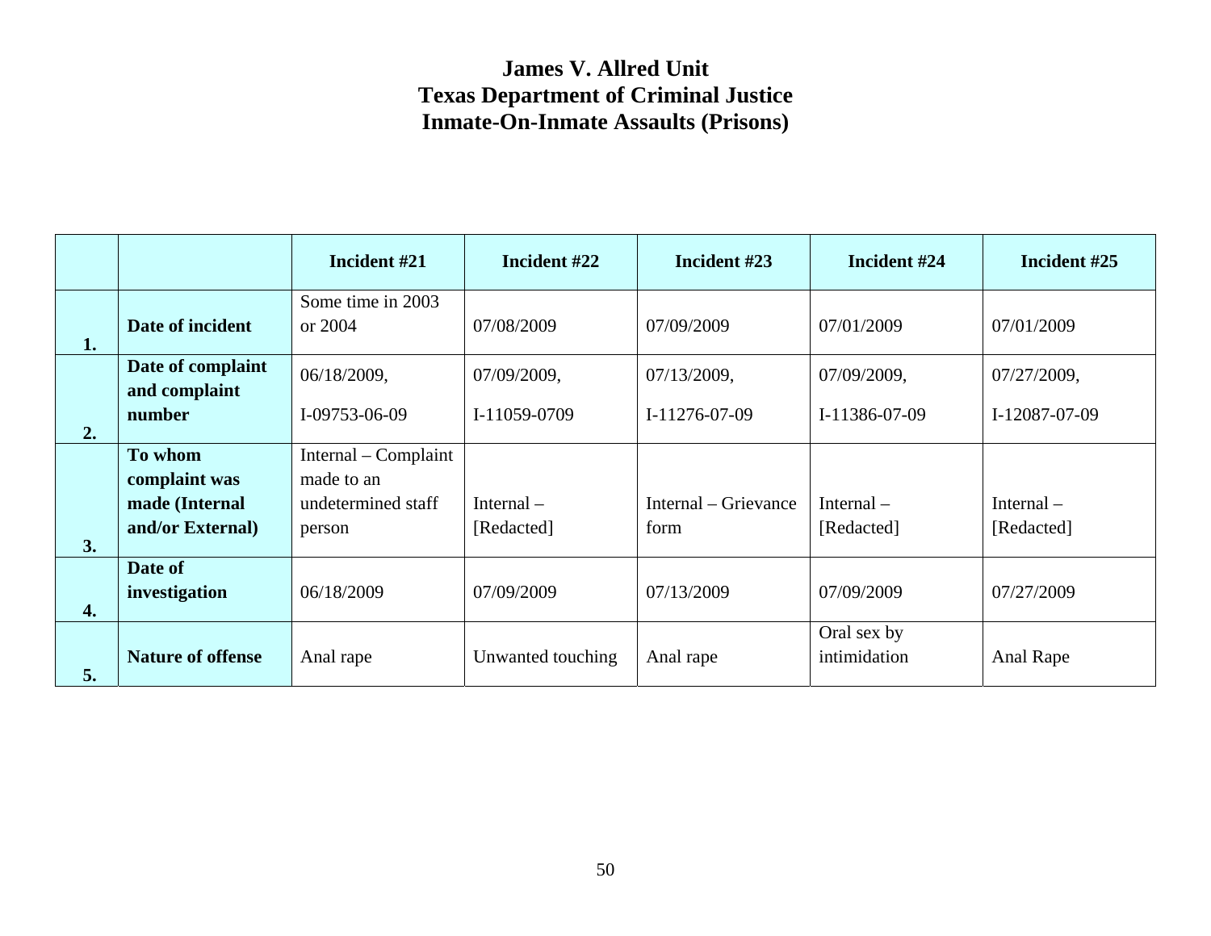# James V. Allred Unit
# Texas Department of Criminal Justice
# Inmate-On-Inmate Assaults (Prisons)

| | | Incident #21 | Incident #22 | Incident #23 | Incident #24 | Incident #25 |
|---|---|---|---|---|---|---|
| 1. | **Date of incident** | Some time in 2003 or 2004 | 07/08/2009 | 07/09/2009 | 07/01/2009 | 07/01/2009 |
| 2. | **Date of complaint and complaint number** | 06/18/2009, I-09753-06-09 | 07/09/2009, I-11059-0709 | 07/13/2009, I-11276-07-09 | 07/09/2009, I-11386-07-09 | 07/27/2009, I-12087-07-09 |
| 3. | **To whom complaint was made (Internal and/or External)** | Internal – Complaint made to an undetermined staff person | Internal – [Redacted] | Internal – Grievance form | Internal – [Redacted] | Internal – [Redacted] |
| 4. | **Date of investigation** | 06/18/2009 | 07/09/2009 | 07/13/2009 | 07/09/2009 | 07/27/2009 |
| 5. | **Nature of offense** | Anal rape | Unwanted touching | Anal rape | Oral sex by intimidation | Anal Rape |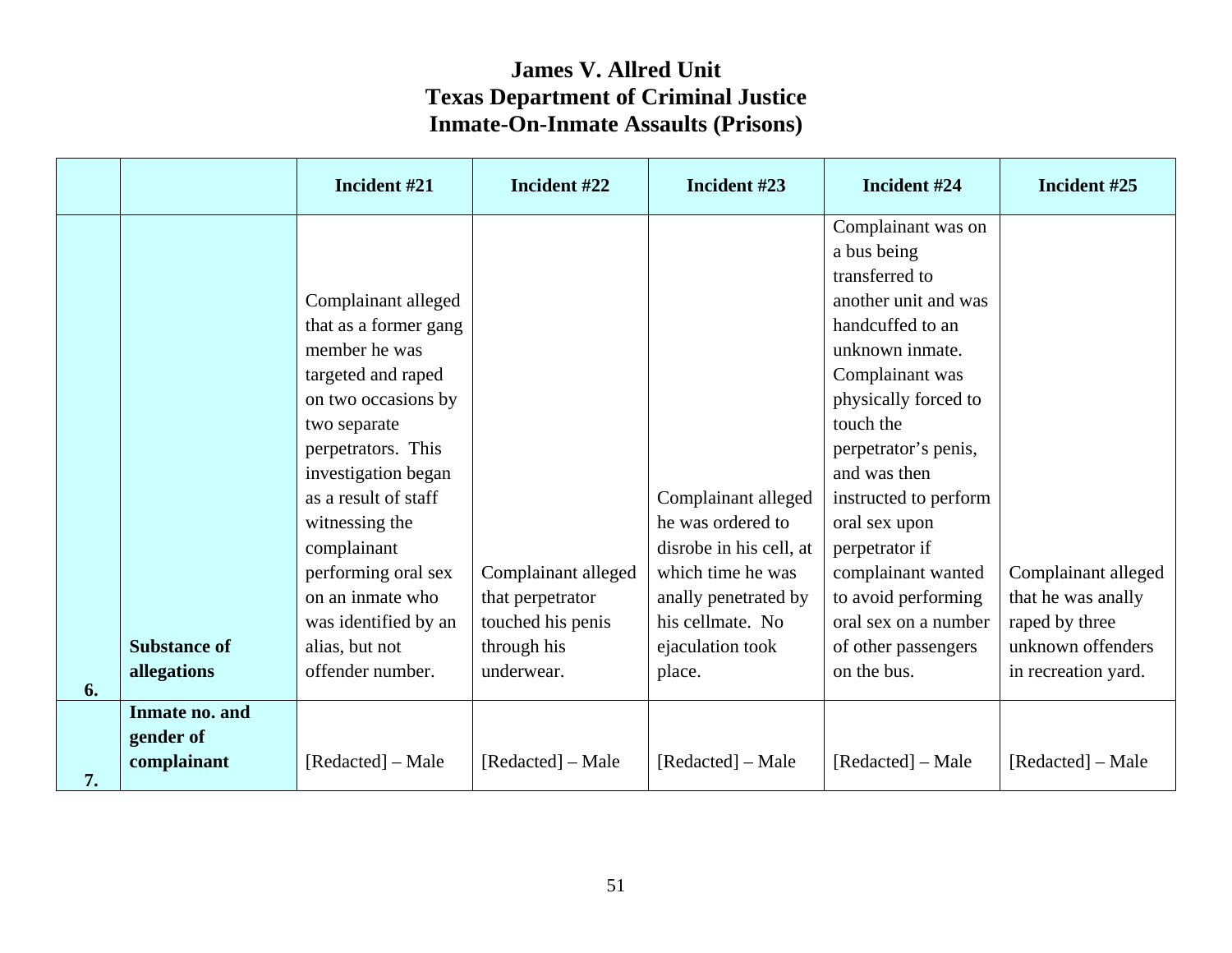# James V. Allred Unit
# Texas Department of Criminal Justice
# Inmate-On-Inmate Assaults (Prisons)

| | | Incident #21 | Incident #22 | Incident #23 | Incident #24 | Incident #25 |
|---|---|---|---|---|---|---|
| 6. | **Substance of allegations** | Complainant alleged that as a former gang member he was targeted and raped on two occasions by two separate perpetrators. This investigation began as a result of staff witnessing the complainant performing oral sex on an inmate who was identified by an alias, but not offender number. | Complainant alleged that perpetrator touched his penis through his underwear. | Complainant alleged he was ordered to disrobe in his cell, at which time he was anally penetrated by his cellmate. No ejaculation took place. | Complainant was on a bus being transferred to another unit and was handcuffed to an unknown inmate. Complainant was physically forced to touch the perpetrator's penis, and was then instructed to perform oral sex upon perpetrator if complainant wanted to avoid performing oral sex on a number of other passengers on the bus. | Complainant alleged that he was anally raped by three unknown offenders in recreation yard. |
| 7. | **Inmate no. and gender of complainant** | [Redacted] – Male | [Redacted] – Male | [Redacted] – Male | [Redacted] – Male | [Redacted] – Male |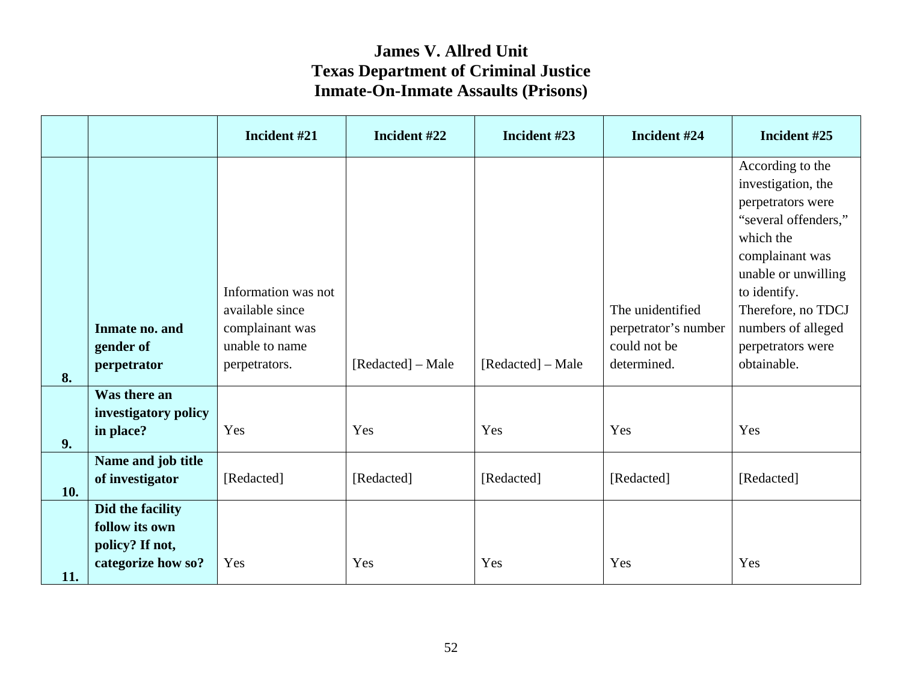# James V. Allred Unit
# Texas Department of Criminal Justice
# Inmate-On-Inmate Assaults (Prisons)

| | | Incident #21 | Incident #22 | Incident #23 | Incident #24 | Incident #25 |
|---|---|---|---|---|---|---|
| 8. | **Inmate no. and gender of perpetrator** | Information was not available since complainant was unable to name perpetrators. | [Redacted] – Male | [Redacted] – Male | The unidentified perpetrator's number could not be determined. | According to the investigation, the perpetrators were "several offenders," which the complainant was unable or unwilling to identify. Therefore, no TDCJ numbers of alleged perpetrators were obtainable. |
| 9. | **Was there an investigatory policy in place?** | Yes | Yes | Yes | Yes | Yes |
| 10. | **Name and job title of investigator** | [Redacted] | [Redacted] | [Redacted] | [Redacted] | [Redacted] |
| 11. | **Did the facility follow its own policy? If not, categorize how so?** | Yes | Yes | Yes | Yes | Yes |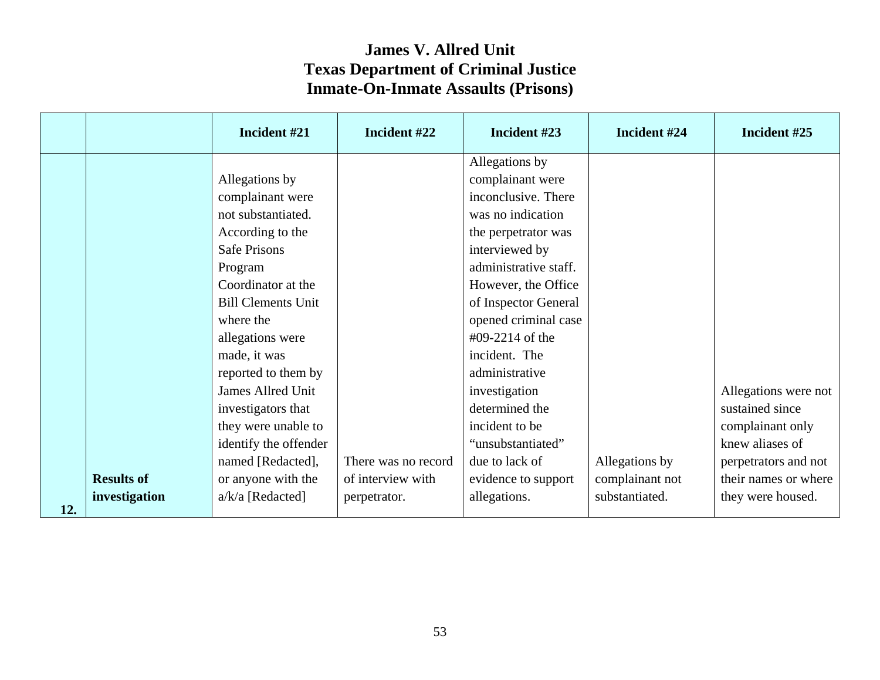# James V. Allred Unit
# Texas Department of Criminal Justice
# Inmate-On-Inmate Assaults (Prisons)

| | | Incident #21 | Incident #22 | Incident #23 | Incident #24 | Incident #25 |
|---|---|---|---|---|---|---|
| 12. | **Results of investigation** | Allegations by complainant were not substantiated. According to the Safe Prisons Program Coordinator at the Bill Clements Unit where the allegations were made, it was reported to them by James Allred Unit investigators that they were unable to identify the offender named [Redacted], or anyone with the a/k/a [Redacted] | There was no record of interview with perpetrator. | Allegations by complainant were inconclusive. There was no indication the perpetrator was interviewed by administrative staff. However, the Office of Inspector General opened criminal case #09-2214 of the incident. The administrative investigation determined the incident to be "unsubstantiated" due to lack of evidence to support allegations. | Allegations by complainant not substantiated. | Allegations were not sustained since complainant only knew aliases of perpetrators and not their names or where they were housed. |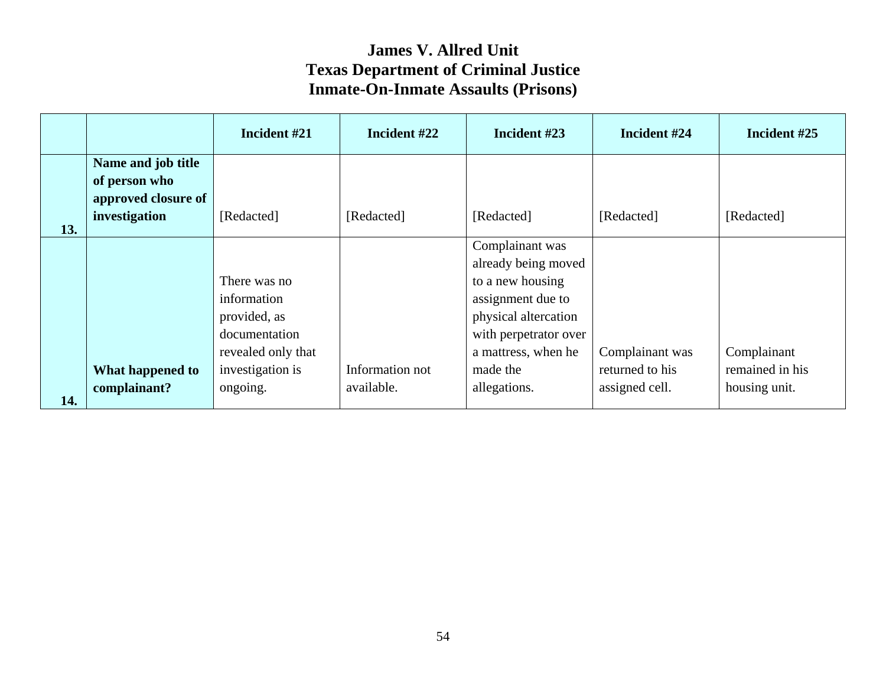# James V. Allred Unit
# Texas Department of Criminal Justice
# Inmate-On-Inmate Assaults (Prisons)

| | | Incident #21 | Incident #22 | Incident #23 | Incident #24 | Incident #25 |
|---|---|---|---|---|---|---|
| 13. | **Name and job title of person who approved closure of investigation** | [Redacted] | [Redacted] | [Redacted] | [Redacted] | [Redacted] |
| 14. | **What happened to complainant?** | There was no information provided, as documentation revealed only that investigation is ongoing. | Information not available. | Complainant was already being moved to a new housing assignment due to physical altercation with perpetrator over a mattress, when he made the allegations. | Complainant was returned to his assigned cell. | Complainant remained in his housing unit. |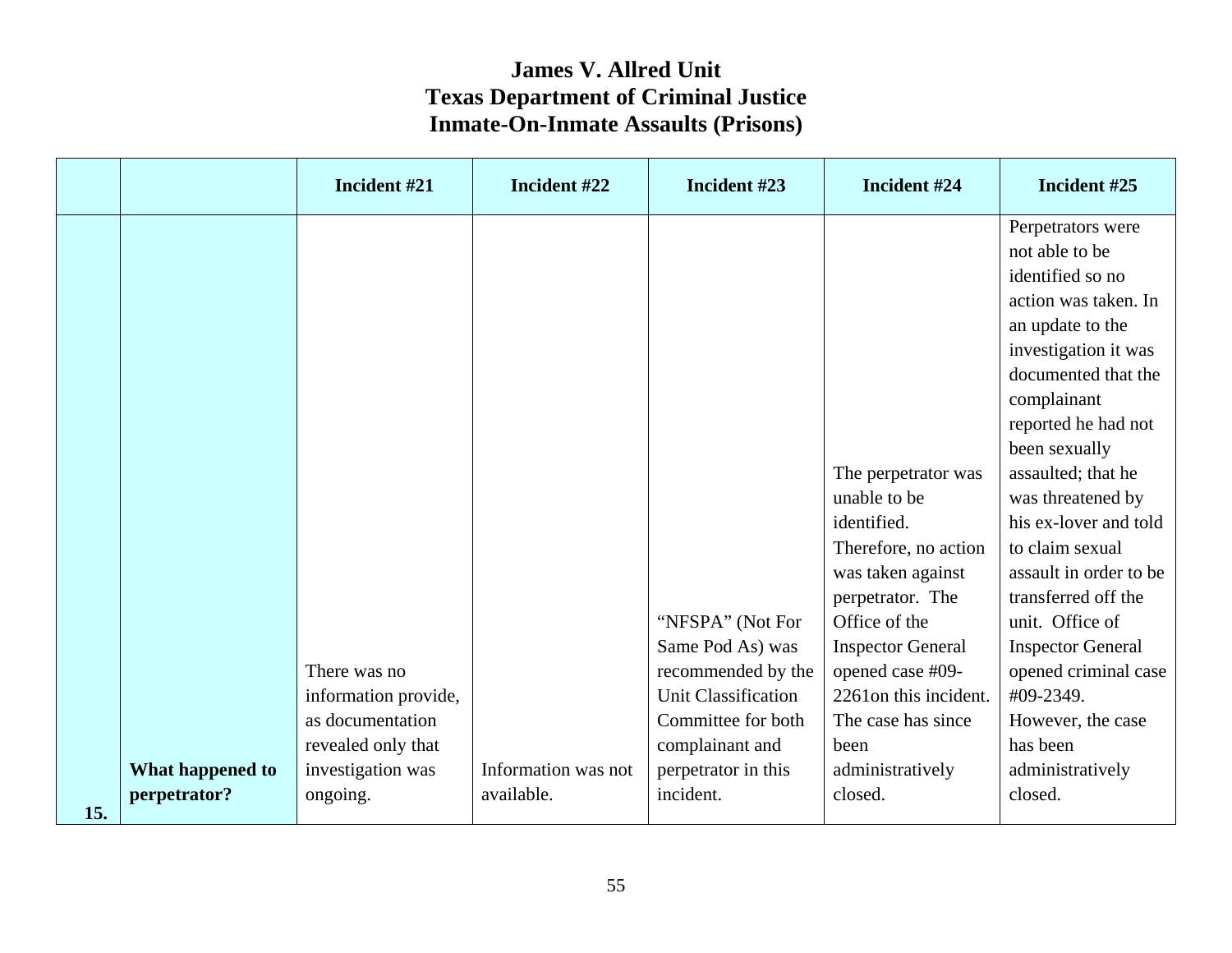# James V. Allred Unit
# Texas Department of Criminal Justice
# Inmate-On-Inmate Assaults (Prisons)

| | | Incident #21 | Incident #22 | Incident #23 | Incident #24 | Incident #25 |
|---|---|---|---|---|---|---|
| 15. | What happened to perpetrator? | There was no information provide, as documentation revealed only that investigation was ongoing. | Information was not available. | "NFSPA" (Not For Same Pod As) was recommended by the Unit Classification Committee for both complainant and perpetrator in this incident. | The perpetrator was unable to be identified. Therefore, no action was taken against perpetrator. The Office of the Inspector General opened case #09-2261on this incident. The case has since been administratively closed. | Perpetrators were not able to be identified so no action was taken. In an update to the investigation it was documented that the complainant reported he had not been sexually assaulted; that he was threatened by his ex-lover and told to claim sexual assault in order to be transferred off the unit. Office of Inspector General opened criminal case #09-2349. However, the case has been administratively closed. |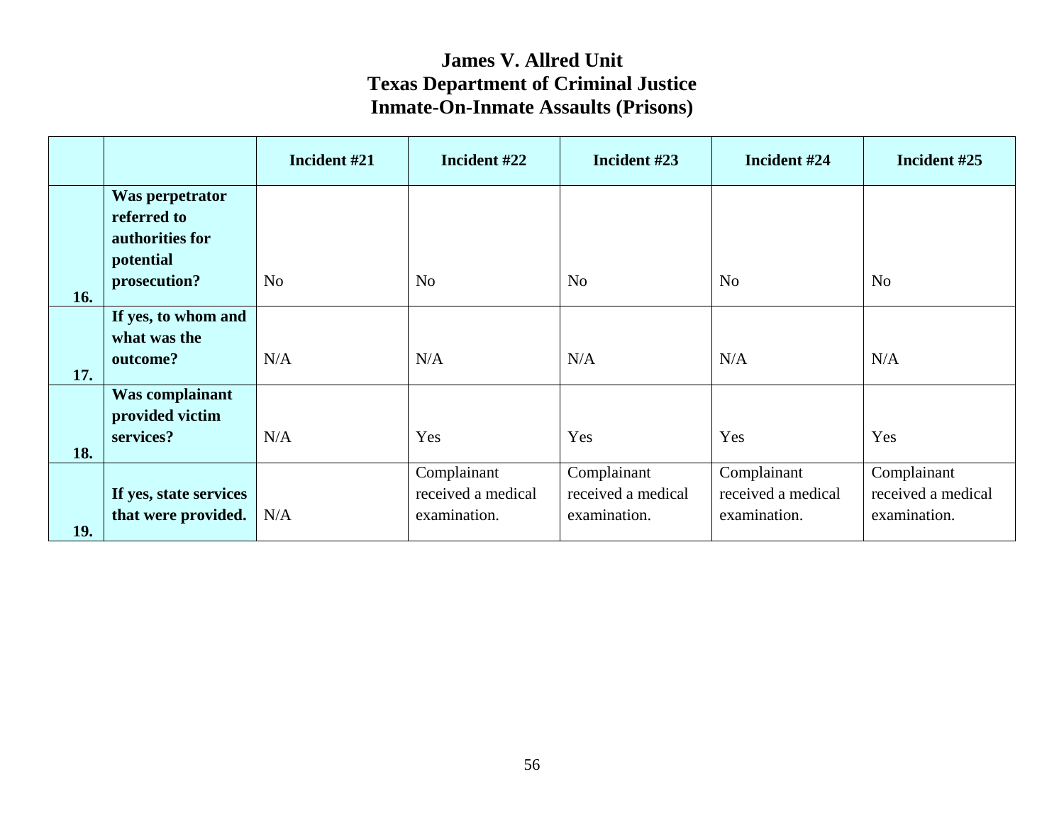# James V. Allred Unit
# Texas Department of Criminal Justice
# Inmate-On-Inmate Assaults (Prisons)

| | | Incident #21 | Incident #22 | Incident #23 | Incident #24 | Incident #25 |
|---|---|---|---|---|---|---|
| 16. | **Was perpetrator referred to authorities for potential prosecution?** | No | No | No | No | No |
| 17. | **If yes, to whom and what was the outcome?** | N/A | N/A | N/A | N/A | N/A |
| 18. | **Was complainant provided victim services?** | N/A | Yes | Yes | Yes | Yes |
| 19. | **If yes, state services that were provided.** | N/A | Complainant received a medical examination. | Complainant received a medical examination. | Complainant received a medical examination. | Complainant received a medical examination. |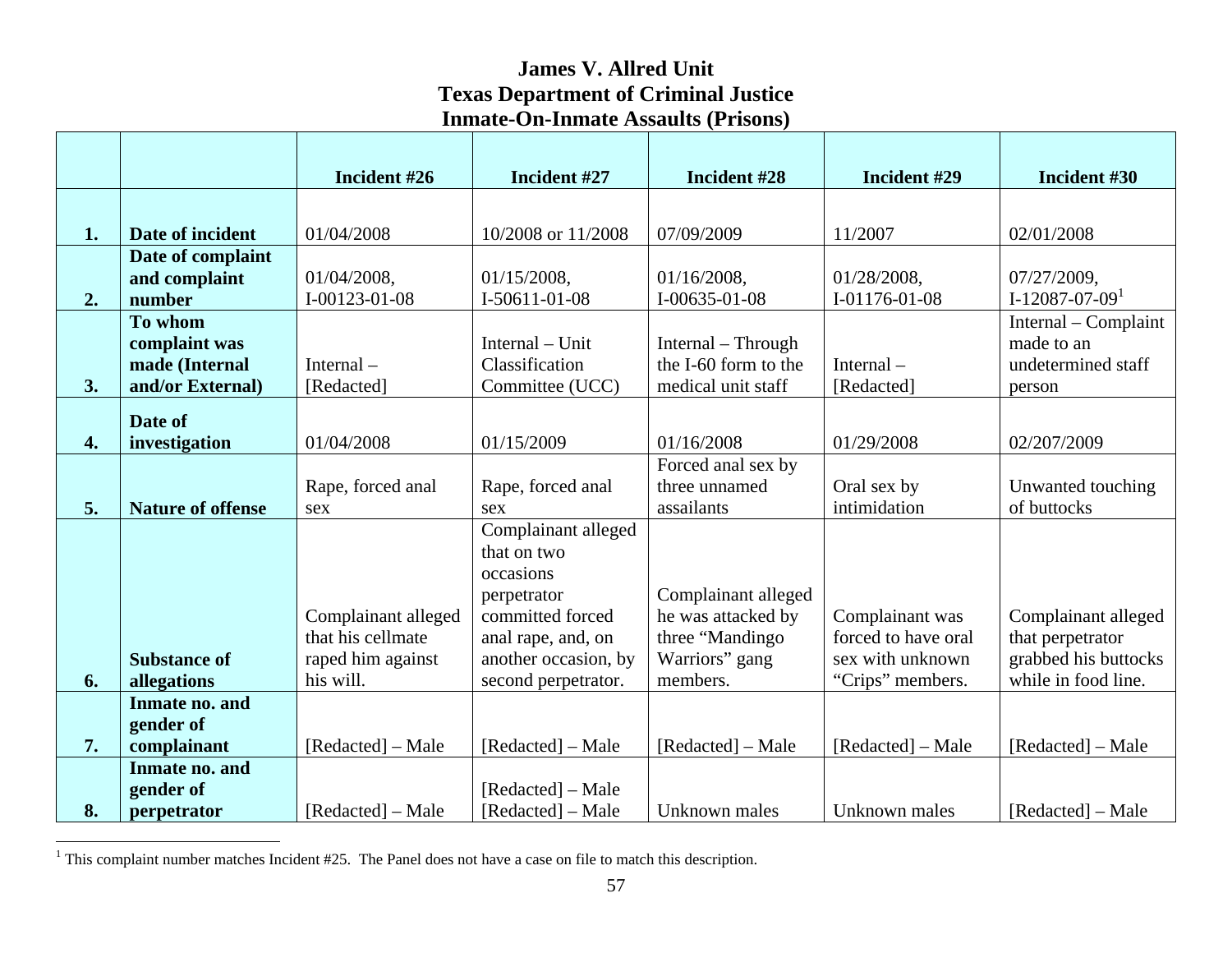# James V. Allred Unit
# Texas Department of Criminal Justice
# Inmate-On-Inmate Assaults (Prisons)

| | | Incident #26 | Incident #27 | Incident #28 | Incident #29 | Incident #30 |
|---|---|---|---|---|---|---|
| **1.** | **Date of incident** | 01/04/2008 | 10/2008 or 11/2008 | 07/09/2009 | 11/2007 | 02/01/2008 |
| **2.** | **Date of complaint and complaint number** | 01/04/2008, I-00123-01-08 | 01/15/2008, I-50611-01-08 | 01/16/2008, I-00635-01-08 | 01/28/2008, I-01176-01-08 | 07/27/2009, I-12087-07-09[1] |
| **3.** | **To whom complaint was made (Internal and/or External)** | Internal – [Redacted] | Internal – Unit Classification Committee (UCC) | Internal – Through the I-60 form to the medical unit staff | Internal – [Redacted] | Internal – Complaint made to an undetermined staff person |
| **4.** | **Date of investigation** | 01/04/2008 | 01/15/2009 | 01/16/2008 | 01/29/2008 | 02/207/2009 |
| **5.** | **Nature of offense** | Rape, forced anal sex | Rape, forced anal sex | Forced anal sex by three unnamed assailants | Oral sex by intimidation | Unwanted touching of buttocks |
| **6.** | **Substance of allegations** | Complainant alleged that his cellmate raped him against his will. | Complainant alleged that on two occasions perpetrator committed forced anal rape, and, on another occasion, by second perpetrator. | Complainant alleged he was attacked by three "Mandingo Warriors" gang members. | Complainant was forced to have oral sex with unknown "Crips" members. | Complainant alleged that perpetrator grabbed his buttocks while in food line. |
| **7.** | **Inmate no. and gender of complainant** | [Redacted] – Male | [Redacted] – Male | [Redacted] – Male | [Redacted] – Male | [Redacted] – Male |
| **8.** | **Inmate no. and gender of perpetrator** | [Redacted] – Male | [Redacted] – Male [Redacted] – Male | Unknown males | Unknown males | [Redacted] – Male |

[1] This complaint number matches Incident #25. The Panel does not have a case on file to match this description.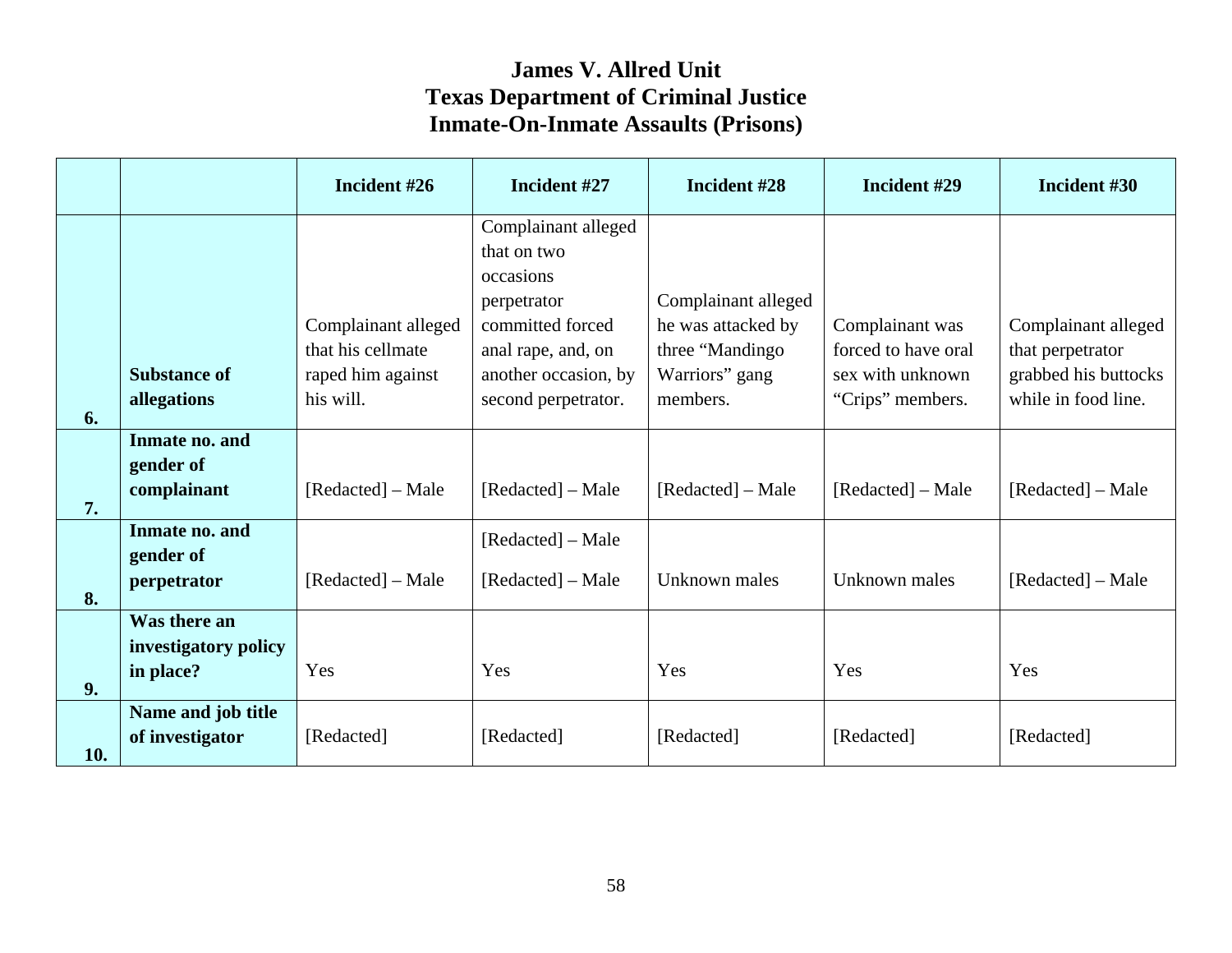# James V. Allred Unit
# Texas Department of Criminal Justice
# Inmate-On-Inmate Assaults (Prisons)

| | | Incident #26 | Incident #27 | Incident #28 | Incident #29 | Incident #30 |
|---|---|---|---|---|---|---|
| 6. | **Substance of allegations** | Complainant alleged that his cellmate raped him against his will. | Complainant alleged that on two occasions perpetrator committed forced anal rape, and, on another occasion, by second perpetrator. | Complainant alleged he was attacked by three "Mandingo Warriors" gang members. | Complainant was forced to have oral sex with unknown "Crips" members. | Complainant alleged that perpetrator grabbed his buttocks while in food line. |
| 7. | **Inmate no. and gender of complainant** | [Redacted] – Male | [Redacted] – Male | [Redacted] – Male | [Redacted] – Male | [Redacted] – Male |
| 8. | **Inmate no. and gender of perpetrator** | [Redacted] – Male | [Redacted] – Male<br>[Redacted] – Male | Unknown males | Unknown males | [Redacted] – Male |
| 9. | **Was there an investigatory policy in place?** | Yes | Yes | Yes | Yes | Yes |
| 10. | **Name and job title of investigator** | [Redacted] | [Redacted] | [Redacted] | [Redacted] | [Redacted] |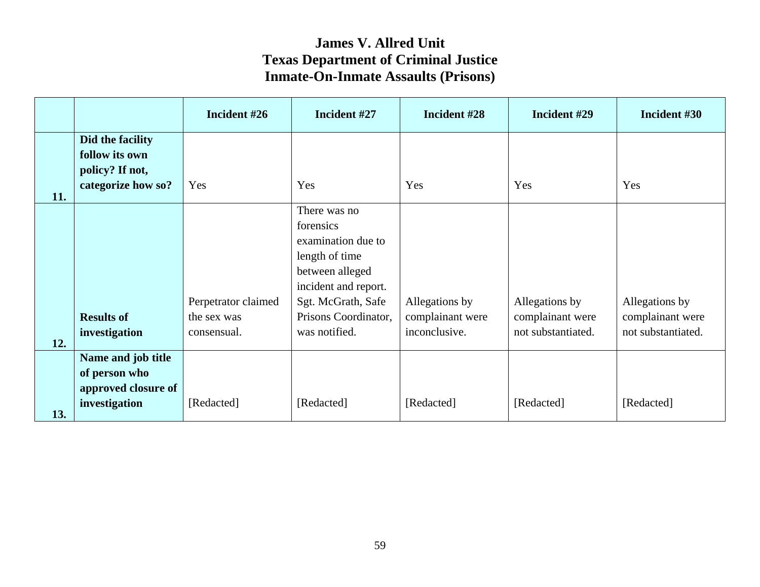# James V. Allred Unit
# Texas Department of Criminal Justice
# Inmate-On-Inmate Assaults (Prisons)

| | | Incident #26 | Incident #27 | Incident #28 | Incident #29 | Incident #30 |
|---|---|---|---|---|---|---|
| 11. | **Did the facility follow its own policy? If not, categorize how so?** | Yes | Yes | Yes | Yes | Yes |
| 12. | **Results of investigation** | Perpetrator claimed the sex was consensual. | There was no forensics examination due to length of time between alleged incident and report. Sgt. McGrath, Safe Prisons Coordinator, was notified. | Allegations by complainant were inconclusive. | Allegations by complainant were not substantiated. | Allegations by complainant were not substantiated. |
| 13. | **Name and job title of person who approved closure of investigation** | [Redacted] | [Redacted] | [Redacted] | [Redacted] | [Redacted] |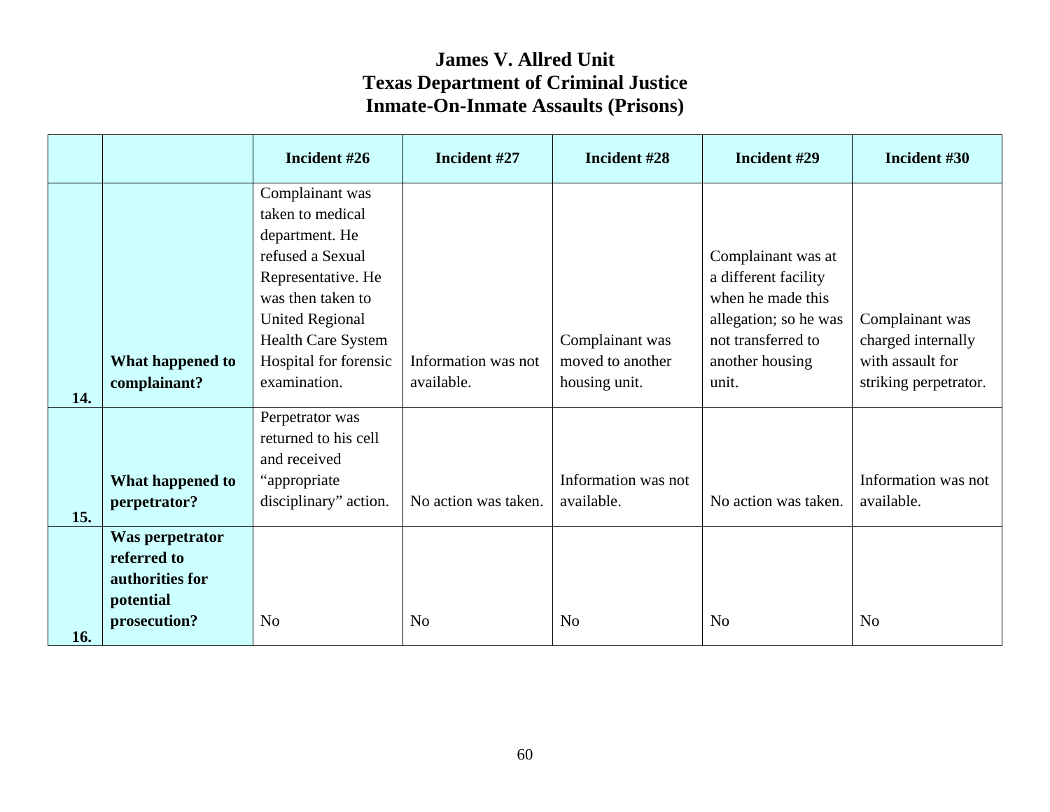# James V. Allred Unit
# Texas Department of Criminal Justice
# Inmate-On-Inmate Assaults (Prisons)

| | | Incident #26 | Incident #27 | Incident #28 | Incident #29 | Incident #30 |
|---|---|---|---|---|---|---|
| 14. | **What happened to complainant?** | Complainant was taken to medical department. He refused a Sexual Representative. He was then taken to United Regional Health Care System Hospital for forensic examination. | Information was not available. | Complainant was moved to another housing unit. | Complainant was at a different facility when he made this allegation; so he was not transferred to another housing unit. | Complainant was charged internally with assault for striking perpetrator. |
| 15. | **What happened to perpetrator?** | Perpetrator was returned to his cell and received "appropriate disciplinary" action. | No action was taken. | Information was not available. | No action was taken. | Information was not available. |
| 16. | **Was perpetrator referred to authorities for potential prosecution?** | No | No | No | No | No |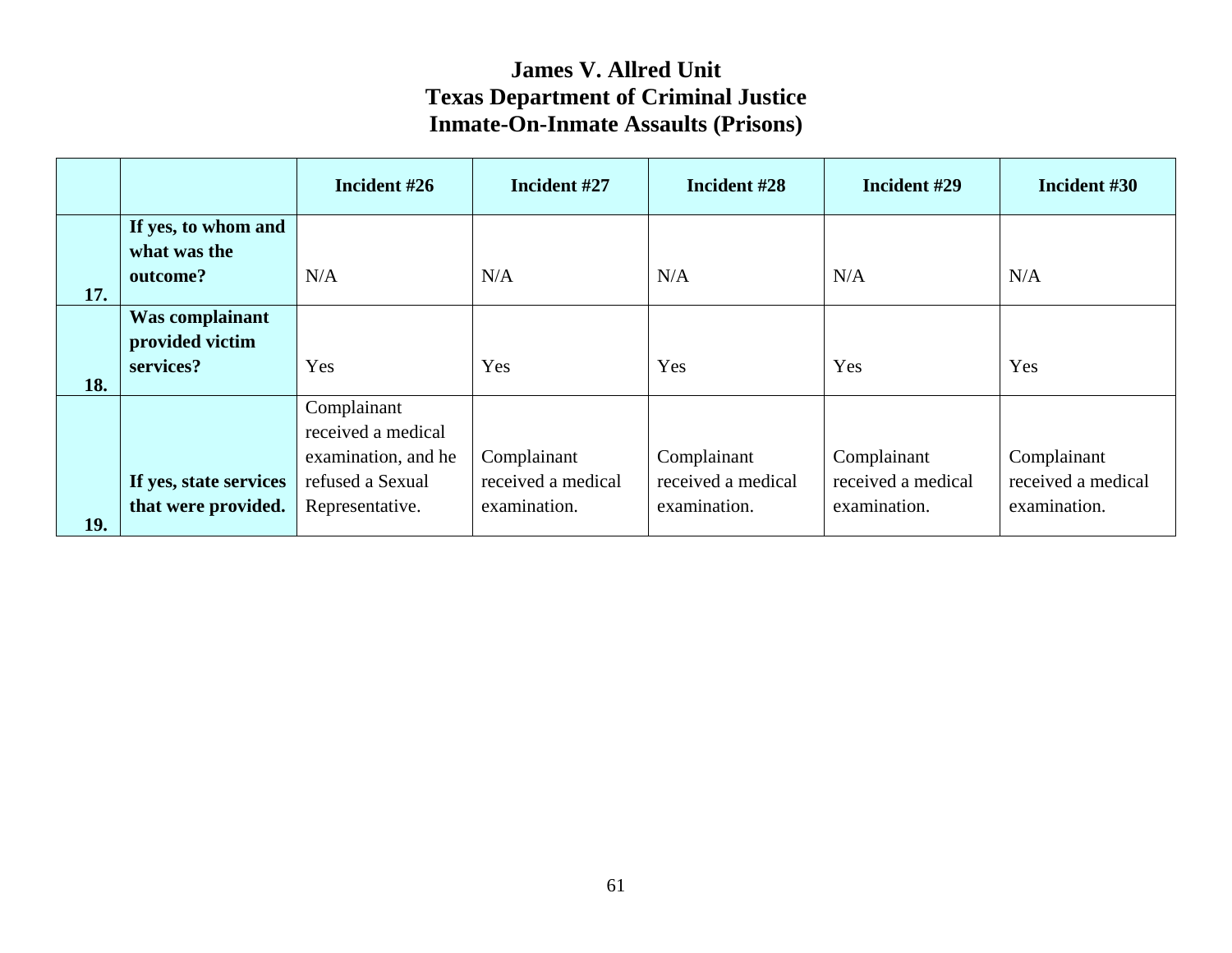# James V. Allred Unit
# Texas Department of Criminal Justice
# Inmate-On-Inmate Assaults (Prisons)

| | | Incident #26 | Incident #27 | Incident #28 | Incident #29 | Incident #30 |
|---|---|---|---|---|---|---|
| 17. | **If yes, to whom and what was the outcome?** | N/A | N/A | N/A | N/A | N/A |
| 18. | **Was complainant provided victim services?** | Yes | Yes | Yes | Yes | Yes |
| 19. | **If yes, state services that were provided.** | Complainant received a medical examination, and he refused a Sexual Representative. | Complainant received a medical examination. | Complainant received a medical examination. | Complainant received a medical examination. | Complainant received a medical examination. |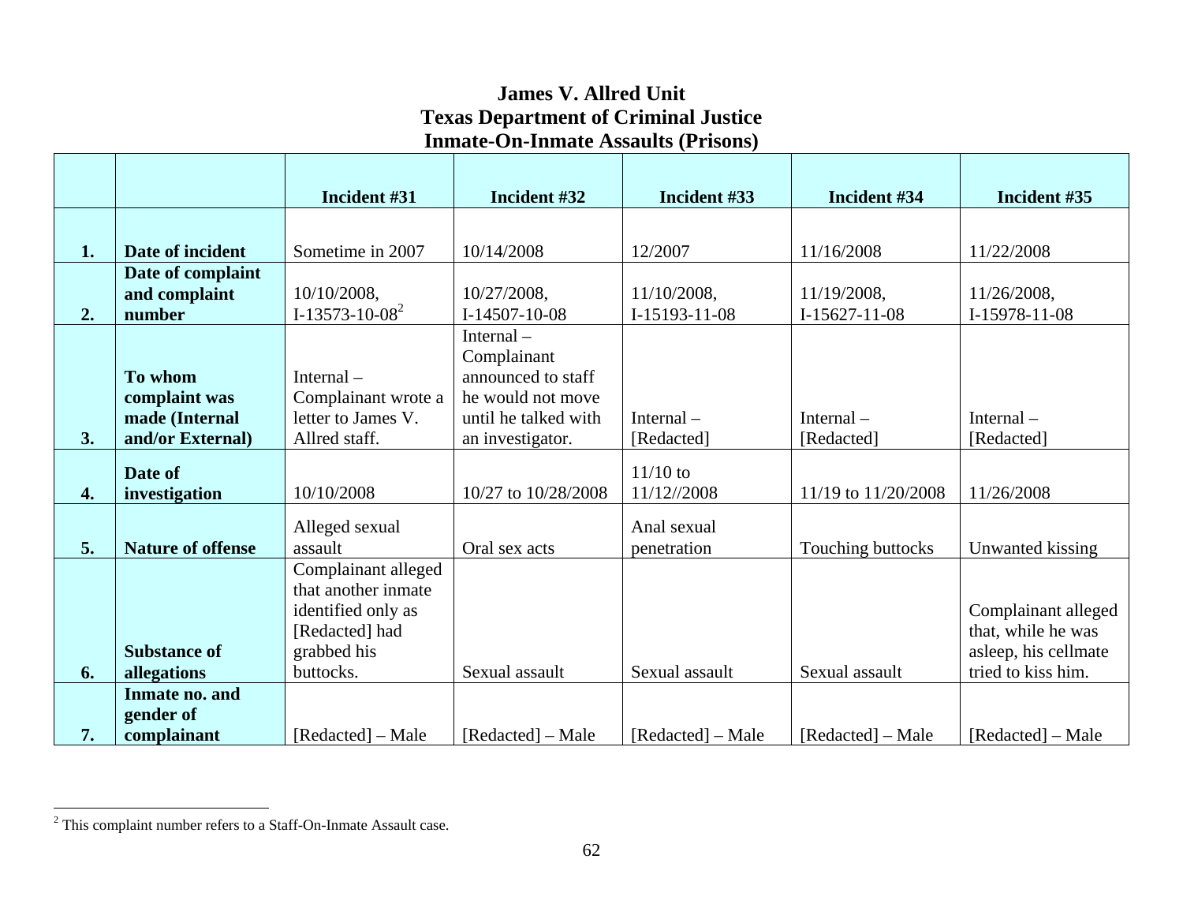# James V. Allred Unit
# Texas Department of Criminal Justice
# Inmate-On-Inmate Assaults (Prisons)

| | | Incident #31 | Incident #32 | Incident #33 | Incident #34 | Incident #35 |
|---|---|---|---|---|---|---|
| 1. | Date of incident | Sometime in 2007 | 10/14/2008 | 12/2007 | 11/16/2008 | 11/22/2008 |
| 2. | Date of complaint and complaint number | 10/10/2008, I-13573-10-08[2] | 10/27/2008, I-14507-10-08 | 11/10/2008, I-15193-11-08 | 11/19/2008, I-15627-11-08 | 11/26/2008, I-15978-11-08 |
| 3. | To whom complaint was made (Internal and/or External) | Internal – Complainant wrote a letter to James V. Allred staff. | Internal – Complainant announced to staff he would not move until he talked with an investigator. | Internal – [Redacted] | Internal – [Redacted] | Internal – [Redacted] |
| 4. | Date of investigation | 10/10/2008 | 10/27 to 10/28/2008 | 11/10 to 11/12//2008 | 11/19 to 11/20/2008 | 11/26/2008 |
| 5. | Nature of offense | Alleged sexual assault | Oral sex acts | Anal sexual penetration | Touching buttocks | Unwanted kissing |
| 6. | Substance of allegations | Complainant alleged that another inmate identified only as [Redacted] had grabbed his buttocks. | Sexual assault | Sexual assault | Sexual assault | Complainant alleged that, while he was asleep, his cellmate tried to kiss him. |
| 7. | Inmate no. and gender of complainant | [Redacted] – Male | [Redacted] – Male | [Redacted] – Male | [Redacted] – Male | [Redacted] – Male |

[2] This complaint number refers to a Staff-On-Inmate Assault case.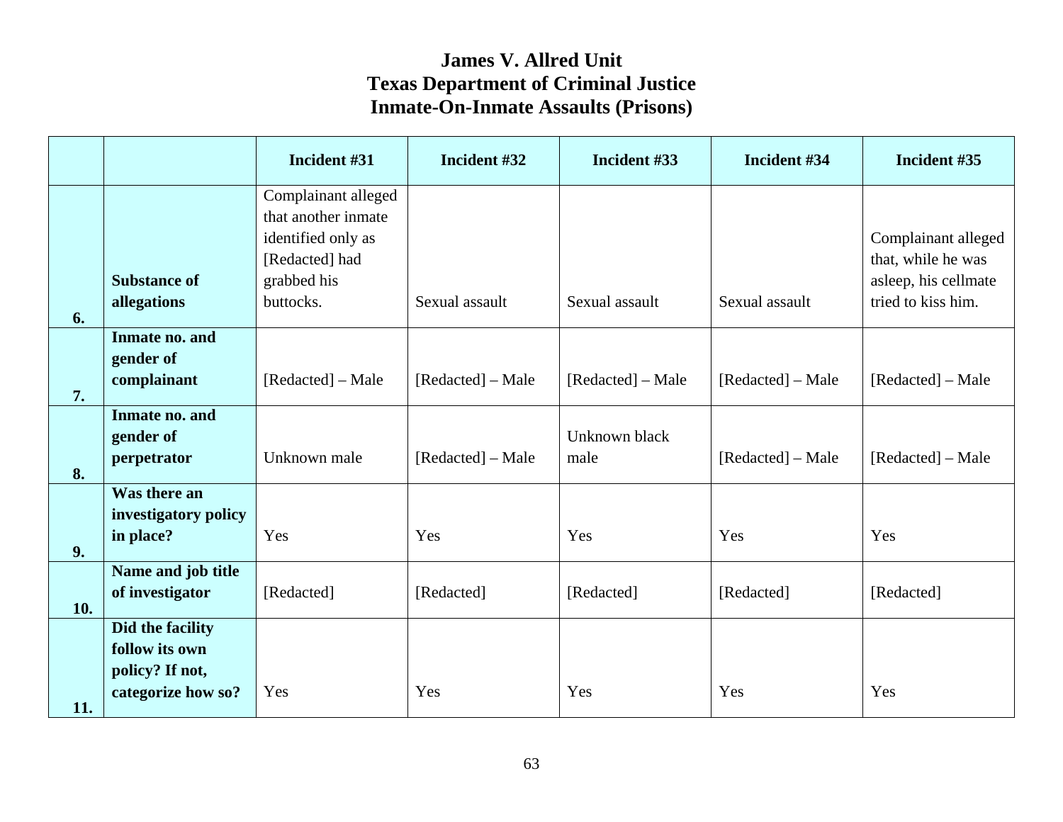# James V. Allred Unit
# Texas Department of Criminal Justice
# Inmate-On-Inmate Assaults (Prisons)

| | | Incident #31 | Incident #32 | Incident #33 | Incident #34 | Incident #35 |
|---|---|---|---|---|---|---|
| 6. | **Substance of allegations** | Complainant alleged that another inmate identified only as [Redacted] had grabbed his buttocks. | Sexual assault | Sexual assault | Sexual assault | Complainant alleged that, while he was asleep, his cellmate tried to kiss him. |
| 7. | **Inmate no. and gender of complainant** | [Redacted] – Male | [Redacted] – Male | [Redacted] – Male | [Redacted] – Male | [Redacted] – Male |
| 8. | **Inmate no. and gender of perpetrator** | Unknown male | [Redacted] – Male | Unknown black male | [Redacted] – Male | [Redacted] – Male |
| 9. | **Was there an investigatory policy in place?** | Yes | Yes | Yes | Yes | Yes |
| 10. | **Name and job title of investigator** | [Redacted] | [Redacted] | [Redacted] | [Redacted] | [Redacted] |
| 11. | **Did the facility follow its own policy? If not, categorize how so?** | Yes | Yes | Yes | Yes | Yes |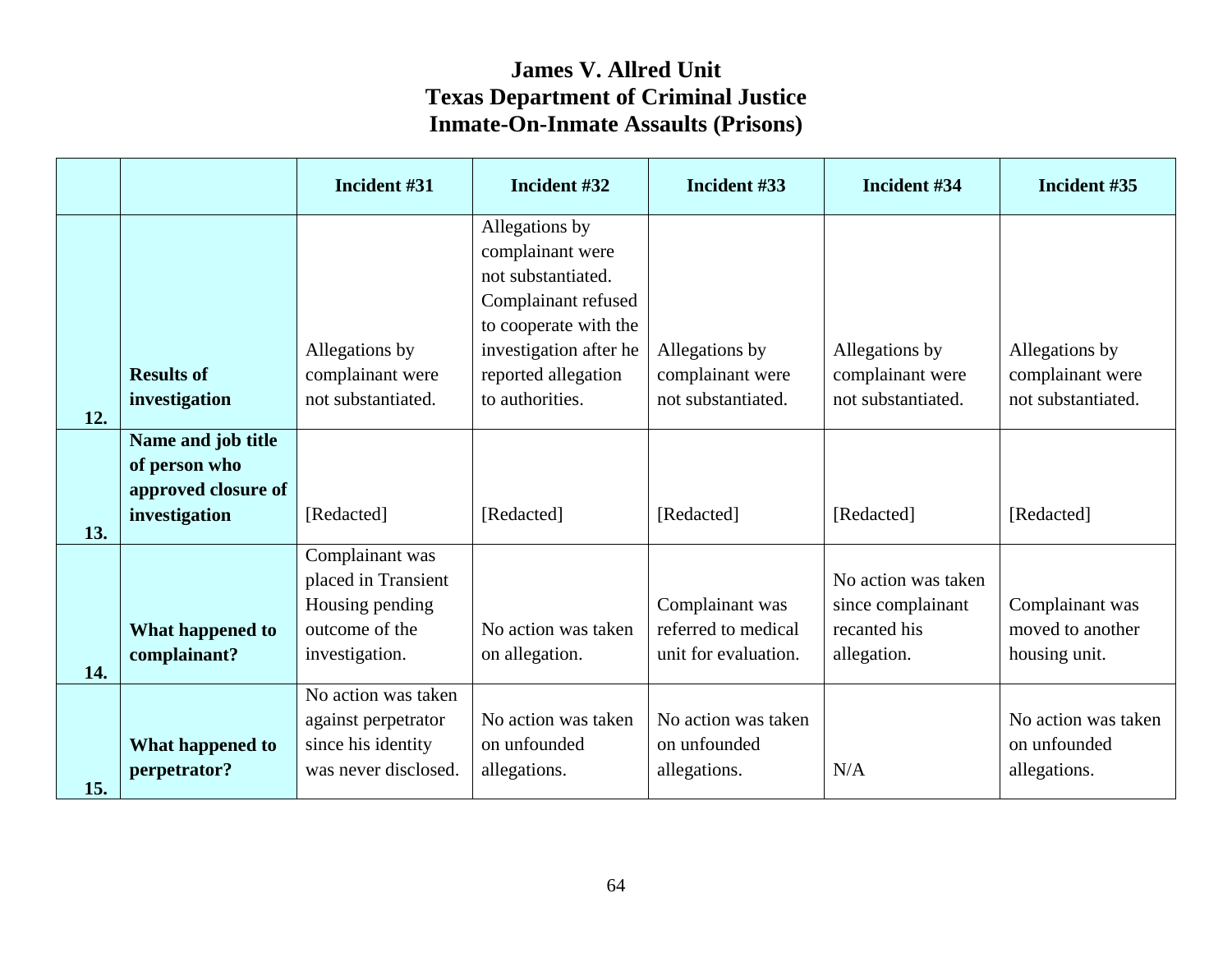# James V. Allred Unit
# Texas Department of Criminal Justice
# Inmate-On-Inmate Assaults (Prisons)

| | | Incident #31 | Incident #32 | Incident #33 | Incident #34 | Incident #35 |
|---|---|---|---|---|---|---|
| 12. | **Results of investigation** | Allegations by complainant were not substantiated. | Allegations by complainant were not substantiated. Complainant refused to cooperate with the investigation after he reported allegation to authorities. | Allegations by complainant were not substantiated. | Allegations by complainant were not substantiated. | Allegations by complainant were not substantiated. |
| 13. | **Name and job title of person who approved closure of investigation** | [Redacted] | [Redacted] | [Redacted] | [Redacted] | [Redacted] |
| 14. | **What happened to complainant?** | Complainant was placed in Transient Housing pending outcome of the investigation. | No action was taken on allegation. | Complainant was referred to medical unit for evaluation. | No action was taken since complainant recanted his allegation. | Complainant was moved to another housing unit. |
| 15. | **What happened to perpetrator?** | No action was taken against perpetrator since his identity was never disclosed. | No action was taken on unfounded allegations. | No action was taken on unfounded allegations. | N/A | No action was taken on unfounded allegations. |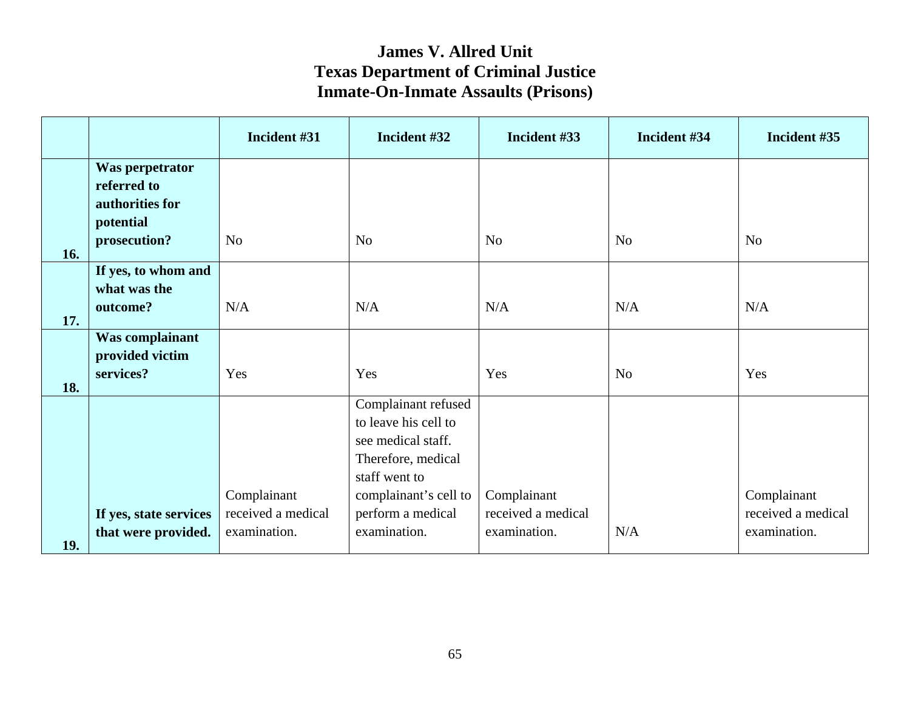# James V. Allred Unit
# Texas Department of Criminal Justice
# Inmate-On-Inmate Assaults (Prisons)

| | | Incident #31 | Incident #32 | Incident #33 | Incident #34 | Incident #35 |
|---|---|---|---|---|---|---|
| 16. | **Was perpetrator referred to authorities for potential prosecution?** | No | No | No | No | No |
| 17. | **If yes, to whom and what was the outcome?** | N/A | N/A | N/A | N/A | N/A |
| 18. | **Was complainant provided victim services?** | Yes | Yes | Yes | No | Yes |
| 19. | **If yes, state services that were provided.** | Complainant received a medical examination. | Complainant refused to leave his cell to see medical staff. Therefore, medical staff went to complainant's cell to perform a medical examination. | Complainant received a medical examination. | N/A | Complainant received a medical examination. |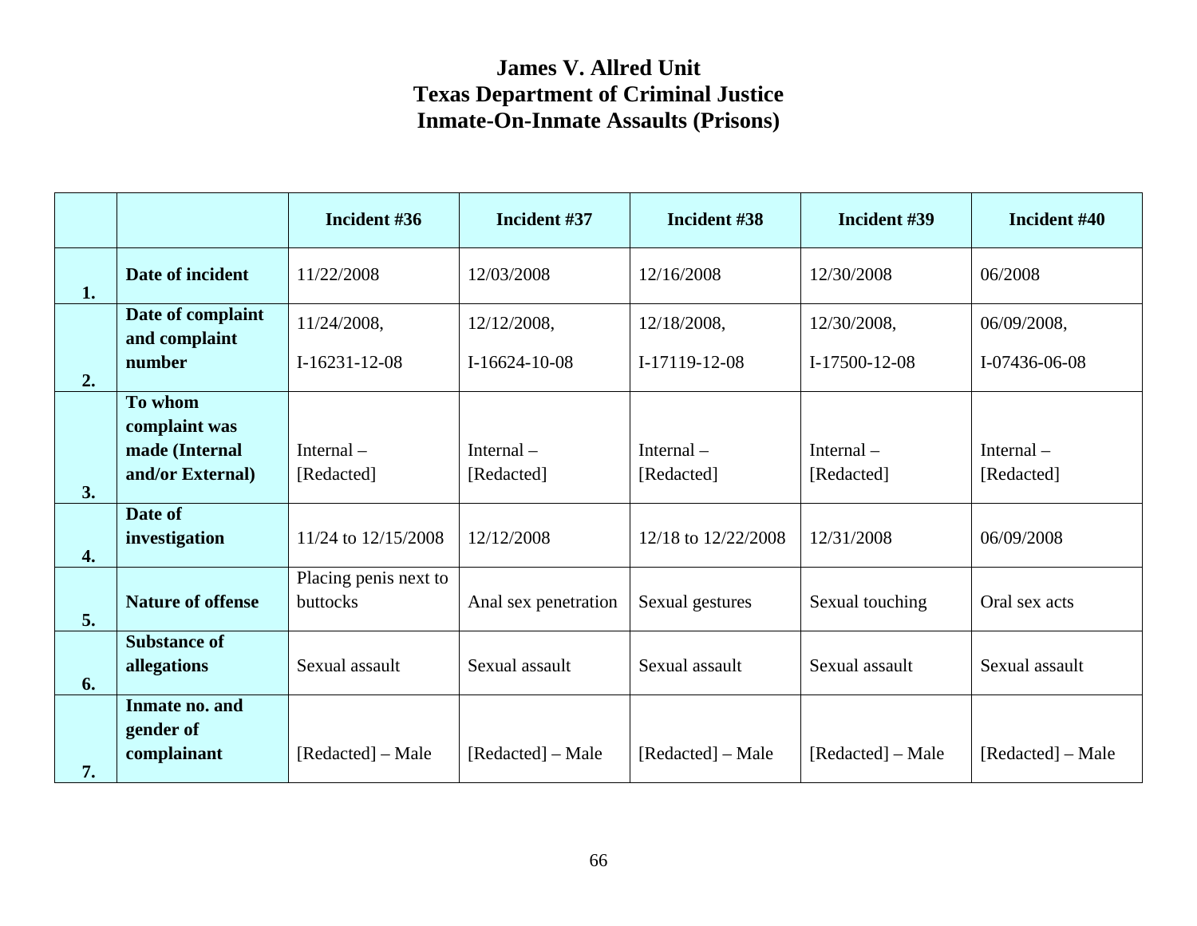# James V. Allred Unit
# Texas Department of Criminal Justice
# Inmate-On-Inmate Assaults (Prisons)

| | | Incident #36 | Incident #37 | Incident #38 | Incident #39 | Incident #40 |
|---|---|---|---|---|---|---|
| 1. | Date of incident | 11/22/2008 | 12/03/2008 | 12/16/2008 | 12/30/2008 | 06/2008 |
| 2. | Date of complaint and complaint number | 11/24/2008, I-16231-12-08 | 12/12/2008, I-16624-10-08 | 12/18/2008, I-17119-12-08 | 12/30/2008, I-17500-12-08 | 06/09/2008, I-07436-06-08 |
| 3. | To whom complaint was made (Internal and/or External) | Internal – [Redacted] | Internal – [Redacted] | Internal – [Redacted] | Internal – [Redacted] | Internal – [Redacted] |
| 4. | Date of investigation | 11/24 to 12/15/2008 | 12/12/2008 | 12/18 to 12/22/2008 | 12/31/2008 | 06/09/2008 |
| 5. | Nature of offense | Placing penis next to buttocks | Anal sex penetration | Sexual gestures | Sexual touching | Oral sex acts |
| 6. | Substance of allegations | Sexual assault | Sexual assault | Sexual assault | Sexual assault | Sexual assault |
| 7. | Inmate no. and gender of complainant | [Redacted] – Male | [Redacted] – Male | [Redacted] – Male | [Redacted] – Male | [Redacted] – Male |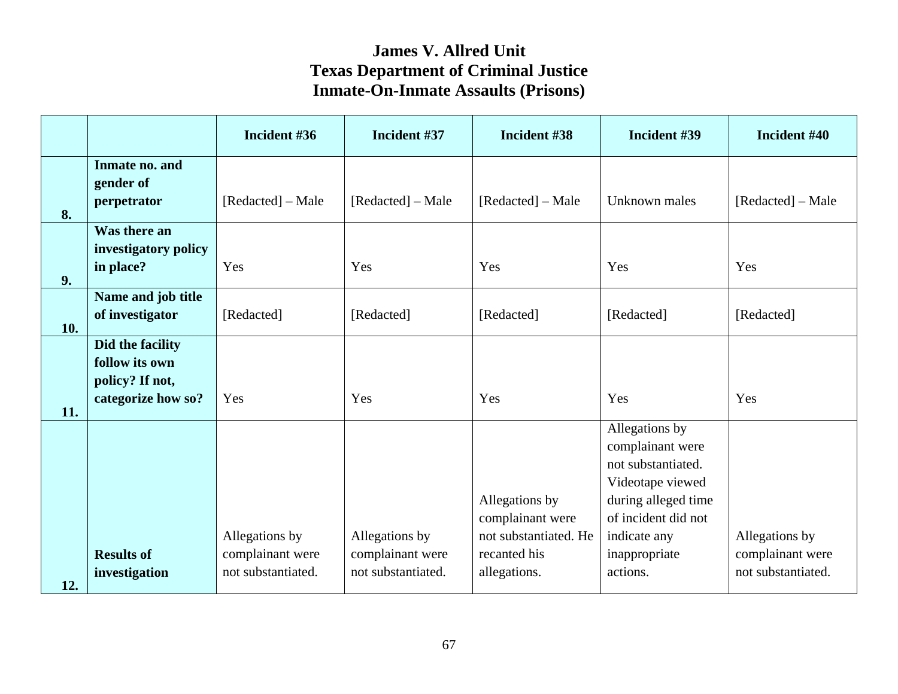# James V. Allred Unit
# Texas Department of Criminal Justice
# Inmate-On-Inmate Assaults (Prisons)

| | | Incident #36 | Incident #37 | Incident #38 | Incident #39 | Incident #40 |
|---|---|---|---|---|---|---|
| 8. | **Inmate no. and gender of perpetrator** | [Redacted] – Male | [Redacted] – Male | [Redacted] – Male | Unknown males | [Redacted] – Male |
| 9. | **Was there an investigatory policy in place?** | Yes | Yes | Yes | Yes | Yes |
| 10. | **Name and job title of investigator** | [Redacted] | [Redacted] | [Redacted] | [Redacted] | [Redacted] |
| 11. | **Did the facility follow its own policy? If not, categorize how so?** | Yes | Yes | Yes | Yes | Yes |
| 12. | **Results of investigation** | Allegations by complainant were not substantiated. | Allegations by complainant were not substantiated. | Allegations by complainant were not substantiated. He recanted his allegations. | Allegations by complainant were not substantiated. Videotape viewed during alleged time of incident did not indicate any inappropriate actions. | Allegations by complainant were not substantiated. |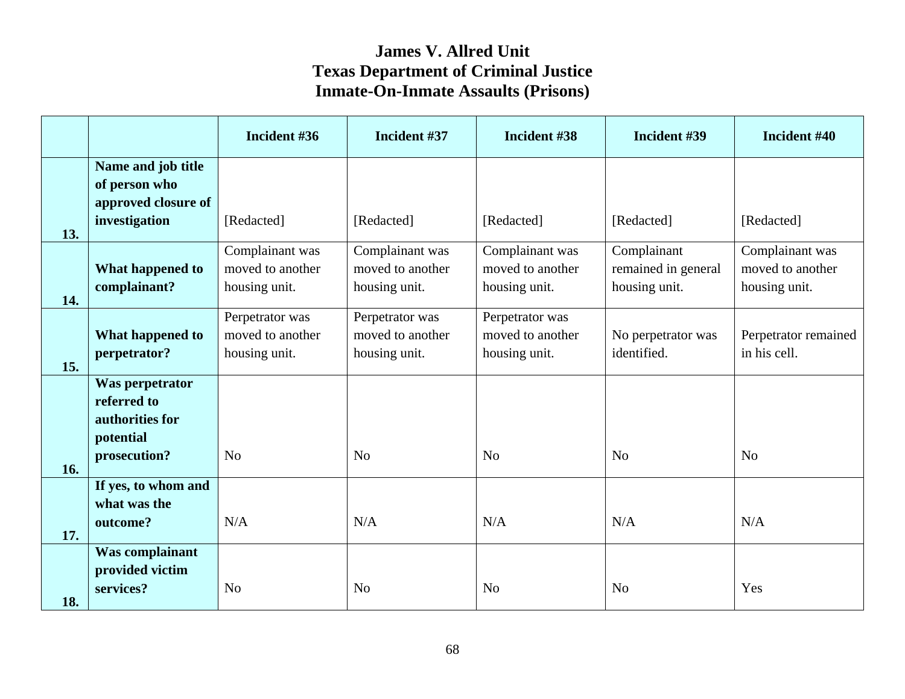# James V. Allred Unit
# Texas Department of Criminal Justice
# Inmate-On-Inmate Assaults (Prisons)

| | | Incident #36 | Incident #37 | Incident #38 | Incident #39 | Incident #40 |
|---|---|---|---|---|---|---|
| 13. | **Name and job title of person who approved closure of investigation** | [Redacted] | [Redacted] | [Redacted] | [Redacted] | [Redacted] |
| 14. | **What happened to complainant?** | Complainant was moved to another housing unit. | Complainant was moved to another housing unit. | Complainant was moved to another housing unit. | Complainant remained in general housing unit. | Complainant was moved to another housing unit. |
| 15. | **What happened to perpetrator?** | Perpetrator was moved to another housing unit. | Perpetrator was moved to another housing unit. | Perpetrator was moved to another housing unit. | No perpetrator was identified. | Perpetrator remained in his cell. |
| 16. | **Was perpetrator referred to authorities for potential prosecution?** | No | No | No | No | No |
| 17. | **If yes, to whom and what was the outcome?** | N/A | N/A | N/A | N/A | N/A |
| 18. | **Was complainant provided victim services?** | No | No | No | No | Yes |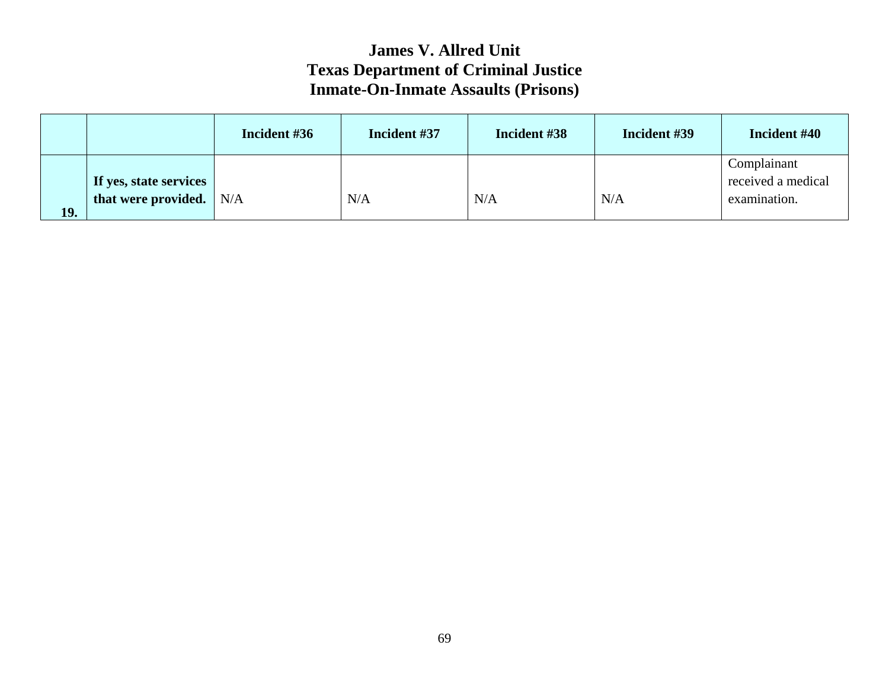# James V. Allred Unit
# Texas Department of Criminal Justice
# Inmate-On-Inmate Assaults (Prisons)

| | | Incident #36 | Incident #37 | Incident #38 | Incident #39 | Incident #40 |
|---|---|---|---|---|---|---|
| 19. | **If yes, state services that were provided.** | N/A | N/A | N/A | N/A | Complainant received a medical examination. |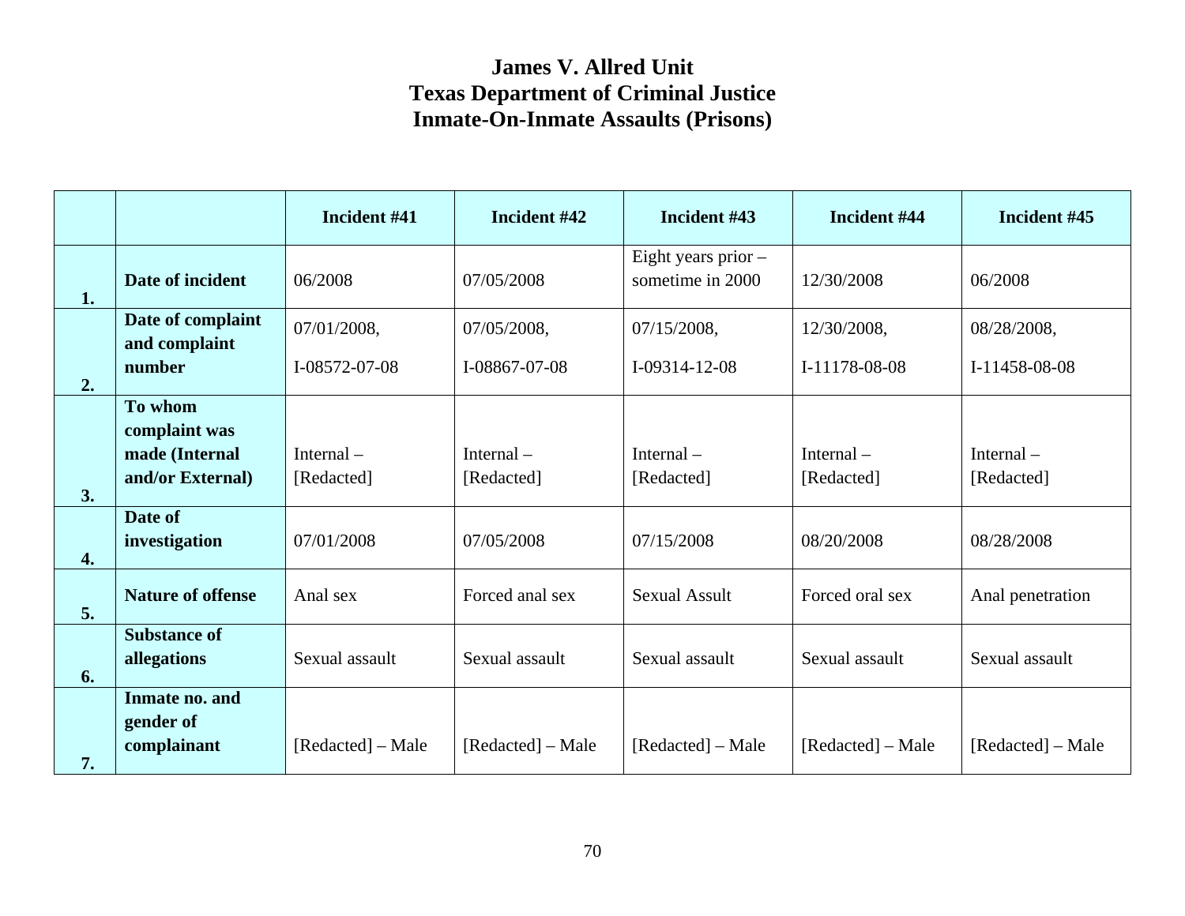# James V. Allred Unit
# Texas Department of Criminal Justice
# Inmate-On-Inmate Assaults (Prisons)

| | | Incident #41 | Incident #42 | Incident #43 | Incident #44 | Incident #45 |
|---|---|---|---|---|---|---|
| **1.** | **Date of incident** | 06/2008 | 07/05/2008 | Eight years prior – sometime in 2000 | 12/30/2008 | 06/2008 |
| **2.** | **Date of complaint and complaint number** | 07/01/2008, I-08572-07-08 | 07/05/2008, I-08867-07-08 | 07/15/2008, I-09314-12-08 | 12/30/2008, I-11178-08-08 | 08/28/2008, I-11458-08-08 |
| **3.** | **To whom complaint was made (Internal and/or External)** | Internal – [Redacted] | Internal – [Redacted] | Internal – [Redacted] | Internal – [Redacted] | Internal – [Redacted] |
| **4.** | **Date of investigation** | 07/01/2008 | 07/05/2008 | 07/15/2008 | 08/20/2008 | 08/28/2008 |
| **5.** | **Nature of offense** | Anal sex | Forced anal sex | Sexual Assult | Forced oral sex | Anal penetration |
| **6.** | **Substance of allegations** | Sexual assault | Sexual assault | Sexual assault | Sexual assault | Sexual assault |
| **7.** | **Inmate no. and gender of complainant** | [Redacted] – Male | [Redacted] – Male | [Redacted] – Male | [Redacted] – Male | [Redacted] – Male |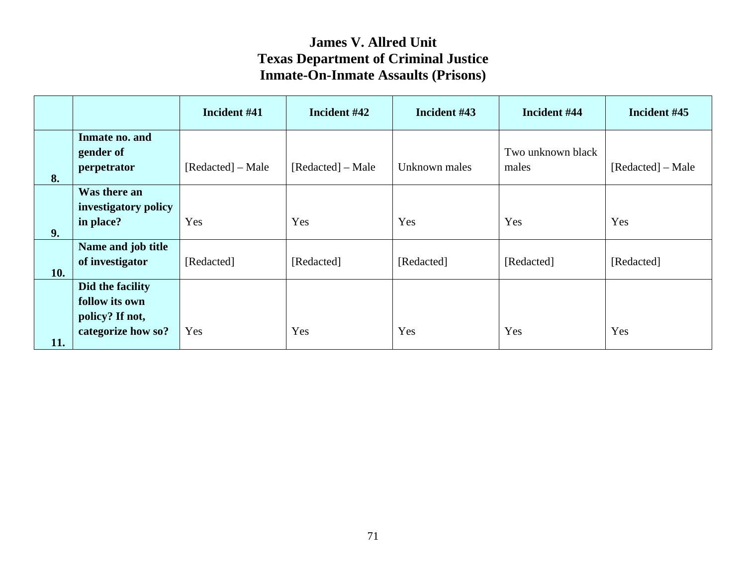# James V. Allred Unit
# Texas Department of Criminal Justice
# Inmate-On-Inmate Assaults (Prisons)

| | | Incident #41 | Incident #42 | Incident #43 | Incident #44 | Incident #45 |
|---|---|---|---|---|---|---|
| 8. | **Inmate no. and gender of perpetrator** | [Redacted] – Male | [Redacted] – Male | Unknown males | Two unknown black males | [Redacted] – Male |
| 9. | **Was there an investigatory policy in place?** | Yes | Yes | Yes | Yes | Yes |
| 10. | **Name and job title of investigator** | [Redacted] | [Redacted] | [Redacted] | [Redacted] | [Redacted] |
| 11. | **Did the facility follow its own policy? If not, categorize how so?** | Yes | Yes | Yes | Yes | Yes |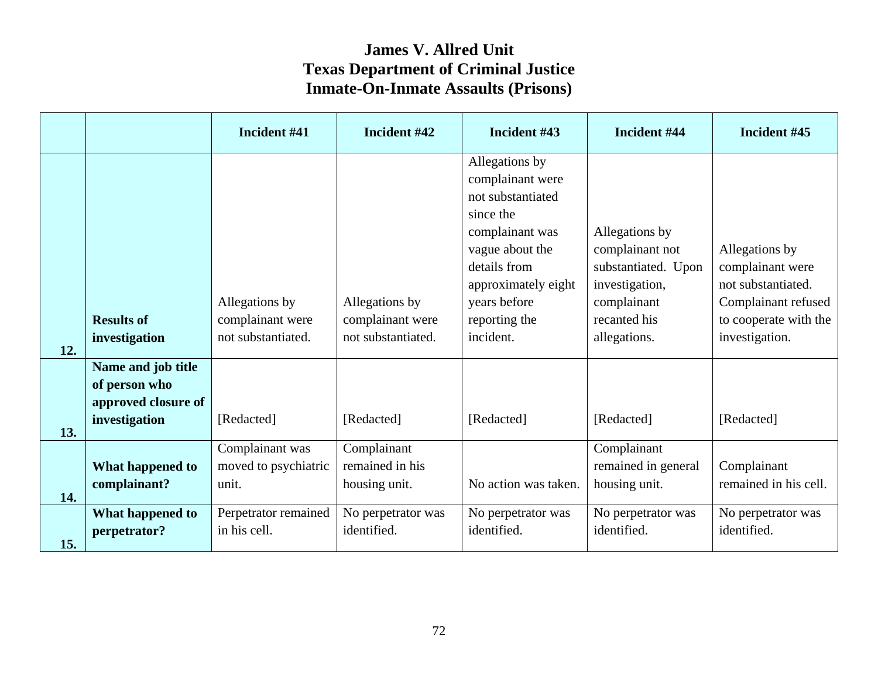# James V. Allred Unit
# Texas Department of Criminal Justice
# Inmate-On-Inmate Assaults (Prisons)

| | | Incident #41 | Incident #42 | Incident #43 | Incident #44 | Incident #45 |
|---|---|---|---|---|---|---|
| 12. | **Results of investigation** | Allegations by complainant were not substantiated. | Allegations by complainant were not substantiated. | Allegations by complainant were not substantiated since the complainant was vague about the details from approximately eight years before reporting the incident. | Allegations by complainant not substantiated. Upon investigation, complainant recanted his allegations. | Allegations by complainant were not substantiated. Complainant refused to cooperate with the investigation. |
| 13. | **Name and job title of person who approved closure of investigation** | [Redacted] | [Redacted] | [Redacted] | [Redacted] | [Redacted] |
| 14. | **What happened to complainant?** | Complainant was moved to psychiatric unit. | Complainant remained in his housing unit. | No action was taken. | Complainant remained in general housing unit. | Complainant remained in his cell. |
| 15. | **What happened to perpetrator?** | Perpetrator remained in his cell. | No perpetrator was identified. | No perpetrator was identified. | No perpetrator was identified. | No perpetrator was identified. |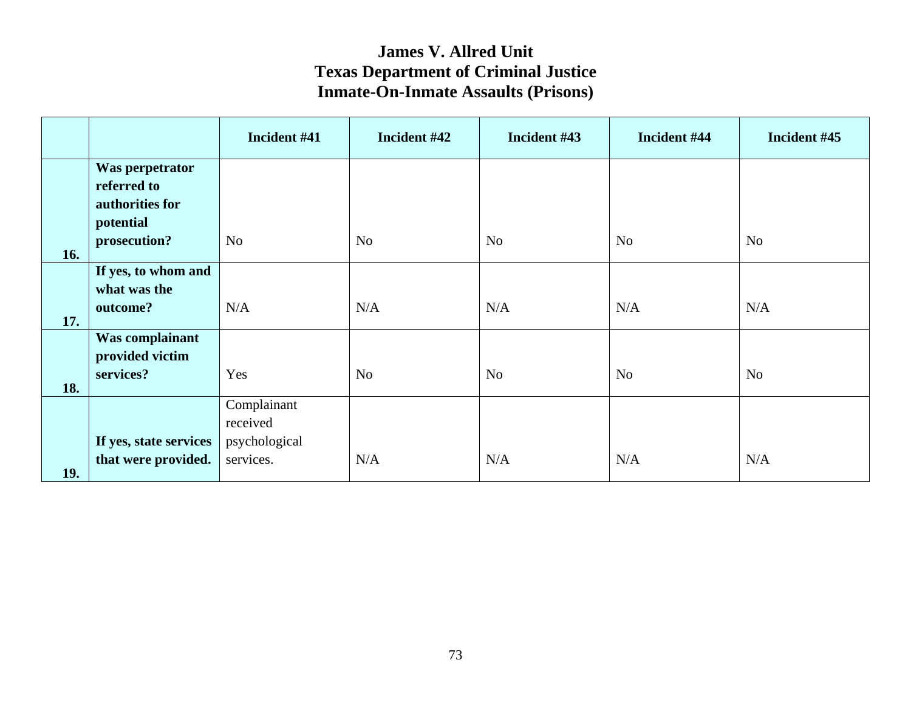# James V. Allred Unit
# Texas Department of Criminal Justice
# Inmate-On-Inmate Assaults (Prisons)

| | | Incident #41 | Incident #42 | Incident #43 | Incident #44 | Incident #45 |
|---|---|---|---|---|---|---|
| 16. | **Was perpetrator referred to authorities for potential prosecution?** | No | No | No | No | No |
| 17. | **If yes, to whom and what was the outcome?** | N/A | N/A | N/A | N/A | N/A |
| 18. | **Was complainant provided victim services?** | Yes | No | No | No | No |
| 19. | **If yes, state services that were provided.** | Complainant received psychological services. | N/A | N/A | N/A | N/A |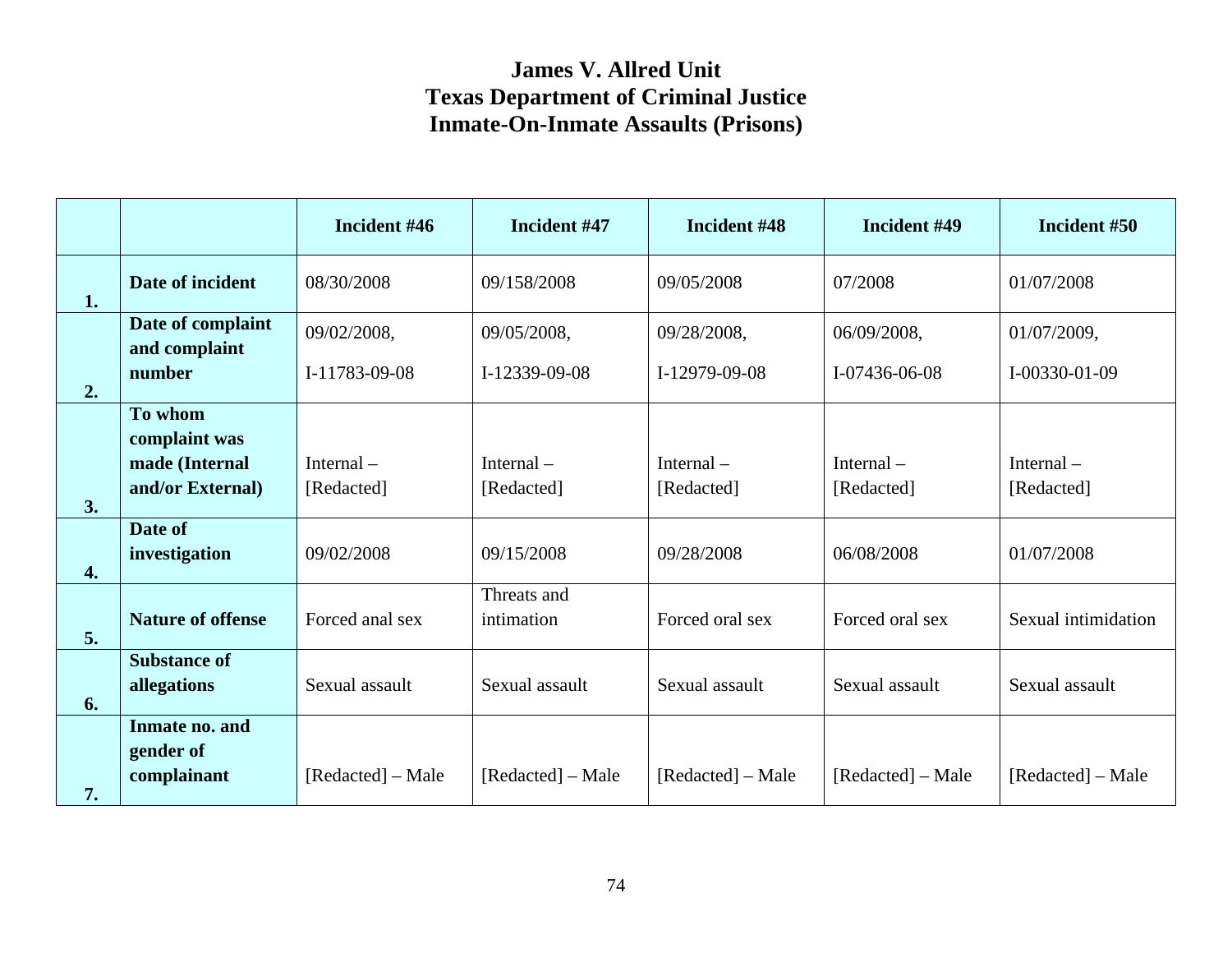# James V. Allred Unit
# Texas Department of Criminal Justice
# Inmate-On-Inmate Assaults (Prisons)

| | | Incident #46 | Incident #47 | Incident #48 | Incident #49 | Incident #50 |
|---|---|---|---|---|---|---|
| 1. | **Date of incident** | 08/30/2008 | 09/158/2008 | 09/05/2008 | 07/2008 | 01/07/2008 |
| 2. | **Date of complaint and complaint number** | 09/02/2008, I-11783-09-08 | 09/05/2008, I-12339-09-08 | 09/28/2008, I-12979-09-08 | 06/09/2008, I-07436-06-08 | 01/07/2009, I-00330-01-09 |
| 3. | **To whom complaint was made (Internal and/or External)** | Internal – [Redacted] | Internal – [Redacted] | Internal – [Redacted] | Internal – [Redacted] | Internal – [Redacted] |
| 4. | **Date of investigation** | 09/02/2008 | 09/15/2008 | 09/28/2008 | 06/08/2008 | 01/07/2008 |
| 5. | **Nature of offense** | Forced anal sex | Threats and intimation | Forced oral sex | Forced oral sex | Sexual intimidation |
| 6. | **Substance of allegations** | Sexual assault | Sexual assault | Sexual assault | Sexual assault | Sexual assault |
| 7. | **Inmate no. and gender of complainant** | [Redacted] – Male | [Redacted] – Male | [Redacted] – Male | [Redacted] – Male | [Redacted] – Male |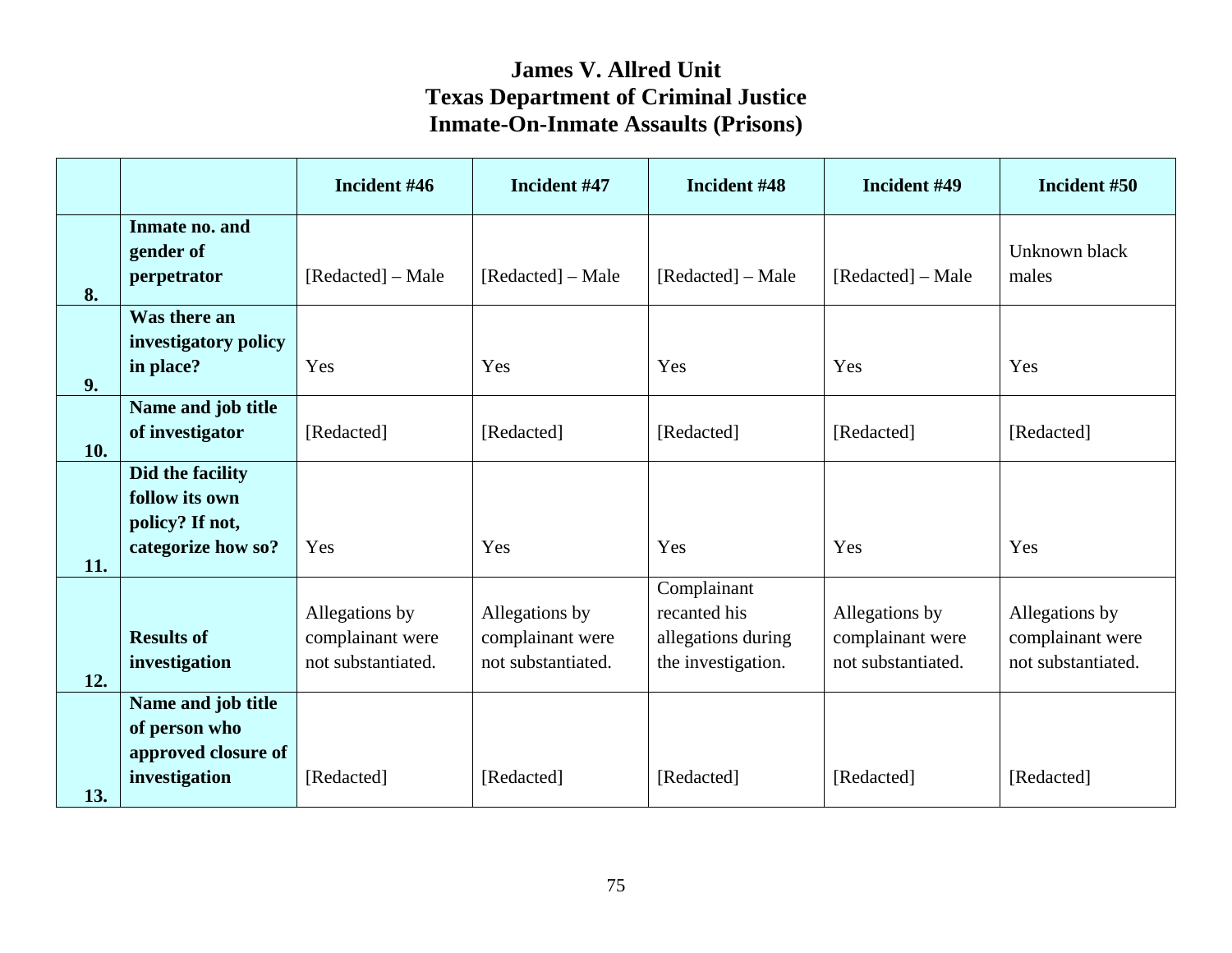# James V. Allred Unit
# Texas Department of Criminal Justice
# Inmate-On-Inmate Assaults (Prisons)

| | | Incident #46 | Incident #47 | Incident #48 | Incident #49 | Incident #50 |
|---|---|---|---|---|---|---|
| 8. | **Inmate no. and gender of perpetrator** | [Redacted] – Male | [Redacted] – Male | [Redacted] – Male | [Redacted] – Male | Unknown black males |
| 9. | **Was there an investigatory policy in place?** | Yes | Yes | Yes | Yes | Yes |
| 10. | **Name and job title of investigator** | [Redacted] | [Redacted] | [Redacted] | [Redacted] | [Redacted] |
| 11. | **Did the facility follow its own policy? If not, categorize how so?** | Yes | Yes | Yes | Yes | Yes |
| 12. | **Results of investigation** | Allegations by complainant were not substantiated. | Allegations by complainant were not substantiated. | Complainant recanted his allegations during the investigation. | Allegations by complainant were not substantiated. | Allegations by complainant were not substantiated. |
| 13. | **Name and job title of person who approved closure of investigation** | [Redacted] | [Redacted] | [Redacted] | [Redacted] | [Redacted] |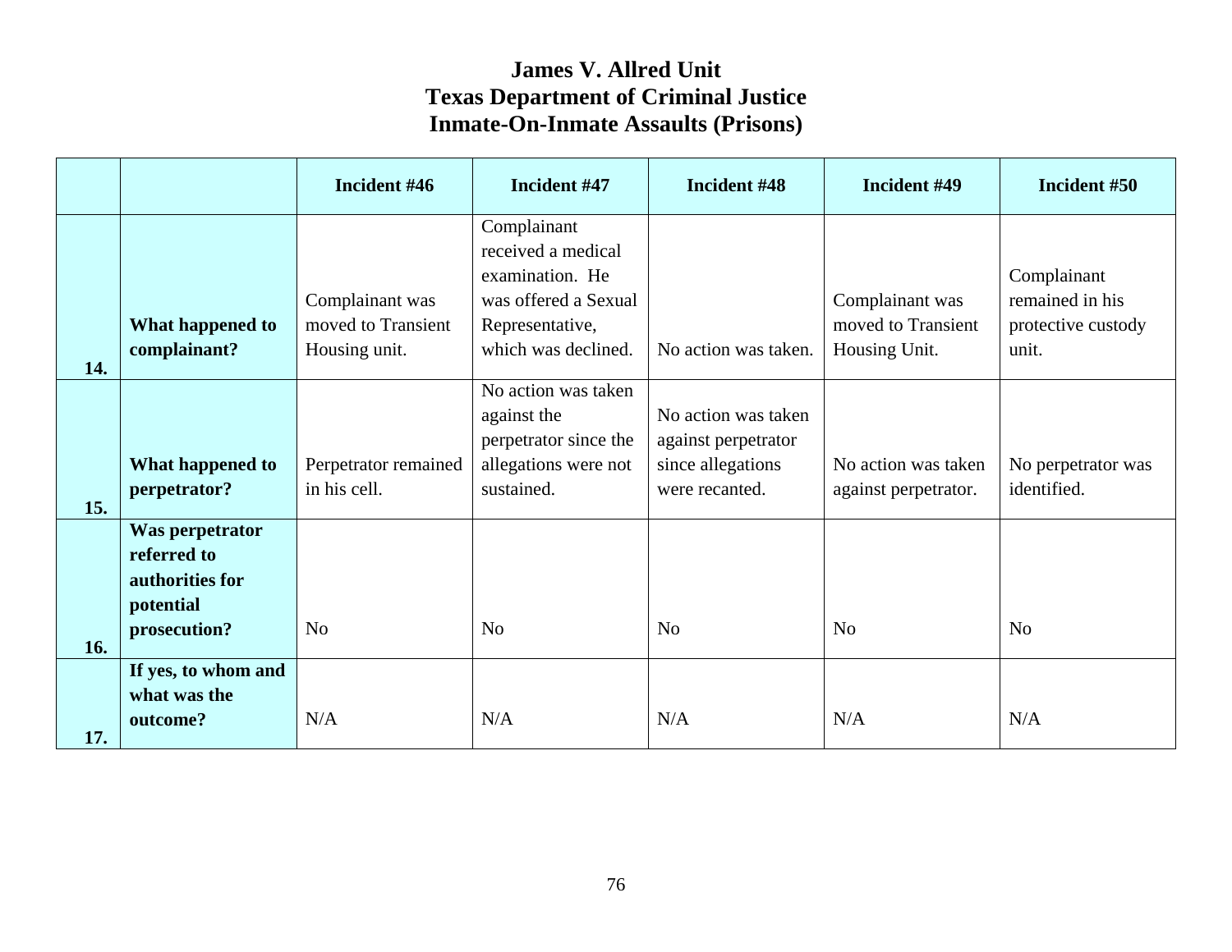# James V. Allred Unit
# Texas Department of Criminal Justice
# Inmate-On-Inmate Assaults (Prisons)

| | | Incident #46 | Incident #47 | Incident #48 | Incident #49 | Incident #50 |
|---|---|---|---|---|---|---|
| 14. | **What happened to complainant?** | Complainant was moved to Transient Housing unit. | Complainant received a medical examination. He was offered a Sexual Representative, which was declined. | No action was taken. | Complainant was moved to Transient Housing Unit. | Complainant remained in his protective custody unit. |
| 15. | **What happened to perpetrator?** | Perpetrator remained in his cell. | No action was taken against the perpetrator since the allegations were not sustained. | No action was taken against perpetrator since allegations were recanted. | No action was taken against perpetrator. | No perpetrator was identified. |
| 16. | **Was perpetrator referred to authorities for potential prosecution?** | No | No | No | No | No |
| 17. | **If yes, to whom and what was the outcome?** | N/A | N/A | N/A | N/A | N/A |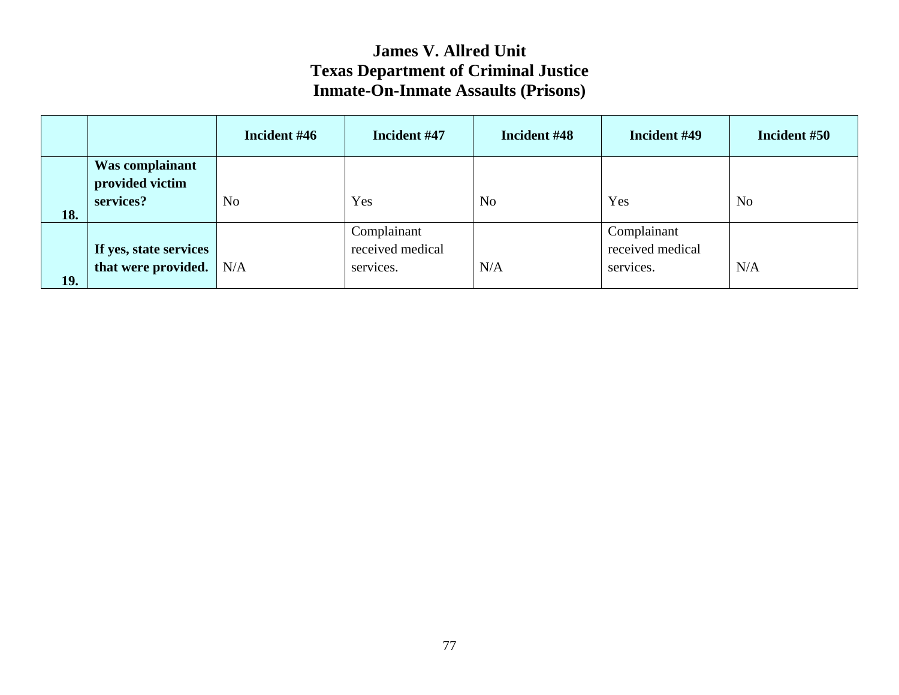# James V. Allred Unit
# Texas Department of Criminal Justice
# Inmate-On-Inmate Assaults (Prisons)

| | | Incident #46 | Incident #47 | Incident #48 | Incident #49 | Incident #50 |
|---|---|---|---|---|---|---|
| 18. | **Was complainant provided victim services?** | No | Yes | No | Yes | No |
| 19. | **If yes, state services that were provided.** | N/A | Complainant received medical services. | N/A | Complainant received medical services. | N/A |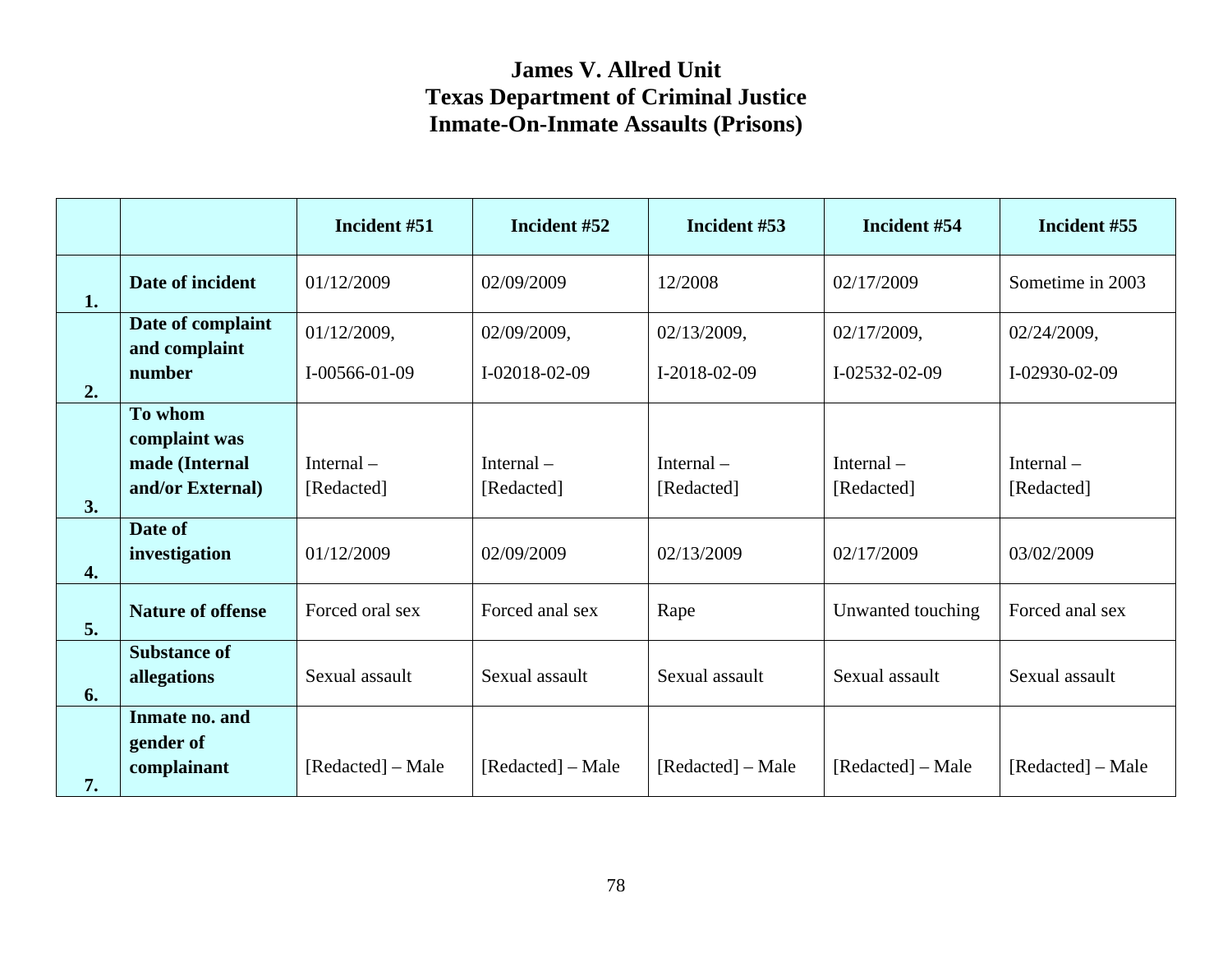# James V. Allred Unit
# Texas Department of Criminal Justice
# Inmate-On-Inmate Assaults (Prisons)

| | | Incident #51 | Incident #52 | Incident #53 | Incident #54 | Incident #55 |
|---|---|---|---|---|---|---|
| 1. | **Date of incident** | 01/12/2009 | 02/09/2009 | 12/2008 | 02/17/2009 | Sometime in 2003 |
| 2. | **Date of complaint and complaint number** | 01/12/2009, I-00566-01-09 | 02/09/2009, I-02018-02-09 | 02/13/2009, I-2018-02-09 | 02/17/2009, I-02532-02-09 | 02/24/2009, I-02930-02-09 |
| 3. | **To whom complaint was made (Internal and/or External)** | Internal – [Redacted] | Internal – [Redacted] | Internal – [Redacted] | Internal – [Redacted] | Internal – [Redacted] |
| 4. | **Date of investigation** | 01/12/2009 | 02/09/2009 | 02/13/2009 | 02/17/2009 | 03/02/2009 |
| 5. | **Nature of offense** | Forced oral sex | Forced anal sex | Rape | Unwanted touching | Forced anal sex |
| 6. | **Substance of allegations** | Sexual assault | Sexual assault | Sexual assault | Sexual assault | Sexual assault |
| 7. | **Inmate no. and gender of complainant** | [Redacted] – Male | [Redacted] – Male | [Redacted] – Male | [Redacted] – Male | [Redacted] – Male |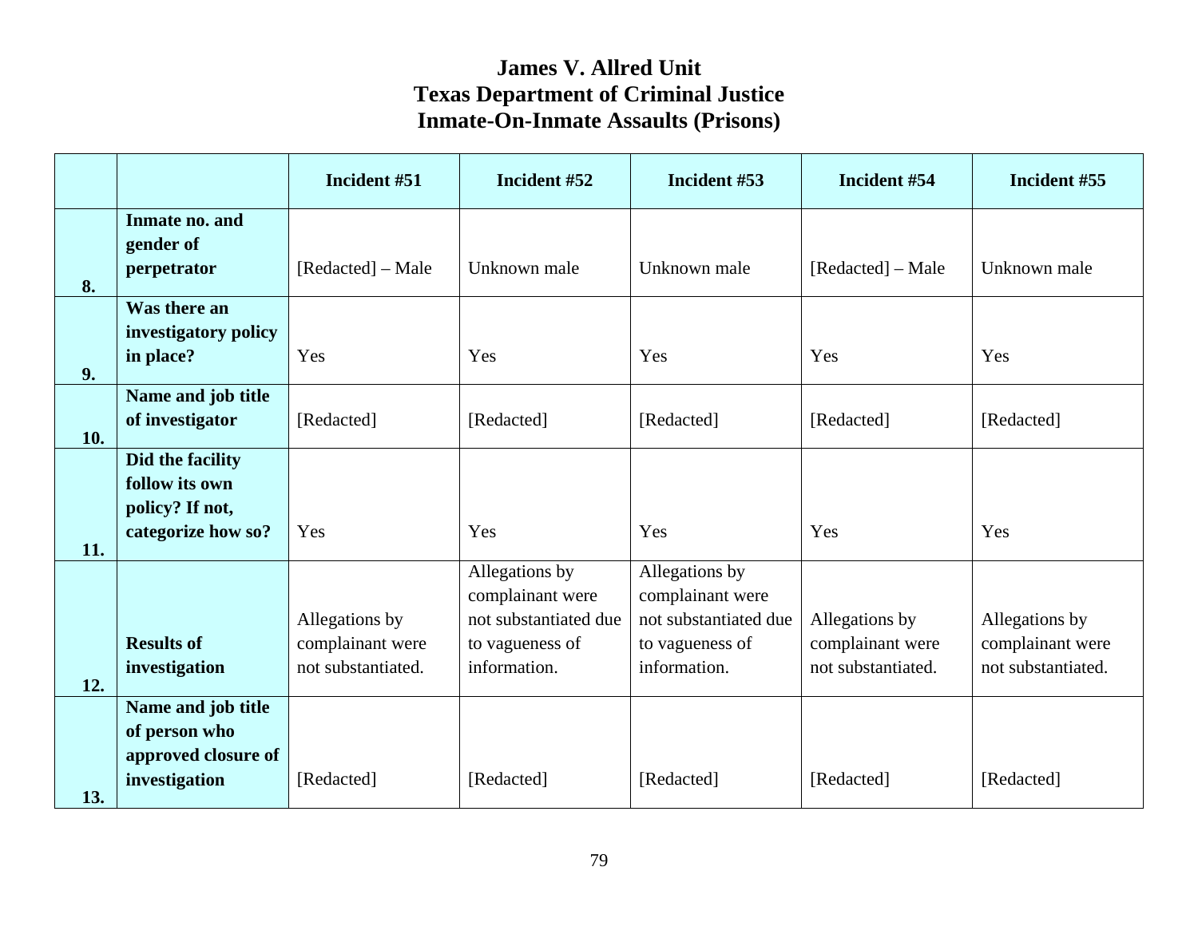# James V. Allred Unit
# Texas Department of Criminal Justice
# Inmate-On-Inmate Assaults (Prisons)

| | | Incident #51 | Incident #52 | Incident #53 | Incident #54 | Incident #55 |
|---|---|---|---|---|---|---|
| 8. | **Inmate no. and gender of perpetrator** | [Redacted] – Male | Unknown male | Unknown male | [Redacted] – Male | Unknown male |
| 9. | **Was there an investigatory policy in place?** | Yes | Yes | Yes | Yes | Yes |
| 10. | **Name and job title of investigator** | [Redacted] | [Redacted] | [Redacted] | [Redacted] | [Redacted] |
| 11. | **Did the facility follow its own policy? If not, categorize how so?** | Yes | Yes | Yes | Yes | Yes |
| 12. | **Results of investigation** | Allegations by complainant were not substantiated. | Allegations by complainant were not substantiated due to vagueness of information. | Allegations by complainant were not substantiated due to vagueness of information. | Allegations by complainant were not substantiated. | Allegations by complainant were not substantiated. |
| 13. | **Name and job title of person who approved closure of investigation** | [Redacted] | [Redacted] | [Redacted] | [Redacted] | [Redacted] |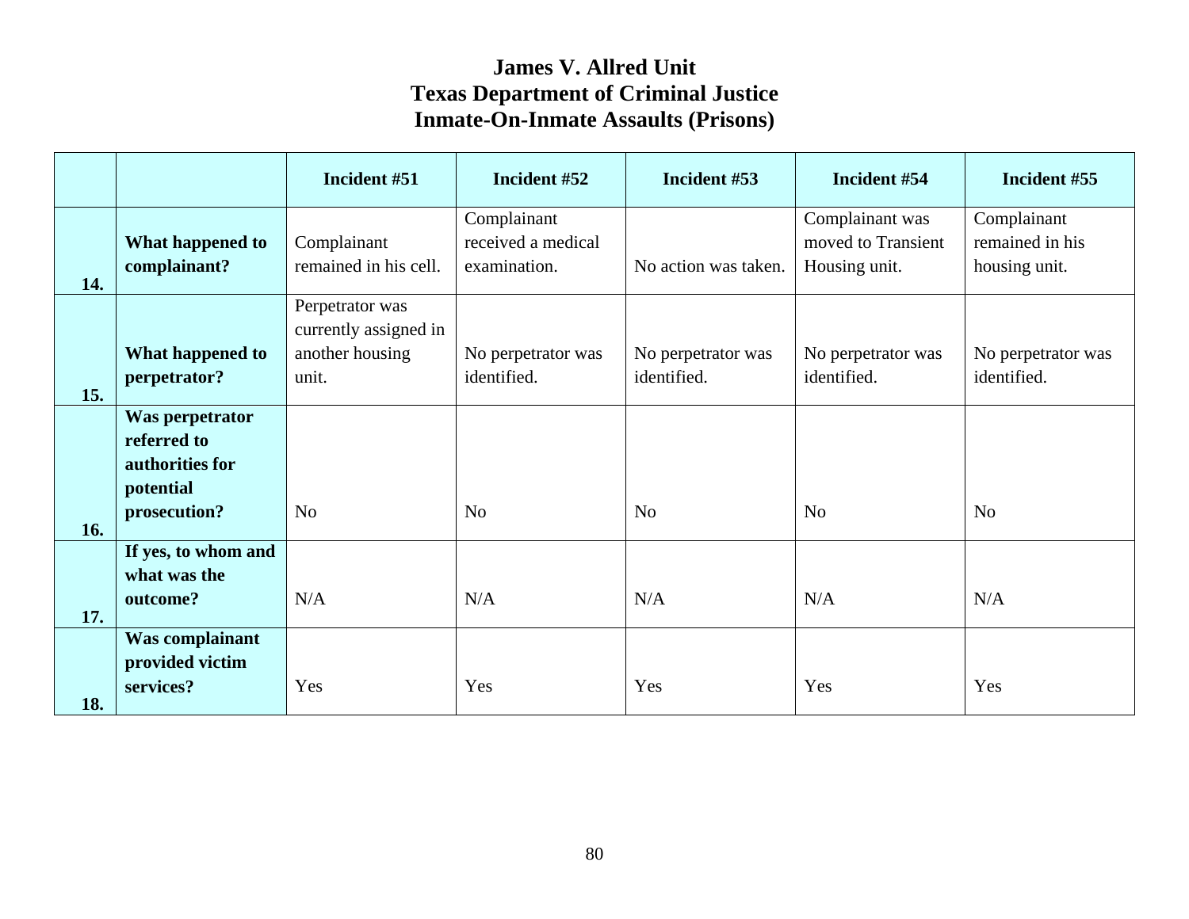# James V. Allred Unit
# Texas Department of Criminal Justice
# Inmate-On-Inmate Assaults (Prisons)

| | | Incident #51 | Incident #52 | Incident #53 | Incident #54 | Incident #55 |
|---|---|---|---|---|---|---|
| 14. | **What happened to complainant?** | Complainant remained in his cell. | Complainant received a medical examination. | No action was taken. | Complainant was moved to Transient Housing unit. | Complainant remained in his housing unit. |
| 15. | **What happened to perpetrator?** | Perpetrator was currently assigned in another housing unit. | No perpetrator was identified. | No perpetrator was identified. | No perpetrator was identified. | No perpetrator was identified. |
| 16. | **Was perpetrator referred to authorities for potential prosecution?** | No | No | No | No | No |
| 17. | **If yes, to whom and what was the outcome?** | N/A | N/A | N/A | N/A | N/A |
| 18. | **Was complainant provided victim services?** | Yes | Yes | Yes | Yes | Yes |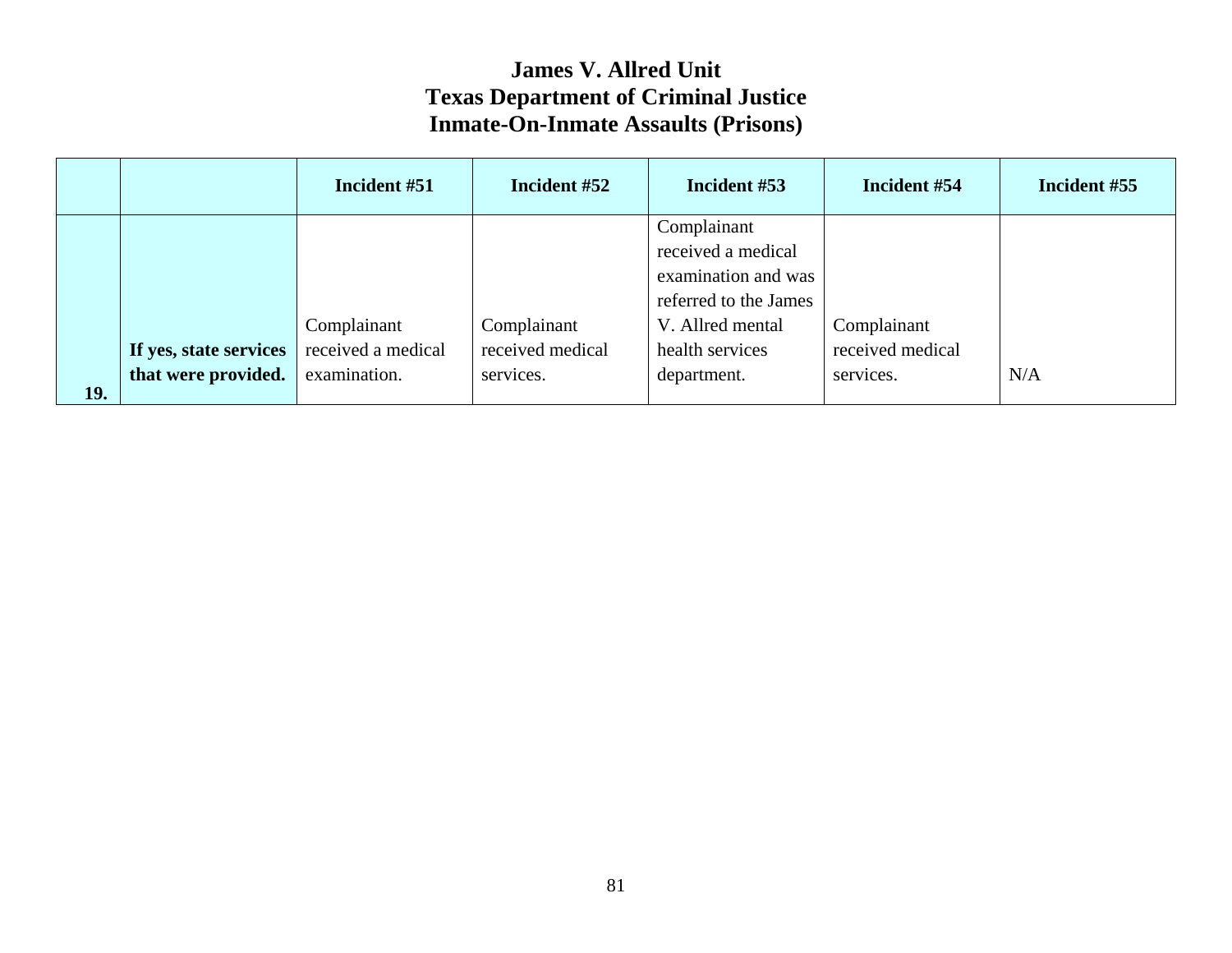# James V. Allred Unit
# Texas Department of Criminal Justice
# Inmate-On-Inmate Assaults (Prisons)

| | | Incident #51 | Incident #52 | Incident #53 | Incident #54 | Incident #55 |
|---|---|---|---|---|---|---|
| 19. | **If yes, state services that were provided.** | Complainant received a medical examination. | Complainant received medical services. | Complainant received a medical examination and was referred to the James V. Allred mental health services department. | Complainant received medical services. | N/A |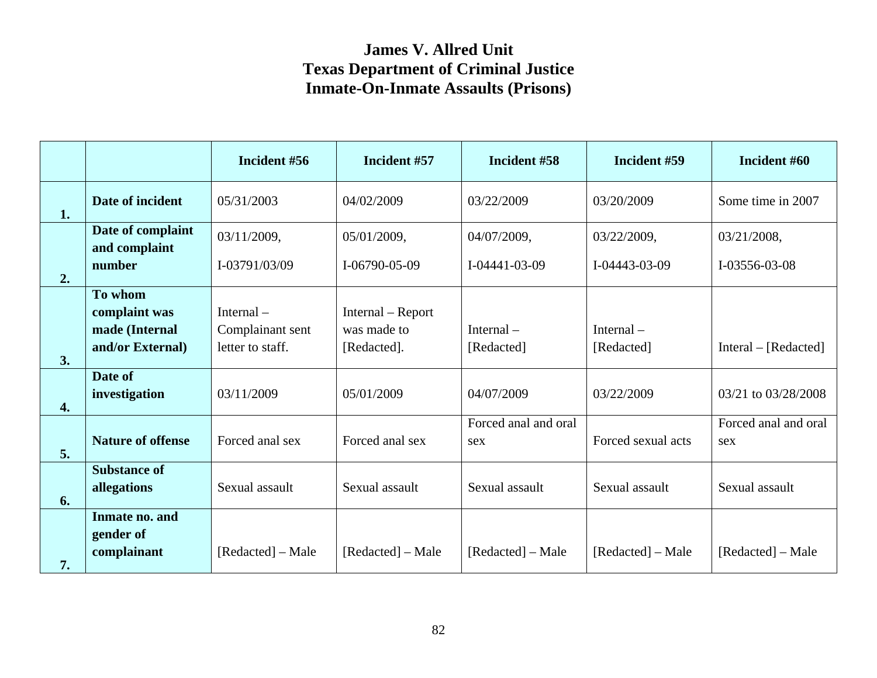# James V. Allred Unit
# Texas Department of Criminal Justice
# Inmate-On-Inmate Assaults (Prisons)

| | | Incident #56 | Incident #57 | Incident #58 | Incident #59 | Incident #60 |
|---|---|---|---|---|---|---|
| 1. | Date of incident | 05/31/2003 | 04/02/2009 | 03/22/2009 | 03/20/2009 | Some time in 2007 |
| 2. | Date of complaint and complaint number | 03/11/2009, I-03791/03/09 | 05/01/2009, I-06790-05-09 | 04/07/2009, I-04441-03-09 | 03/22/2009, I-04443-03-09 | 03/21/2008, I-03556-03-08 |
| 3. | To whom complaint was made (Internal and/or External) | Internal – Complainant sent letter to staff. | Internal – Report was made to [Redacted]. | Internal – [Redacted] | Internal – [Redacted] | Interal – [Redacted] |
| 4. | Date of investigation | 03/11/2009 | 05/01/2009 | 04/07/2009 | 03/22/2009 | 03/21 to 03/28/2008 |
| 5. | Nature of offense | Forced anal sex | Forced anal sex | Forced anal and oral sex | Forced sexual acts | Forced anal and oral sex |
| 6. | Substance of allegations | Sexual assault | Sexual assault | Sexual assault | Sexual assault | Sexual assault |
| 7. | Inmate no. and gender of complainant | [Redacted] – Male | [Redacted] – Male | [Redacted] – Male | [Redacted] – Male | [Redacted] – Male |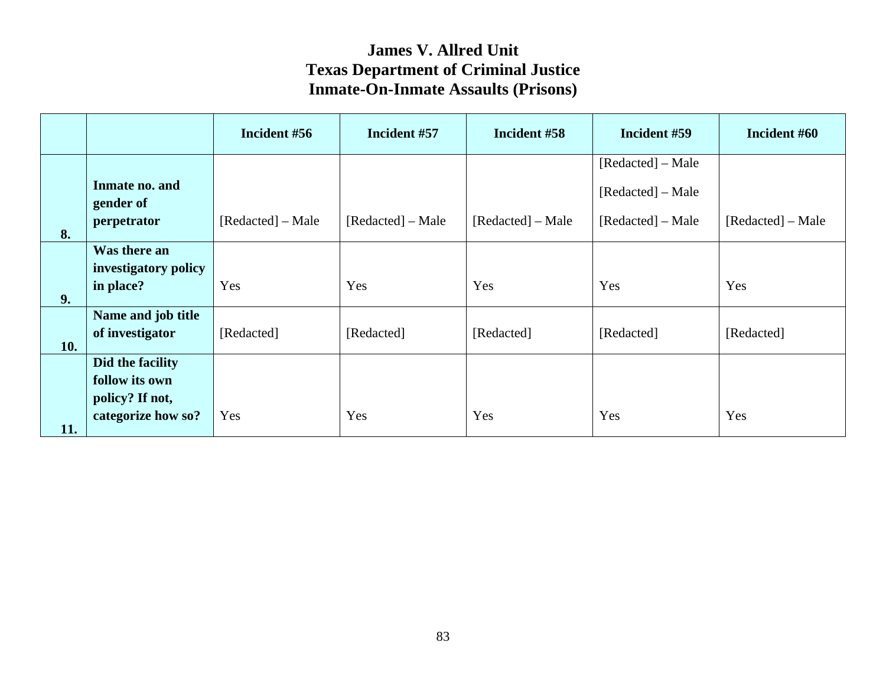# James V. Allred Unit
## Texas Department of Criminal Justice
## Inmate-On-Inmate Assaults (Prisons)

| | | Incident #56 | Incident #57 | Incident #58 | Incident #59 | Incident #60 |
|---|---|---|---|---|---|---|
| 8. | Inmate no. and gender of perpetrator | [Redacted] – Male | [Redacted] – Male | [Redacted] – Male | [Redacted] – Male<br>[Redacted] – Male<br>[Redacted] – Male | [Redacted] – Male |
| 9. | Was there an investigatory policy in place? | Yes | Yes | Yes | Yes | Yes |
| 10. | Name and job title of investigator | [Redacted] | [Redacted] | [Redacted] | [Redacted] | [Redacted] |
| 11. | Did the facility follow its own policy? If not, categorize how so? | Yes | Yes | Yes | Yes | Yes |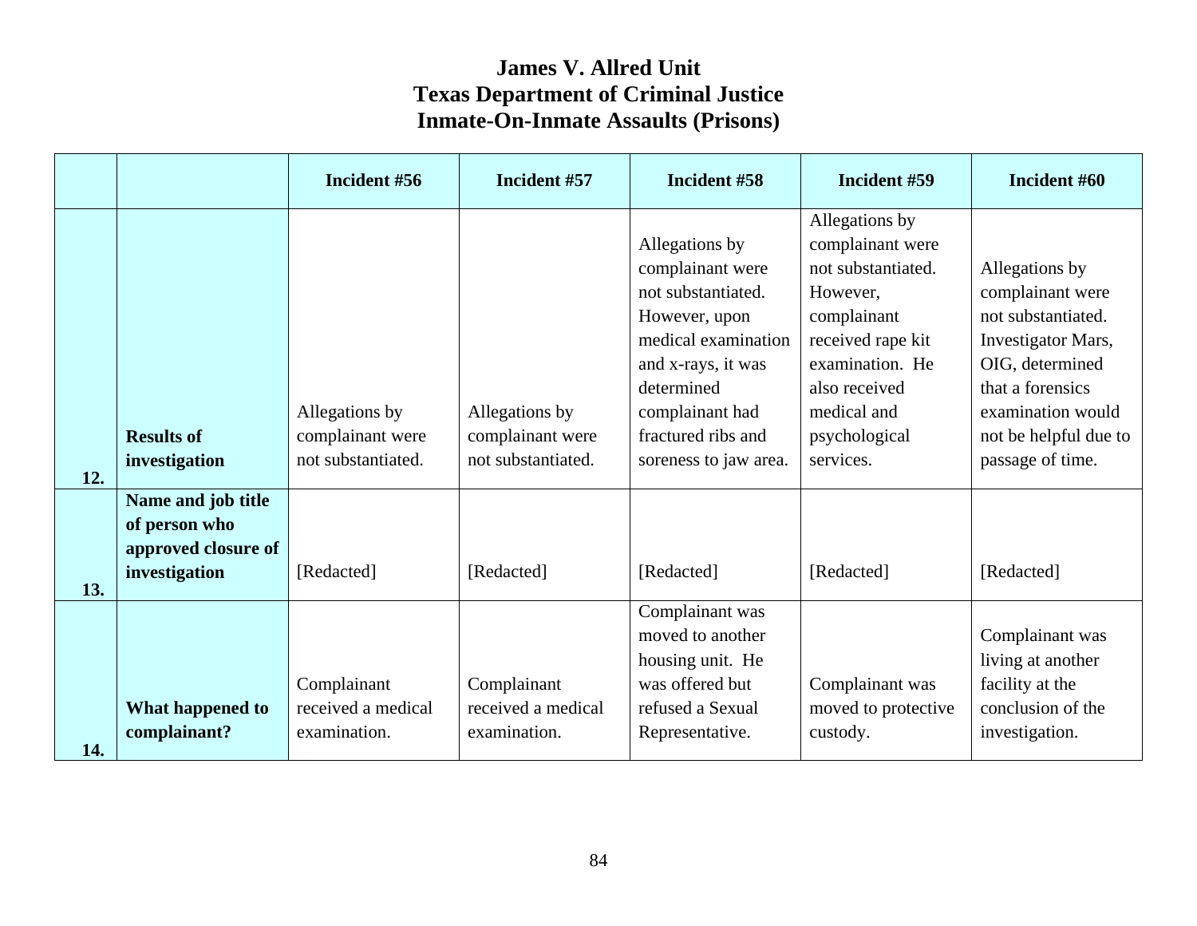# James V. Allred Unit
# Texas Department of Criminal Justice
# Inmate-On-Inmate Assaults (Prisons)

| | | Incident #56 | Incident #57 | Incident #58 | Incident #59 | Incident #60 |
|---|---|---|---|---|---|---|
| 12. | **Results of investigation** | Allegations by complainant were not substantiated. | Allegations by complainant were not substantiated. | Allegations by complainant were not substantiated. However, upon medical examination and x-rays, it was determined complainant had fractured ribs and soreness to jaw area. | Allegations by complainant were not substantiated. However, complainant received rape kit examination. He also received medical and psychological services. | Allegations by complainant were not substantiated. Investigator Mars, OIG, determined that a forensics examination would not be helpful due to passage of time. |
| 13. | **Name and job title of person who approved closure of investigation** | [Redacted] | [Redacted] | [Redacted] | [Redacted] | [Redacted] |
| 14. | **What happened to complainant?** | Complainant received a medical examination. | Complainant received a medical examination. | Complainant was moved to another housing unit. He was offered but refused a Sexual Representative. | Complainant was moved to protective custody. | Complainant was living at another facility at the conclusion of the investigation. |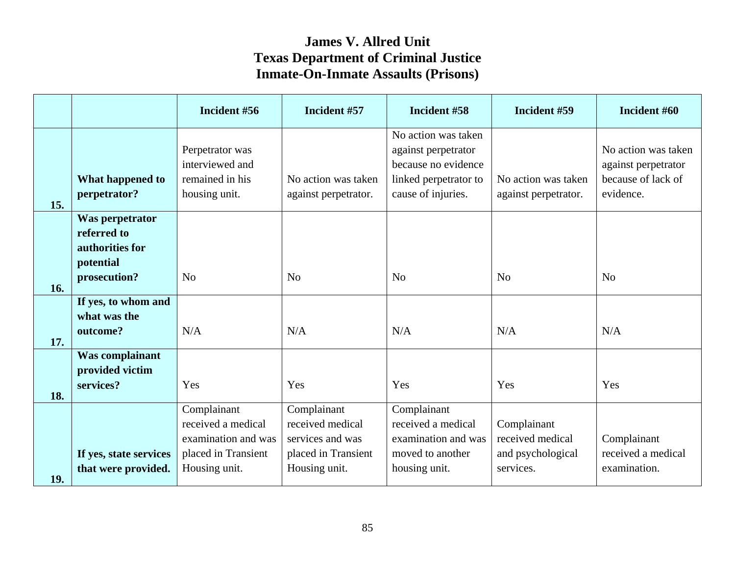# James V. Allred Unit
# Texas Department of Criminal Justice
# Inmate-On-Inmate Assaults (Prisons)

| | | Incident #56 | Incident #57 | Incident #58 | Incident #59 | Incident #60 |
|---|---|---|---|---|---|---|
| 15. | **What happened to perpetrator?** | Perpetrator was interviewed and remained in his housing unit. | No action was taken against perpetrator. | No action was taken against perpetrator because no evidence linked perpetrator to cause of injuries. | No action was taken against perpetrator. | No action was taken against perpetrator because of lack of evidence. |
| 16. | **Was perpetrator referred to authorities for potential prosecution?** | No | No | No | No | No |
| 17. | **If yes, to whom and what was the outcome?** | N/A | N/A | N/A | N/A | N/A |
| 18. | **Was complainant provided victim services?** | Yes | Yes | Yes | Yes | Yes |
| 19. | **If yes, state services that were provided.** | Complainant received a medical examination and was placed in Transient Housing unit. | Complainant received medical services and was placed in Transient Housing unit. | Complainant received a medical examination and was moved to another housing unit. | Complainant received medical and psychological services. | Complainant received a medical examination. |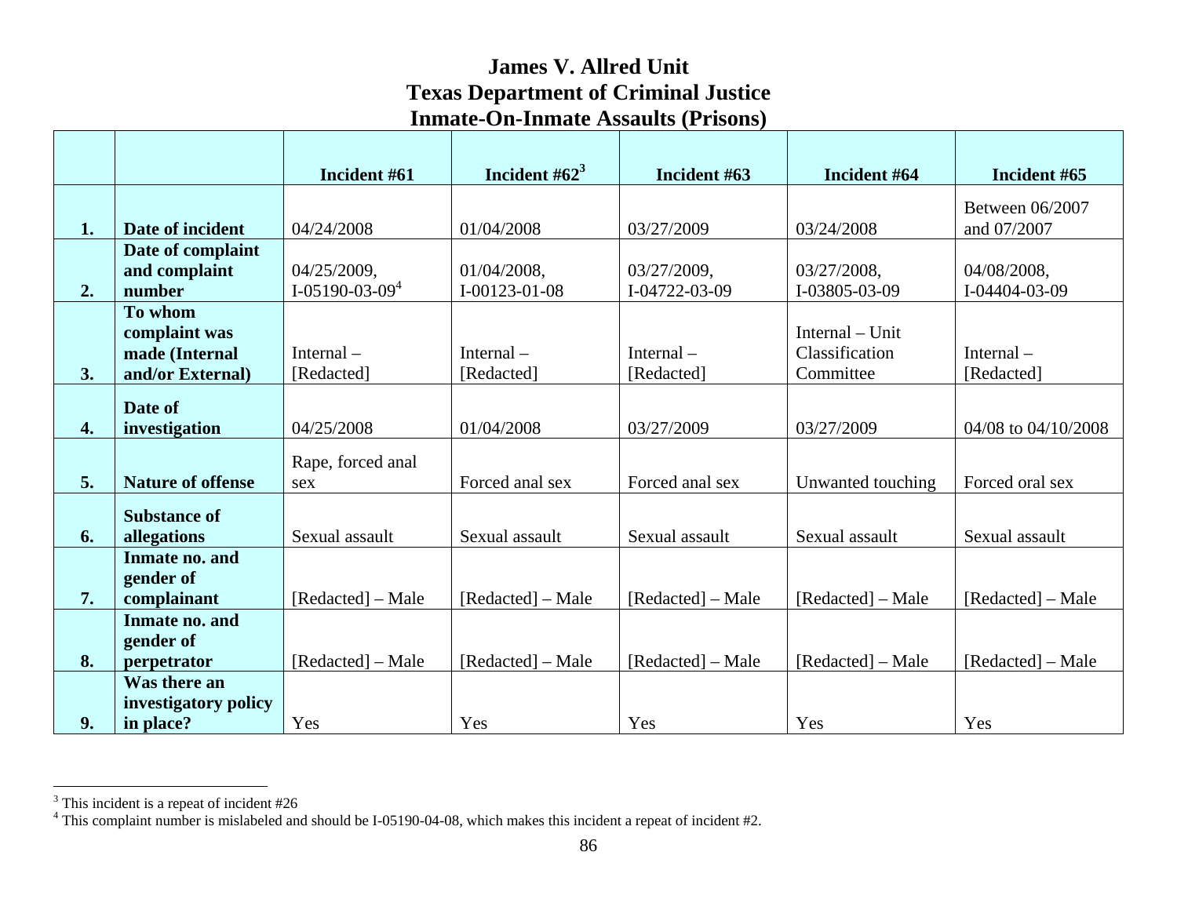# James V. Allred Unit
# Texas Department of Criminal Justice
# Inmate-On-Inmate Assaults (Prisons)

| | | Incident #61 | Incident #62[3] | Incident #63 | Incident #64 | Incident #65 |
|---|---|---|---|---|---|---|
| 1. | **Date of incident** | 04/24/2008 | 01/04/2008 | 03/27/2009 | 03/24/2008 | Between 06/2007 and 07/2007 |
| 2. | **Date of complaint and complaint number** | 04/25/2009, I-05190-03-09[4] | 01/04/2008, I-00123-01-08 | 03/27/2009, I-04722-03-09 | 03/27/2008, I-03805-03-09 | 04/08/2008, I-04404-03-09 |
| 3. | **To whom complaint was made (Internal and/or External)** | Internal – [Redacted] | Internal – [Redacted] | Internal – [Redacted] | Internal – Unit Classification Committee | Internal – [Redacted] |
| 4. | **Date of investigation** | 04/25/2008 | 01/04/2008 | 03/27/2009 | 03/27/2009 | 04/08 to 04/10/2008 |
| 5. | **Nature of offense** | Rape, forced anal sex | Forced anal sex | Forced anal sex | Unwanted touching | Forced oral sex |
| 6. | **Substance of allegations** | Sexual assault | Sexual assault | Sexual assault | Sexual assault | Sexual assault |
| 7. | **Inmate no. and gender of complainant** | [Redacted] – Male | [Redacted] – Male | [Redacted] – Male | [Redacted] – Male | [Redacted] – Male |
| 8. | **Inmate no. and gender of perpetrator** | [Redacted] – Male | [Redacted] – Male | [Redacted] – Male | [Redacted] – Male | [Redacted] – Male |
| 9. | **Was there an investigatory policy in place?** | Yes | Yes | Yes | Yes | Yes |

[3] This incident is a repeat of incident #26

[4] This complaint number is mislabeled and should be I-05190-04-08, which makes this incident a repeat of incident #2.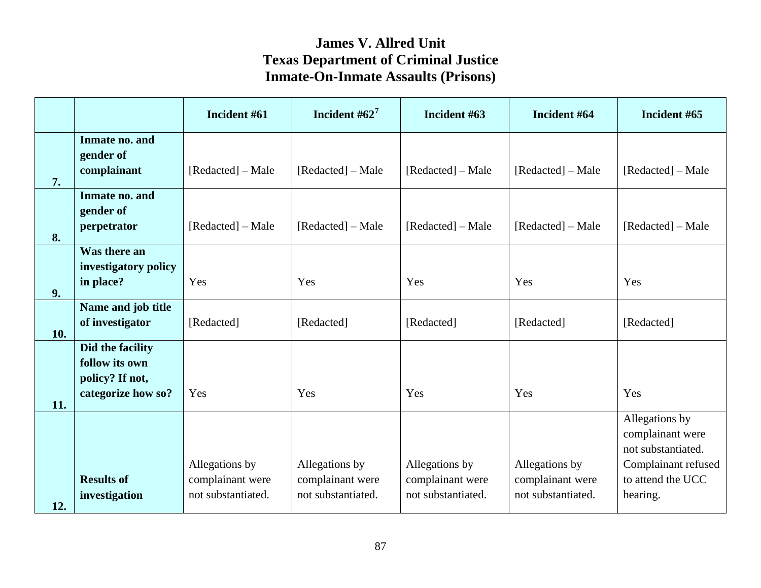# James V. Allred Unit
# Texas Department of Criminal Justice
# Inmate-On-Inmate Assaults (Prisons)

| | | Incident #61 | Incident #62[7] | Incident #63 | Incident #64 | Incident #65 |
|---|---|---|---|---|---|---|
| 7. | **Inmate no. and gender of complainant** | [Redacted] – Male | [Redacted] – Male | [Redacted] – Male | [Redacted] – Male | [Redacted] – Male |
| 8. | **Inmate no. and gender of perpetrator** | [Redacted] – Male | [Redacted] – Male | [Redacted] – Male | [Redacted] – Male | [Redacted] – Male |
| 9. | **Was there an investigatory policy in place?** | Yes | Yes | Yes | Yes | Yes |
| 10. | **Name and job title of investigator** | [Redacted] | [Redacted] | [Redacted] | [Redacted] | [Redacted] |
| 11. | **Did the facility follow its own policy? If not, categorize how so?** | Yes | Yes | Yes | Yes | Yes |
| 12. | **Results of investigation** | Allegations by complainant were not substantiated. | Allegations by complainant were not substantiated. | Allegations by complainant were not substantiated. | Allegations by complainant were not substantiated. | Allegations by complainant were not substantiated. Complainant refused to attend the UCC hearing. |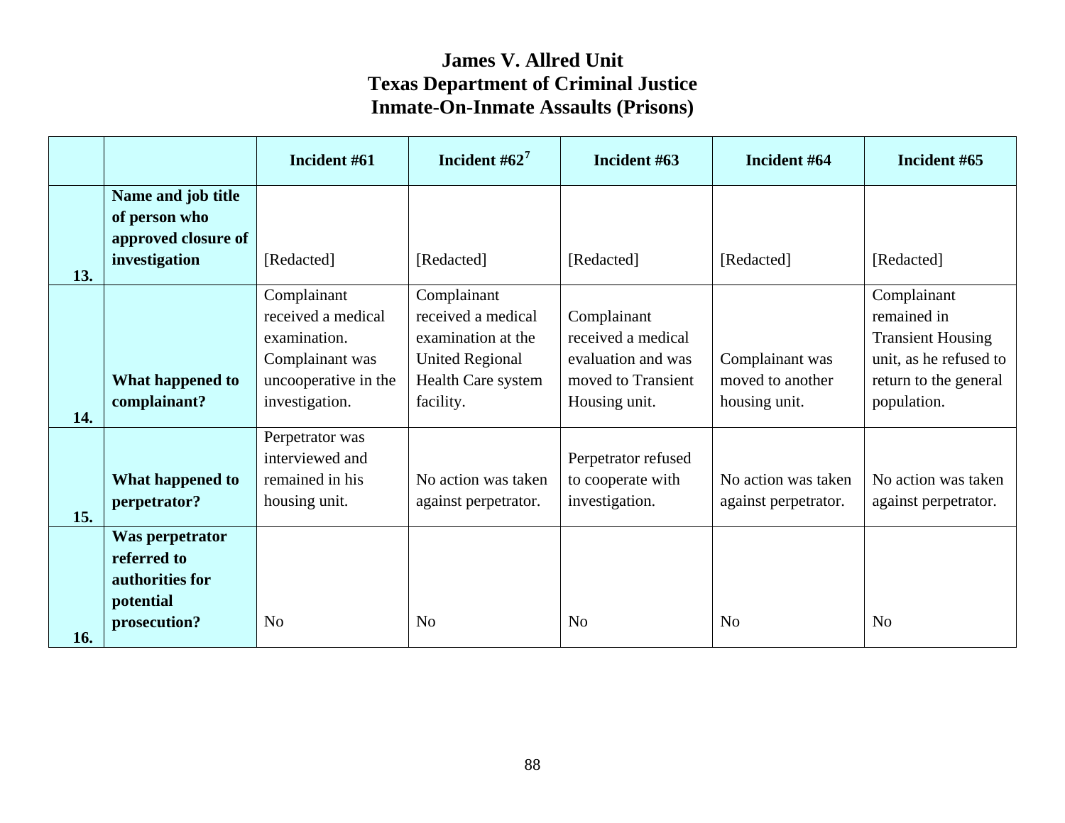# James V. Allred Unit
# Texas Department of Criminal Justice
# Inmate-On-Inmate Assaults (Prisons)

| | | Incident #61 | Incident #62[7] | Incident #63 | Incident #64 | Incident #65 |
|---|---|---|---|---|---|---|
| 13. | **Name and job title of person who approved closure of investigation** | [Redacted] | [Redacted] | [Redacted] | [Redacted] | [Redacted] |
| 14. | **What happened to complainant?** | Complainant received a medical examination. Complainant was uncooperative in the investigation. | Complainant received a medical examination at the United Regional Health Care system facility. | Complainant received a medical evaluation and was moved to Transient Housing unit. | Complainant was moved to another housing unit. | Complainant remained in Transient Housing unit, as he refused to return to the general population. |
| 15. | **What happened to perpetrator?** | Perpetrator was interviewed and remained in his housing unit. | No action was taken against perpetrator. | Perpetrator refused to cooperate with investigation. | No action was taken against perpetrator. | No action was taken against perpetrator. |
| 16. | **Was perpetrator referred to authorities for potential prosecution?** | No | No | No | No | No |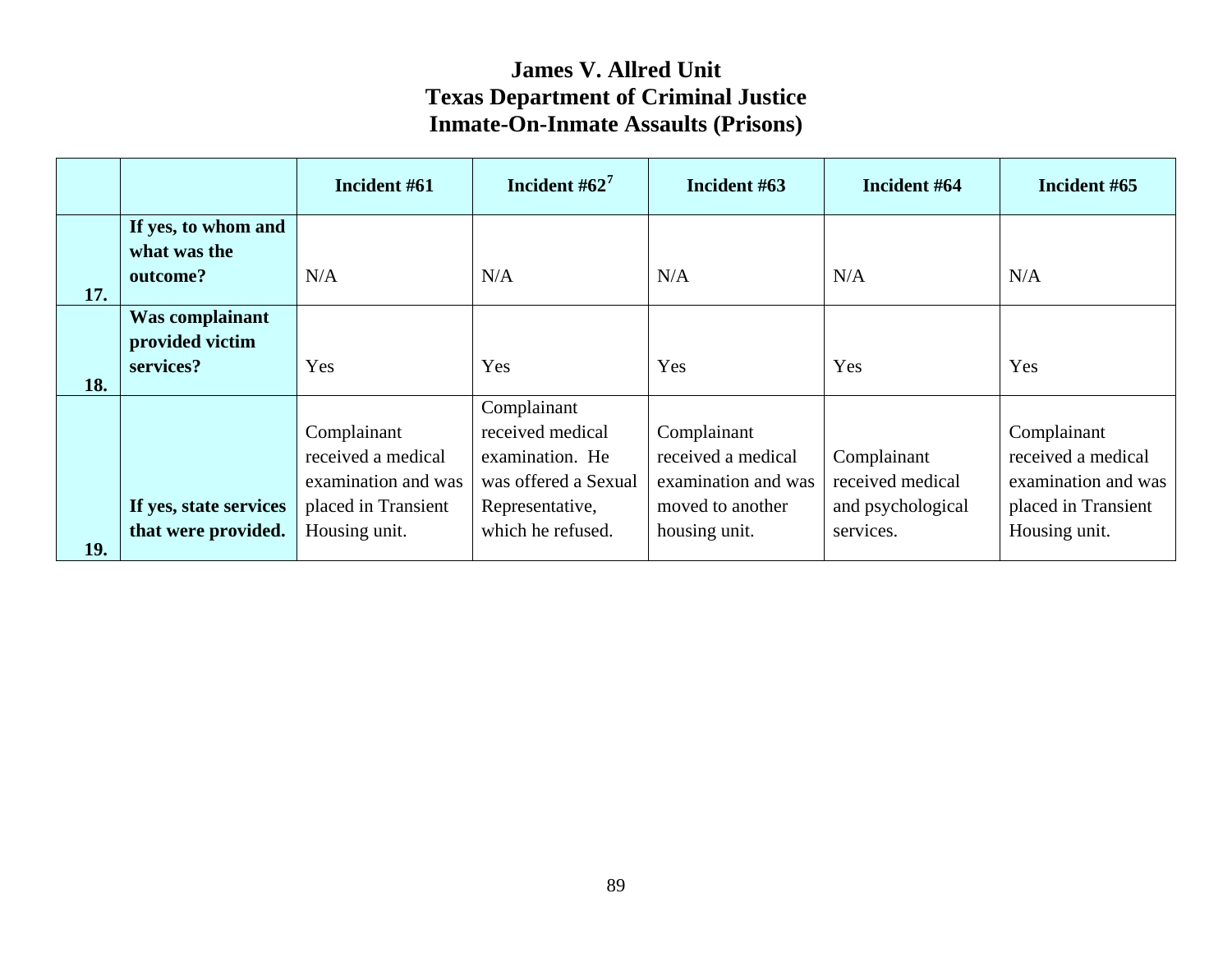# James V. Allred Unit
# Texas Department of Criminal Justice
# Inmate-On-Inmate Assaults (Prisons)

| | | Incident #61 | Incident #62[7] | Incident #63 | Incident #64 | Incident #65 |
|---|---|---|---|---|---|---|
| 17. | **If yes, to whom and what was the outcome?** | N/A | N/A | N/A | N/A | N/A |
| 18. | **Was complainant provided victim services?** | Yes | Yes | Yes | Yes | Yes |
| 19. | **If yes, state services that were provided.** | Complainant received a medical examination and was placed in Transient Housing unit. | Complainant received medical examination. He was offered a Sexual Representative, which he refused. | Complainant received a medical examination and was moved to another housing unit. | Complainant received medical and psychological services. | Complainant received a medical examination and was placed in Transient Housing unit. |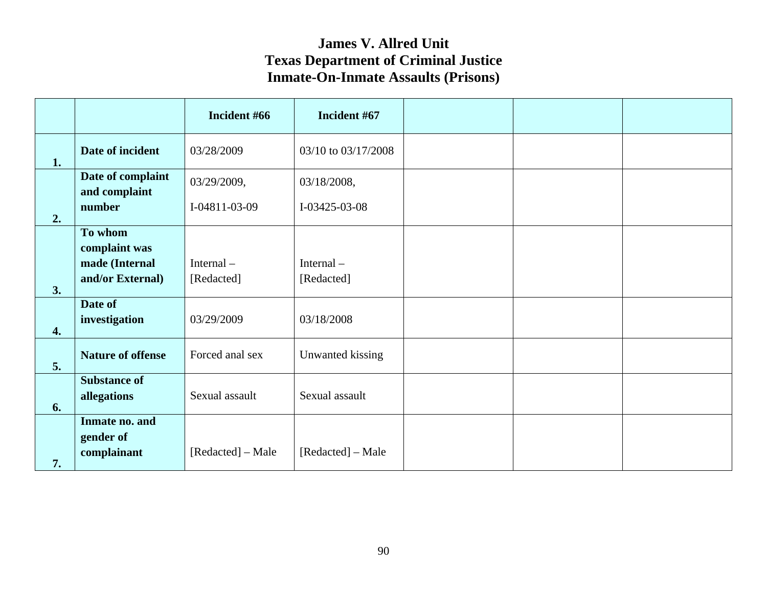# James V. Allred Unit
# Texas Department of Criminal Justice
# Inmate-On-Inmate Assaults (Prisons)

| | | Incident #66 | Incident #67 | | | |
|---|---|---|---|---|---|---|
| 1. | **Date of incident** | 03/28/2009 | 03/10 to 03/17/2008 | | | |
| 2. | **Date of complaint and complaint number** | 03/29/2009, I-04811-03-09 | 03/18/2008, I-03425-03-08 | | | |
| 3. | **To whom complaint was made (Internal and/or External)** | Internal – [Redacted] | Internal – [Redacted] | | | |
| 4. | **Date of investigation** | 03/29/2009 | 03/18/2008 | | | |
| 5. | **Nature of offense** | Forced anal sex | Unwanted kissing | | | |
| 6. | **Substance of allegations** | Sexual assault | Sexual assault | | | |
| 7. | **Inmate no. and gender of complainant** | [Redacted] – Male | [Redacted] – Male | | | |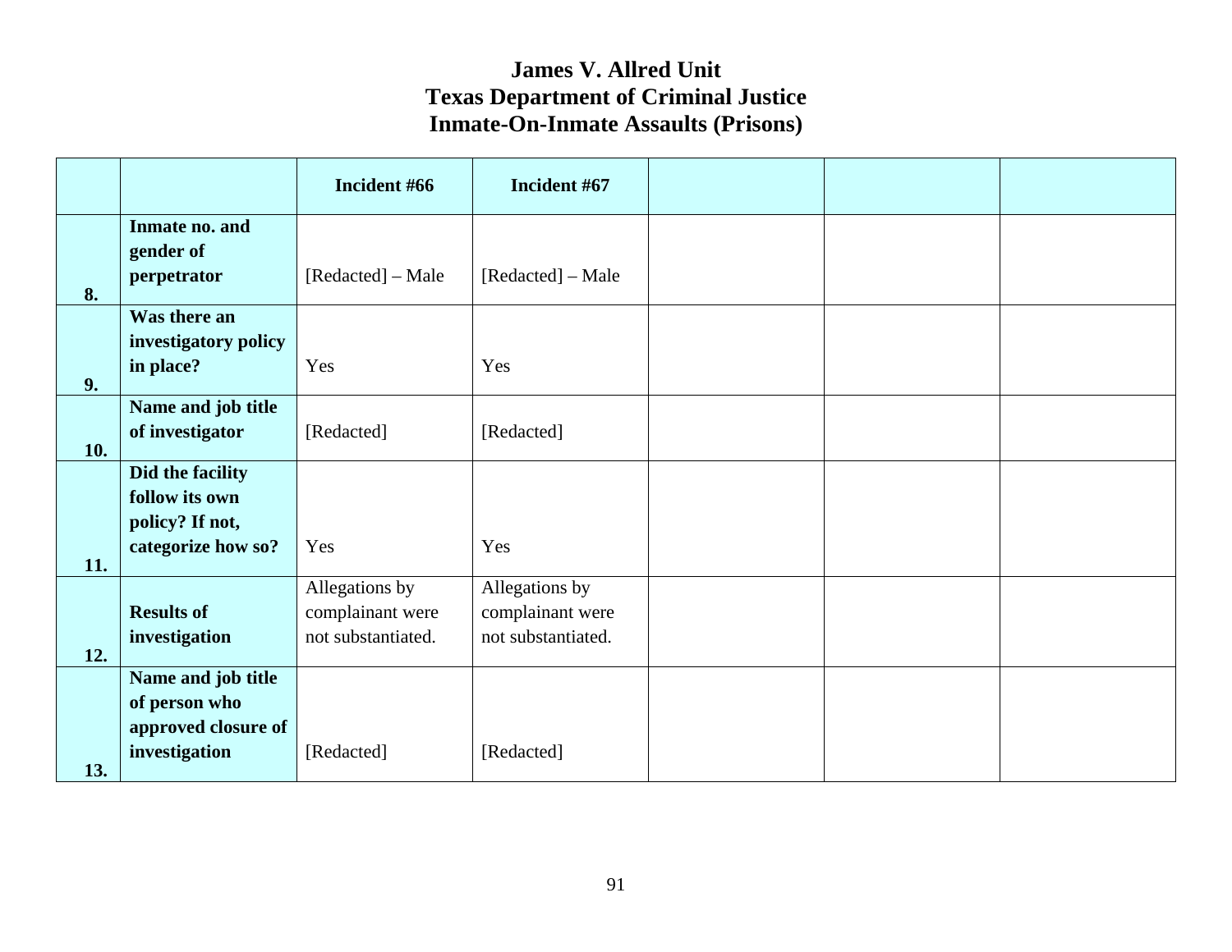# James V. Allred Unit
# Texas Department of Criminal Justice
# Inmate-On-Inmate Assaults (Prisons)

| | | Incident #66 | Incident #67 | | | |
|---|---|---|---|---|---|---|
| 8. | **Inmate no. and gender of perpetrator** | [Redacted] – Male | [Redacted] – Male | | | |
| 9. | **Was there an investigatory policy in place?** | Yes | Yes | | | |
| 10. | **Name and job title of investigator** | [Redacted] | [Redacted] | | | |
| 11. | **Did the facility follow its own policy? If not, categorize how so?** | Yes | Yes | | | |
| 12. | **Results of investigation** | Allegations by complainant were not substantiated. | Allegations by complainant were not substantiated. | | | |
| 13. | **Name and job title of person who approved closure of investigation** | [Redacted] | [Redacted] | | | |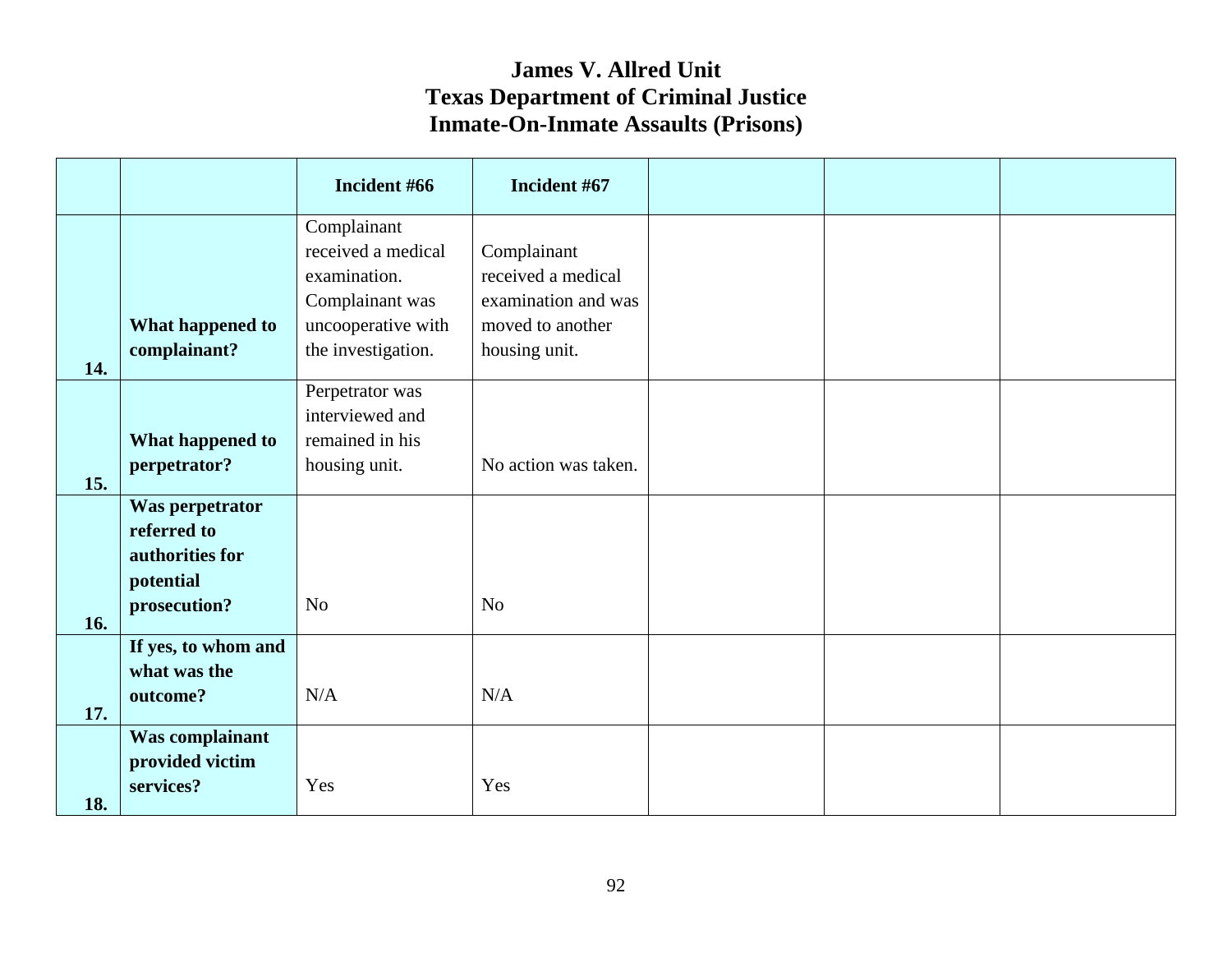# James V. Allred Unit
# Texas Department of Criminal Justice
# Inmate-On-Inmate Assaults (Prisons)

| | | Incident #66 | Incident #67 | | | |
|---|---|---|---|---|---|---|
| 14. | **What happened to complainant?** | Complainant received a medical examination. Complainant was uncooperative with the investigation. | Complainant received a medical examination and was moved to another housing unit. | | | |
| 15. | **What happened to perpetrator?** | Perpetrator was interviewed and remained in his housing unit. | No action was taken. | | | |
| 16. | **Was perpetrator referred to authorities for potential prosecution?** | No | No | | | |
| 17. | **If yes, to whom and what was the outcome?** | N/A | N/A | | | |
| 18. | **Was complainant provided victim services?** | Yes | Yes | | | |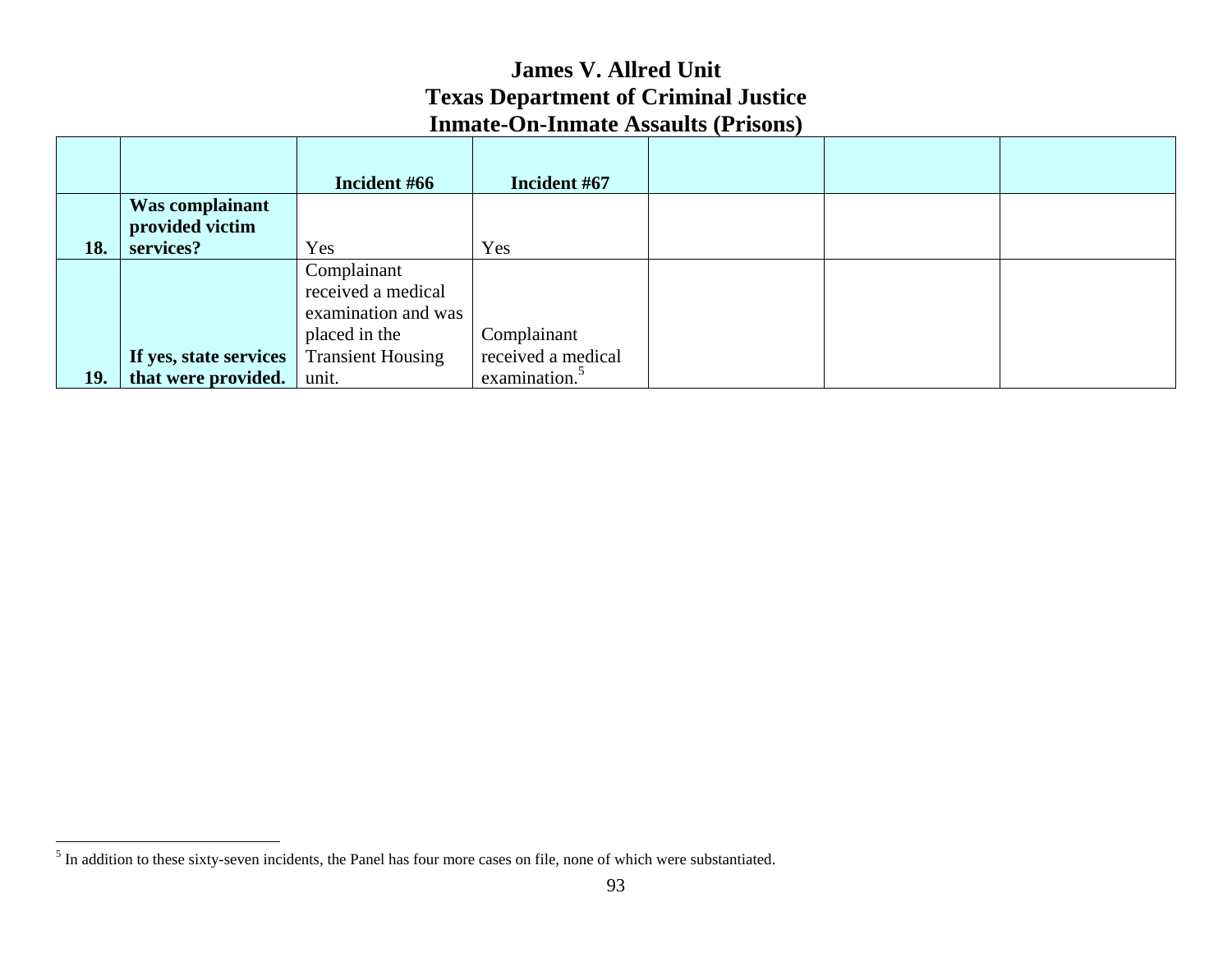# James V. Allred Unit
## Texas Department of Criminal Justice
## Inmate-On-Inmate Assaults (Prisons)

| | | Incident #66 | Incident #67 | | | |
|---|---|---|---|---|---|---|
| 18. | **Was complainant provided victim services?** | Yes | Yes | | | |
| 19. | **If yes, state services that were provided.** | Complainant received a medical examination and was placed in the Transient Housing unit. | Complainant received a medical examination.[5] | | | |

[5] In addition to these sixty-seven incidents, the Panel has four more cases on file, none of which were substantiated.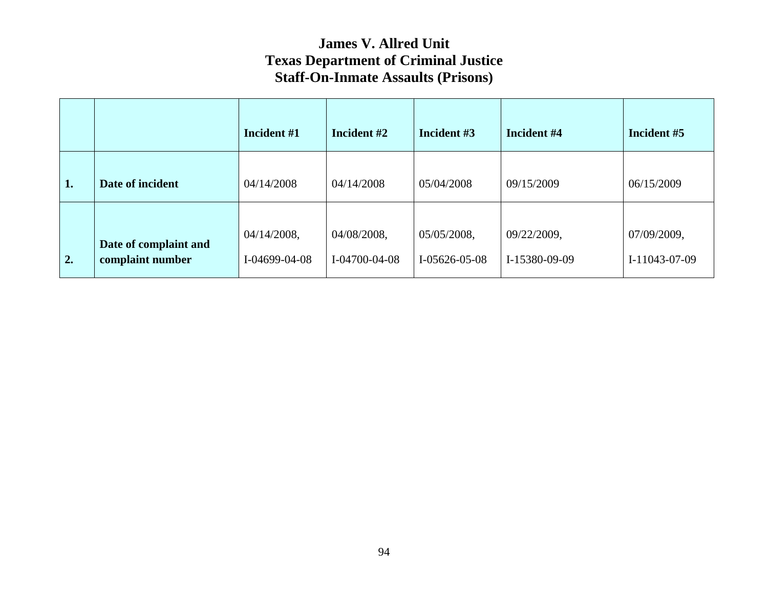# James V. Allred Unit
# Texas Department of Criminal Justice
# Staff-On-Inmate Assaults (Prisons)

| | | Incident #1 | Incident #2 | Incident #3 | Incident #4 | Incident #5 |
|---|---|---|---|---|---|---|
| **1.** | **Date of incident** | 04/14/2008 | 04/14/2008 | 05/04/2008 | 09/15/2009 | 06/15/2009 |
| **2.** | **Date of complaint and complaint number** | 04/14/2008, I-04699-04-08 | 04/08/2008, I-04700-04-08 | 05/05/2008, I-05626-05-08 | 09/22/2009, I-15380-09-09 | 07/09/2009, I-11043-07-09 |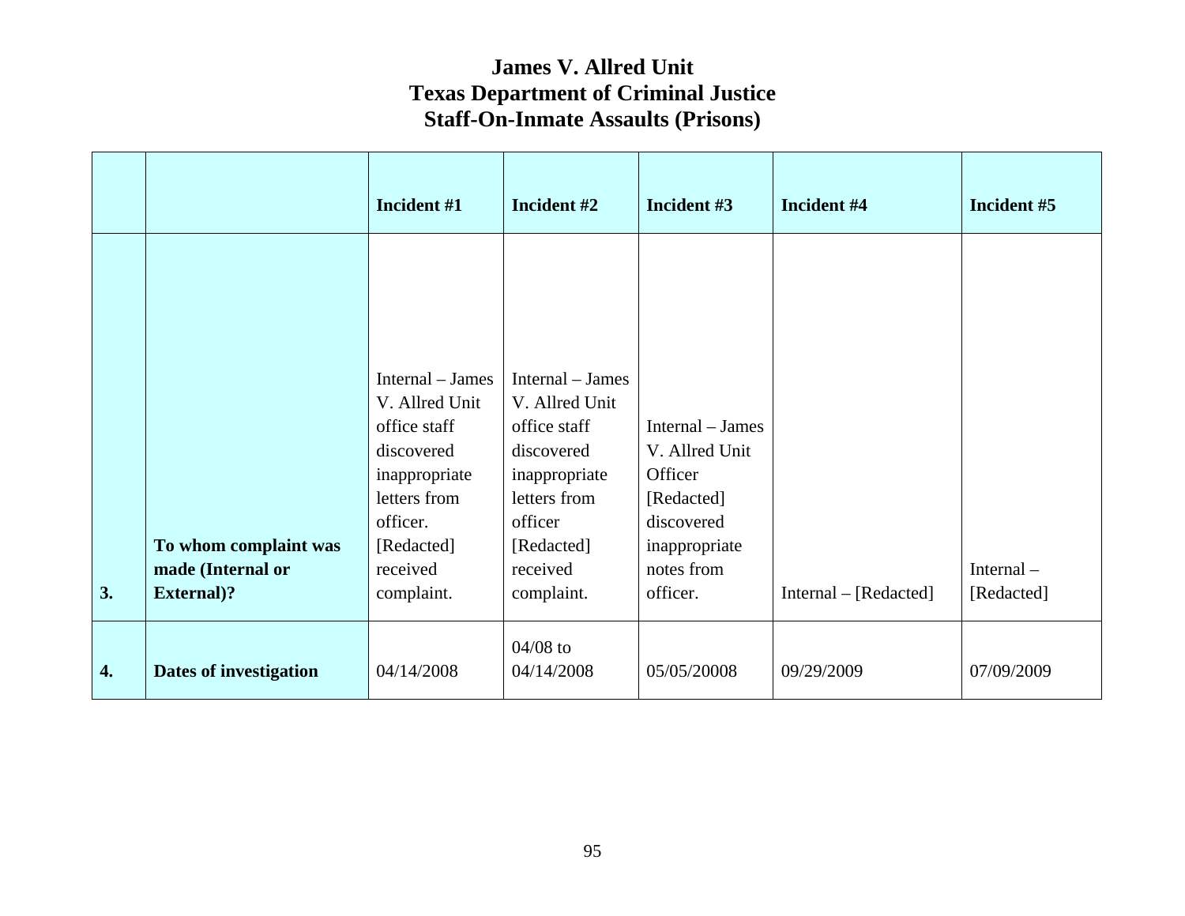# James V. Allred Unit
# Texas Department of Criminal Justice
# Staff-On-Inmate Assaults (Prisons)

| | | Incident #1 | Incident #2 | Incident #3 | Incident #4 | Incident #5 |
|---|---|---|---|---|---|---|
| 3. | To whom complaint was made (Internal or External)? | Internal – James V. Allred Unit office staff discovered inappropriate letters from officer. [Redacted] received complaint. | Internal – James V. Allred Unit office staff discovered inappropriate letters from officer [Redacted] received complaint. | Internal – James V. Allred Unit Officer [Redacted] discovered inappropriate notes from officer. | Internal – [Redacted] | Internal – [Redacted] |
| 4. | Dates of investigation | 04/14/2008 | 04/08 to 04/14/2008 | 05/05/20008 | 09/29/2009 | 07/09/2009 |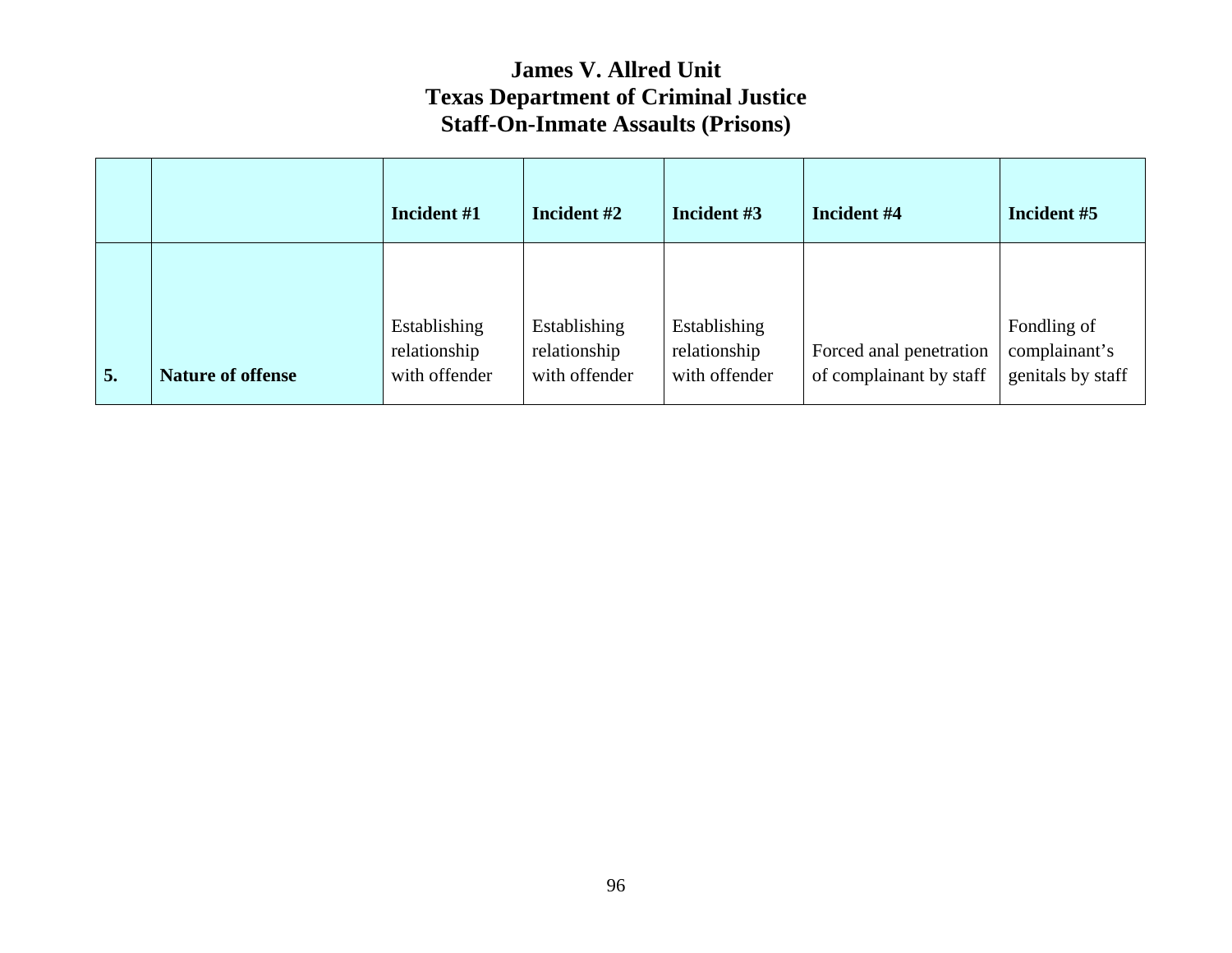# James V. Allred Unit
# Texas Department of Criminal Justice
# Staff-On-Inmate Assaults (Prisons)

| | | Incident #1 | Incident #2 | Incident #3 | Incident #4 | Incident #5 |
|---|---|---|---|---|---|---|
| **5.** | **Nature of offense** | Establishing relationship with offender | Establishing relationship with offender | Establishing relationship with offender | Forced anal penetration of complainant by staff | Fondling of complainant's genitals by staff |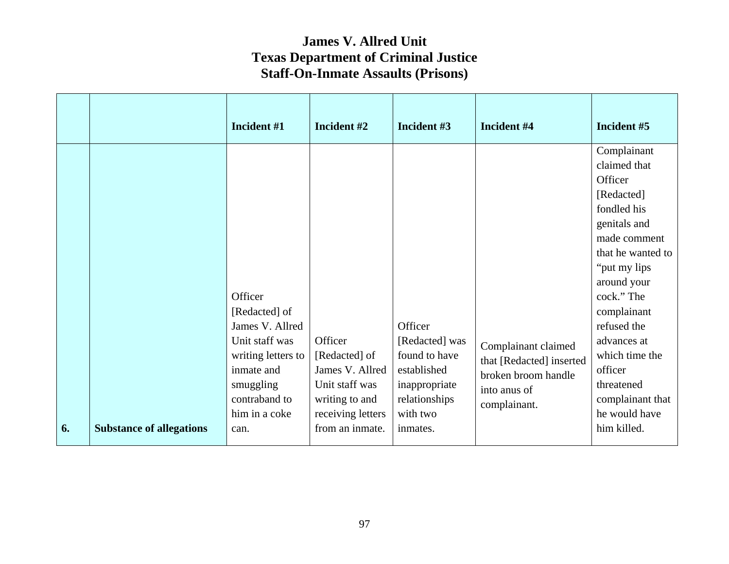# James V. Allred Unit
# Texas Department of Criminal Justice
# Staff-On-Inmate Assaults (Prisons)

| | | Incident #1 | Incident #2 | Incident #3 | Incident #4 | Incident #5 |
|---|---|---|---|---|---|---|
| 6. | Substance of allegations | Officer [Redacted] of James V. Allred Unit staff was writing letters to inmate and smuggling contraband to him in a coke can. | Officer [Redacted] of James V. Allred Unit staff was writing to and receiving letters from an inmate. | Officer [Redacted] was found to have established inappropriate relationships with two inmates. | Complainant claimed that [Redacted] inserted broken broom handle into anus of complainant. | Complainant claimed that Officer [Redacted] fondled his genitals and made comment that he wanted to "put my lips around your cock." The complainant refused the advances at which time the officer threatened complainant that he would have him killed. |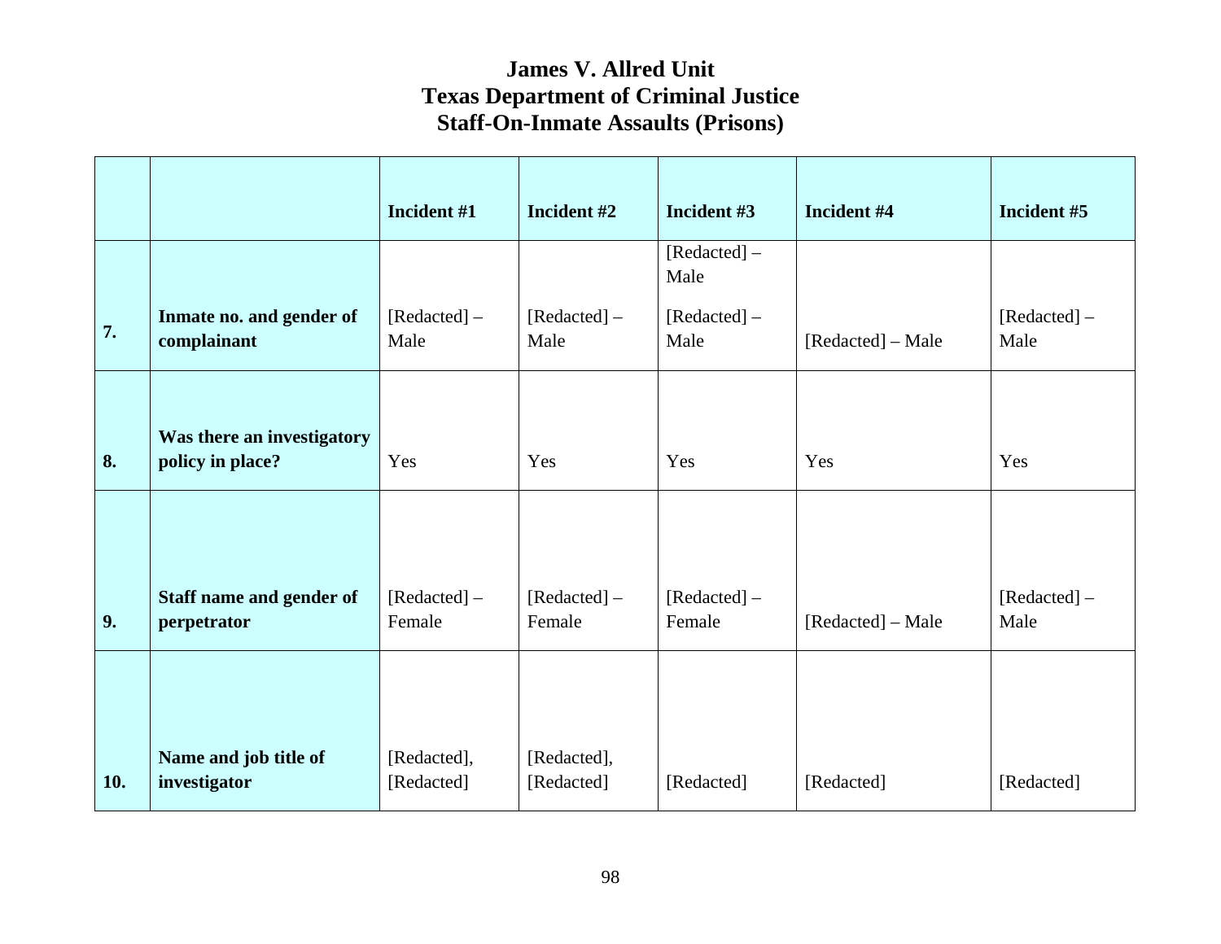# James V. Allred Unit
# Texas Department of Criminal Justice
# Staff-On-Inmate Assaults (Prisons)

| | | Incident #1 | Incident #2 | Incident #3 | Incident #4 | Incident #5 |
|---|---|---|---|---|---|---|
| 7. | Inmate no. and gender of complainant | [Redacted] – Male | [Redacted] – Male | [Redacted] – Male<br>[Redacted] – Male | [Redacted] – Male | [Redacted] – Male |
| 8. | Was there an investigatory policy in place? | Yes | Yes | Yes | Yes | Yes |
| 9. | Staff name and gender of perpetrator | [Redacted] – Female | [Redacted] – Female | [Redacted] – Female | [Redacted] – Male | [Redacted] – Male |
| 10. | Name and job title of investigator | [Redacted], [Redacted] | [Redacted], [Redacted] | [Redacted] | [Redacted] | [Redacted] |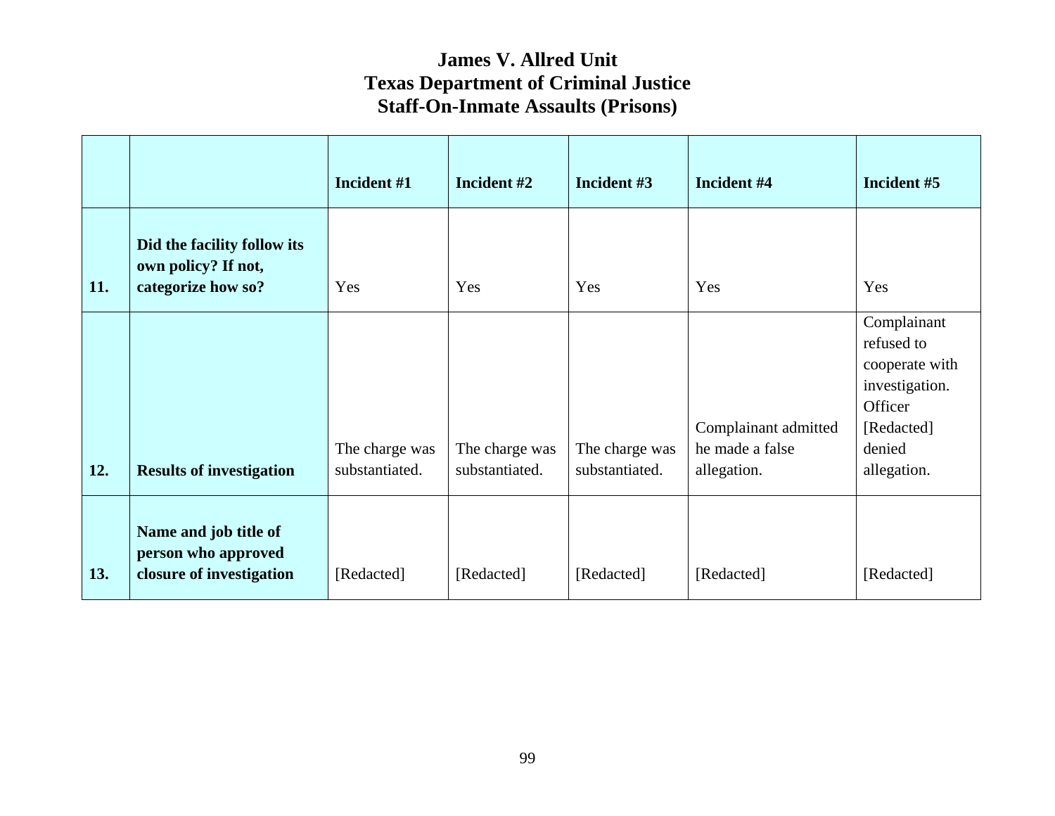# James V. Allred Unit
# Texas Department of Criminal Justice
# Staff-On-Inmate Assaults (Prisons)

| | | Incident #1 | Incident #2 | Incident #3 | Incident #4 | Incident #5 |
|---|---|---|---|---|---|---|
| **11.** | **Did the facility follow its own policy? If not, categorize how so?** | Yes | Yes | Yes | Yes | Yes |
| **12.** | **Results of investigation** | The charge was substantiated. | The charge was substantiated. | The charge was substantiated. | Complainant admitted he made a false allegation. | Complainant refused to cooperate with investigation. Officer [Redacted] denied allegation. |
| **13.** | **Name and job title of person who approved closure of investigation** | [Redacted] | [Redacted] | [Redacted] | [Redacted] | [Redacted] |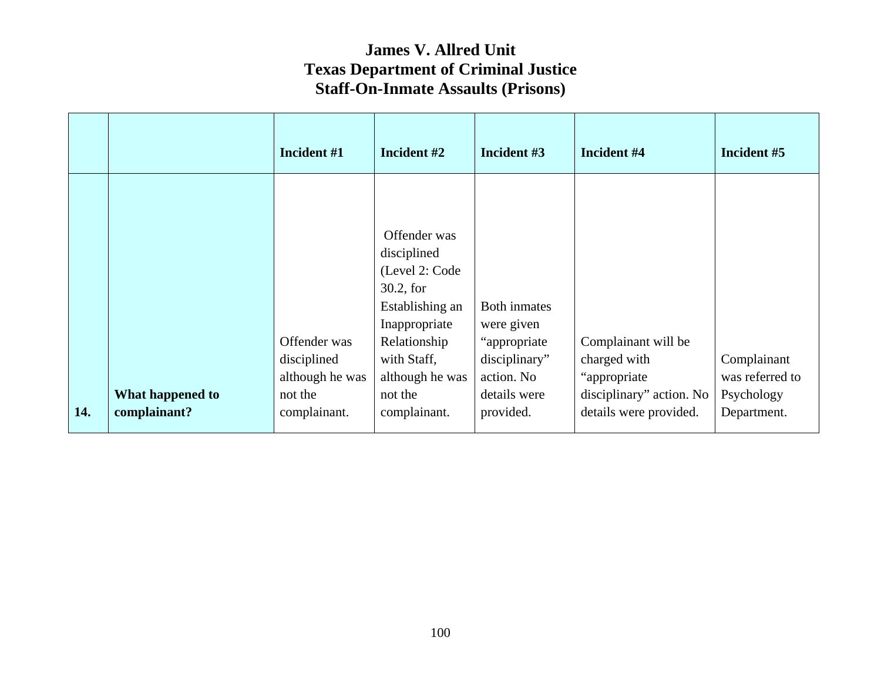# James V. Allred Unit
# Texas Department of Criminal Justice
# Staff-On-Inmate Assaults (Prisons)

| | | Incident #1 | Incident #2 | Incident #3 | Incident #4 | Incident #5 |
|---|---|---|---|---|---|---|
| 14. | What happened to complainant? | Offender was disciplined although he was not the complainant. | Offender was disciplined (Level 2: Code 30.2, for Establishing an Inappropriate Relationship with Staff, although he was not the complainant. | Both inmates were given "appropriate disciplinary" action. No details were provided. | Complainant will be charged with "appropriate disciplinary" action. No details were provided. | Complainant was referred to Psychology Department. |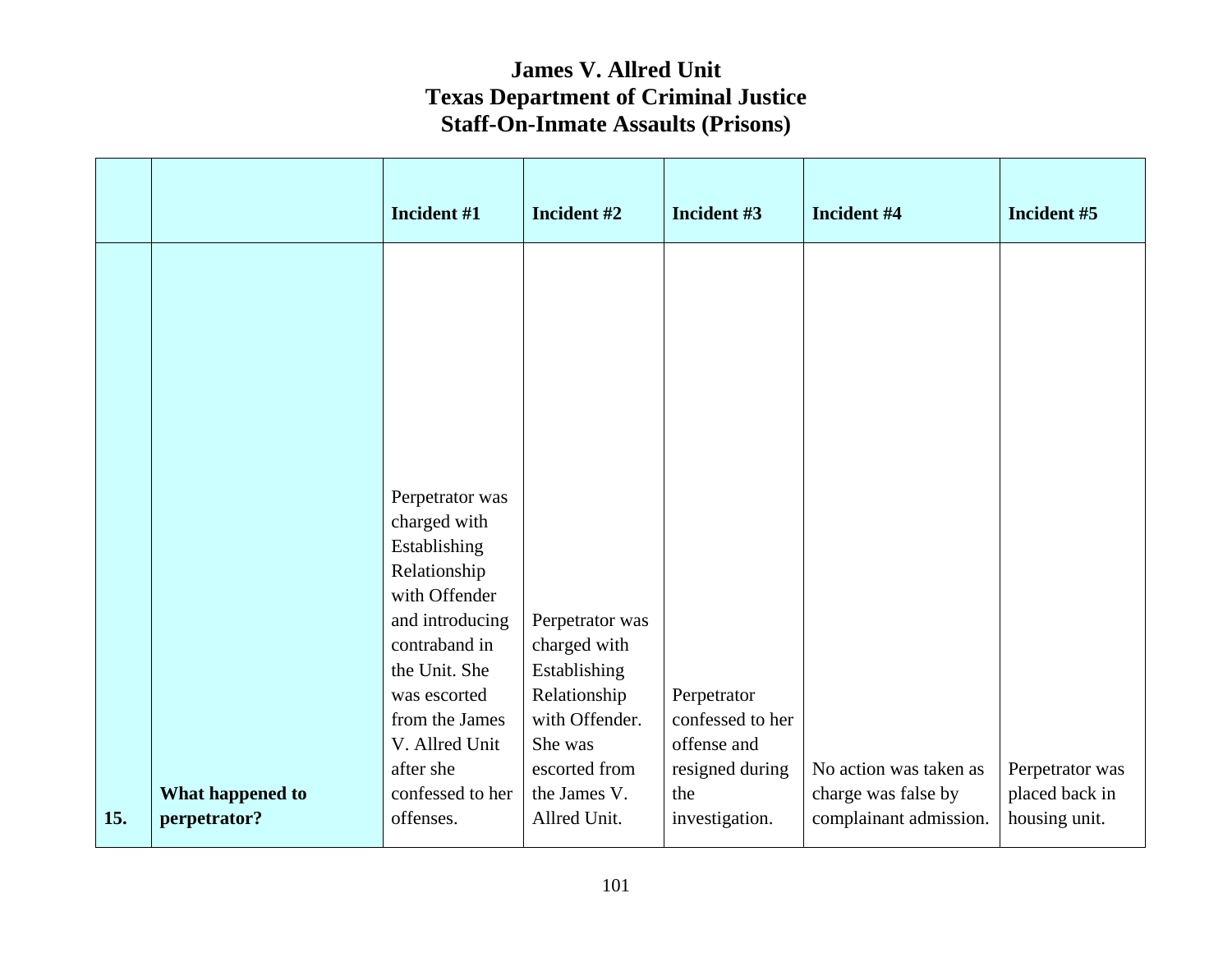# James V. Allred Unit
# Texas Department of Criminal Justice
# Staff-On-Inmate Assaults (Prisons)

| | | Incident #1 | Incident #2 | Incident #3 | Incident #4 | Incident #5 |
|---|---|---|---|---|---|---|
| 15. | What happened to perpetrator? | Perpetrator was charged with Establishing Relationship with Offender and introducing contraband in the Unit. She was escorted from the James V. Allred Unit after she confessed to her offenses. | Perpetrator was charged with Establishing Relationship with Offender. She was escorted from the James V. Allred Unit. | Perpetrator confessed to her offense and resigned during the investigation. | No action was taken as charge was false by complainant admission. | Perpetrator was placed back in housing unit. |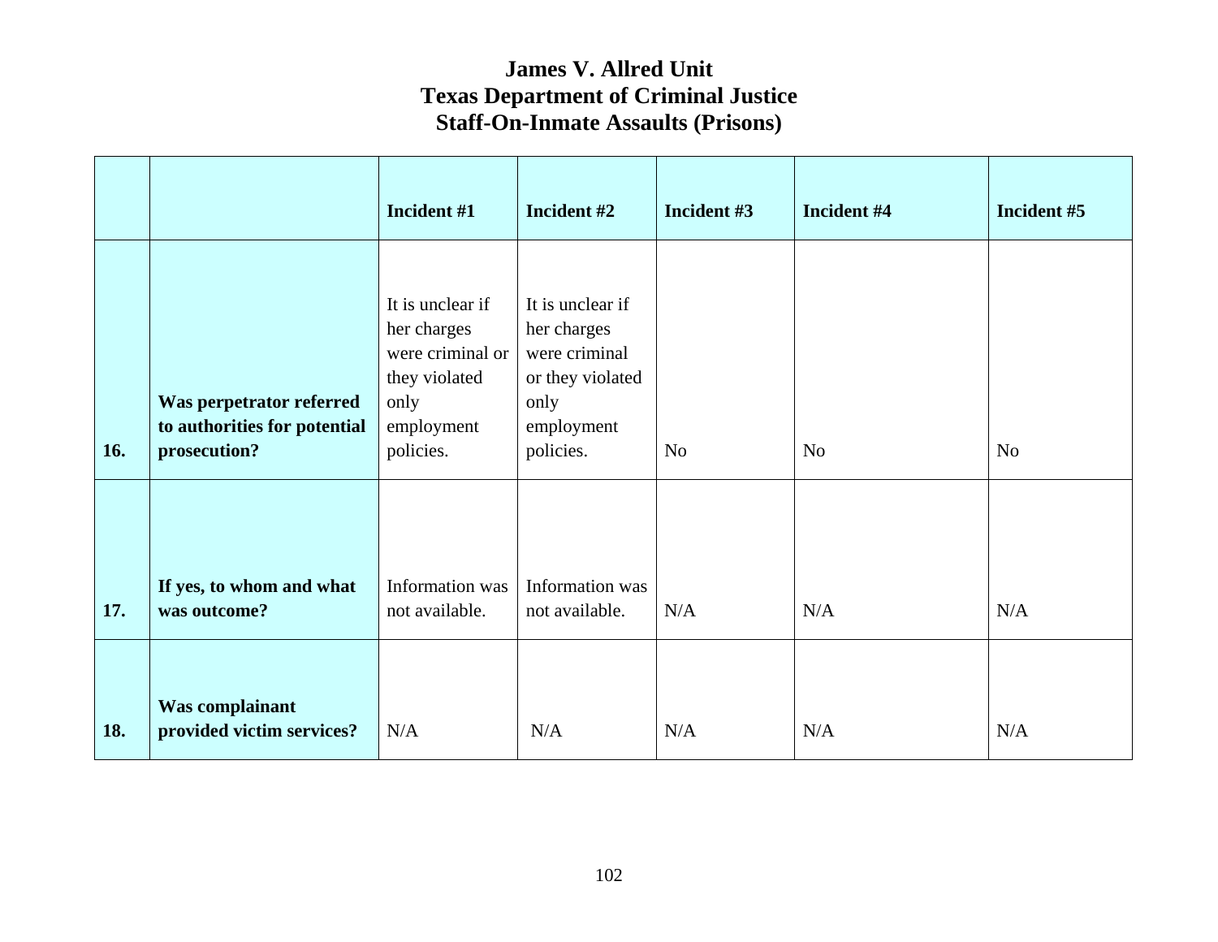# James V. Allred Unit
# Texas Department of Criminal Justice
# Staff-On-Inmate Assaults (Prisons)

| | | Incident #1 | Incident #2 | Incident #3 | Incident #4 | Incident #5 |
|---|---|---|---|---|---|---|
| 16. | **Was perpetrator referred to authorities for potential prosecution?** | It is unclear if her charges were criminal or they violated only employment policies. | It is unclear if her charges were criminal or they violated only employment policies. | No | No | No |
| 17. | **If yes, to whom and what was outcome?** | Information was not available. | Information was not available. | N/A | N/A | N/A |
| 18. | **Was complainant provided victim services?** | N/A | N/A | N/A | N/A | N/A |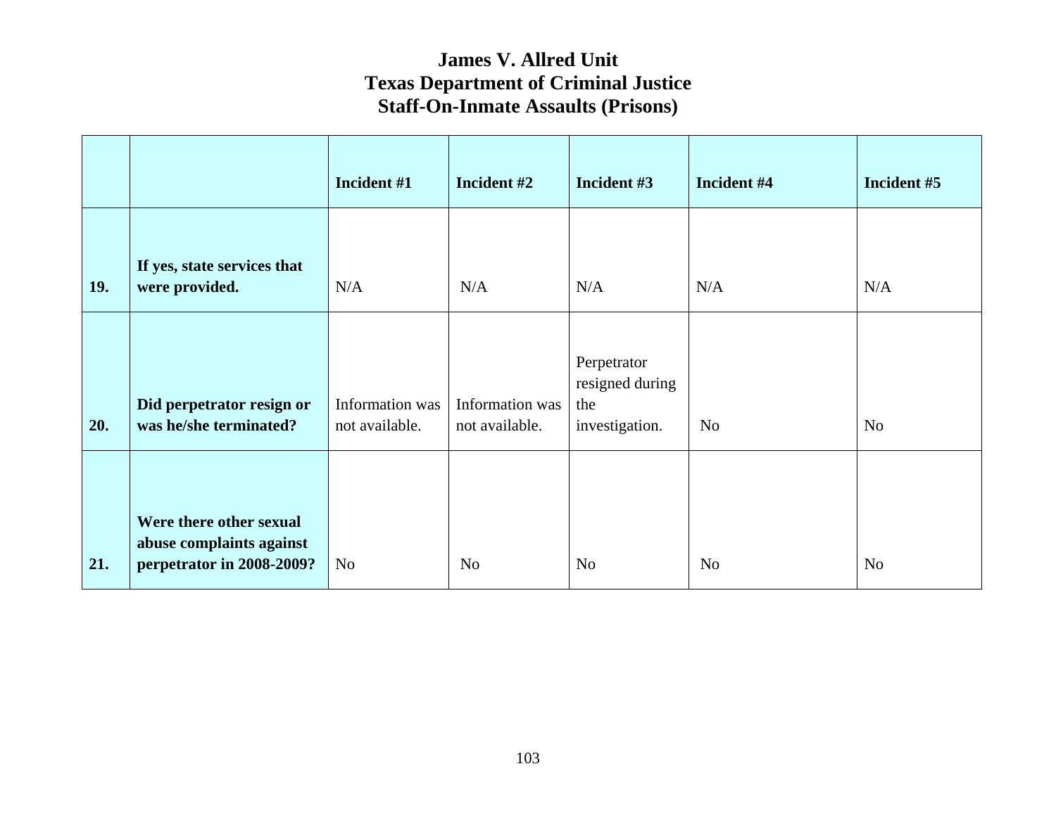# James V. Allred Unit
# Texas Department of Criminal Justice
# Staff-On-Inmate Assaults (Prisons)

| | | Incident #1 | Incident #2 | Incident #3 | Incident #4 | Incident #5 |
|---|---|---|---|---|---|---|
| **19.** | **If yes, state services that were provided.** | N/A | N/A | N/A | N/A | N/A |
| **20.** | **Did perpetrator resign or was he/she terminated?** | Information was not available. | Information was not available. | Perpetrator resigned during the investigation. | No | No |
| **21.** | **Were there other sexual abuse complaints against perpetrator in 2008-2009?** | No | No | No | No | No |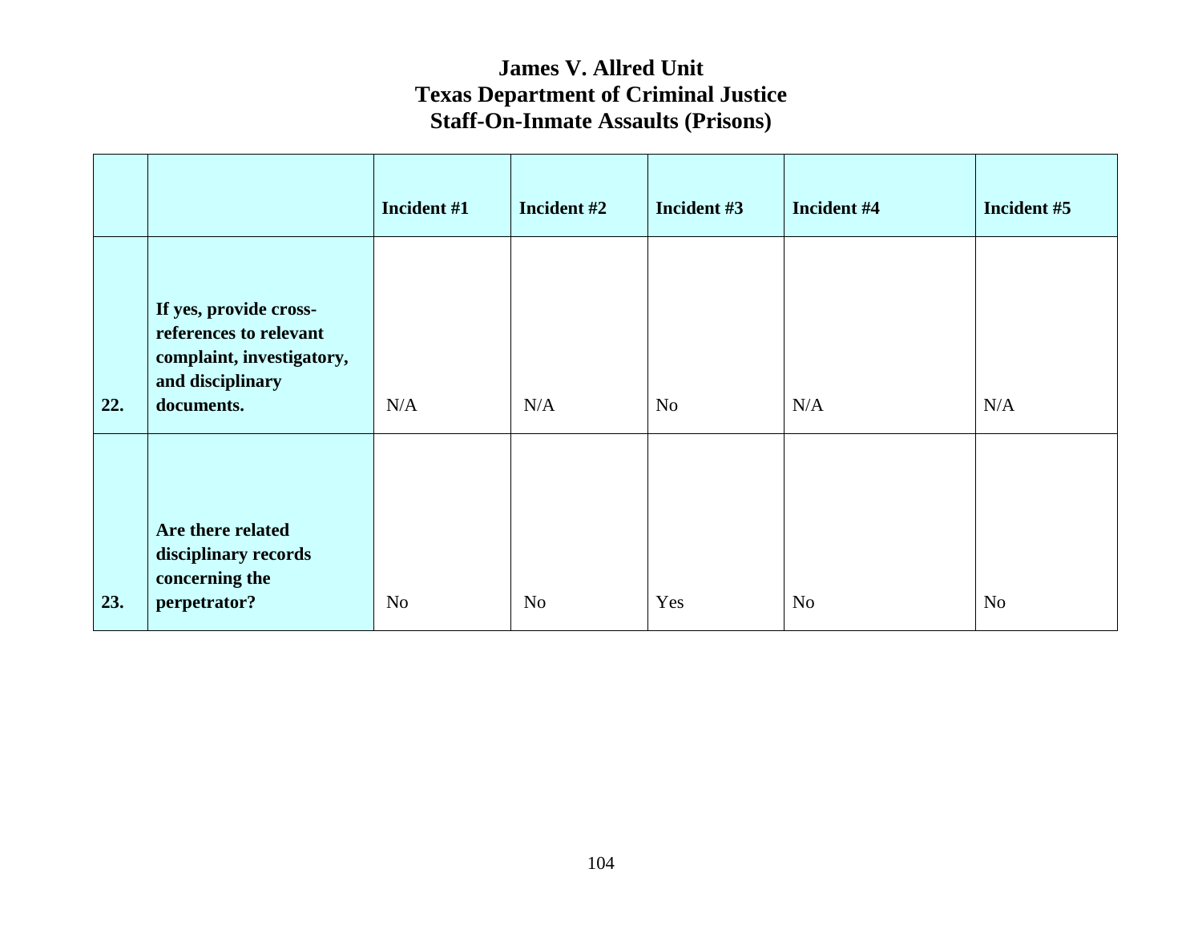# James V. Allred Unit
# Texas Department of Criminal Justice
# Staff-On-Inmate Assaults (Prisons)

| | | Incident #1 | Incident #2 | Incident #3 | Incident #4 | Incident #5 |
|---|---|---|---|---|---|---|
| 22. | If yes, provide cross-references to relevant complaint, investigatory, and disciplinary documents. | N/A | N/A | No | N/A | N/A |
| 23. | Are there related disciplinary records concerning the perpetrator? | No | No | Yes | No | No |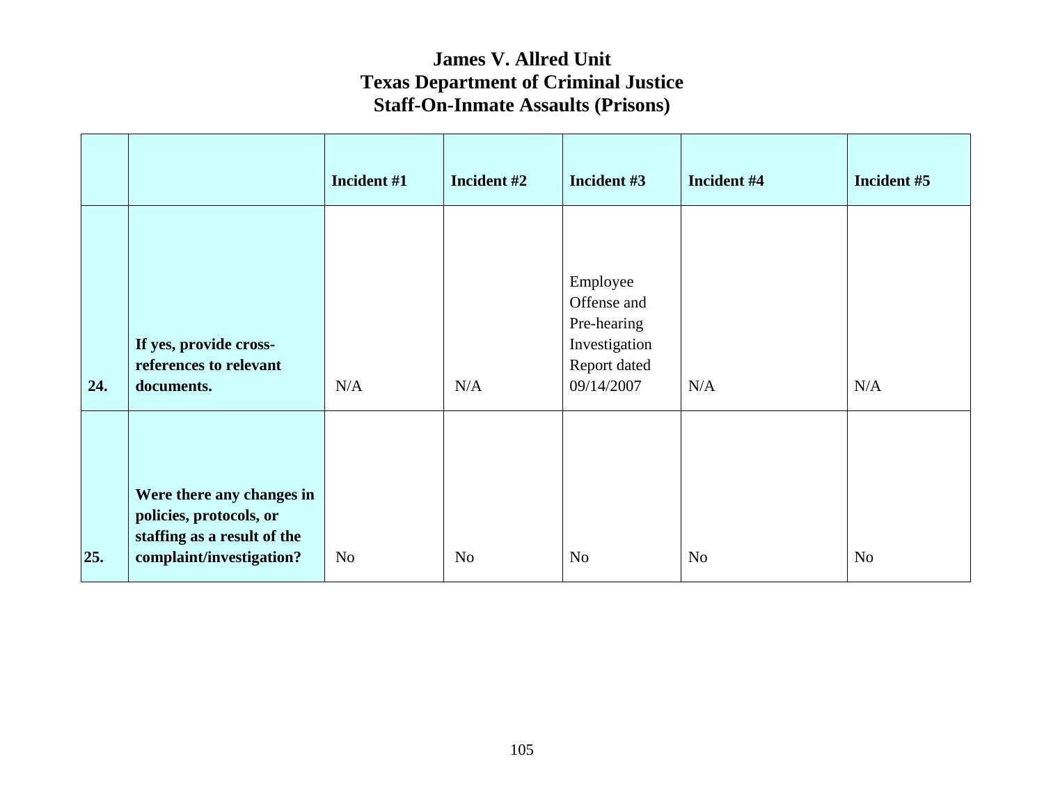# James V. Allred Unit
# Texas Department of Criminal Justice
# Staff-On-Inmate Assaults (Prisons)

| | | Incident #1 | Incident #2 | Incident #3 | Incident #4 | Incident #5 |
|---|---|---|---|---|---|---|
| 24. | **If yes, provide cross-references to relevant documents.** | N/A | N/A | Employee Offense and Pre-hearing Investigation Report dated 09/14/2007 | N/A | N/A |
| 25. | **Were there any changes in policies, protocols, or staffing as a result of the complaint/investigation?** | No | No | No | No | No |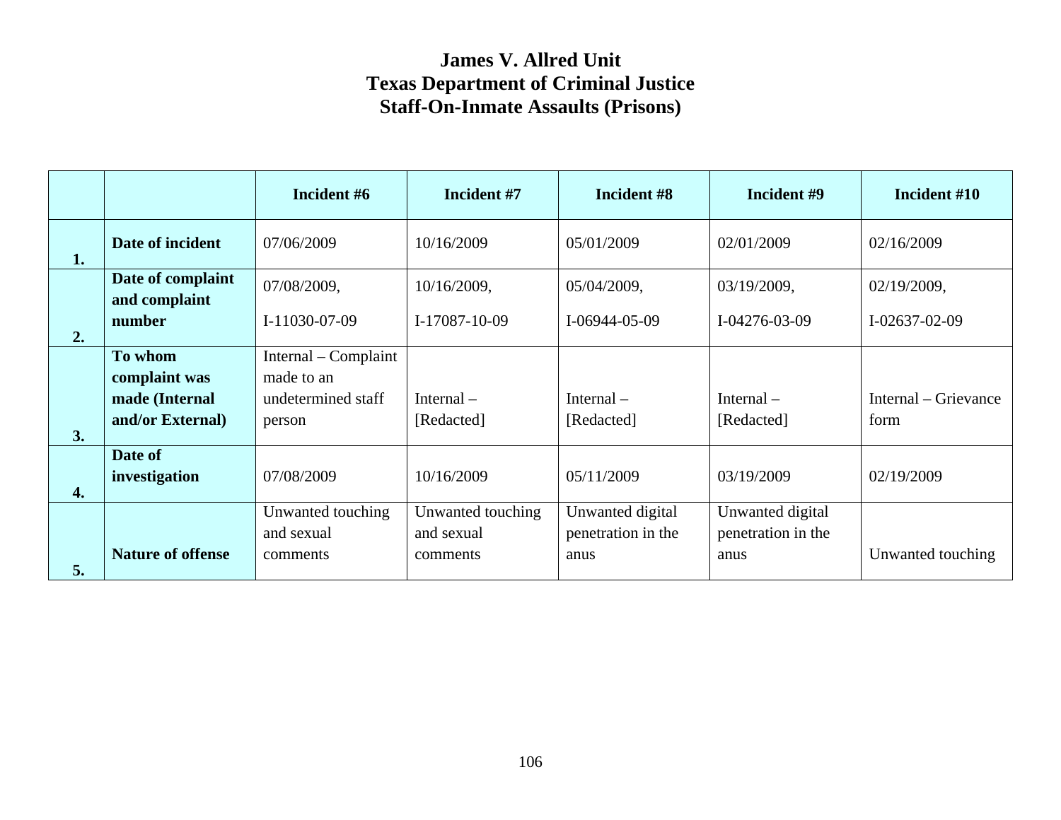# James V. Allred Unit
# Texas Department of Criminal Justice
# Staff-On-Inmate Assaults (Prisons)

| | | Incident #6 | Incident #7 | Incident #8 | Incident #9 | Incident #10 |
|---|---|---|---|---|---|---|
| 1. | Date of incident | 07/06/2009 | 10/16/2009 | 05/01/2009 | 02/01/2009 | 02/16/2009 |
| 2. | Date of complaint and complaint number | 07/08/2009, I-11030-07-09 | 10/16/2009, I-17087-10-09 | 05/04/2009, I-06944-05-09 | 03/19/2009, I-04276-03-09 | 02/19/2009, I-02637-02-09 |
| 3. | To whom complaint was made (Internal and/or External) | Internal – Complaint made to an undetermined staff person | Internal – [Redacted] | Internal – [Redacted] | Internal – [Redacted] | Internal – Grievance form |
| 4. | Date of investigation | 07/08/2009 | 10/16/2009 | 05/11/2009 | 03/19/2009 | 02/19/2009 |
| 5. | Nature of offense | Unwanted touching and sexual comments | Unwanted touching and sexual comments | Unwanted digital penetration in the anus | Unwanted digital penetration in the anus | Unwanted touching |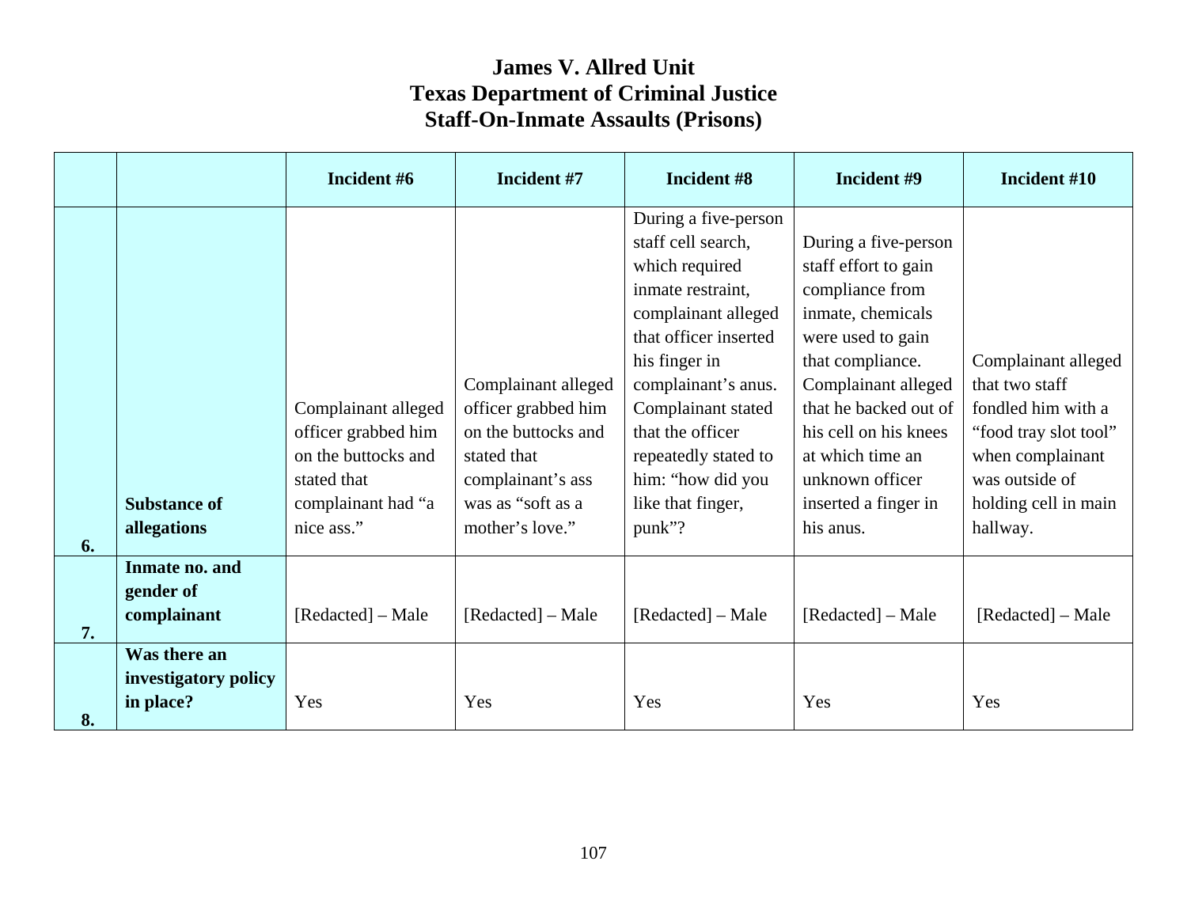## James V. Allred Unit
## Texas Department of Criminal Justice
## Staff-On-Inmate Assaults (Prisons)

| | | Incident #6 | Incident #7 | Incident #8 | Incident #9 | Incident #10 |
|---|---|---|---|---|---|---|
| 6. | Substance of allegations | Complainant alleged officer grabbed him on the buttocks and stated that complainant had "a nice ass." | Complainant alleged officer grabbed him on the buttocks and stated that complainant's ass was as "soft as a mother's love." | During a five-person staff cell search, which required inmate restraint, complainant alleged that officer inserted his finger in complainant's anus. Complainant stated that the officer repeatedly stated to him: "how did you like that finger, punk"? | During a five-person staff effort to gain compliance from inmate, chemicals were used to gain that compliance. Complainant alleged that he backed out of his cell on his knees at which time an unknown officer inserted a finger in his anus. | Complainant alleged that two staff fondled him with a "food tray slot tool" when complainant was outside of holding cell in main hallway. |
| 7. | Inmate no. and gender of complainant | [Redacted] – Male | [Redacted] – Male | [Redacted] – Male | [Redacted] – Male | [Redacted] – Male |
| 8. | Was there an investigatory policy in place? | Yes | Yes | Yes | Yes | Yes |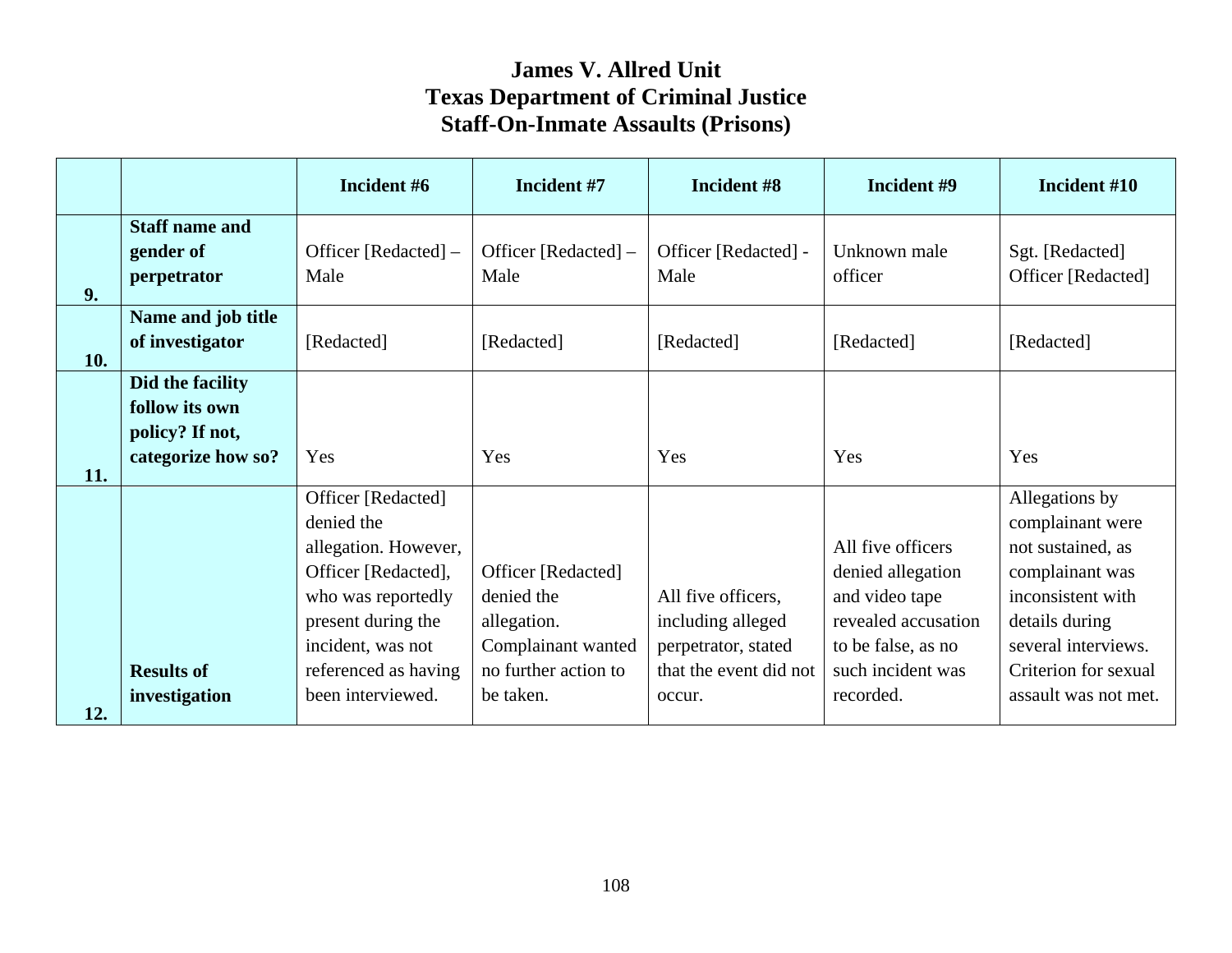# James V. Allred Unit
# Texas Department of Criminal Justice
# Staff-On-Inmate Assaults (Prisons)

| | | Incident #6 | Incident #7 | Incident #8 | Incident #9 | Incident #10 |
|---|---|---|---|---|---|---|
| 9. | Staff name and gender of perpetrator | Officer [Redacted] – Male | Officer [Redacted] – Male | Officer [Redacted] - Male | Unknown male officer | Sgt. [Redacted] Officer [Redacted] |
| 10. | Name and job title of investigator | [Redacted] | [Redacted] | [Redacted] | [Redacted] | [Redacted] |
| 11. | Did the facility follow its own policy? If not, categorize how so? | Yes | Yes | Yes | Yes | Yes |
| 12. | Results of investigation | Officer [Redacted] denied the allegation. However, Officer [Redacted], who was reportedly present during the incident, was not referenced as having been interviewed. | Officer [Redacted] denied the allegation. Complainant wanted no further action to be taken. | All five officers, including alleged perpetrator, stated that the event did not occur. | All five officers denied allegation and video tape revealed accusation to be false, as no such incident was recorded. | Allegations by complainant were not sustained, as complainant was inconsistent with details during several interviews. Criterion for sexual assault was not met. |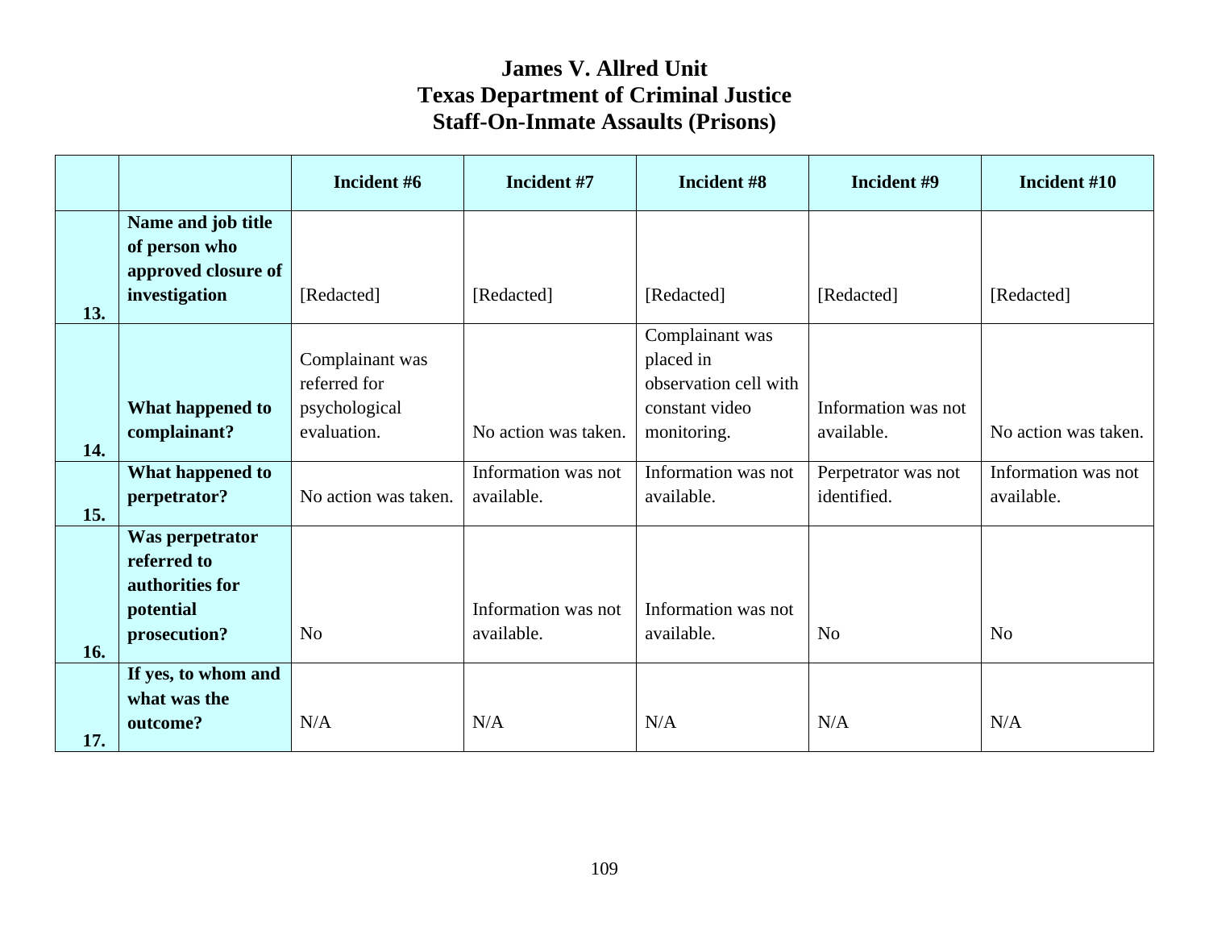# James V. Allred Unit
# Texas Department of Criminal Justice
# Staff-On-Inmate Assaults (Prisons)

| | | Incident #6 | Incident #7 | Incident #8 | Incident #9 | Incident #10 |
|---|---|---|---|---|---|---|
| 13. | **Name and job title of person who approved closure of investigation** | [Redacted] | [Redacted] | [Redacted] | [Redacted] | [Redacted] |
| 14. | **What happened to complainant?** | Complainant was referred for psychological evaluation. | No action was taken. | Complainant was placed in observation cell with constant video monitoring. | Information was not available. | No action was taken. |
| 15. | **What happened to perpetrator?** | No action was taken. | Information was not available. | Information was not available. | Perpetrator was not identified. | Information was not available. |
| 16. | **Was perpetrator referred to authorities for potential prosecution?** | No | Information was not available. | Information was not available. | No | No |
| 17. | **If yes, to whom and what was the outcome?** | N/A | N/A | N/A | N/A | N/A |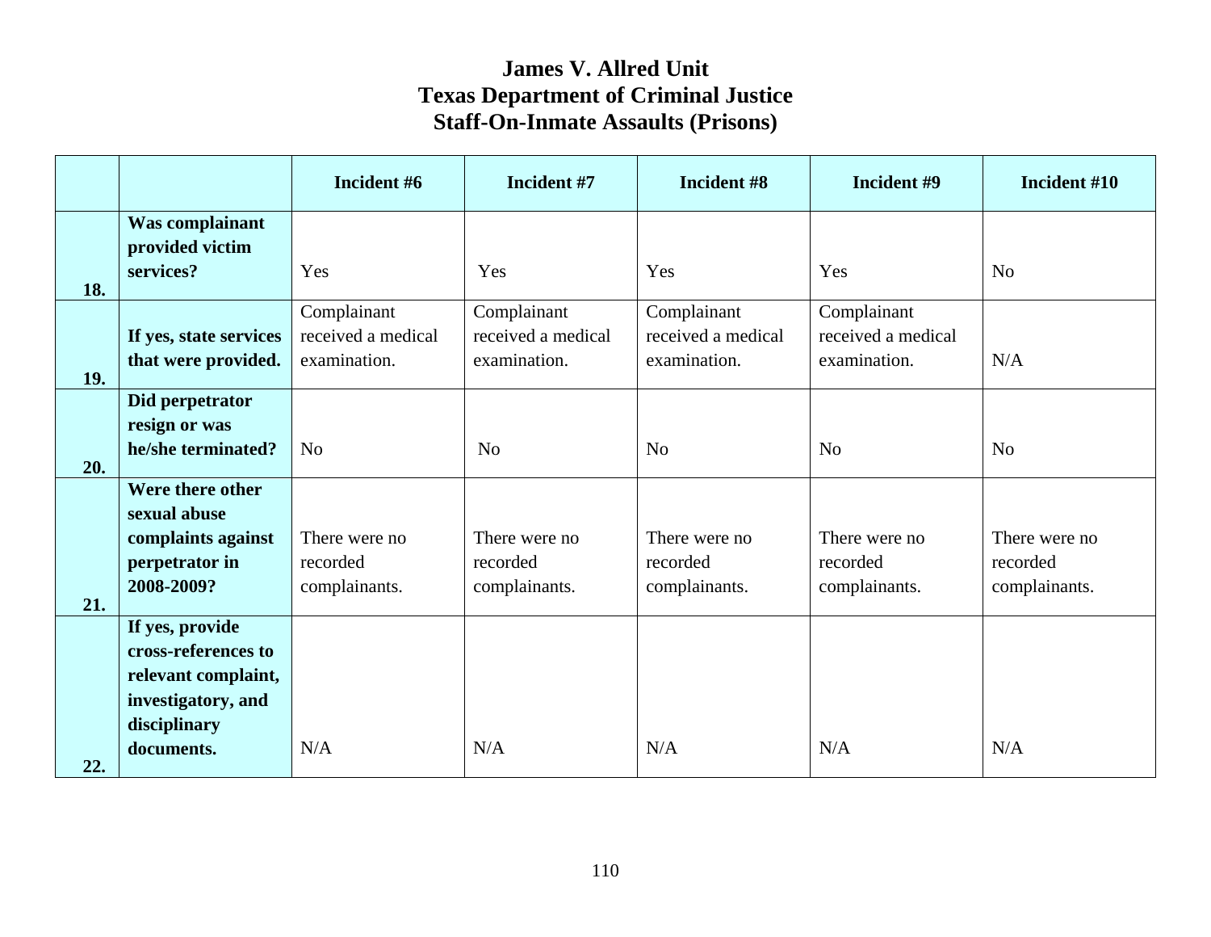# James V. Allred Unit
# Texas Department of Criminal Justice
# Staff-On-Inmate Assaults (Prisons)

| | | Incident #6 | Incident #7 | Incident #8 | Incident #9 | Incident #10 |
|---|---|---|---|---|---|---|
| 18. | **Was complainant provided victim services?** | Yes | Yes | Yes | Yes | No |
| 19. | **If yes, state services that were provided.** | Complainant received a medical examination. | Complainant received a medical examination. | Complainant received a medical examination. | Complainant received a medical examination. | N/A |
| 20. | **Did perpetrator resign or was he/she terminated?** | No | No | No | No | No |
| 21. | **Were there other sexual abuse complaints against perpetrator in 2008-2009?** | There were no recorded complainants. | There were no recorded complainants. | There were no recorded complainants. | There were no recorded complainants. | There were no recorded complainants. |
| 22. | **If yes, provide cross-references to relevant complaint, investigatory, and disciplinary documents.** | N/A | N/A | N/A | N/A | N/A |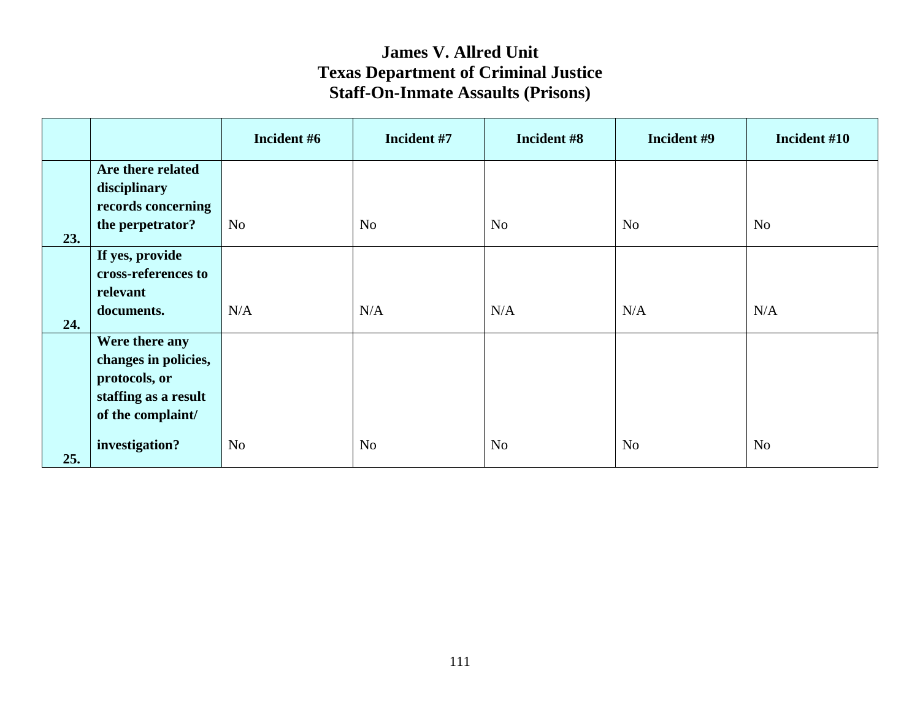# James V. Allred Unit
# Texas Department of Criminal Justice
# Staff-On-Inmate Assaults (Prisons)

| | | Incident #6 | Incident #7 | Incident #8 | Incident #9 | Incident #10 |
|---|---|---|---|---|---|---|
| 23. | **Are there related disciplinary records concerning the perpetrator?** | No | No | No | No | No |
| 24. | **If yes, provide cross-references to relevant documents.** | N/A | N/A | N/A | N/A | N/A |
| 25. | **Were there any changes in policies, protocols, or staffing as a result of the complaint/ investigation?** | No | No | No | No | No |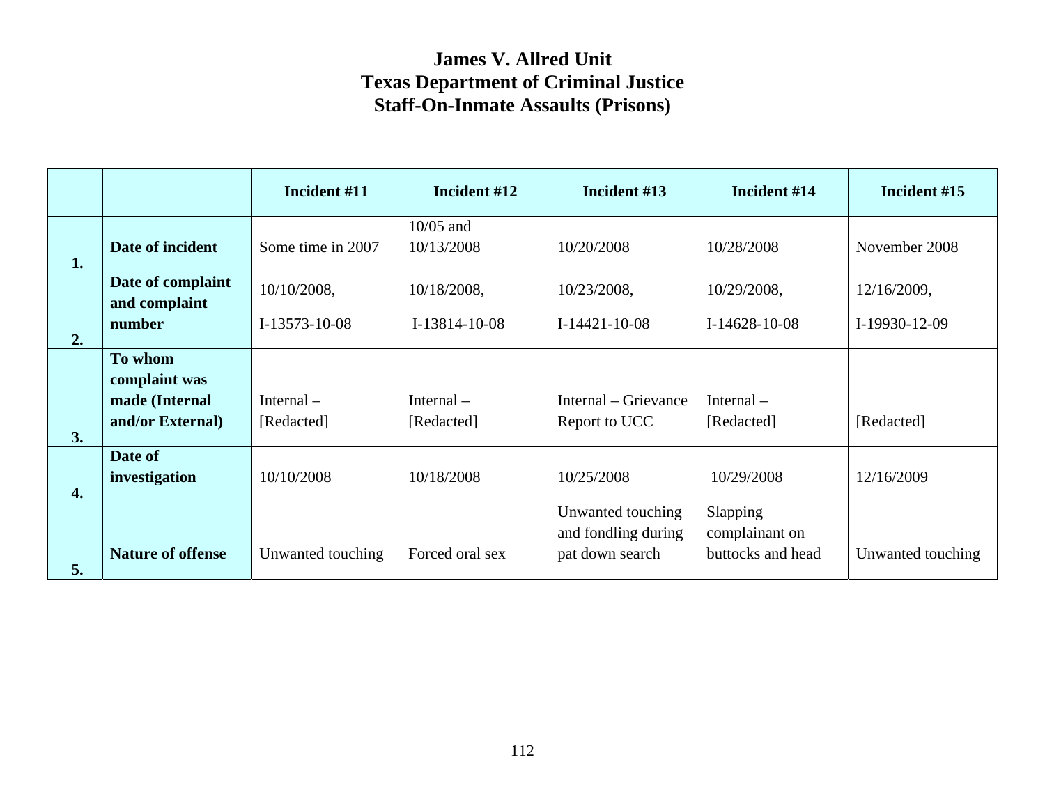# James V. Allred Unit
# Texas Department of Criminal Justice
# Staff-On-Inmate Assaults (Prisons)

| | | Incident #11 | Incident #12 | Incident #13 | Incident #14 | Incident #15 |
|---|---|---|---|---|---|---|
| 1. | **Date of incident** | Some time in 2007 | 10/05 and 10/13/2008 | 10/20/2008 | 10/28/2008 | November 2008 |
| 2. | **Date of complaint and complaint number** | 10/10/2008, I-13573-10-08 | 10/18/2008, I-13814-10-08 | 10/23/2008, I-14421-10-08 | 10/29/2008, I-14628-10-08 | 12/16/2009, I-19930-12-09 |
| 3. | **To whom complaint was made (Internal and/or External)** | Internal – [Redacted] | Internal – [Redacted] | Internal – Grievance Report to UCC | Internal – [Redacted] | [Redacted] |
| 4. | **Date of investigation** | 10/10/2008 | 10/18/2008 | 10/25/2008 | 10/29/2008 | 12/16/2009 |
| 5. | **Nature of offense** | Unwanted touching | Forced oral sex | Unwanted touching and fondling during pat down search | Slapping complainant on buttocks and head | Unwanted touching |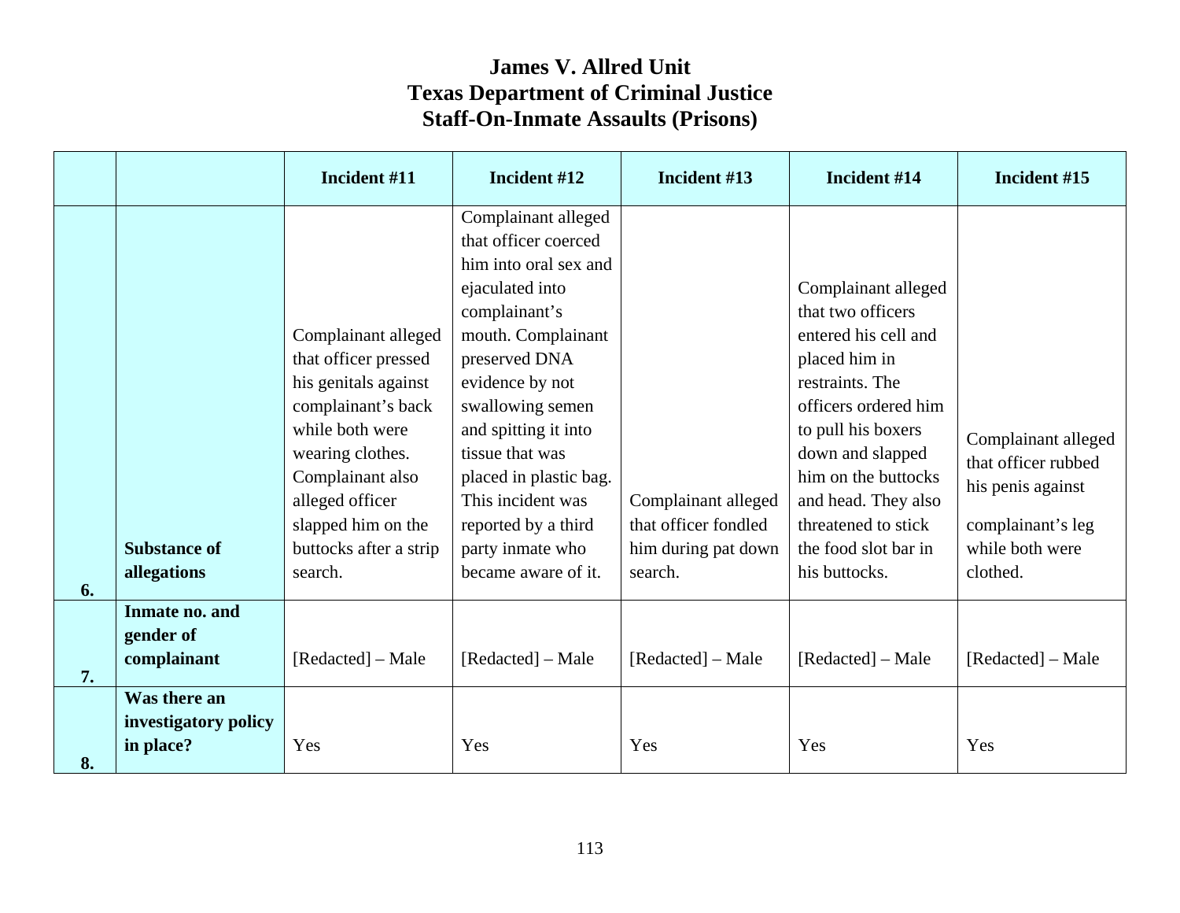# James V. Allred Unit
# Texas Department of Criminal Justice
# Staff-On-Inmate Assaults (Prisons)

| | | Incident #11 | Incident #12 | Incident #13 | Incident #14 | Incident #15 |
|---|---|---|---|---|---|---|
| 6. | **Substance of allegations** | Complainant alleged that officer pressed his genitals against complainant's back while both were wearing clothes. Complainant also alleged officer slapped him on the buttocks after a strip search. | Complainant alleged that officer coerced him into oral sex and ejaculated into complainant's mouth. Complainant preserved DNA evidence by not swallowing semen and spitting it into tissue that was placed in plastic bag. This incident was reported by a third party inmate who became aware of it. | Complainant alleged that officer fondled him during pat down search. | Complainant alleged that two officers entered his cell and placed him in restraints. The officers ordered him to pull his boxers down and slapped him on the buttocks and head. They also threatened to stick the food slot bar in his buttocks. | Complainant alleged that officer rubbed his penis against complainant's leg while both were clothed. |
| 7. | **Inmate no. and gender of complainant** | [Redacted] – Male | [Redacted] – Male | [Redacted] – Male | [Redacted] – Male | [Redacted] – Male |
| 8. | **Was there an investigatory policy in place?** | Yes | Yes | Yes | Yes | Yes |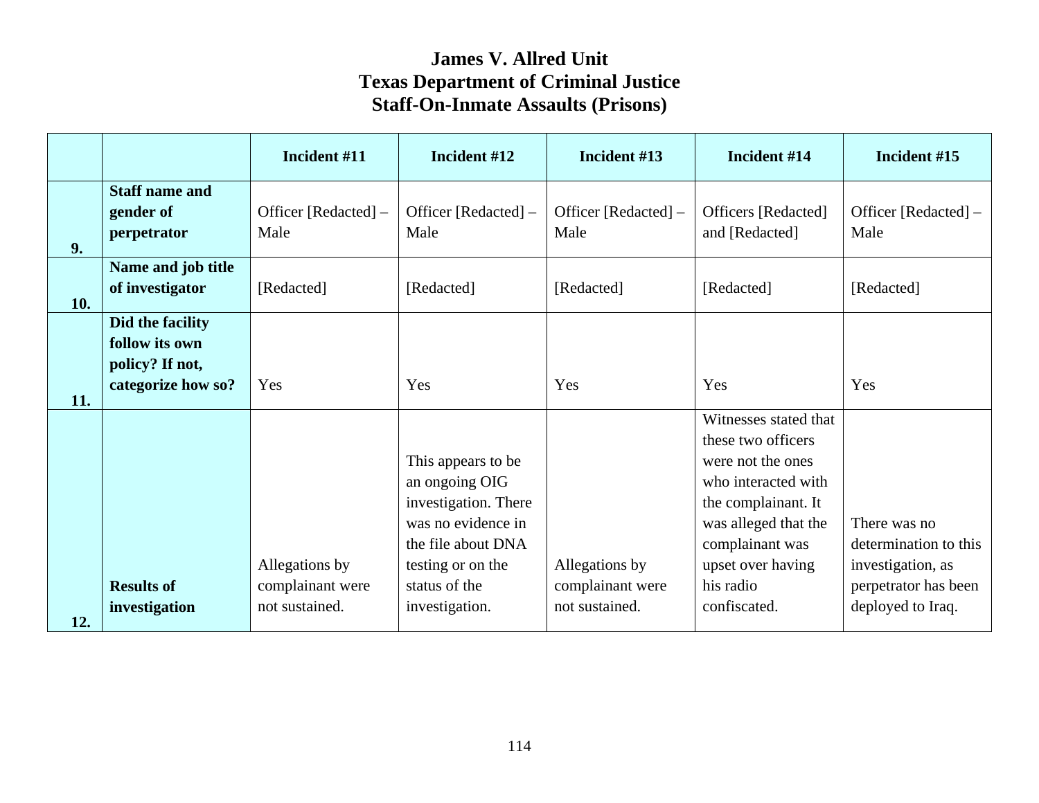# James V. Allred Unit
# Texas Department of Criminal Justice
# Staff-On-Inmate Assaults (Prisons)

| | | Incident #11 | Incident #12 | Incident #13 | Incident #14 | Incident #15 |
|---|---|---|---|---|---|---|
| 9. | **Staff name and gender of perpetrator** | Officer [Redacted] – Male | Officer [Redacted] – Male | Officer [Redacted] – Male | Officers [Redacted] and [Redacted] | Officer [Redacted] – Male |
| 10. | **Name and job title of investigator** | [Redacted] | [Redacted] | [Redacted] | [Redacted] | [Redacted] |
| 11. | **Did the facility follow its own policy? If not, categorize how so?** | Yes | Yes | Yes | Yes | Yes |
| 12. | **Results of investigation** | Allegations by complainant were not sustained. | This appears to be an ongoing OIG investigation. There was no evidence in the file about DNA testing or on the status of the investigation. | Allegations by complainant were not sustained. | Witnesses stated that these two officers were not the ones who interacted with the complainant. It was alleged that the complainant was upset over having his radio confiscated. | There was no determination to this investigation, as perpetrator has been deployed to Iraq. |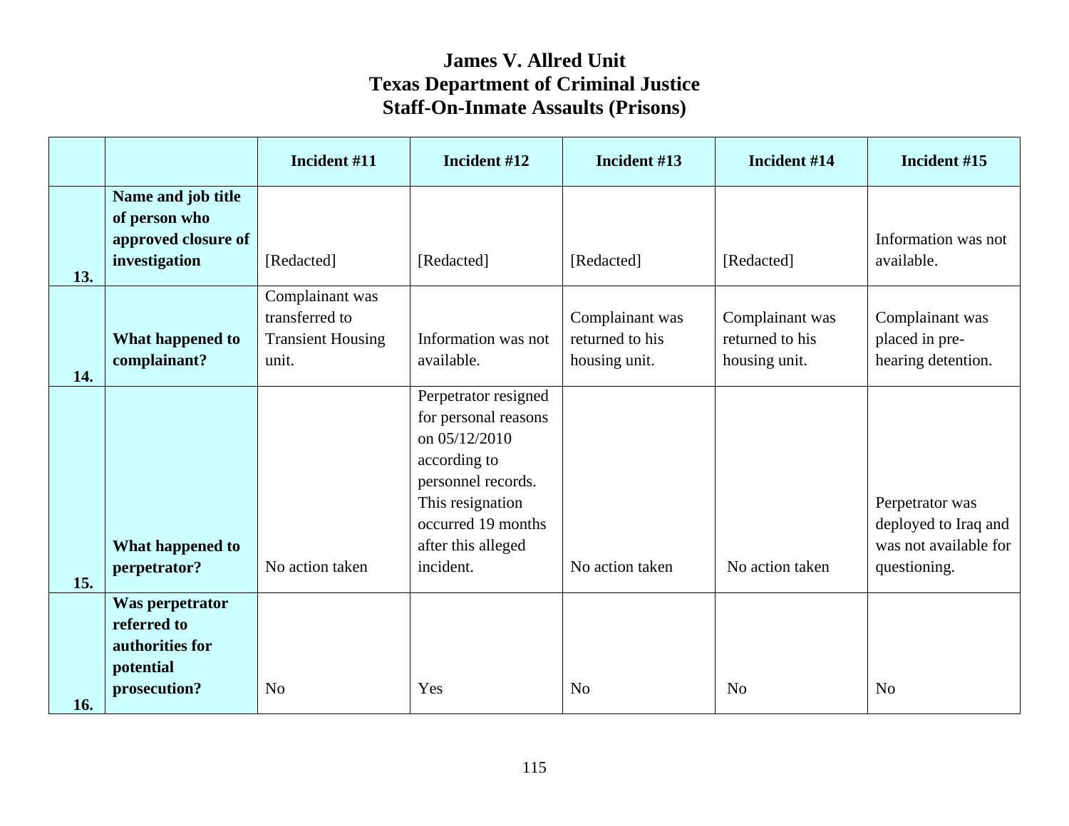# James V. Allred Unit
# Texas Department of Criminal Justice
# Staff-On-Inmate Assaults (Prisons)

| | | Incident #11 | Incident #12 | Incident #13 | Incident #14 | Incident #15 |
|---|---|---|---|---|---|---|
| 13. | **Name and job title of person who approved closure of investigation** | [Redacted] | [Redacted] | [Redacted] | [Redacted] | Information was not available. |
| 14. | **What happened to complainant?** | Complainant was transferred to Transient Housing unit. | Information was not available. | Complainant was returned to his housing unit. | Complainant was returned to his housing unit. | Complainant was placed in pre-hearing detention. |
| 15. | **What happened to perpetrator?** | No action taken | Perpetrator resigned for personal reasons on 05/12/2010 according to personnel records. This resignation occurred 19 months after this alleged incident. | No action taken | No action taken | Perpetrator was deployed to Iraq and was not available for questioning. |
| 16. | **Was perpetrator referred to authorities for potential prosecution?** | No | Yes | No | No | No |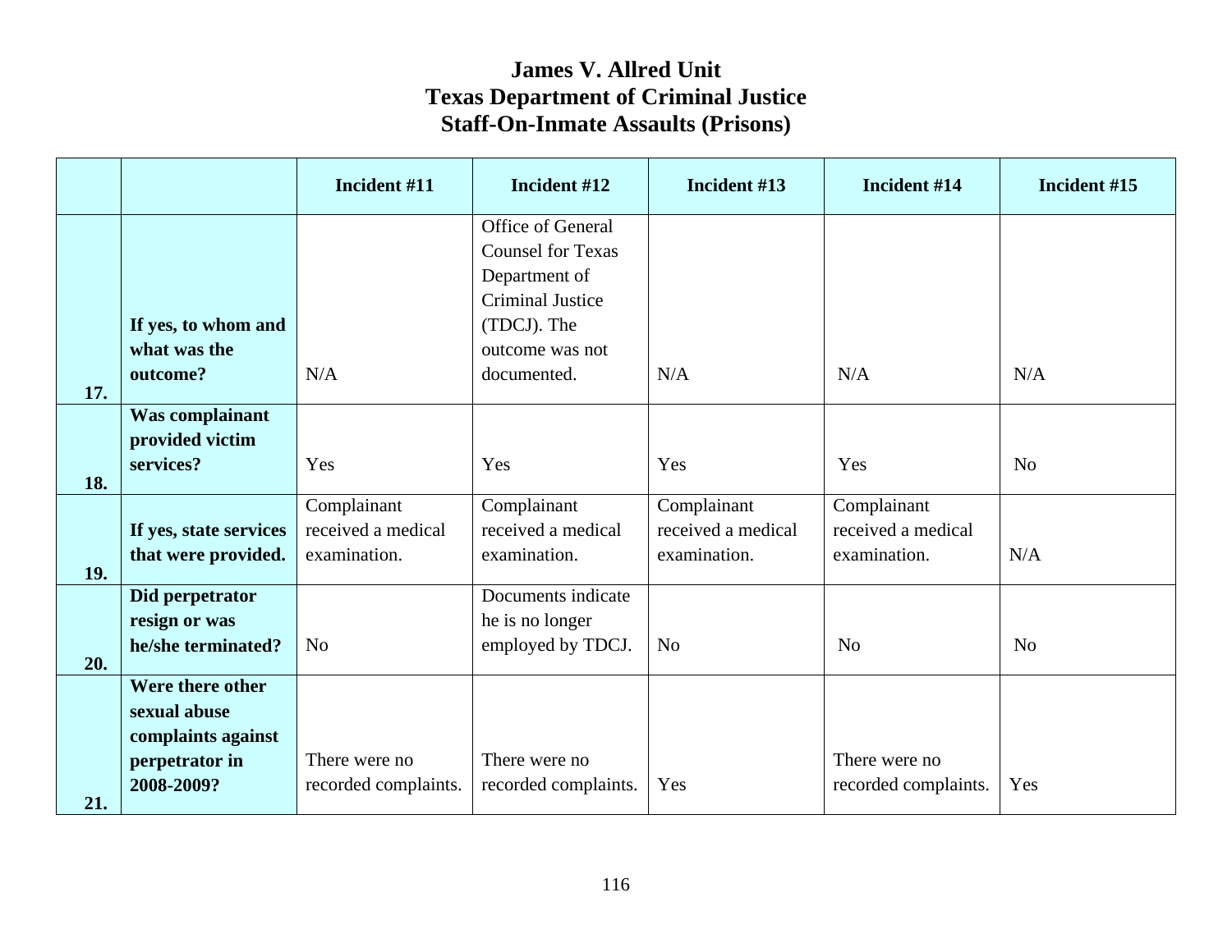# James V. Allred Unit
# Texas Department of Criminal Justice
# Staff-On-Inmate Assaults (Prisons)

| | | Incident #11 | Incident #12 | Incident #13 | Incident #14 | Incident #15 |
|---|---|---|---|---|---|---|
| 17. | **If yes, to whom and what was the outcome?** | N/A | Office of General Counsel for Texas Department of Criminal Justice (TDCJ). The outcome was not documented. | N/A | N/A | N/A |
| 18. | **Was complainant provided victim services?** | Yes | Yes | Yes | Yes | No |
| 19. | **If yes, state services that were provided.** | Complainant received a medical examination. | Complainant received a medical examination. | Complainant received a medical examination. | Complainant received a medical examination. | N/A |
| 20. | **Did perpetrator resign or was he/she terminated?** | No | Documents indicate he is no longer employed by TDCJ. | No | No | No |
| 21. | **Were there other sexual abuse complaints against perpetrator in 2008-2009?** | There were no recorded complaints. | There were no recorded complaints. | Yes | There were no recorded complaints. | Yes |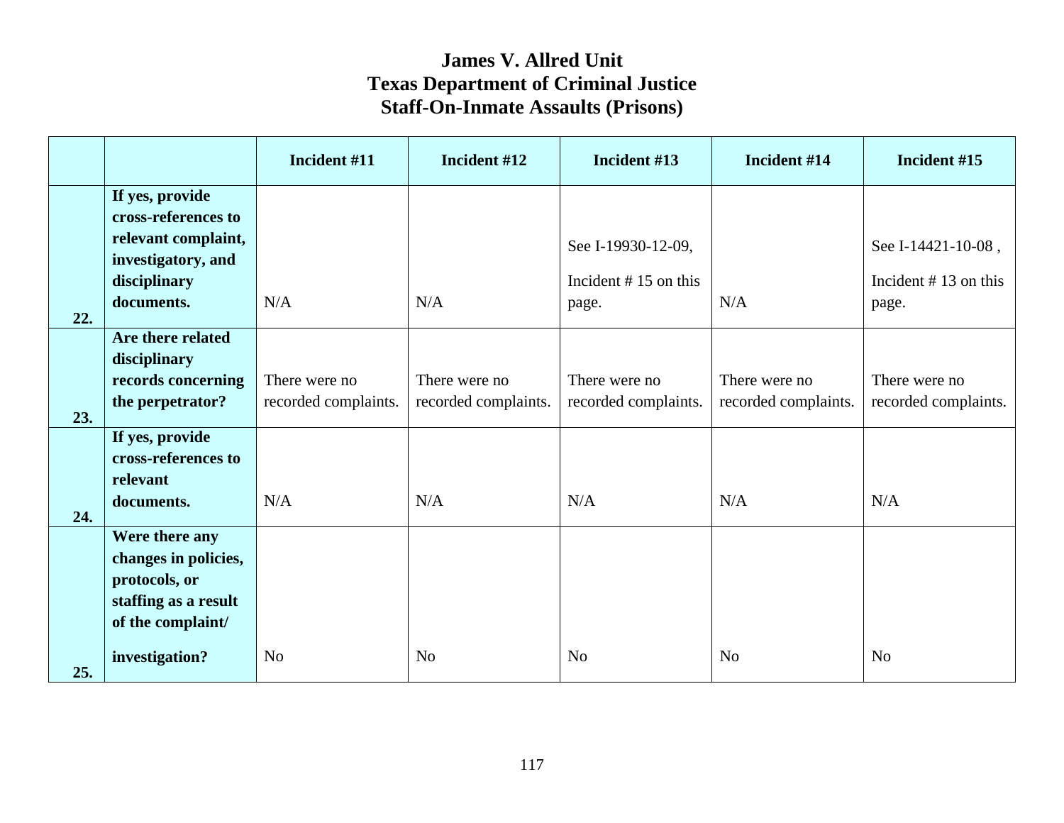# James V. Allred Unit
# Texas Department of Criminal Justice
# Staff-On-Inmate Assaults (Prisons)

| | | Incident #11 | Incident #12 | Incident #13 | Incident #14 | Incident #15 |
|---|---|---|---|---|---|---|
| 22. | **If yes, provide cross-references to relevant complaint, investigatory, and disciplinary documents.** | N/A | N/A | See I-19930-12-09, Incident # 15 on this page. | N/A | See I-14421-10-08 , Incident # 13 on this page. |
| 23. | **Are there related disciplinary records concerning the perpetrator?** | There were no recorded complaints. | There were no recorded complaints. | There were no recorded complaints. | There were no recorded complaints. | There were no recorded complaints. |
| 24. | **If yes, provide cross-references to relevant documents.** | N/A | N/A | N/A | N/A | N/A |
| 25. | **Were there any changes in policies, protocols, or staffing as a result of the complaint/ investigation?** | No | No | No | No | No |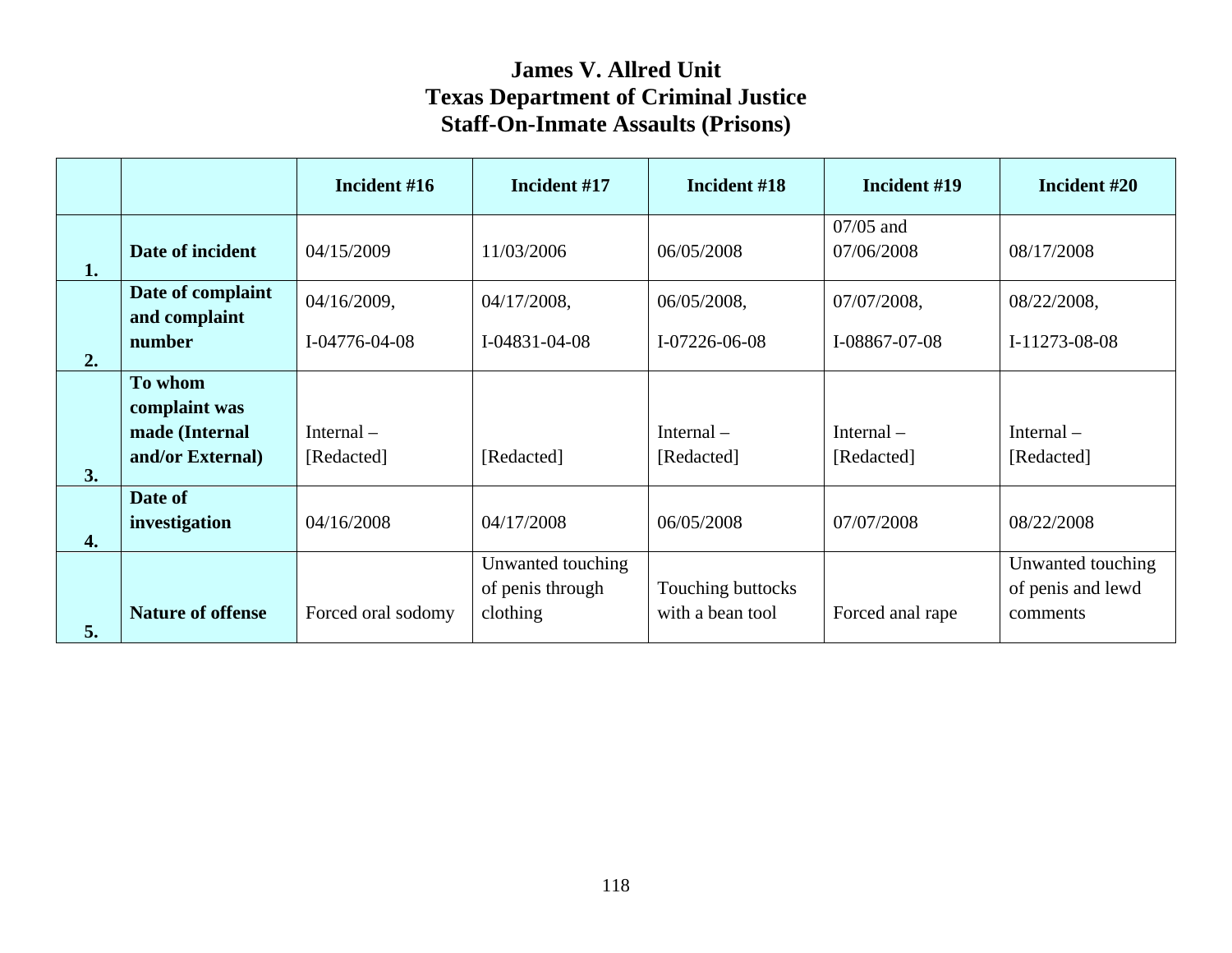# James V. Allred Unit
# Texas Department of Criminal Justice
# Staff-On-Inmate Assaults (Prisons)

| | | Incident #16 | Incident #17 | Incident #18 | Incident #19 | Incident #20 |
|---|---|---|---|---|---|---|
| 1. | **Date of incident** | 04/15/2009 | 11/03/2006 | 06/05/2008 | 07/05 and 07/06/2008 | 08/17/2008 |
| 2. | **Date of complaint and complaint number** | 04/16/2009, I-04776-04-08 | 04/17/2008, I-04831-04-08 | 06/05/2008, I-07226-06-08 | 07/07/2008, I-08867-07-08 | 08/22/2008, I-11273-08-08 |
| 3. | **To whom complaint was made (Internal and/or External)** | Internal – [Redacted] | [Redacted] | Internal – [Redacted] | Internal – [Redacted] | Internal – [Redacted] |
| 4. | **Date of investigation** | 04/16/2008 | 04/17/2008 | 06/05/2008 | 07/07/2008 | 08/22/2008 |
| 5. | **Nature of offense** | Forced oral sodomy | Unwanted touching of penis through clothing | Touching buttocks with a bean tool | Forced anal rape | Unwanted touching of penis and lewd comments |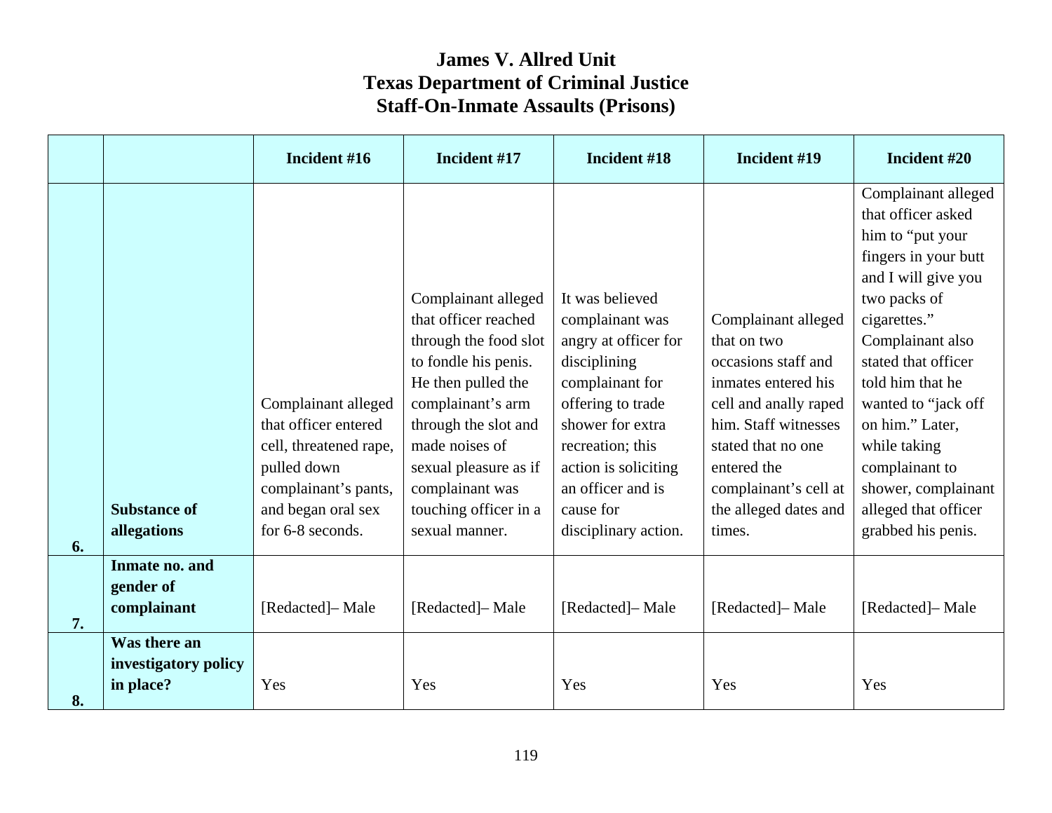# James V. Allred Unit
# Texas Department of Criminal Justice
# Staff-On-Inmate Assaults (Prisons)

| | | Incident #16 | Incident #17 | Incident #18 | Incident #19 | Incident #20 |
|---|---|---|---|---|---|---|
| 6. | Substance of allegations | Complainant alleged that officer entered cell, threatened rape, pulled down complainant's pants, and began oral sex for 6-8 seconds. | Complainant alleged that officer reached through the food slot to fondle his penis. He then pulled the complainant's arm through the slot and made noises of sexual pleasure as if complainant was touching officer in a sexual manner. | It was believed complainant was angry at officer for disciplining complainant for offering to trade shower for extra recreation; this action is soliciting an officer and is cause for disciplinary action. | Complainant alleged that on two occasions staff and inmates entered his cell and anally raped him. Staff witnesses stated that no one entered the complainant's cell at the alleged dates and times. | Complainant alleged that officer asked him to "put your fingers in your butt and I will give you two packs of cigarettes." Complainant also stated that officer told him that he wanted to "jack off on him." Later, while taking complainant to shower, complainant alleged that officer grabbed his penis. |
| 7. | Inmate no. and gender of complainant | [Redacted]– Male | [Redacted]– Male | [Redacted]– Male | [Redacted]– Male | [Redacted]– Male |
| 8. | Was there an investigatory policy in place? | Yes | Yes | Yes | Yes | Yes |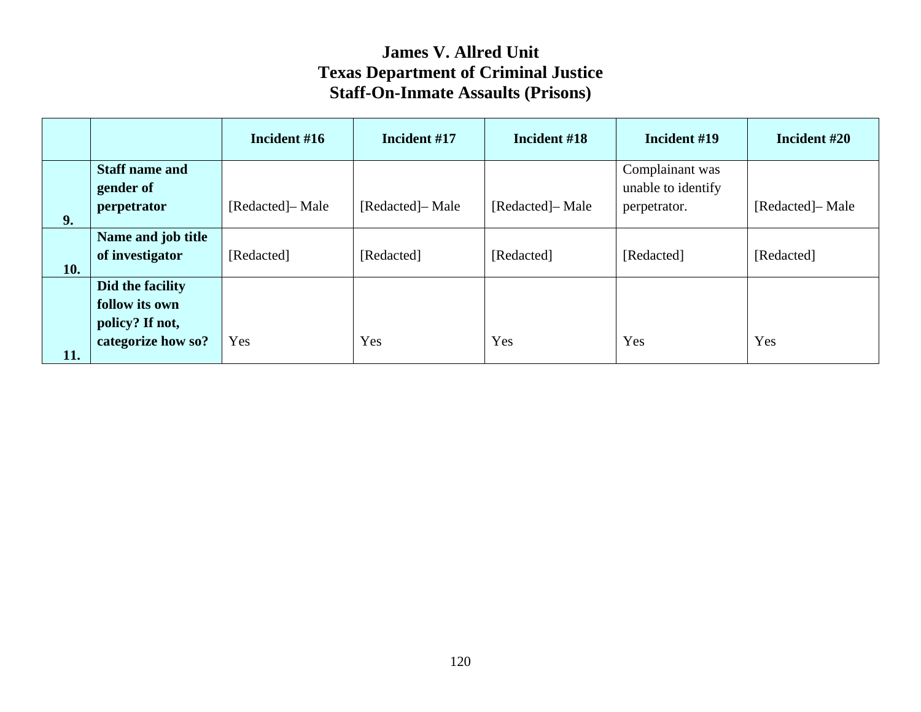# James V. Allred Unit
# Texas Department of Criminal Justice
# Staff-On-Inmate Assaults (Prisons)

| | | Incident #16 | Incident #17 | Incident #18 | Incident #19 | Incident #20 |
|---|---|---|---|---|---|---|
| 9. | **Staff name and gender of perpetrator** | [Redacted]– Male | [Redacted]– Male | [Redacted]– Male | Complainant was unable to identify perpetrator. | [Redacted]– Male |
| 10. | **Name and job title of investigator** | [Redacted] | [Redacted] | [Redacted] | [Redacted] | [Redacted] |
| 11. | **Did the facility follow its own policy? If not, categorize how so?** | Yes | Yes | Yes | Yes | Yes |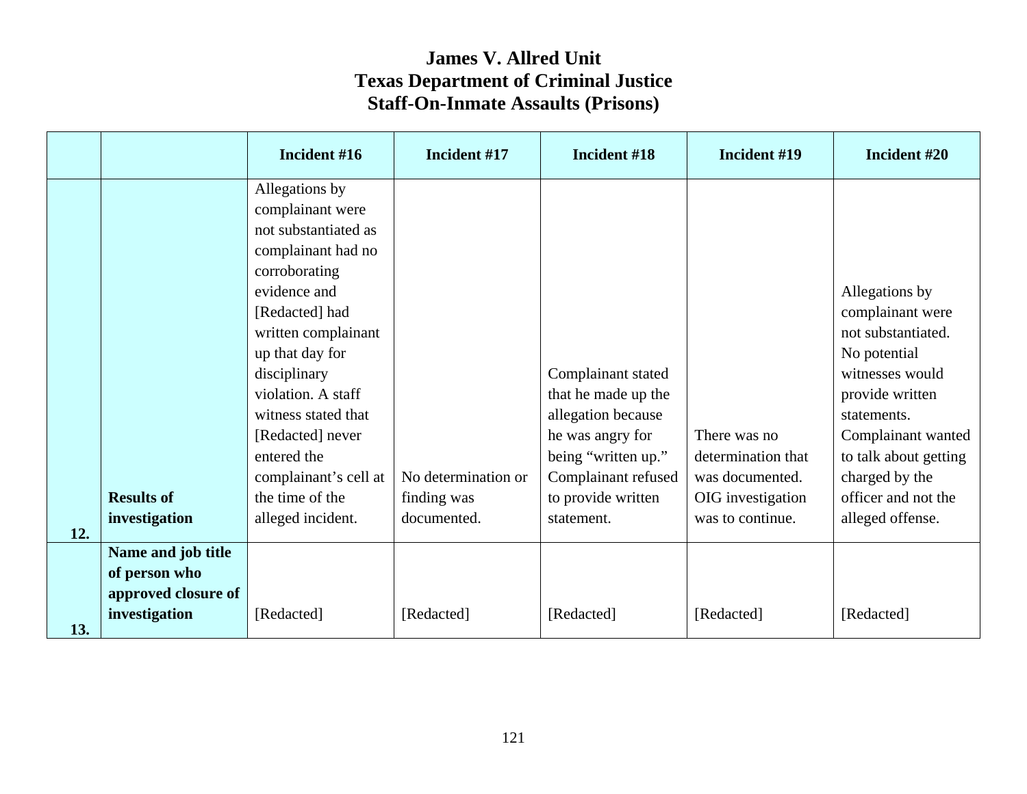# James V. Allred Unit
# Texas Department of Criminal Justice
# Staff-On-Inmate Assaults (Prisons)

| | | Incident #16 | Incident #17 | Incident #18 | Incident #19 | Incident #20 |
|---|---|---|---|---|---|---|
| 12. | **Results of investigation** | Allegations by complainant were not substantiated as complainant had no corroborating evidence and [Redacted] had written complainant up that day for disciplinary violation. A staff witness stated that [Redacted] never entered the complainant's cell at the time of the alleged incident. | No determination or finding was documented. | Complainant stated that he made up the allegation because he was angry for being "written up." Complainant refused to provide written statement. | There was no determination that was documented. OIG investigation was to continue. | Allegations by complainant were not substantiated. No potential witnesses would provide written statements. Complainant wanted to talk about getting charged by the officer and not the alleged offense. |
| 13. | **Name and job title of person who approved closure of investigation** | [Redacted] | [Redacted] | [Redacted] | [Redacted] | [Redacted] |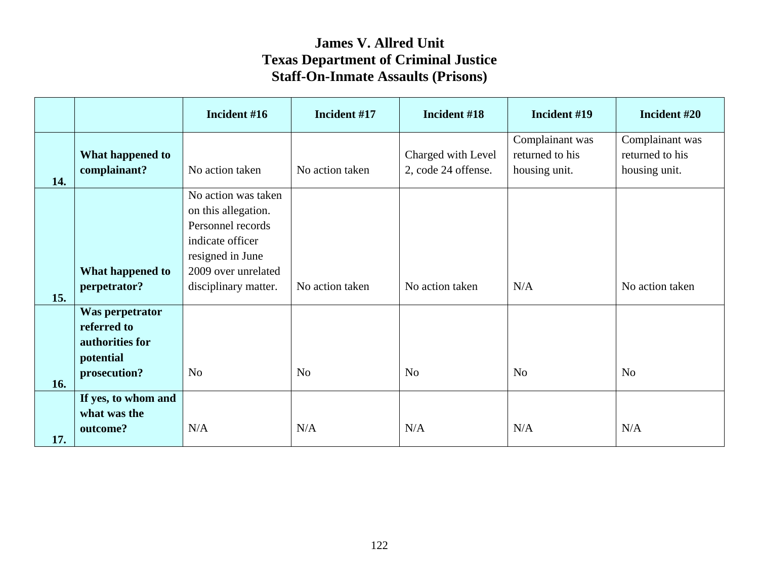# James V. Allred Unit
## Texas Department of Criminal Justice
## Staff-On-Inmate Assaults (Prisons)

| | | Incident #16 | Incident #17 | Incident #18 | Incident #19 | Incident #20 |
|---|---|---|---|---|---|---|
| 14. | **What happened to complainant?** | No action taken | No action taken | Charged with Level 2, code 24 offense. | Complainant was returned to his housing unit. | Complainant was returned to his housing unit. |
| 15. | **What happened to perpetrator?** | No action was taken on this allegation. Personnel records indicate officer resigned in June 2009 over unrelated disciplinary matter. | No action taken | No action taken | N/A | No action taken |
| 16. | **Was perpetrator referred to authorities for potential prosecution?** | No | No | No | No | No |
| 17. | **If yes, to whom and what was the outcome?** | N/A | N/A | N/A | N/A | N/A |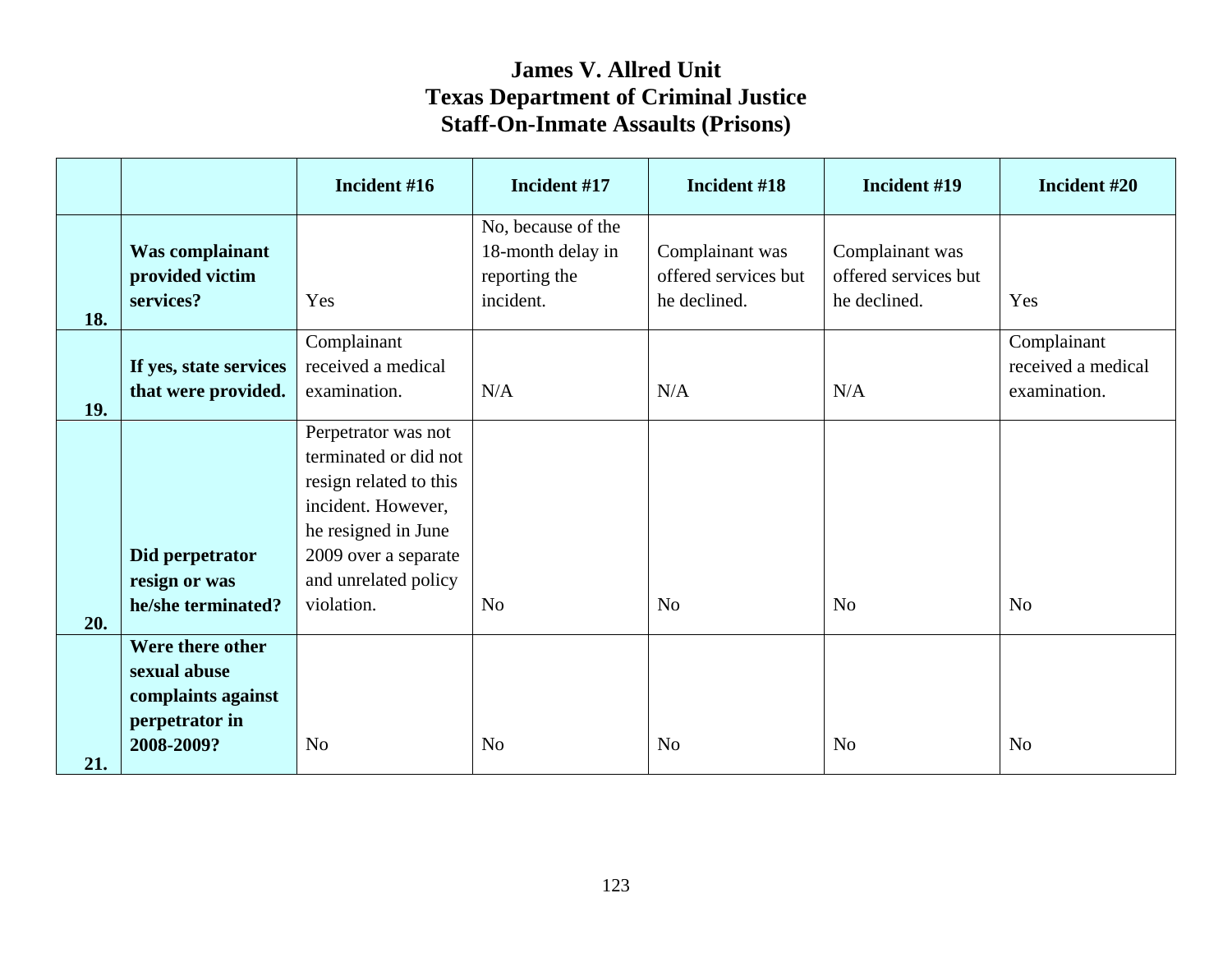# James V. Allred Unit
# Texas Department of Criminal Justice
# Staff-On-Inmate Assaults (Prisons)

| | | Incident #16 | Incident #17 | Incident #18 | Incident #19 | Incident #20 |
|---|---|---|---|---|---|---|
| 18. | **Was complainant provided victim services?** | Yes | No, because of the 18-month delay in reporting the incident. | Complainant was offered services but he declined. | Complainant was offered services but he declined. | Yes |
| 19. | **If yes, state services that were provided.** | Complainant received a medical examination. | N/A | N/A | N/A | Complainant received a medical examination. |
| 20. | **Did perpetrator resign or was he/she terminated?** | Perpetrator was not terminated or did not resign related to this incident. However, he resigned in June 2009 over a separate and unrelated policy violation. | No | No | No | No |
| 21. | **Were there other sexual abuse complaints against perpetrator in 2008-2009?** | No | No | No | No | No |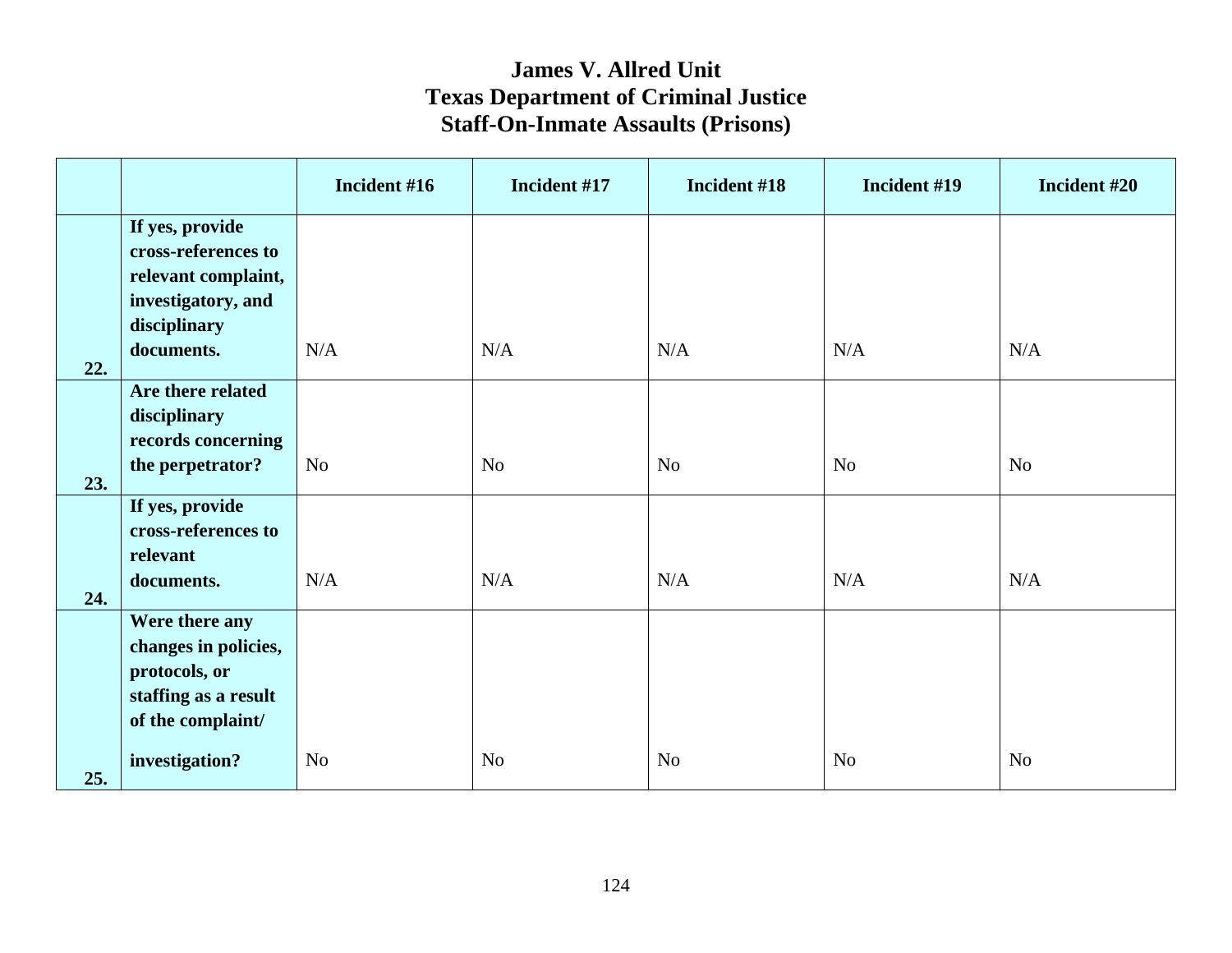# James V. Allred Unit
# Texas Department of Criminal Justice
# Staff-On-Inmate Assaults (Prisons)

| | | Incident #16 | Incident #17 | Incident #18 | Incident #19 | Incident #20 |
|---|---|---|---|---|---|---|
| 22. | If yes, provide cross-references to relevant complaint, investigatory, and disciplinary documents. | N/A | N/A | N/A | N/A | N/A |
| 23. | Are there related disciplinary records concerning the perpetrator? | No | No | No | No | No |
| 24. | If yes, provide cross-references to relevant documents. | N/A | N/A | N/A | N/A | N/A |
| 25. | Were there any changes in policies, protocols, or staffing as a result of the complaint/ investigation? | No | No | No | No | No |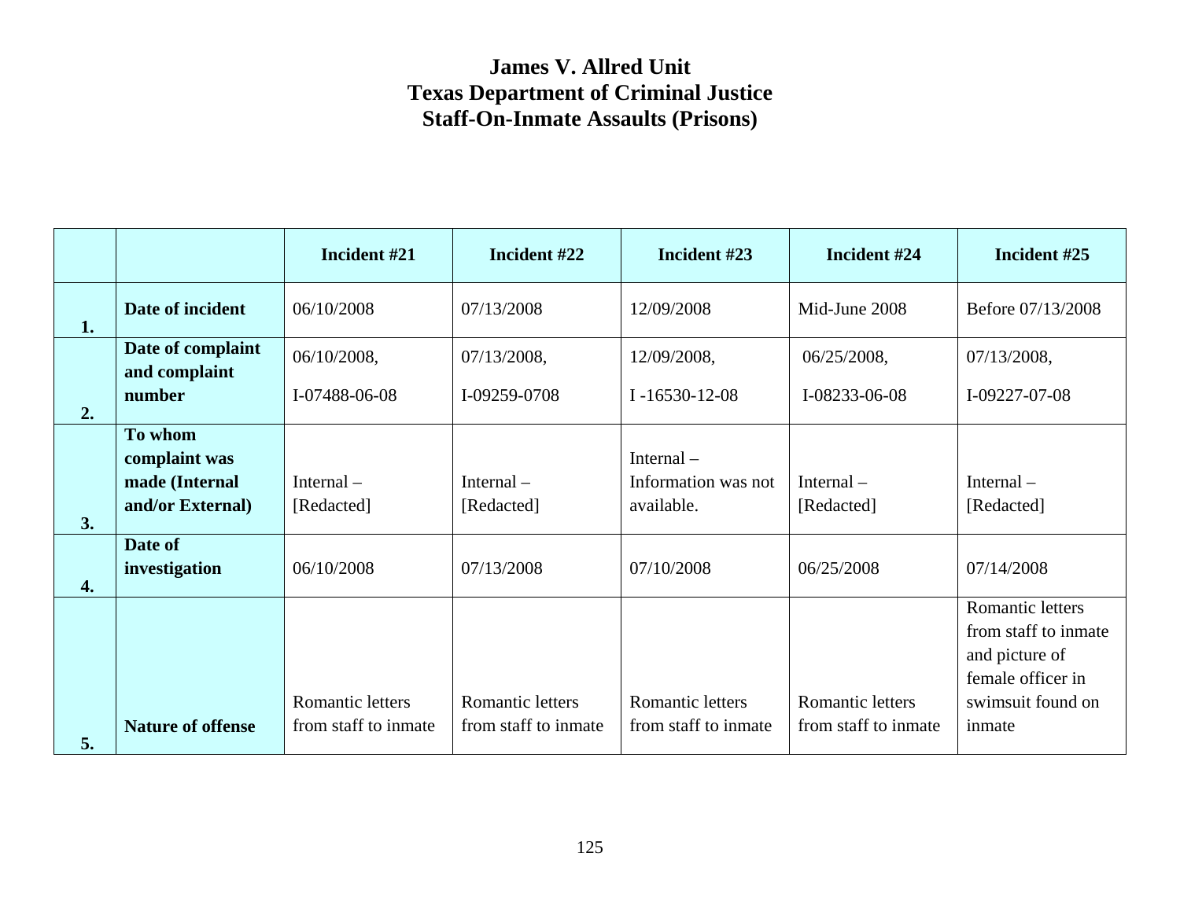# James V. Allred Unit
# Texas Department of Criminal Justice
# Staff-On-Inmate Assaults (Prisons)

| | | Incident #21 | Incident #22 | Incident #23 | Incident #24 | Incident #25 |
|---|---|---|---|---|---|---|
| 1. | **Date of incident** | 06/10/2008 | 07/13/2008 | 12/09/2008 | Mid-June 2008 | Before 07/13/2008 |
| 2. | **Date of complaint and complaint number** | 06/10/2008, I-07488-06-08 | 07/13/2008, I-09259-0708 | 12/09/2008, I -16530-12-08 | 06/25/2008, I-08233-06-08 | 07/13/2008, I-09227-07-08 |
| 3. | **To whom complaint was made (Internal and/or External)** | Internal – [Redacted] | Internal – [Redacted] | Internal – Information was not available. | Internal – [Redacted] | Internal – [Redacted] |
| 4. | **Date of investigation** | 06/10/2008 | 07/13/2008 | 07/10/2008 | 06/25/2008 | 07/14/2008 |
| 5. | **Nature of offense** | Romantic letters from staff to inmate | Romantic letters from staff to inmate | Romantic letters from staff to inmate | Romantic letters from staff to inmate | Romantic letters from staff to inmate and picture of female officer in swimsuit found on inmate |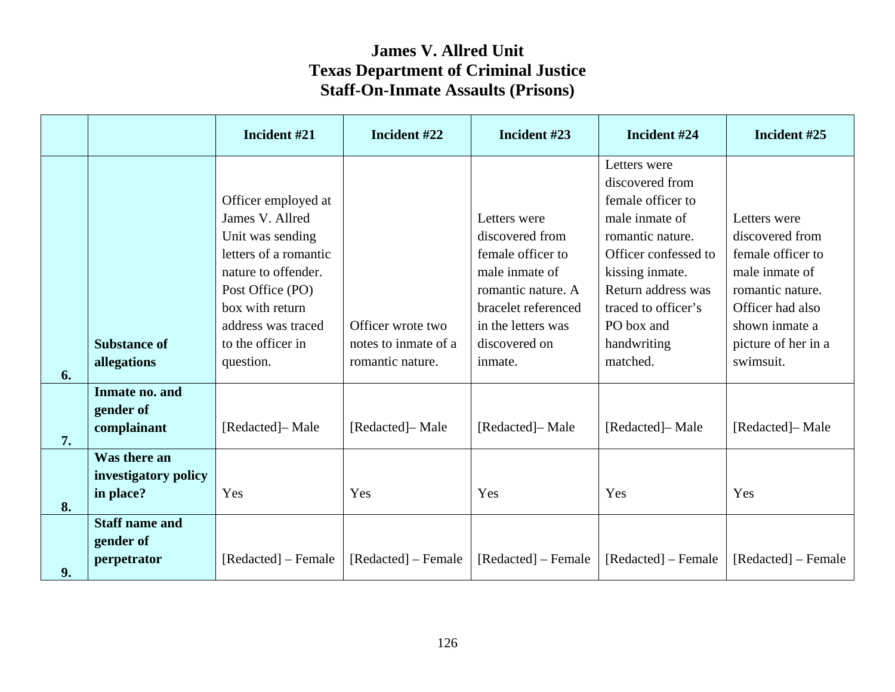# James V. Allred Unit
# Texas Department of Criminal Justice
# Staff-On-Inmate Assaults (Prisons)

| | | Incident #21 | Incident #22 | Incident #23 | Incident #24 | Incident #25 |
|---|---|---|---|---|---|---|
| 6. | Substance of allegations | Officer employed at James V. Allred Unit was sending letters of a romantic nature to offender. Post Office (PO) box with return address was traced to the officer in question. | Officer wrote two notes to inmate of a romantic nature. | Letters were discovered from female officer to male inmate of romantic nature. A bracelet referenced in the letters was discovered on inmate. | Letters were discovered from female officer to male inmate of romantic nature. Officer confessed to kissing inmate. Return address was traced to officer's PO box and handwriting matched. | Letters were discovered from female officer to male inmate of romantic nature. Officer had also shown inmate a picture of her in a swimsuit. |
| 7. | Inmate no. and gender of complainant | [Redacted]– Male | [Redacted]– Male | [Redacted]– Male | [Redacted]– Male | [Redacted]– Male |
| 8. | Was there an investigatory policy in place? | Yes | Yes | Yes | Yes | Yes |
| 9. | Staff name and gender of perpetrator | [Redacted] – Female | [Redacted] – Female | [Redacted] – Female | [Redacted] – Female | [Redacted] – Female |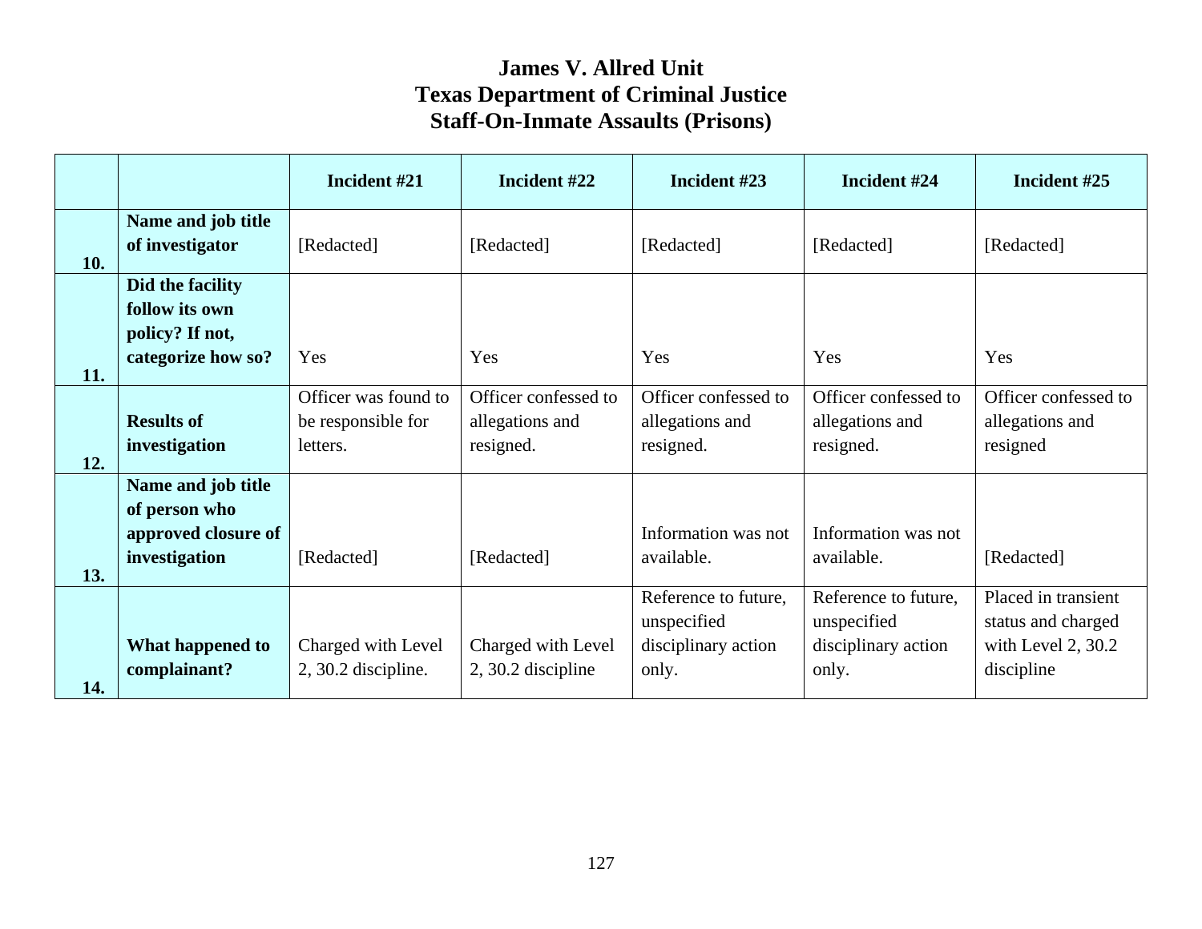# James V. Allred Unit
# Texas Department of Criminal Justice
# Staff-On-Inmate Assaults (Prisons)

| | | Incident #21 | Incident #22 | Incident #23 | Incident #24 | Incident #25 |
|---|---|---|---|---|---|---|
| 10. | **Name and job title of investigator** | [Redacted] | [Redacted] | [Redacted] | [Redacted] | [Redacted] |
| 11. | **Did the facility follow its own policy? If not, categorize how so?** | Yes | Yes | Yes | Yes | Yes |
| 12. | **Results of investigation** | Officer was found to be responsible for letters. | Officer confessed to allegations and resigned. | Officer confessed to allegations and resigned. | Officer confessed to allegations and resigned. | Officer confessed to allegations and resigned |
| 13. | **Name and job title of person who approved closure of investigation** | [Redacted] | [Redacted] | Information was not available. | Information was not available. | [Redacted] |
| 14. | **What happened to complainant?** | Charged with Level 2, 30.2 discipline. | Charged with Level 2, 30.2 discipline | Reference to future, unspecified disciplinary action only. | Reference to future, unspecified disciplinary action only. | Placed in transient status and charged with Level 2, 30.2 discipline |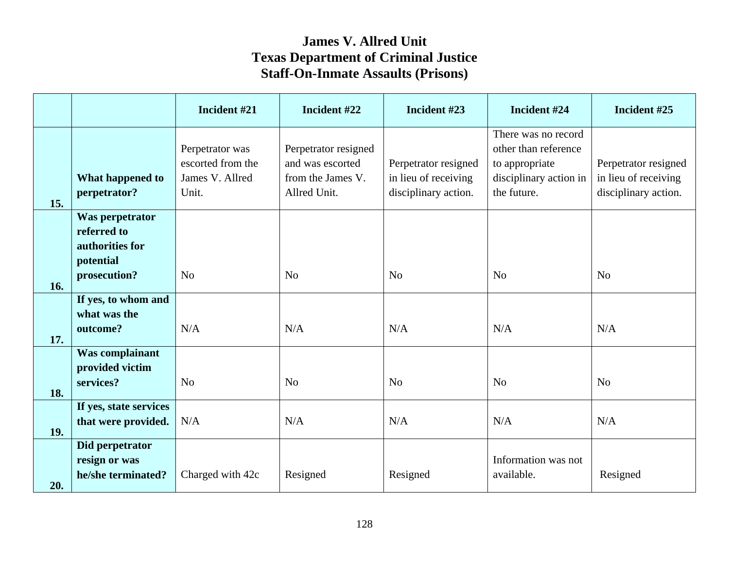# James V. Allred Unit
# Texas Department of Criminal Justice
# Staff-On-Inmate Assaults (Prisons)

| | | Incident #21 | Incident #22 | Incident #23 | Incident #24 | Incident #25 |
|---|---|---|---|---|---|---|
| 15. | What happened to perpetrator? | Perpetrator was escorted from the James V. Allred Unit. | Perpetrator resigned and was escorted from the James V. Allred Unit. | Perpetrator resigned in lieu of receiving disciplinary action. | There was no record other than reference to appropriate disciplinary action in the future. | Perpetrator resigned in lieu of receiving disciplinary action. |
| 16. | Was perpetrator referred to authorities for potential prosecution? | No | No | No | No | No |
| 17. | If yes, to whom and what was the outcome? | N/A | N/A | N/A | N/A | N/A |
| 18. | Was complainant provided victim services? | No | No | No | No | No |
| 19. | If yes, state services that were provided. | N/A | N/A | N/A | N/A | N/A |
| 20. | Did perpetrator resign or was he/she terminated? | Charged with 42c | Resigned | Resigned | Information was not available. | Resigned |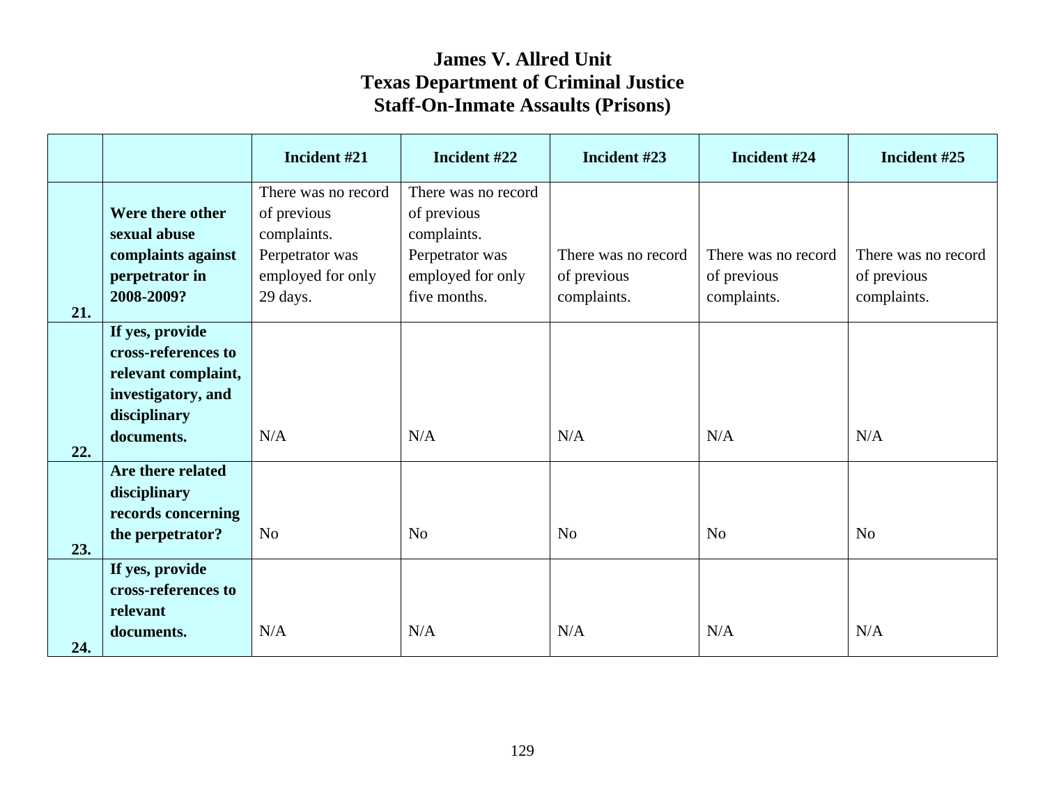# James V. Allred Unit
## Texas Department of Criminal Justice
## Staff-On-Inmate Assaults (Prisons)

| | | Incident #21 | Incident #22 | Incident #23 | Incident #24 | Incident #25 |
|---|---|---|---|---|---|---|
| 21. | **Were there other sexual abuse complaints against perpetrator in 2008-2009?** | There was no record of previous complaints. Perpetrator was employed for only 29 days. | There was no record of previous complaints. Perpetrator was employed for only five months. | There was no record of previous complaints. | There was no record of previous complaints. | There was no record of previous complaints. |
| 22. | **If yes, provide cross-references to relevant complaint, investigatory, and disciplinary documents.** | N/A | N/A | N/A | N/A | N/A |
| 23. | **Are there related disciplinary records concerning the perpetrator?** | No | No | No | No | No |
| 24. | **If yes, provide cross-references to relevant documents.** | N/A | N/A | N/A | N/A | N/A |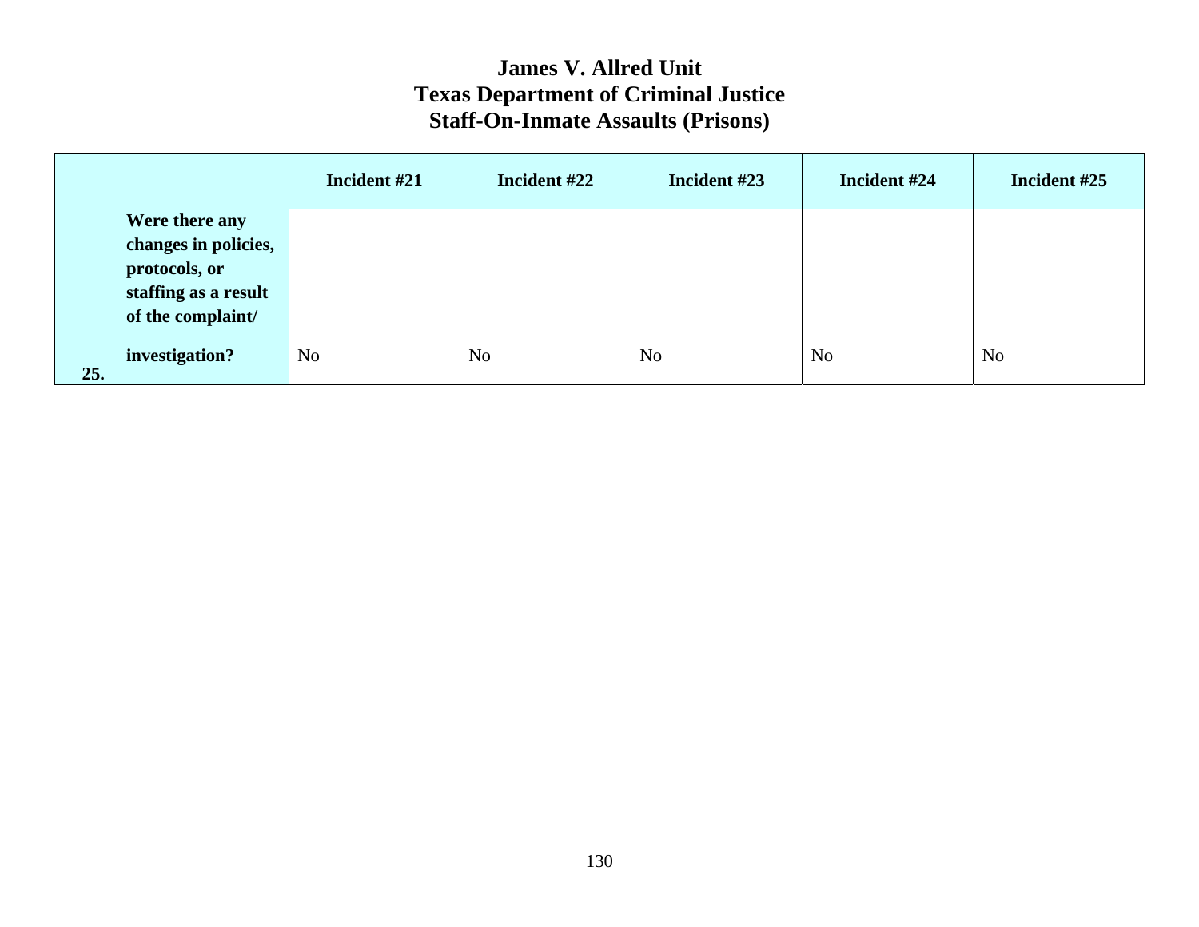# James V. Allred Unit
# Texas Department of Criminal Justice
# Staff-On-Inmate Assaults (Prisons)

| | | Incident #21 | Incident #22 | Incident #23 | Incident #24 | Incident #25 |
|---|---|---|---|---|---|---|
| 25. | Were there any changes in policies, protocols, or staffing as a result of the complaint/ investigation? | No | No | No | No | No |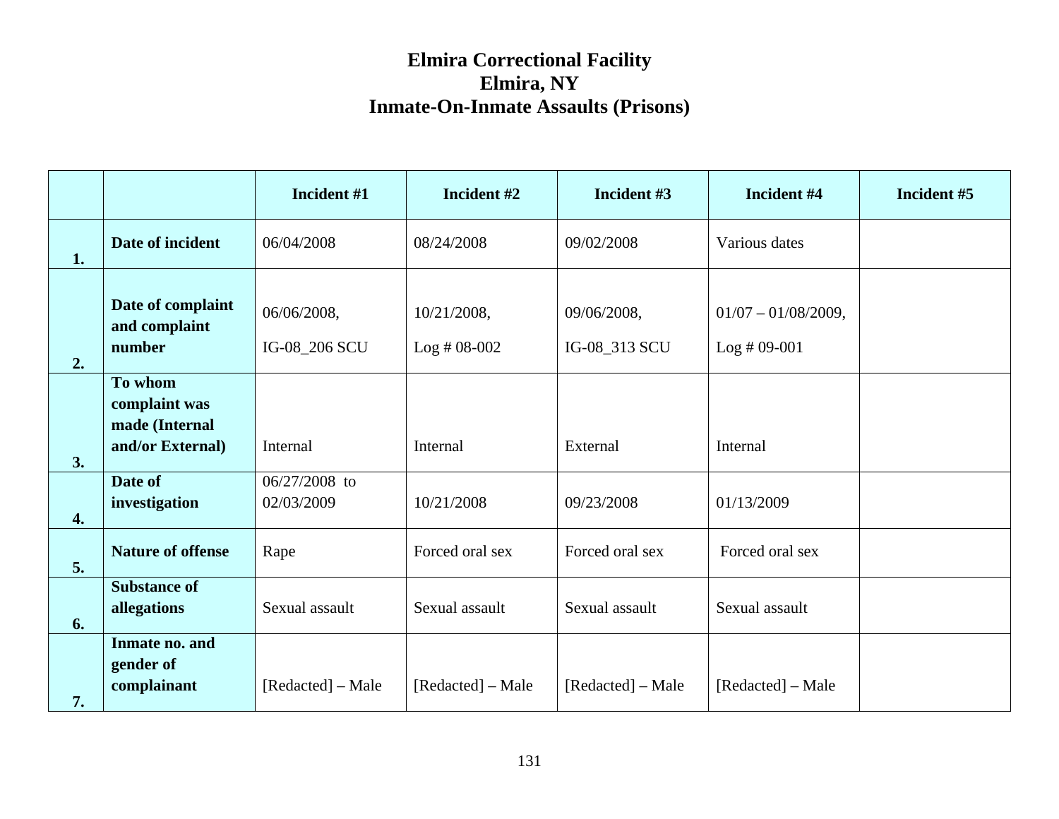# Elmira Correctional Facility
## Elmira, NY
## Inmate-On-Inmate Assaults (Prisons)

| | | Incident #1 | Incident #2 | Incident #3 | Incident #4 | Incident #5 |
|---|---|---|---|---|---|---|
| 1. | Date of incident | 06/04/2008 | 08/24/2008 | 09/02/2008 | Various dates | |
| 2. | Date of complaint and complaint number | 06/06/2008, IG-08_206 SCU | 10/21/2008, Log # 08-002 | 09/06/2008, IG-08_313 SCU | 01/07 – 01/08/2009, Log # 09-001 | |
| 3. | To whom complaint was made (Internal and/or External) | Internal | Internal | External | Internal | |
| 4. | Date of investigation | 06/27/2008 to 02/03/2009 | 10/21/2008 | 09/23/2008 | 01/13/2009 | |
| 5. | Nature of offense | Rape | Forced oral sex | Forced oral sex | Forced oral sex | |
| 6. | Substance of allegations | Sexual assault | Sexual assault | Sexual assault | Sexual assault | |
| 7. | Inmate no. and gender of complainant | [Redacted] – Male | [Redacted] – Male | [Redacted] – Male | [Redacted] – Male | |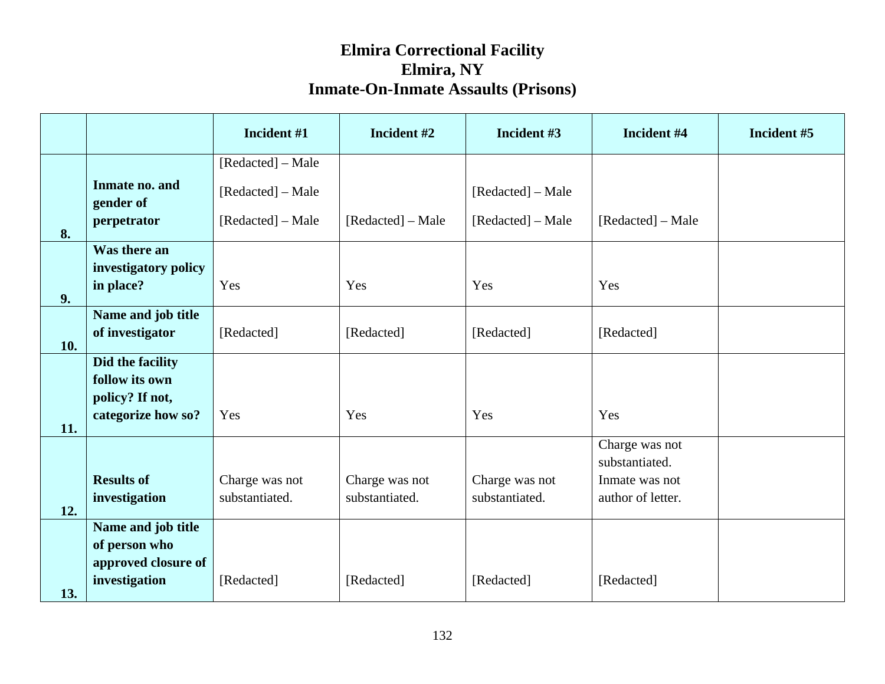# Elmira Correctional Facility
## Elmira, NY
## Inmate-On-Inmate Assaults (Prisons)

| | | Incident #1 | Incident #2 | Incident #3 | Incident #4 | Incident #5 |
|---|---|---|---|---|---|---|
| 8. | **Inmate no. and gender of perpetrator** | [Redacted] – Male<br>[Redacted] – Male<br>[Redacted] – Male | [Redacted] – Male | [Redacted] – Male<br>[Redacted] – Male | [Redacted] – Male | |
| 9. | **Was there an investigatory policy in place?** | Yes | Yes | Yes | Yes | |
| 10. | **Name and job title of investigator** | [Redacted] | [Redacted] | [Redacted] | [Redacted] | |
| 11. | **Did the facility follow its own policy? If not, categorize how so?** | Yes | Yes | Yes | Yes | |
| 12. | **Results of investigation** | Charge was not substantiated. | Charge was not substantiated. | Charge was not substantiated. | Charge was not substantiated. Inmate was not author of letter. | |
| 13. | **Name and job title of person who approved closure of investigation** | [Redacted] | [Redacted] | [Redacted] | [Redacted] | |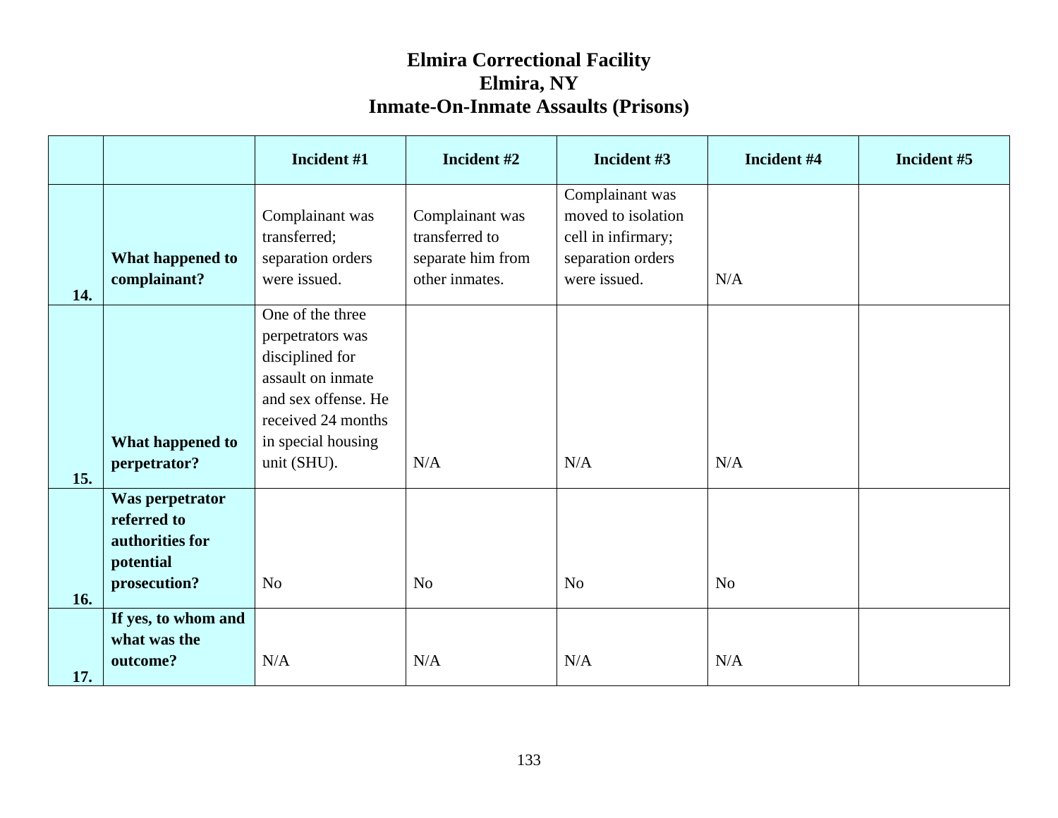# Elmira Correctional Facility
# Elmira, NY
# Inmate-On-Inmate Assaults (Prisons)

| | | Incident #1 | Incident #2 | Incident #3 | Incident #4 | Incident #5 |
|---|---|---|---|---|---|---|
| 14. | **What happened to complainant?** | Complainant was transferred; separation orders were issued. | Complainant was transferred to separate him from other inmates. | Complainant was moved to isolation cell in infirmary; separation orders were issued. | N/A | |
| 15. | **What happened to perpetrator?** | One of the three perpetrators was disciplined for assault on inmate and sex offense. He received 24 months in special housing unit (SHU). | N/A | N/A | N/A | |
| 16. | **Was perpetrator referred to authorities for potential prosecution?** | No | No | No | No | |
| 17. | **If yes, to whom and what was the outcome?** | N/A | N/A | N/A | N/A | |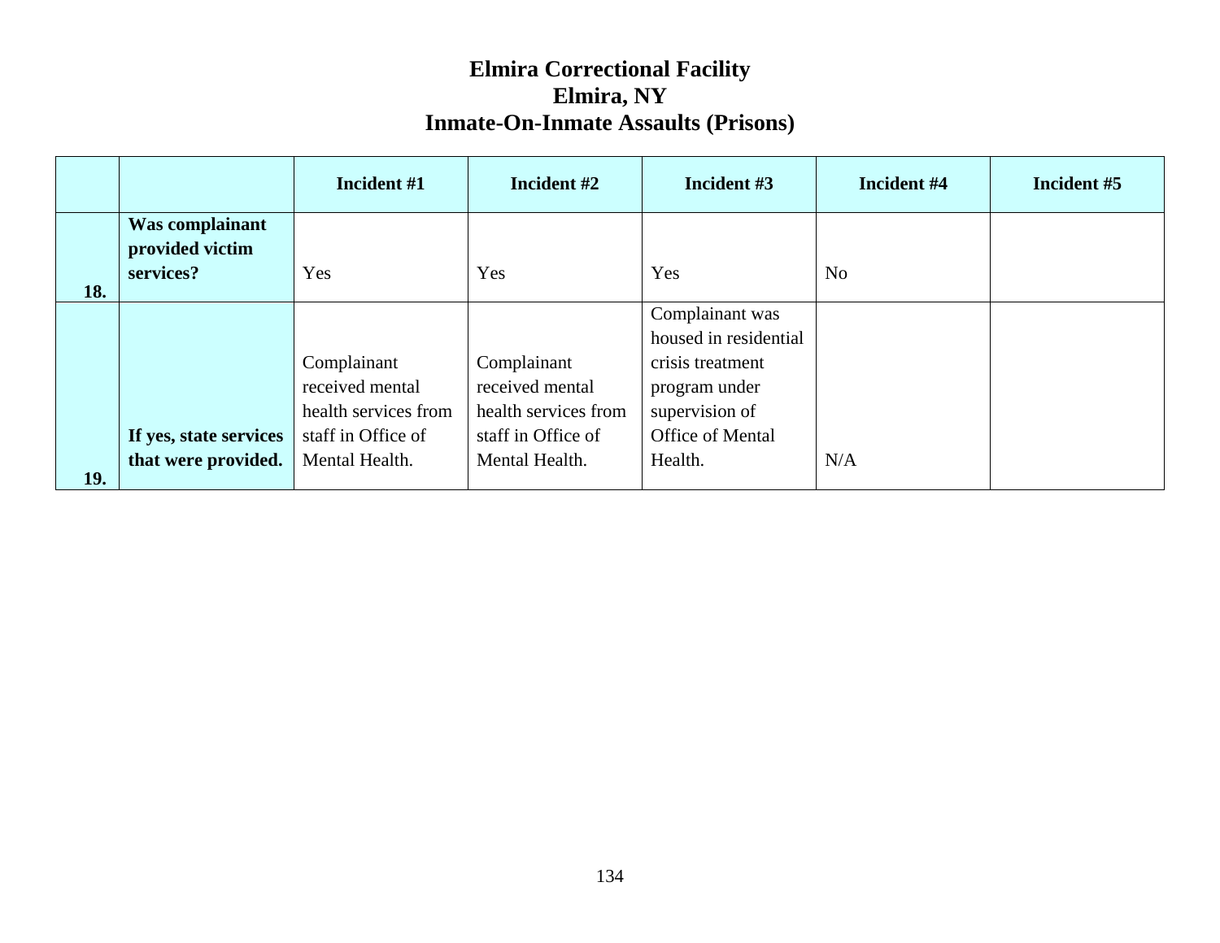# Elmira Correctional Facility
## Elmira, NY
## Inmate-On-Inmate Assaults (Prisons)

| | | Incident #1 | Incident #2 | Incident #3 | Incident #4 | Incident #5 |
|---|---|---|---|---|---|---|
| 18. | **Was complainant provided victim services?** | Yes | Yes | Yes | No | |
| 19. | **If yes, state services that were provided.** | Complainant received mental health services from staff in Office of Mental Health. | Complainant received mental health services from staff in Office of Mental Health. | Complainant was housed in residential crisis treatment program under supervision of Office of Mental Health. | N/A | |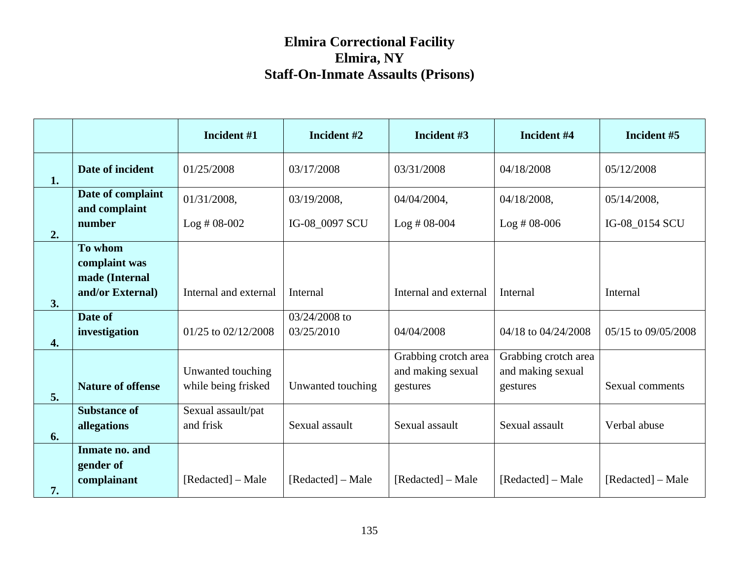# Elmira Correctional Facility
## Elmira, NY
## Staff-On-Inmate Assaults (Prisons)

| | | Incident #1 | Incident #2 | Incident #3 | Incident #4 | Incident #5 |
|---|---|---|---|---|---|---|
| 1. | **Date of incident** | 01/25/2008 | 03/17/2008 | 03/31/2008 | 04/18/2008 | 05/12/2008 |
| 2. | **Date of complaint and complaint number** | 01/31/2008, Log # 08-002 | 03/19/2008, IG-08_0097 SCU | 04/04/2004, Log # 08-004 | 04/18/2008, Log # 08-006 | 05/14/2008, IG-08_0154 SCU |
| 3. | **To whom complaint was made (Internal and/or External)** | Internal and external | Internal | Internal and external | Internal | Internal |
| 4. | **Date of investigation** | 01/25 to 02/12/2008 | 03/24/2008 to 03/25/2010 | 04/04/2008 | 04/18 to 04/24/2008 | 05/15 to 09/05/2008 |
| 5. | **Nature of offense** | Unwanted touching while being frisked | Unwanted touching | Grabbing crotch area and making sexual gestures | Grabbing crotch area and making sexual gestures | Sexual comments |
| 6. | **Substance of allegations** | Sexual assault/pat and frisk | Sexual assault | Sexual assault | Sexual assault | Verbal abuse |
| 7. | **Inmate no. and gender of complainant** | [Redacted] – Male | [Redacted] – Male | [Redacted] – Male | [Redacted] – Male | [Redacted] – Male |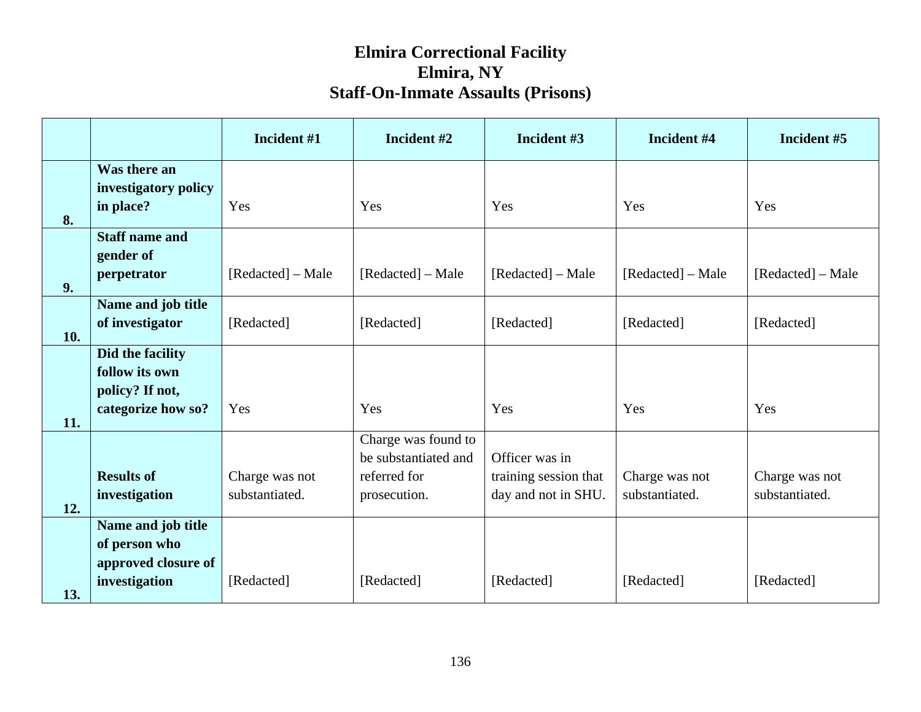# Elmira Correctional Facility
## Elmira, NY
## Staff-On-Inmate Assaults (Prisons)

| | | Incident #1 | Incident #2 | Incident #3 | Incident #4 | Incident #5 |
|---|---|---|---|---|---|---|
| 8. | **Was there an investigatory policy in place?** | Yes | Yes | Yes | Yes | Yes |
| 9. | **Staff name and gender of perpetrator** | [Redacted] – Male | [Redacted] – Male | [Redacted] – Male | [Redacted] – Male | [Redacted] – Male |
| 10. | **Name and job title of investigator** | [Redacted] | [Redacted] | [Redacted] | [Redacted] | [Redacted] |
| 11. | **Did the facility follow its own policy? If not, categorize how so?** | Yes | Yes | Yes | Yes | Yes |
| 12. | **Results of investigation** | Charge was not substantiated. | Charge was found to be substantiated and referred for prosecution. | Officer was in training session that day and not in SHU. | Charge was not substantiated. | Charge was not substantiated. |
| 13. | **Name and job title of person who approved closure of investigation** | [Redacted] | [Redacted] | [Redacted] | [Redacted] | [Redacted] |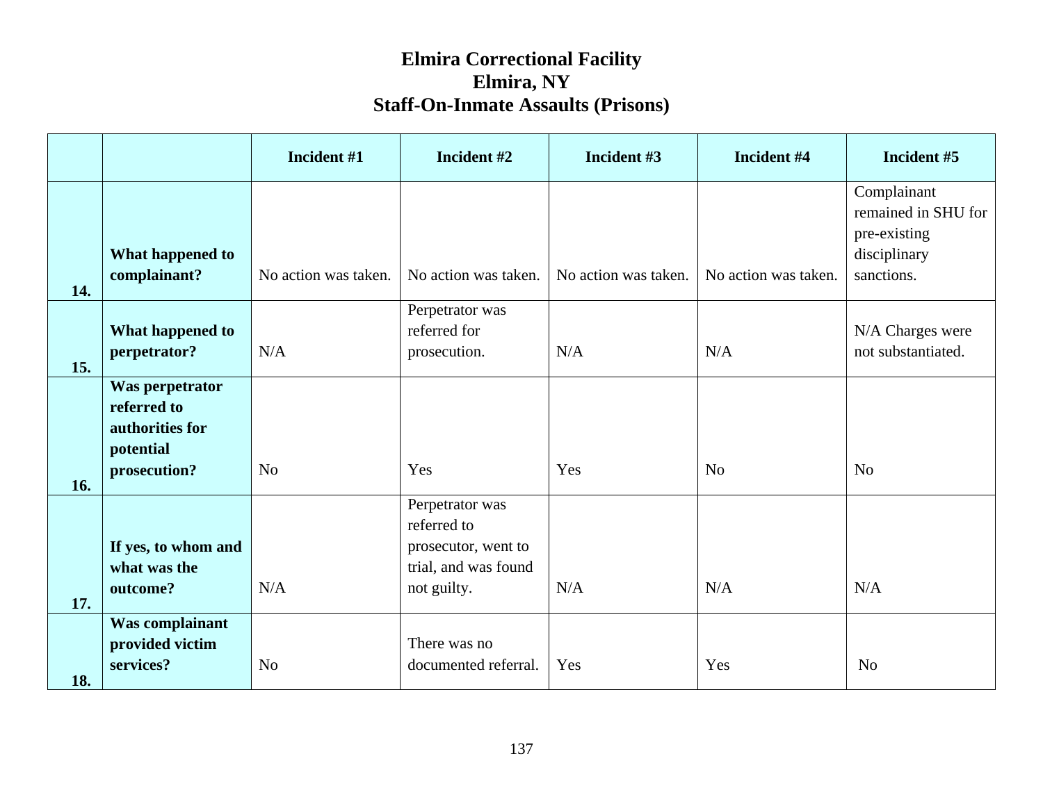# Elmira Correctional Facility
## Elmira, NY
## Staff-On-Inmate Assaults (Prisons)

| | | Incident #1 | Incident #2 | Incident #3 | Incident #4 | Incident #5 |
|---|---|---|---|---|---|---|
| 14. | **What happened to complainant?** | No action was taken. | No action was taken. | No action was taken. | No action was taken. | Complainant remained in SHU for pre-existing disciplinary sanctions. |
| 15. | **What happened to perpetrator?** | N/A | Perpetrator was referred for prosecution. | N/A | N/A | N/A Charges were not substantiated. |
| 16. | **Was perpetrator referred to authorities for potential prosecution?** | No | Yes | Yes | No | No |
| 17. | **If yes, to whom and what was the outcome?** | N/A | Perpetrator was referred to prosecutor, went to trial, and was found not guilty. | N/A | N/A | N/A |
| 18. | **Was complainant provided victim services?** | No | There was no documented referral. | Yes | Yes | No |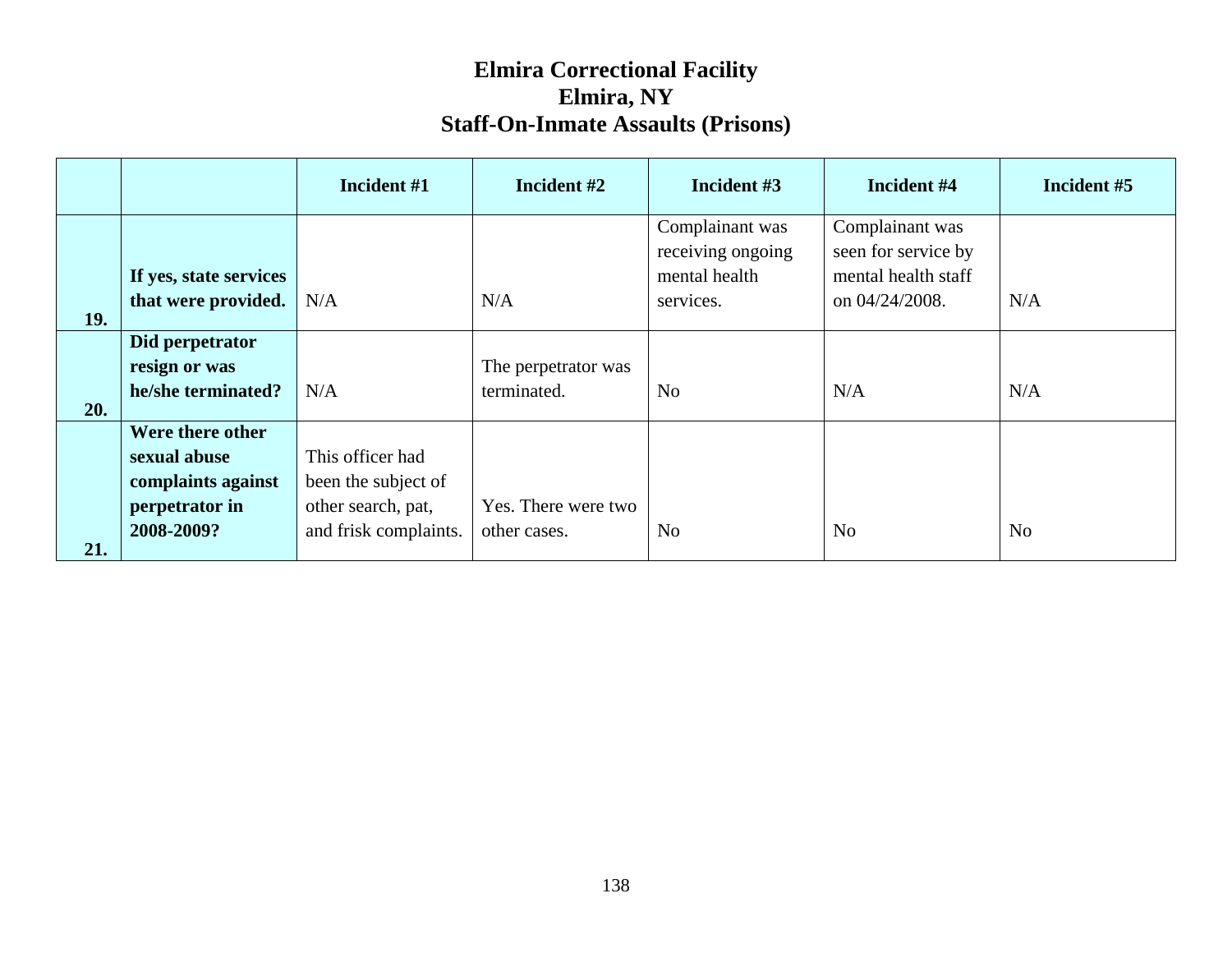# Elmira Correctional Facility
## Elmira, NY
## Staff-On-Inmate Assaults (Prisons)

| | | Incident #1 | Incident #2 | Incident #3 | Incident #4 | Incident #5 |
|---|---|---|---|---|---|---|
| 19. | **If yes, state services that were provided.** | N/A | N/A | Complainant was receiving ongoing mental health services. | Complainant was seen for service by mental health staff on 04/24/2008. | N/A |
| 20. | **Did perpetrator resign or was he/she terminated?** | N/A | The perpetrator was terminated. | No | N/A | N/A |
| 21. | **Were there other sexual abuse complaints against perpetrator in 2008-2009?** | This officer had been the subject of other search, pat, and frisk complaints. | Yes. There were two other cases. | No | No | No |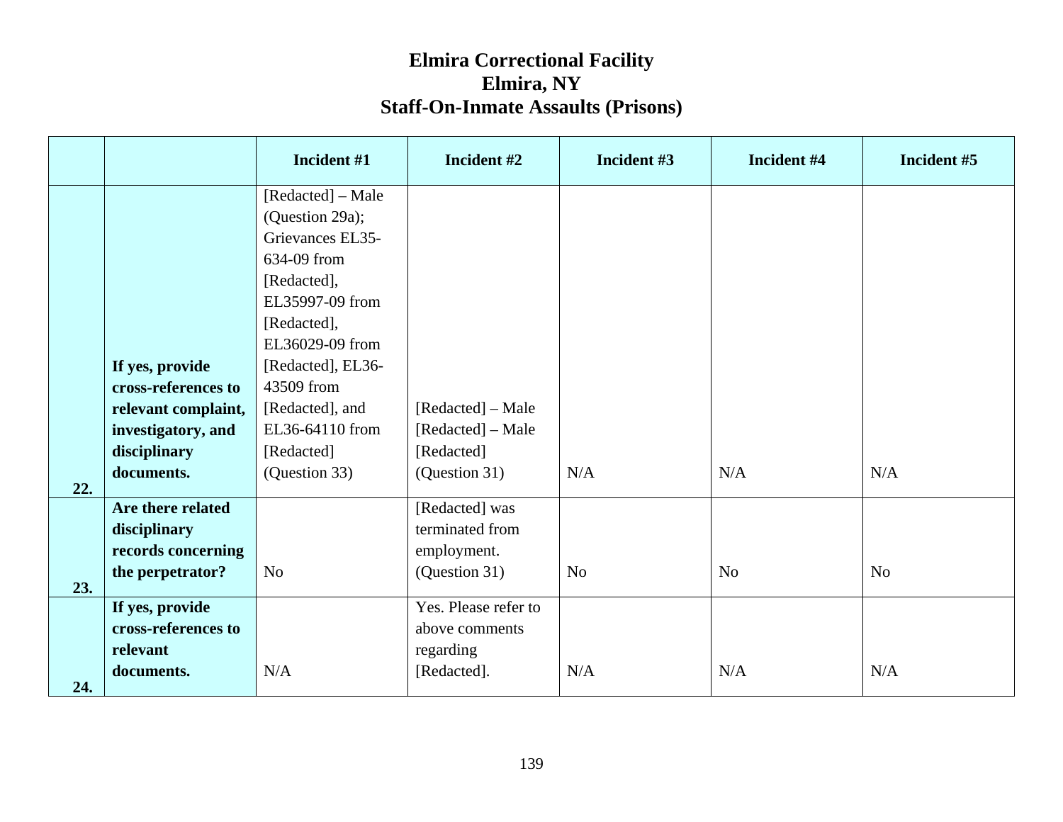# Elmira Correctional Facility
## Elmira, NY
## Staff-On-Inmate Assaults (Prisons)

| | | Incident #1 | Incident #2 | Incident #3 | Incident #4 | Incident #5 |
|---|---|---|---|---|---|---|
| 22. | **If yes, provide cross-references to relevant complaint, investigatory, and disciplinary documents.** | [Redacted] – Male (Question 29a); Grievances EL35-634-09 from [Redacted], EL35997-09 from [Redacted], EL36029-09 from [Redacted], EL36-43509 from [Redacted], and EL36-64110 from [Redacted] (Question 33) | [Redacted] – Male [Redacted] – Male [Redacted] (Question 31) | N/A | N/A | N/A |
| 23. | **Are there related disciplinary records concerning the perpetrator?** | No | [Redacted] was terminated from employment. (Question 31) | No | No | No |
| 24. | **If yes, provide cross-references to relevant documents.** | N/A | Yes. Please refer to above comments regarding [Redacted]. | N/A | N/A | N/A |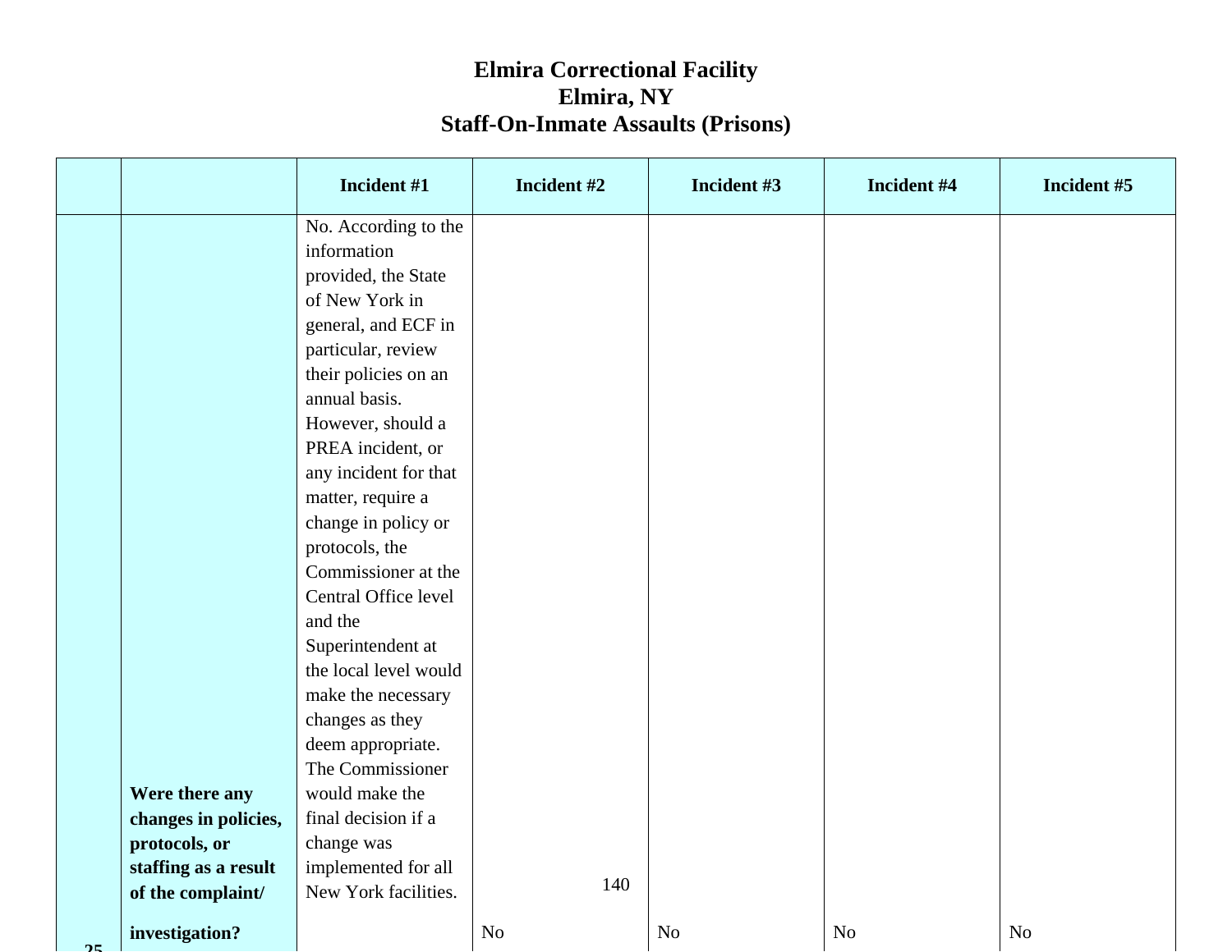# Elmira Correctional Facility
# Elmira, NY
# Staff-On-Inmate Assaults (Prisons)

| | | Incident #1 | Incident #2 | Incident #3 | Incident #4 | Incident #5 |
|---|---|---|---|---|---|---|
| 25 | Were there any changes in policies, protocols, or staffing as a result of the complaint/ investigation? | No. According to the information provided, the State of New York in general, and ECF in particular, review their policies on an annual basis. However, should a PREA incident, or any incident for that matter, require a change in policy or protocols, the Commissioner at the Central Office level and the Superintendent at the local level would make the necessary changes as they deem appropriate. The Commissioner would make the final decision if a change was implemented for all New York facilities. | No | No | No | No |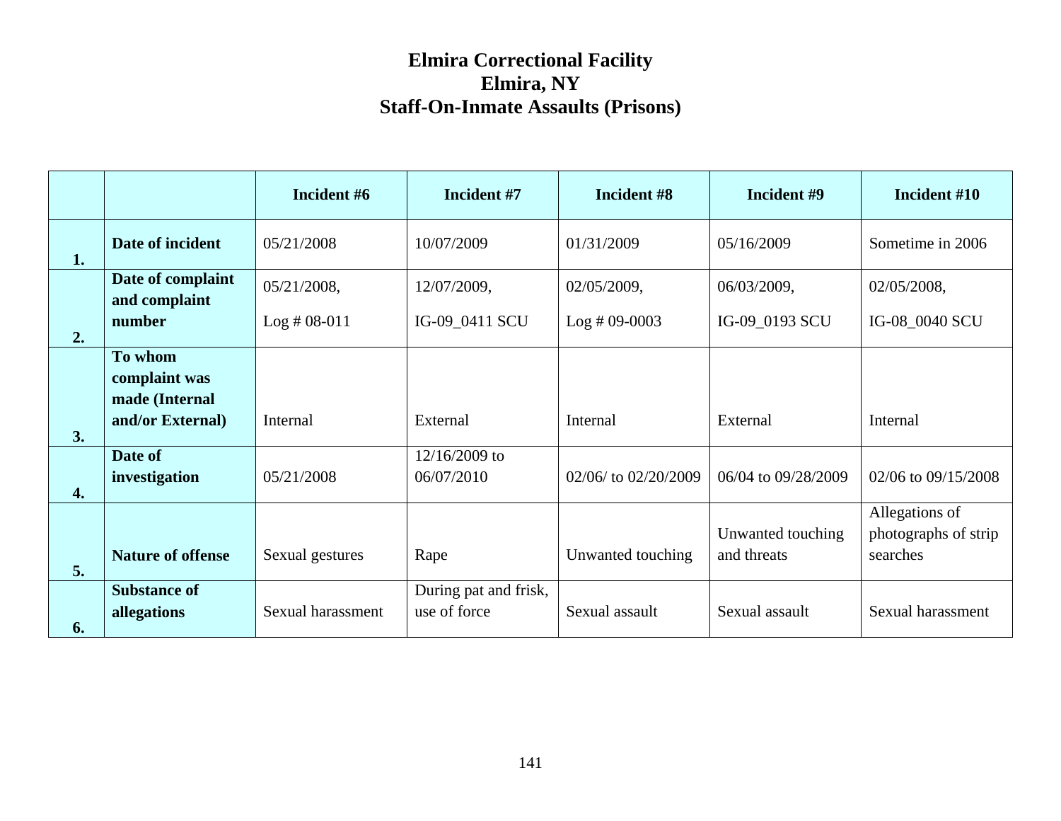# Elmira Correctional Facility
## Elmira, NY
## Staff-On-Inmate Assaults (Prisons)

| | | Incident #6 | Incident #7 | Incident #8 | Incident #9 | Incident #10 |
|---|---|---|---|---|---|---|
| 1. | Date of incident | 05/21/2008 | 10/07/2009 | 01/31/2009 | 05/16/2009 | Sometime in 2006 |
| 2. | Date of complaint and complaint number | 05/21/2008, Log # 08-011 | 12/07/2009, IG-09_0411 SCU | 02/05/2009, Log # 09-0003 | 06/03/2009, IG-09_0193 SCU | 02/05/2008, IG-08_0040 SCU |
| 3. | To whom complaint was made (Internal and/or External) | Internal | External | Internal | External | Internal |
| 4. | Date of investigation | 05/21/2008 | 12/16/2009 to 06/07/2010 | 02/06/ to 02/20/2009 | 06/04 to 09/28/2009 | 02/06 to 09/15/2008 |
| 5. | Nature of offense | Sexual gestures | Rape | Unwanted touching | Unwanted touching and threats | Allegations of photographs of strip searches |
| 6. | Substance of allegations | Sexual harassment | During pat and frisk, use of force | Sexual assault | Sexual assault | Sexual harassment |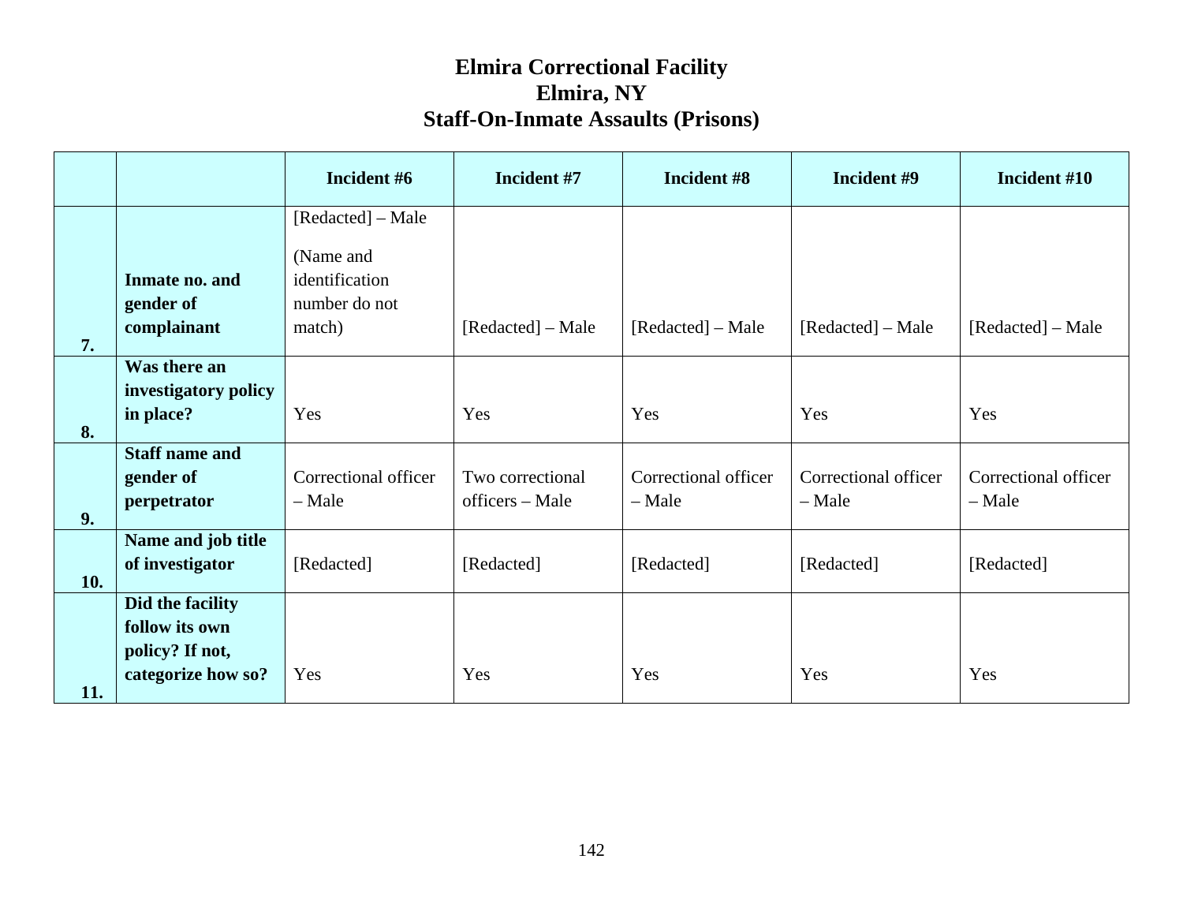# Elmira Correctional Facility
## Elmira, NY
## Staff-On-Inmate Assaults (Prisons)

| | | Incident #6 | Incident #7 | Incident #8 | Incident #9 | Incident #10 |
|---|---|---|---|---|---|---|
| 7. | **Inmate no. and gender of complainant** | [Redacted] – Male (Name and identification number do not match) | [Redacted] – Male | [Redacted] – Male | [Redacted] – Male | [Redacted] – Male |
| 8. | **Was there an investigatory policy in place?** | Yes | Yes | Yes | Yes | Yes |
| 9. | **Staff name and gender of perpetrator** | Correctional officer – Male | Two correctional officers – Male | Correctional officer – Male | Correctional officer – Male | Correctional officer – Male |
| 10. | **Name and job title of investigator** | [Redacted] | [Redacted] | [Redacted] | [Redacted] | [Redacted] |
| 11. | **Did the facility follow its own policy? If not, categorize how so?** | Yes | Yes | Yes | Yes | Yes |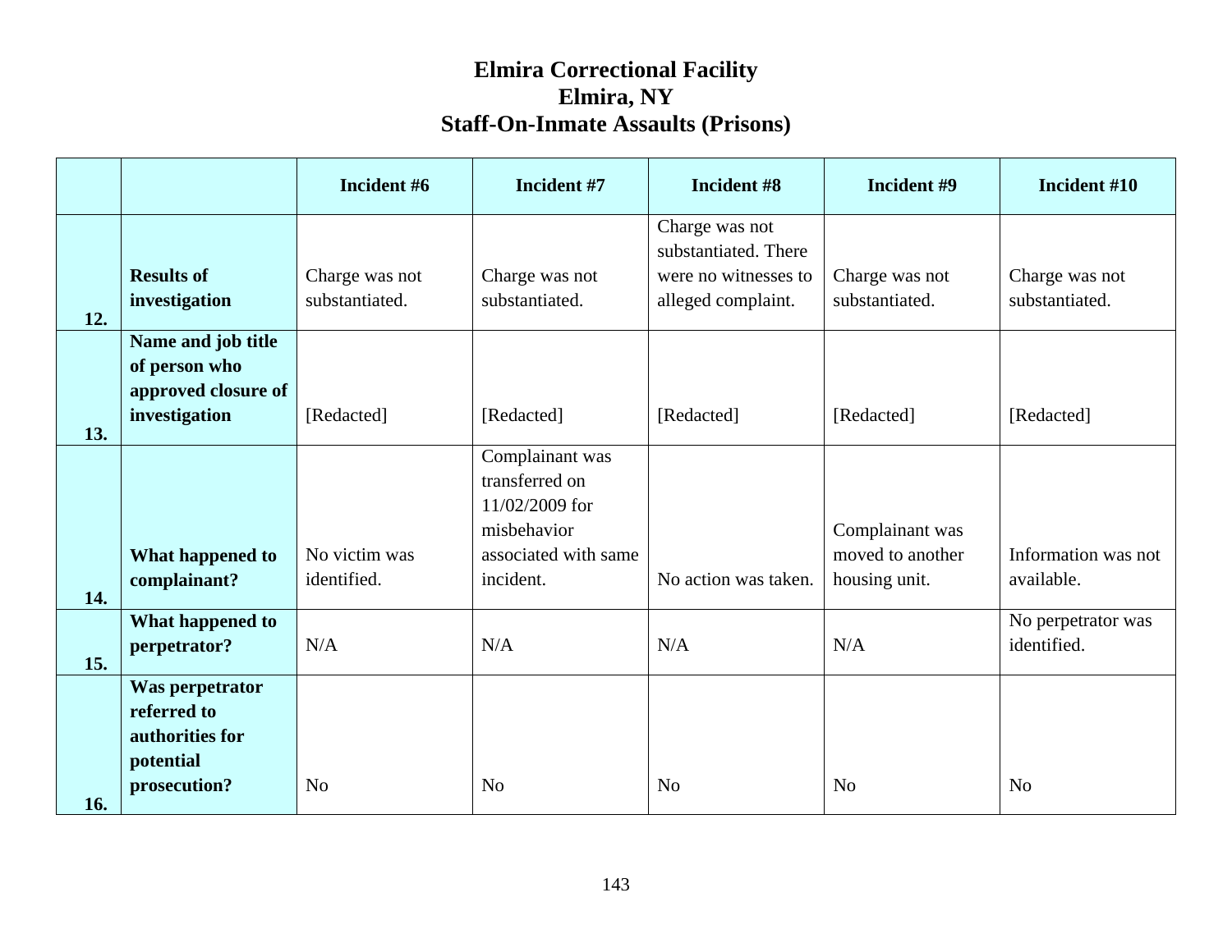# Elmira Correctional Facility
## Elmira, NY
## Staff-On-Inmate Assaults (Prisons)

| | | Incident #6 | Incident #7 | Incident #8 | Incident #9 | Incident #10 |
|---|---|---|---|---|---|---|
| 12. | **Results of investigation** | Charge was not substantiated. | Charge was not substantiated. | Charge was not substantiated. There were no witnesses to alleged complaint. | Charge was not substantiated. | Charge was not substantiated. |
| 13. | **Name and job title of person who approved closure of investigation** | [Redacted] | [Redacted] | [Redacted] | [Redacted] | [Redacted] |
| 14. | **What happened to complainant?** | No victim was identified. | Complainant was transferred on 11/02/2009 for misbehavior associated with same incident. | No action was taken. | Complainant was moved to another housing unit. | Information was not available. |
| 15. | **What happened to perpetrator?** | N/A | N/A | N/A | N/A | No perpetrator was identified. |
| 16. | **Was perpetrator referred to authorities for potential prosecution?** | No | No | No | No | No |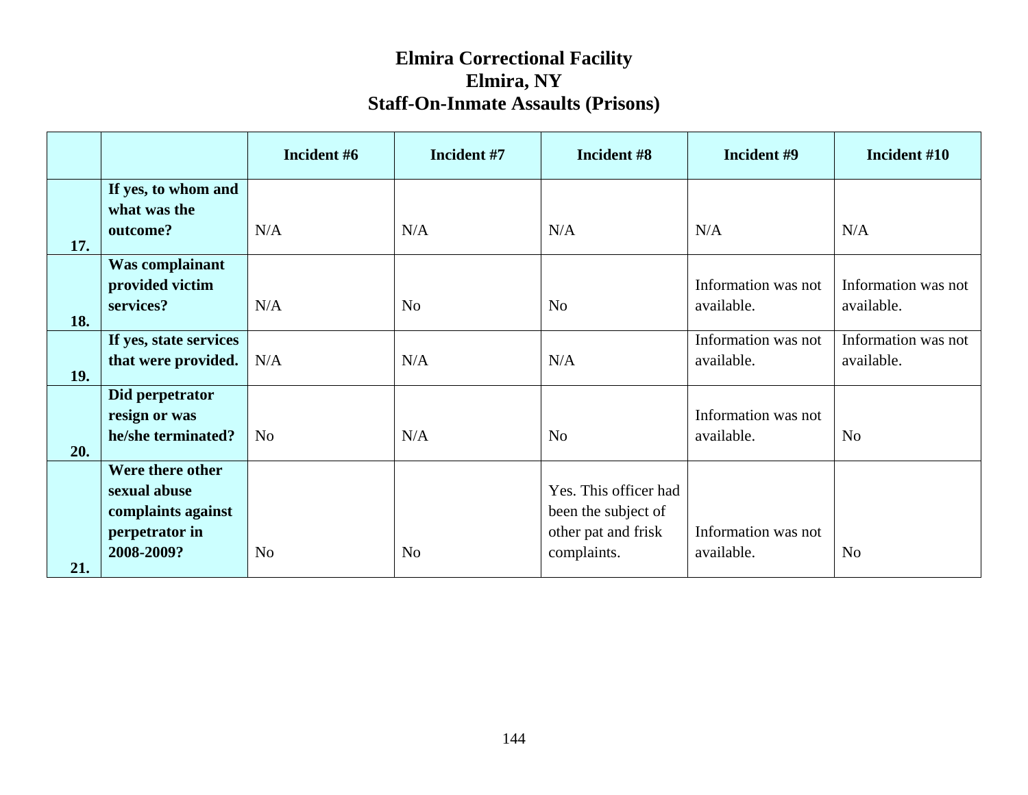# Elmira Correctional Facility
# Elmira, NY
# Staff-On-Inmate Assaults (Prisons)

| | | Incident #6 | Incident #7 | Incident #8 | Incident #9 | Incident #10 |
|---|---|---|---|---|---|---|
| 17. | **If yes, to whom and what was the outcome?** | N/A | N/A | N/A | N/A | N/A |
| 18. | **Was complainant provided victim services?** | N/A | No | No | Information was not available. | Information was not available. |
| 19. | **If yes, state services that were provided.** | N/A | N/A | N/A | Information was not available. | Information was not available. |
| 20. | **Did perpetrator resign or was he/she terminated?** | No | N/A | No | Information was not available. | No |
| 21. | **Were there other sexual abuse complaints against perpetrator in 2008-2009?** | No | No | Yes. This officer had been the subject of other pat and frisk complaints. | Information was not available. | No |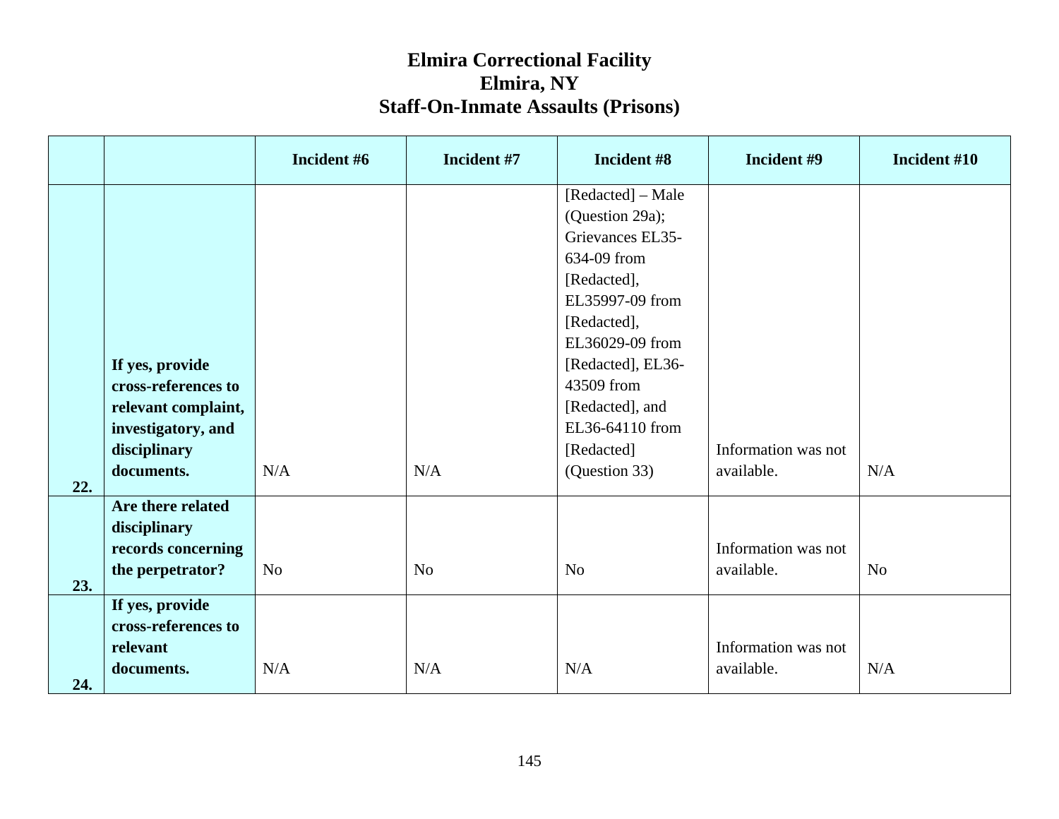# Elmira Correctional Facility
# Elmira, NY
# Staff-On-Inmate Assaults (Prisons)

| | | Incident #6 | Incident #7 | Incident #8 | Incident #9 | Incident #10 |
|---|---|---|---|---|---|---|
| 22. | **If yes, provide cross-references to relevant complaint, investigatory, and disciplinary documents.** | N/A | N/A | [Redacted] – Male (Question 29a); Grievances EL35-634-09 from [Redacted], EL35997-09 from [Redacted], EL36029-09 from [Redacted], EL36-43509 from [Redacted], and EL36-64110 from [Redacted] (Question 33) | Information was not available. | N/A |
| 23. | **Are there related disciplinary records concerning the perpetrator?** | No | No | No | Information was not available. | No |
| 24. | **If yes, provide cross-references to relevant documents.** | N/A | N/A | N/A | Information was not available. | N/A |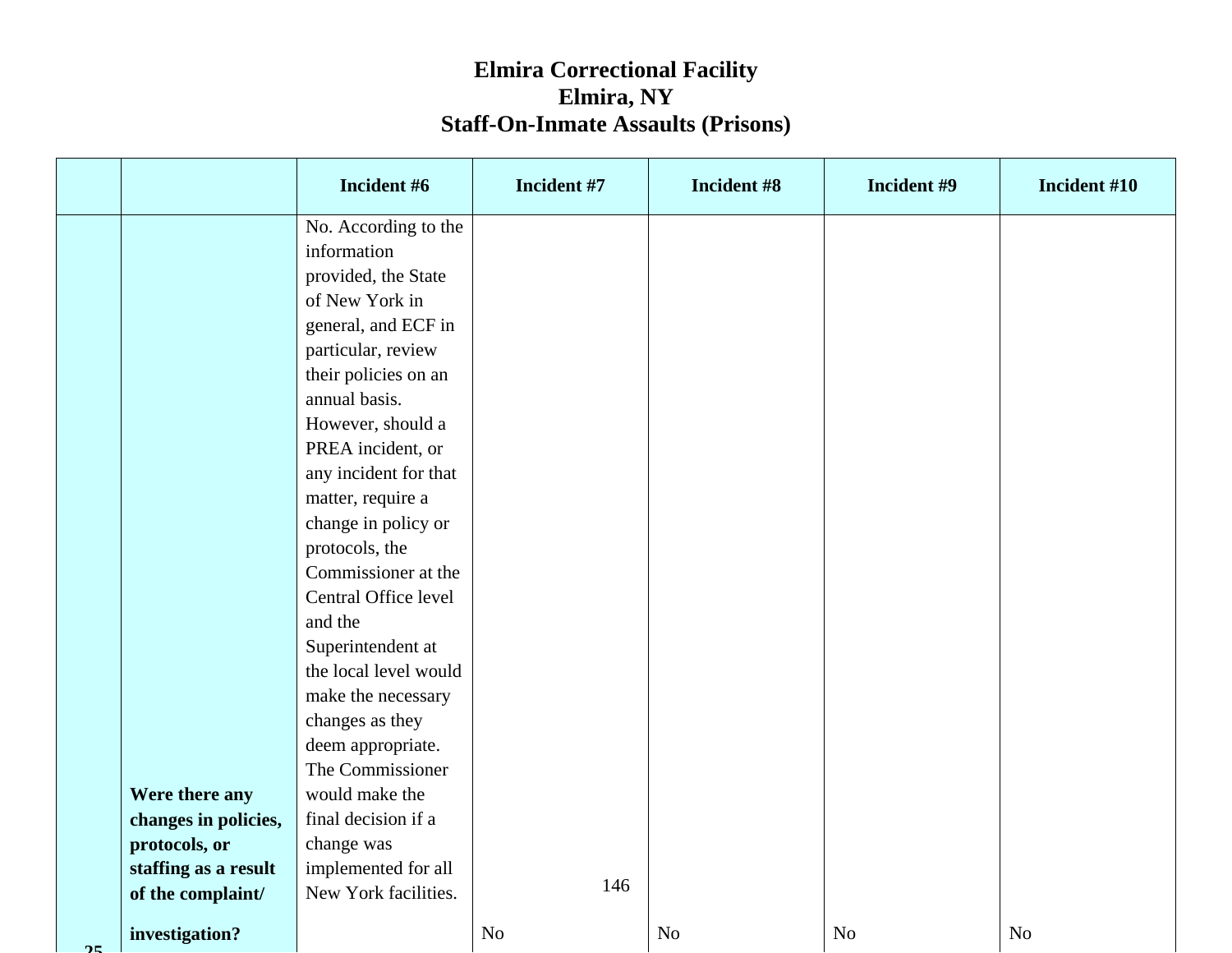# Elmira Correctional Facility
# Elmira, NY
# Staff-On-Inmate Assaults (Prisons)

| | | Incident #6 | Incident #7 | Incident #8 | Incident #9 | Incident #10 |
|---|---|---|---|---|---|---|
| 25 | **Were there any changes in policies, protocols, or staffing as a result of the complaint/ investigation?** | No. According to the information provided, the State of New York in general, and ECF in particular, review their policies on an annual basis. However, should a PREA incident, or any incident for that matter, require a change in policy or protocols, the Commissioner at the Central Office level and the Superintendent at the local level would make the necessary changes as they deem appropriate. The Commissioner would make the final decision if a change was implemented for all New York facilities. | No | No | No | No |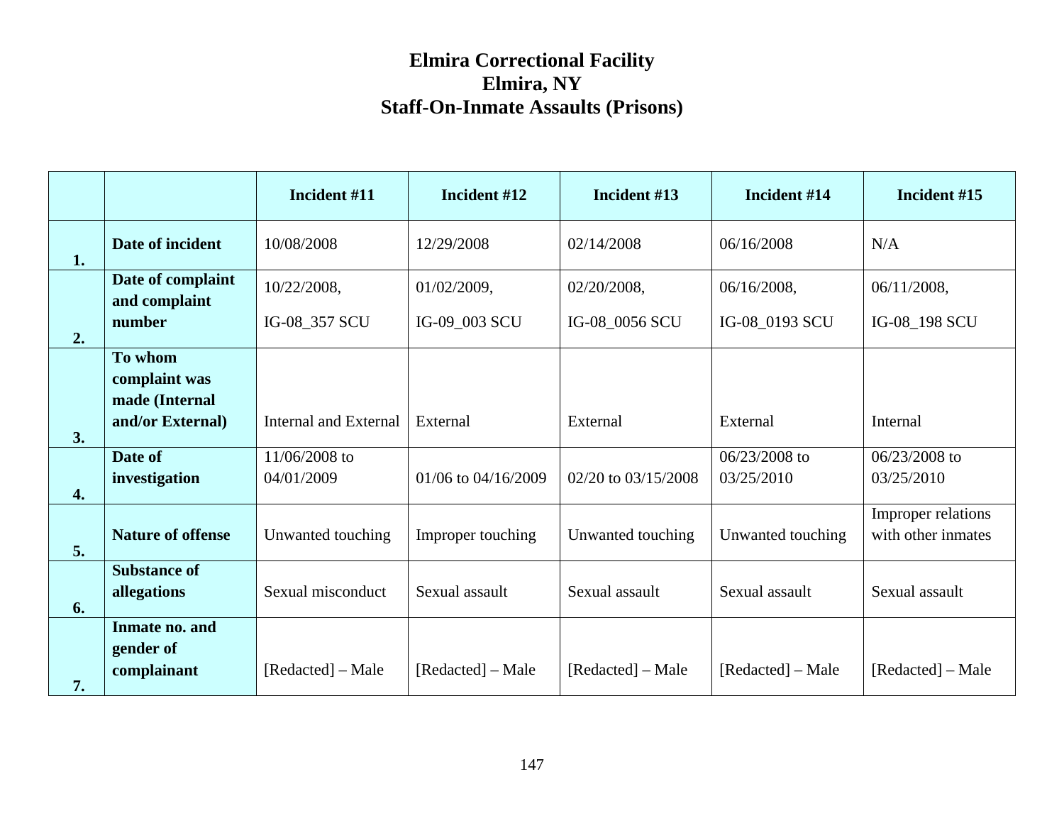# Elmira Correctional Facility
# Elmira, NY
# Staff-On-Inmate Assaults (Prisons)

| | | Incident #11 | Incident #12 | Incident #13 | Incident #14 | Incident #15 |
|---|---|---|---|---|---|---|
| 1. | Date of incident | 10/08/2008 | 12/29/2008 | 02/14/2008 | 06/16/2008 | N/A |
| 2. | Date of complaint and complaint number | 10/22/2008, IG-08_357 SCU | 01/02/2009, IG-09_003 SCU | 02/20/2008, IG-08_0056 SCU | 06/16/2008, IG-08_0193 SCU | 06/11/2008, IG-08_198 SCU |
| 3. | To whom complaint was made (Internal and/or External) | Internal and External | External | External | External | Internal |
| 4. | Date of investigation | 11/06/2008 to 04/01/2009 | 01/06 to 04/16/2009 | 02/20 to 03/15/2008 | 06/23/2008 to 03/25/2010 | 06/23/2008 to 03/25/2010 |
| 5. | Nature of offense | Unwanted touching | Improper touching | Unwanted touching | Unwanted touching | Improper relations with other inmates |
| 6. | Substance of allegations | Sexual misconduct | Sexual assault | Sexual assault | Sexual assault | Sexual assault |
| 7. | Inmate no. and gender of complainant | [Redacted] – Male | [Redacted] – Male | [Redacted] – Male | [Redacted] – Male | [Redacted] – Male |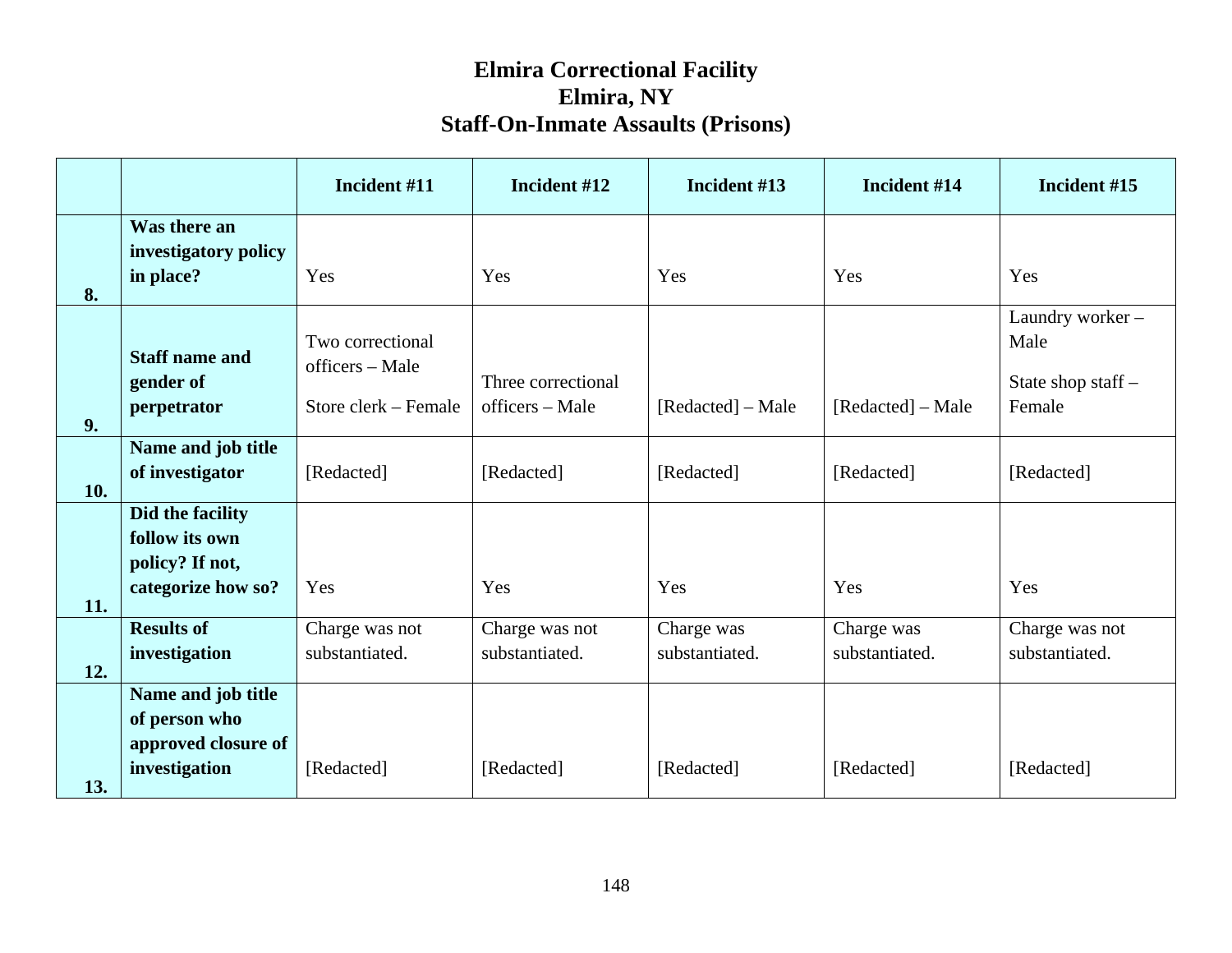# Elmira Correctional Facility
## Elmira, NY
## Staff-On-Inmate Assaults (Prisons)

| | | Incident #11 | Incident #12 | Incident #13 | Incident #14 | Incident #15 |
|---|---|---|---|---|---|---|
| 8. | Was there an investigatory policy in place? | Yes | Yes | Yes | Yes | Yes |
| 9. | Staff name and gender of perpetrator | Two correctional officers – Male<br><br>Store clerk – Female | Three correctional officers – Male | [Redacted] – Male | [Redacted] – Male | Laundry worker – Male<br><br>State shop staff – Female |
| 10. | Name and job title of investigator | [Redacted] | [Redacted] | [Redacted] | [Redacted] | [Redacted] |
| 11. | Did the facility follow its own policy? If not, categorize how so? | Yes | Yes | Yes | Yes | Yes |
| 12. | Results of investigation | Charge was not substantiated. | Charge was not substantiated. | Charge was substantiated. | Charge was substantiated. | Charge was not substantiated. |
| 13. | Name and job title of person who approved closure of investigation | [Redacted] | [Redacted] | [Redacted] | [Redacted] | [Redacted] |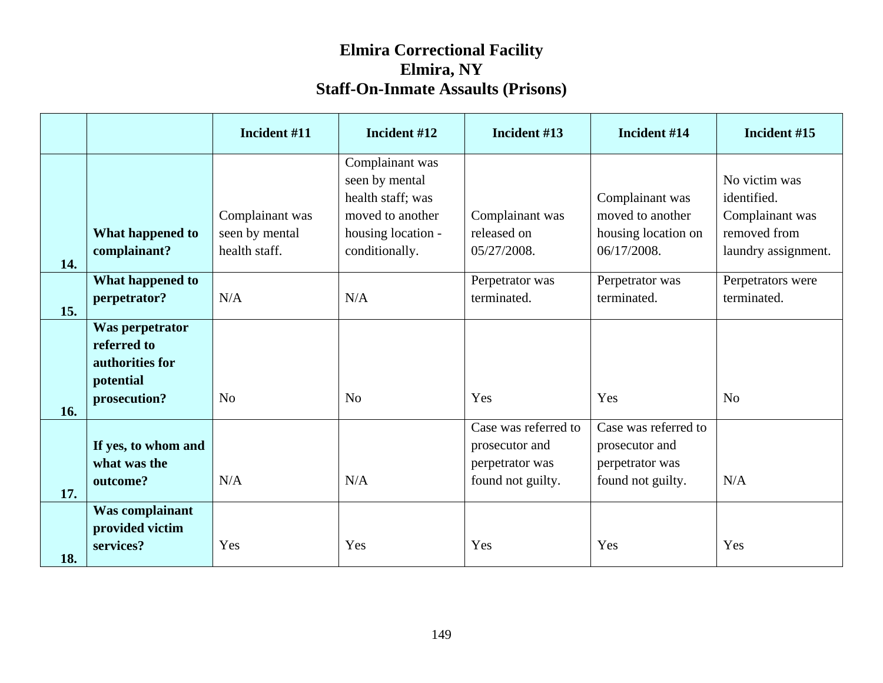# Elmira Correctional Facility
## Elmira, NY
## Staff-On-Inmate Assaults (Prisons)

| | | Incident #11 | Incident #12 | Incident #13 | Incident #14 | Incident #15 |
|---|---|---|---|---|---|---|
| 14. | **What happened to complainant?** | Complainant was seen by mental health staff. | Complainant was seen by mental health staff; was moved to another housing location - conditionally. | Complainant was released on 05/27/2008. | Complainant was moved to another housing location on 06/17/2008. | No victim was identified. Complainant was removed from laundry assignment. |
| 15. | **What happened to perpetrator?** | N/A | N/A | Perpetrator was terminated. | Perpetrator was terminated. | Perpetrators were terminated. |
| 16. | **Was perpetrator referred to authorities for potential prosecution?** | No | No | Yes | Yes | No |
| 17. | **If yes, to whom and what was the outcome?** | N/A | N/A | Case was referred to prosecutor and perpetrator was found not guilty. | Case was referred to prosecutor and perpetrator was found not guilty. | N/A |
| 18. | **Was complainant provided victim services?** | Yes | Yes | Yes | Yes | Yes |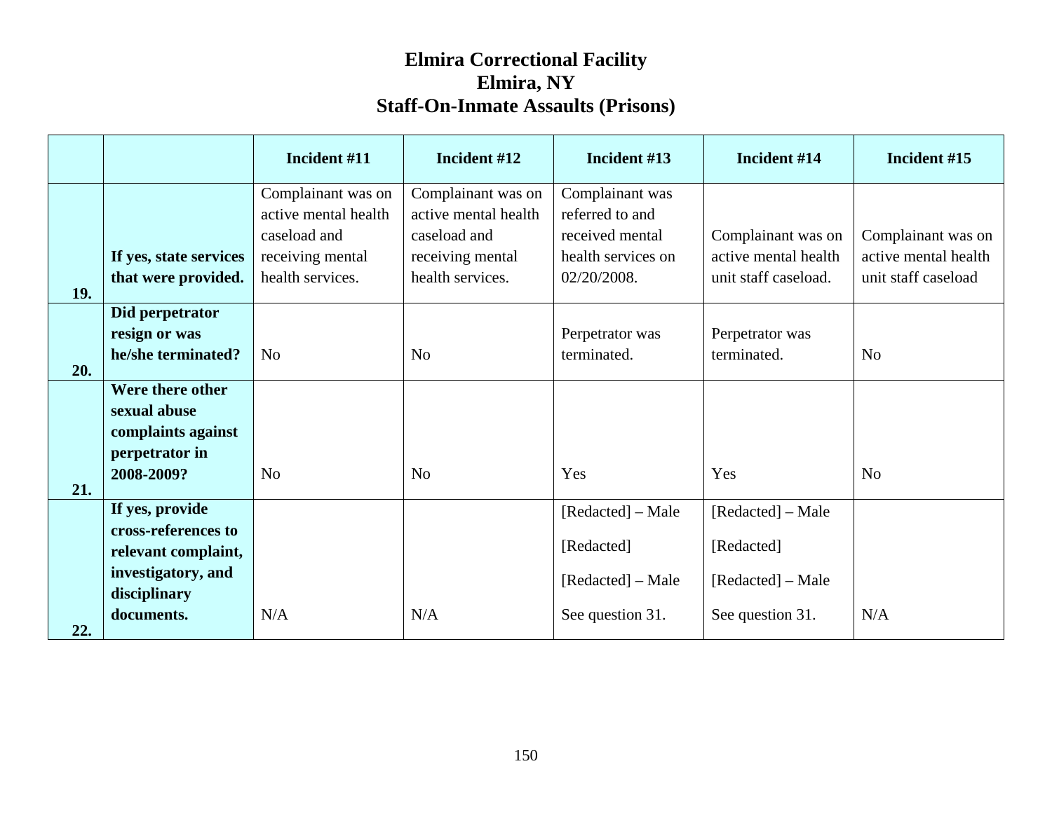# Elmira Correctional Facility
# Elmira, NY
# Staff-On-Inmate Assaults (Prisons)

| | | Incident #11 | Incident #12 | Incident #13 | Incident #14 | Incident #15 |
|---|---|---|---|---|---|---|
| 19. | If yes, state services that were provided. | Complainant was on active mental health caseload and receiving mental health services. | Complainant was on active mental health caseload and receiving mental health services. | Complainant was referred to and received mental health services on 02/20/2008. | Complainant was on active mental health unit staff caseload. | Complainant was on active mental health unit staff caseload |
| 20. | Did perpetrator resign or was he/she terminated? | No | No | Perpetrator was terminated. | Perpetrator was terminated. | No |
| 21. | Were there other sexual abuse complaints against perpetrator in 2008-2009? | No | No | Yes | Yes | No |
| 22. | If yes, provide cross-references to relevant complaint, investigatory, and disciplinary documents. | N/A | N/A | [Redacted] – Male<br>[Redacted]<br>[Redacted] – Male<br>See question 31. | [Redacted] – Male<br>[Redacted]<br>[Redacted] – Male<br>See question 31. | N/A |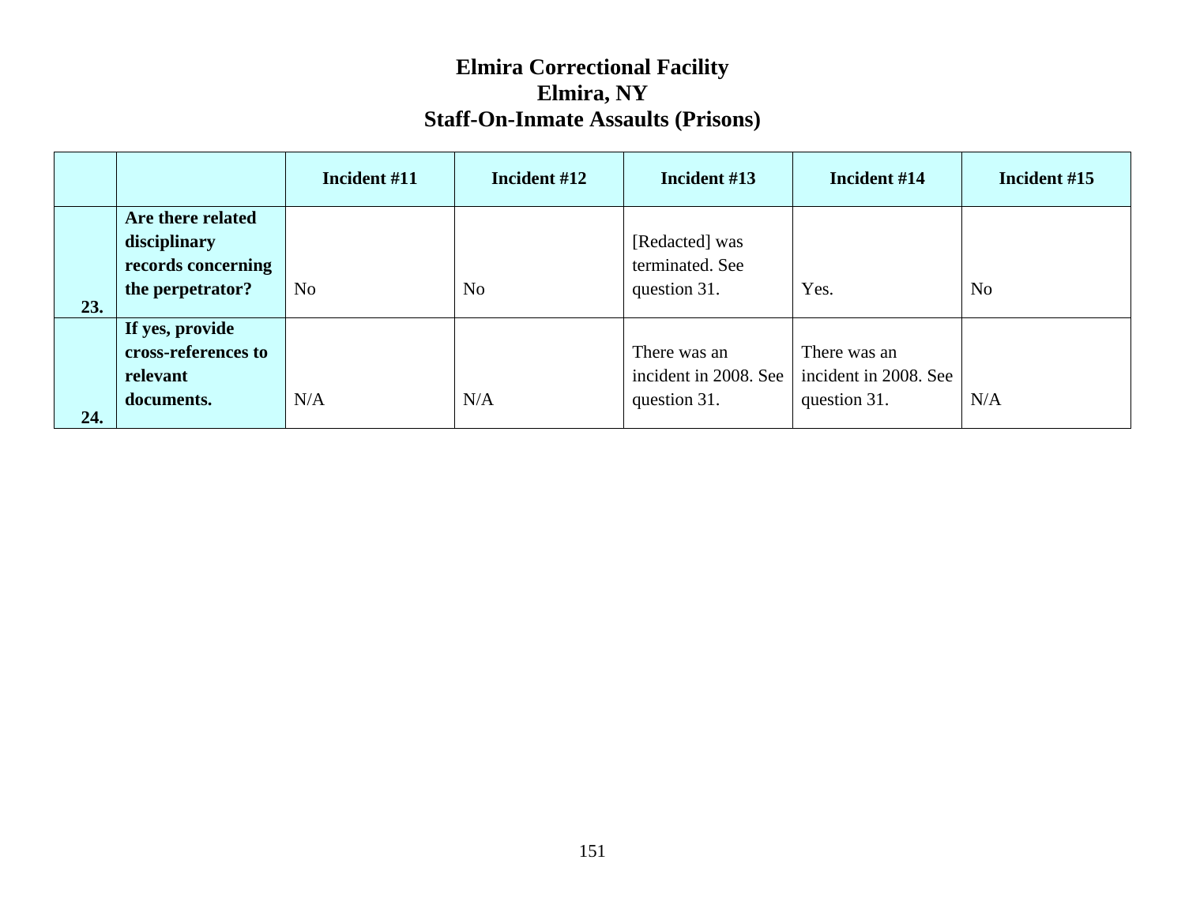# Elmira Correctional Facility
# Elmira, NY
# Staff-On-Inmate Assaults (Prisons)

| | | Incident #11 | Incident #12 | Incident #13 | Incident #14 | Incident #15 |
|---|---|---|---|---|---|---|
| 23. | **Are there related disciplinary records concerning the perpetrator?** | No | No | [Redacted] was terminated. See question 31. | Yes. | No |
| 24. | **If yes, provide cross-references to relevant documents.** | N/A | N/A | There was an incident in 2008. See question 31. | There was an incident in 2008. See question 31. | N/A |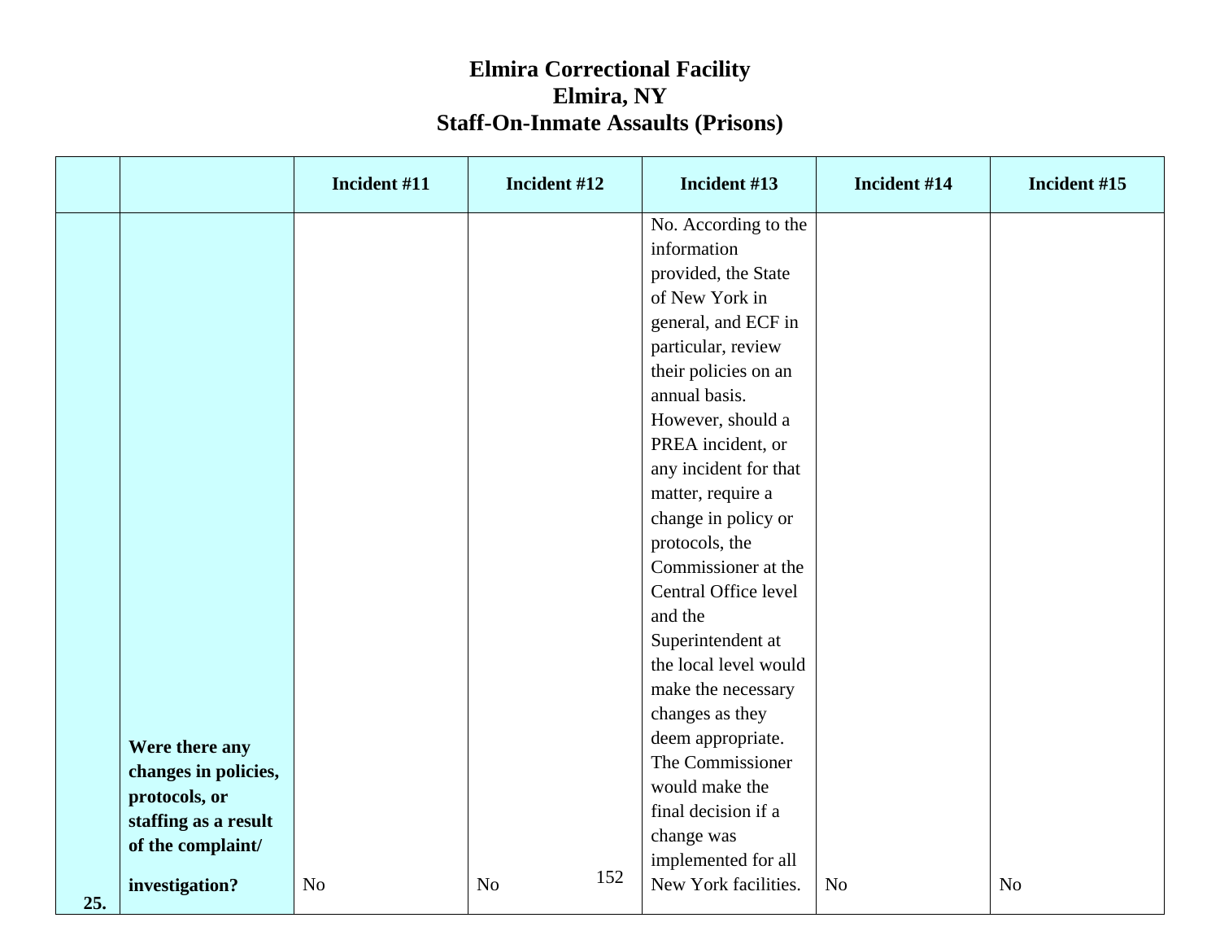# Elmira Correctional Facility
# Elmira, NY
# Staff-On-Inmate Assaults (Prisons)

| | | Incident #11 | Incident #12 | Incident #13 | Incident #14 | Incident #15 |
|---|---|---|---|---|---|---|
| 25. | **Were there any changes in policies, protocols, or staffing as a result of the complaint/ investigation?** | No | No | No. According to the information provided, the State of New York in general, and ECF in particular, review their policies on an annual basis. However, should a PREA incident, or any incident for that matter, require a change in policy or protocols, the Commissioner at the Central Office level and the Superintendent at the local level would make the necessary changes as they deem appropriate. The Commissioner would make the final decision if a change was implemented for all New York facilities. | No | No |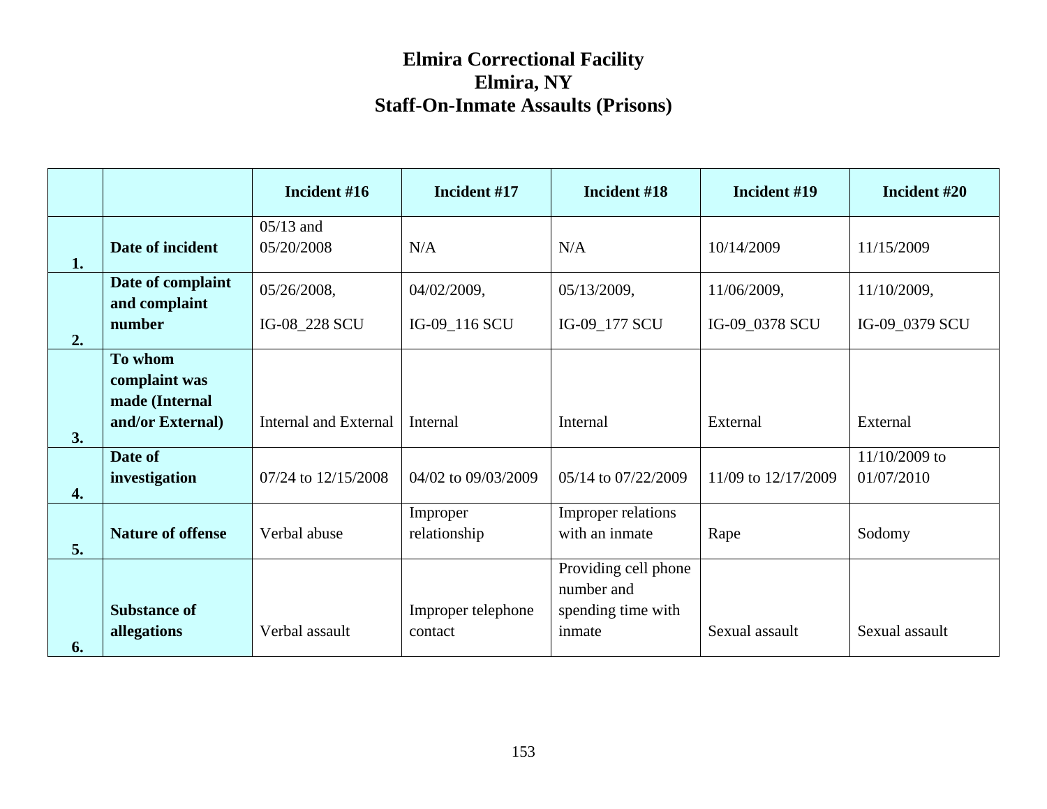# Elmira Correctional Facility
# Elmira, NY
# Staff-On-Inmate Assaults (Prisons)

| | | Incident #16 | Incident #17 | Incident #18 | Incident #19 | Incident #20 |
|---|---|---|---|---|---|---|
| 1. | **Date of incident** | 05/13 and 05/20/2008 | N/A | N/A | 10/14/2009 | 11/15/2009 |
| 2. | **Date of complaint and complaint number** | 05/26/2008, IG-08_228 SCU | 04/02/2009, IG-09_116 SCU | 05/13/2009, IG-09_177 SCU | 11/06/2009, IG-09_0378 SCU | 11/10/2009, IG-09_0379 SCU |
| 3. | **To whom complaint was made (Internal and/or External)** | Internal and External | Internal | Internal | External | External |
| 4. | **Date of investigation** | 07/24 to 12/15/2008 | 04/02 to 09/03/2009 | 05/14 to 07/22/2009 | 11/09 to 12/17/2009 | 11/10/2009 to 01/07/2010 |
| 5. | **Nature of offense** | Verbal abuse | Improper relationship | Improper relations with an inmate | Rape | Sodomy |
| 6. | **Substance of allegations** | Verbal assault | Improper telephone contact | Providing cell phone number and spending time with inmate | Sexual assault | Sexual assault |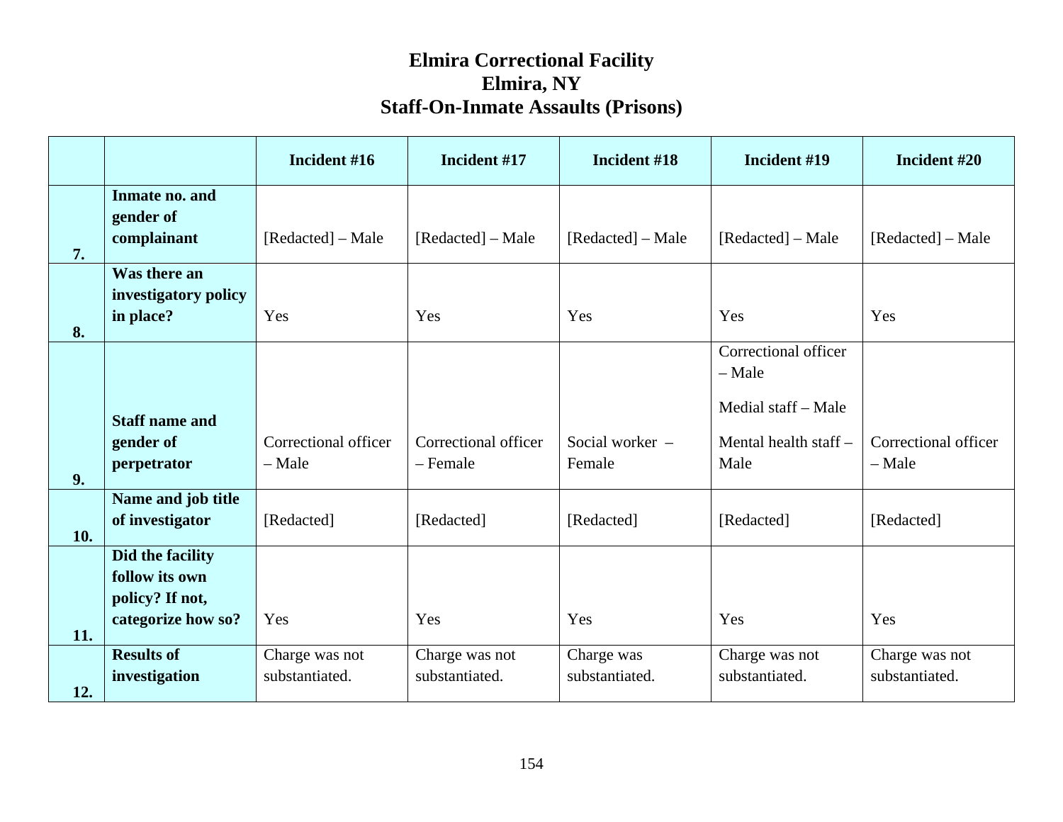# Elmira Correctional Facility
# Elmira, NY
# Staff-On-Inmate Assaults (Prisons)

| | | Incident #16 | Incident #17 | Incident #18 | Incident #19 | Incident #20 |
|---|---|---|---|---|---|---|
| 7. | **Inmate no. and gender of complainant** | [Redacted] – Male | [Redacted] – Male | [Redacted] – Male | [Redacted] – Male | [Redacted] – Male |
| 8. | **Was there an investigatory policy in place?** | Yes | Yes | Yes | Yes | Yes |
| 9. | **Staff name and gender of perpetrator** | Correctional officer – Male | Correctional officer – Female | Social worker – Female | Correctional officer – Male<br><br>Medial staff – Male<br><br>Mental health staff – Male | Correctional officer – Male |
| 10. | **Name and job title of investigator** | [Redacted] | [Redacted] | [Redacted] | [Redacted] | [Redacted] |
| 11. | **Did the facility follow its own policy? If not, categorize how so?** | Yes | Yes | Yes | Yes | Yes |
| 12. | **Results of investigation** | Charge was not substantiated. | Charge was not substantiated. | Charge was substantiated. | Charge was not substantiated. | Charge was not substantiated. |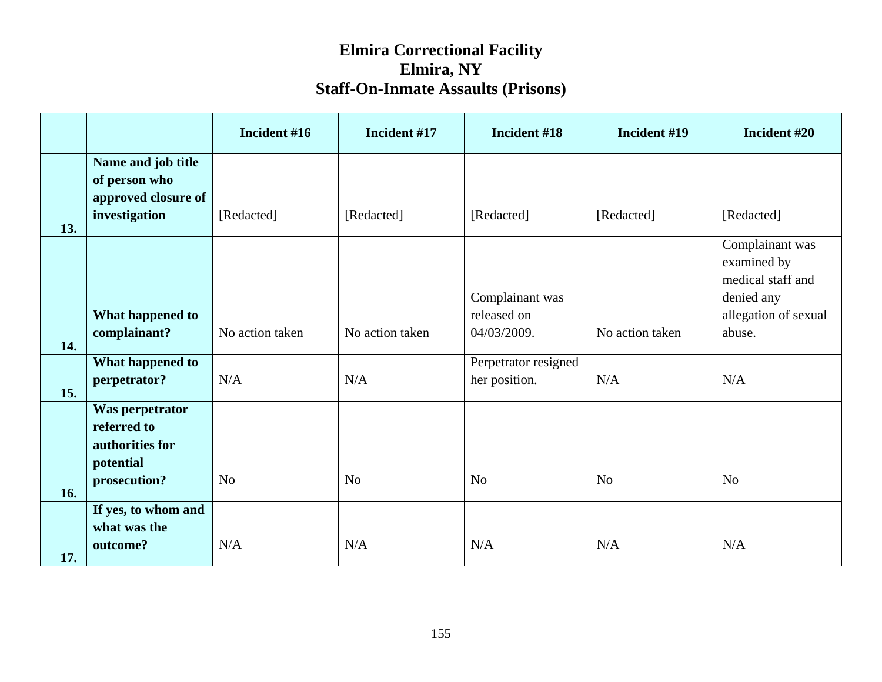# Elmira Correctional Facility
# Elmira, NY
# Staff-On-Inmate Assaults (Prisons)

| | | Incident #16 | Incident #17 | Incident #18 | Incident #19 | Incident #20 |
|---|---|---|---|---|---|---|
| 13. | **Name and job title of person who approved closure of investigation** | [Redacted] | [Redacted] | [Redacted] | [Redacted] | [Redacted] |
| 14. | **What happened to complainant?** | No action taken | No action taken | Complainant was released on 04/03/2009. | No action taken | Complainant was examined by medical staff and denied any allegation of sexual abuse. |
| 15. | **What happened to perpetrator?** | N/A | N/A | Perpetrator resigned her position. | N/A | N/A |
| 16. | **Was perpetrator referred to authorities for potential prosecution?** | No | No | No | No | No |
| 17. | **If yes, to whom and what was the outcome?** | N/A | N/A | N/A | N/A | N/A |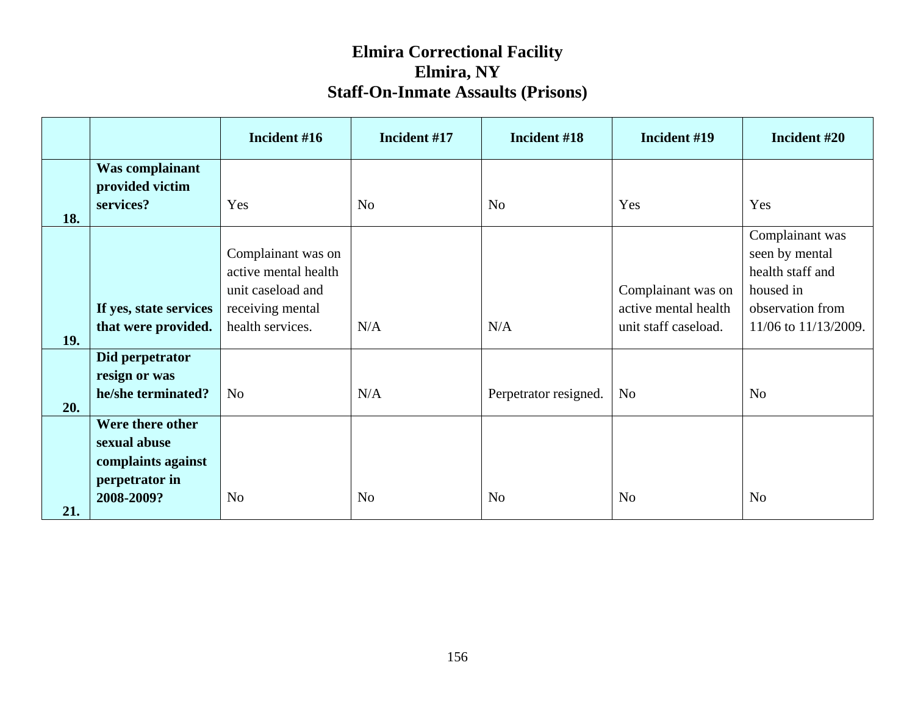# Elmira Correctional Facility
# Elmira, NY
# Staff-On-Inmate Assaults (Prisons)

| | | Incident #16 | Incident #17 | Incident #18 | Incident #19 | Incident #20 |
|---|---|---|---|---|---|---|
| 18. | **Was complainant provided victim services?** | Yes | No | No | Yes | Yes |
| 19. | **If yes, state services that were provided.** | Complainant was on active mental health unit caseload and receiving mental health services. | N/A | N/A | Complainant was on active mental health unit staff caseload. | Complainant was seen by mental health staff and housed in observation from 11/06 to 11/13/2009. |
| 20. | **Did perpetrator resign or was he/she terminated?** | No | N/A | Perpetrator resigned. | No | No |
| 21. | **Were there other sexual abuse complaints against perpetrator in 2008-2009?** | No | No | No | No | No |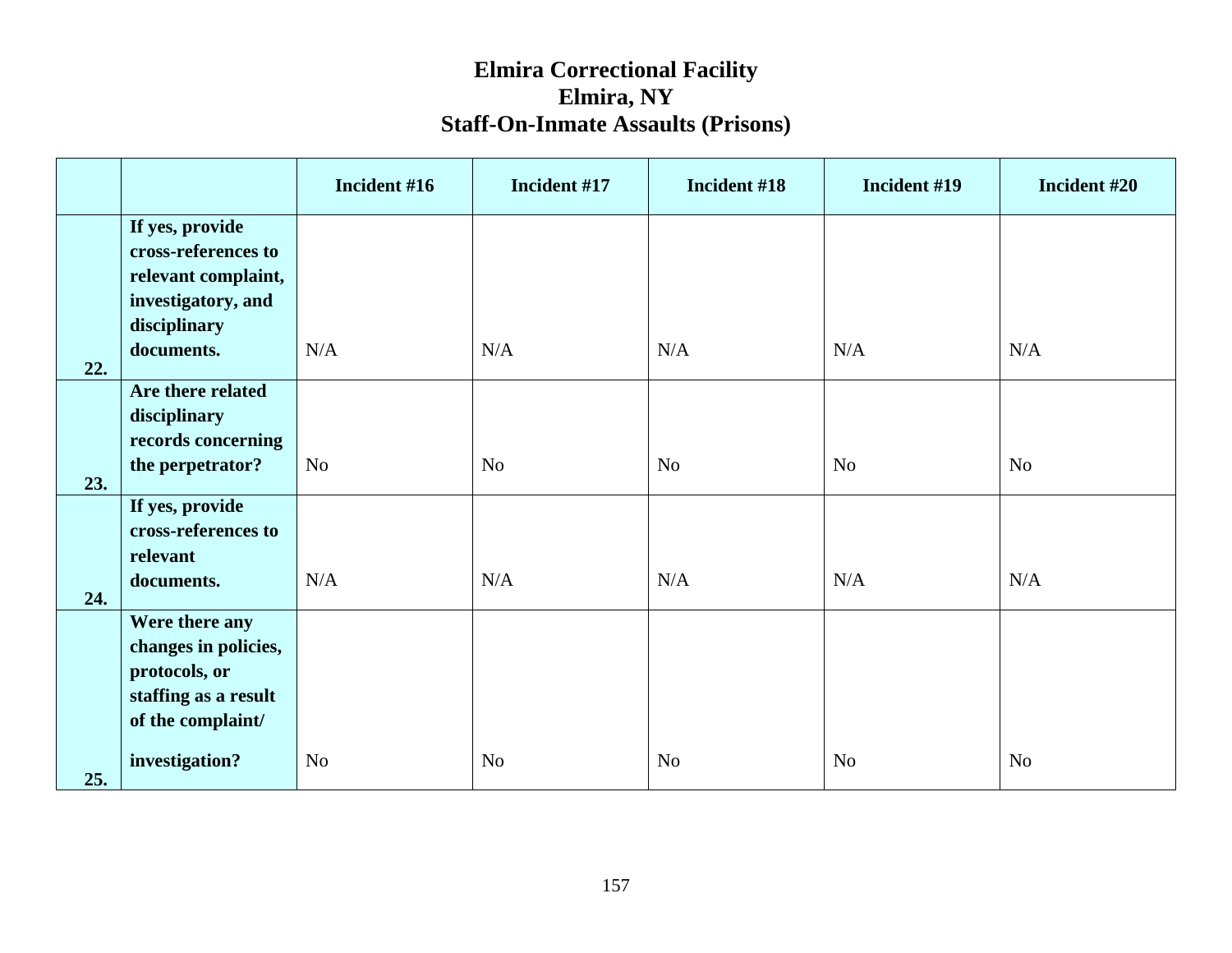# Elmira Correctional Facility
# Elmira, NY
# Staff-On-Inmate Assaults (Prisons)

| | | Incident #16 | Incident #17 | Incident #18 | Incident #19 | Incident #20 |
|---|---|---|---|---|---|---|
| 22. | **If yes, provide cross-references to relevant complaint, investigatory, and disciplinary documents.** | N/A | N/A | N/A | N/A | N/A |
| 23. | **Are there related disciplinary records concerning the perpetrator?** | No | No | No | No | No |
| 24. | **If yes, provide cross-references to relevant documents.** | N/A | N/A | N/A | N/A | N/A |
| 25. | **Were there any changes in policies, protocols, or staffing as a result of the complaint/ investigation?** | No | No | No | No | No |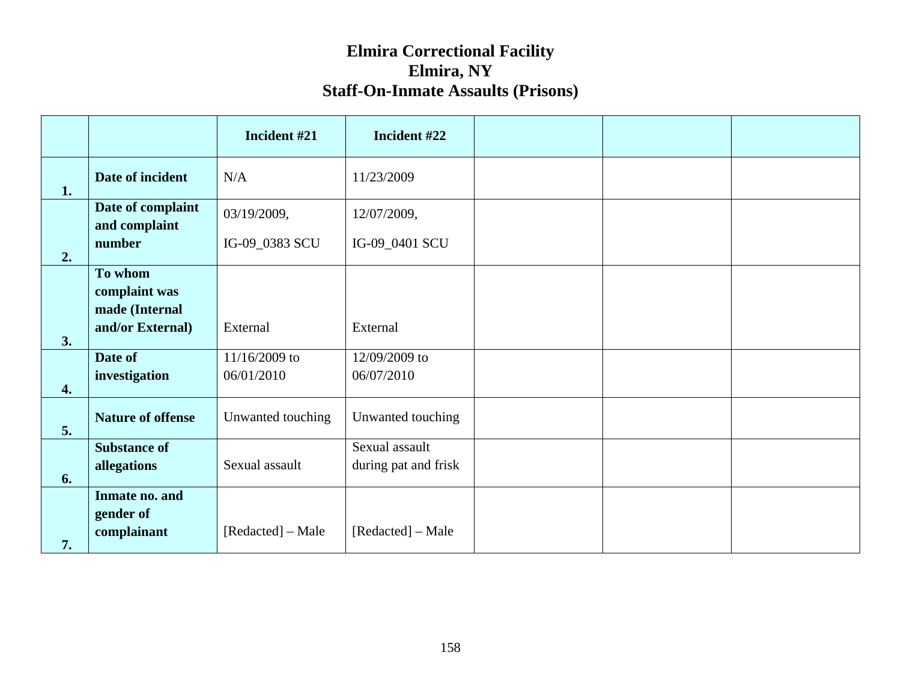# Elmira Correctional Facility
## Elmira, NY
## Staff-On-Inmate Assaults (Prisons)

| | | Incident #21 | Incident #22 | | | |
|---|---|---|---|---|---|---|
| 1. | **Date of incident** | N/A | 11/23/2009 | | | |
| 2. | **Date of complaint and complaint number** | 03/19/2009, IG-09_0383 SCU | 12/07/2009, IG-09_0401 SCU | | | |
| 3. | **To whom complaint was made (Internal and/or External)** | External | External | | | |
| 4. | **Date of investigation** | 11/16/2009 to 06/01/2010 | 12/09/2009 to 06/07/2010 | | | |
| 5. | **Nature of offense** | Unwanted touching | Unwanted touching | | | |
| 6. | **Substance of allegations** | Sexual assault | Sexual assault during pat and frisk | | | |
| 7. | **Inmate no. and gender of complainant** | [Redacted] – Male | [Redacted] – Male | | | |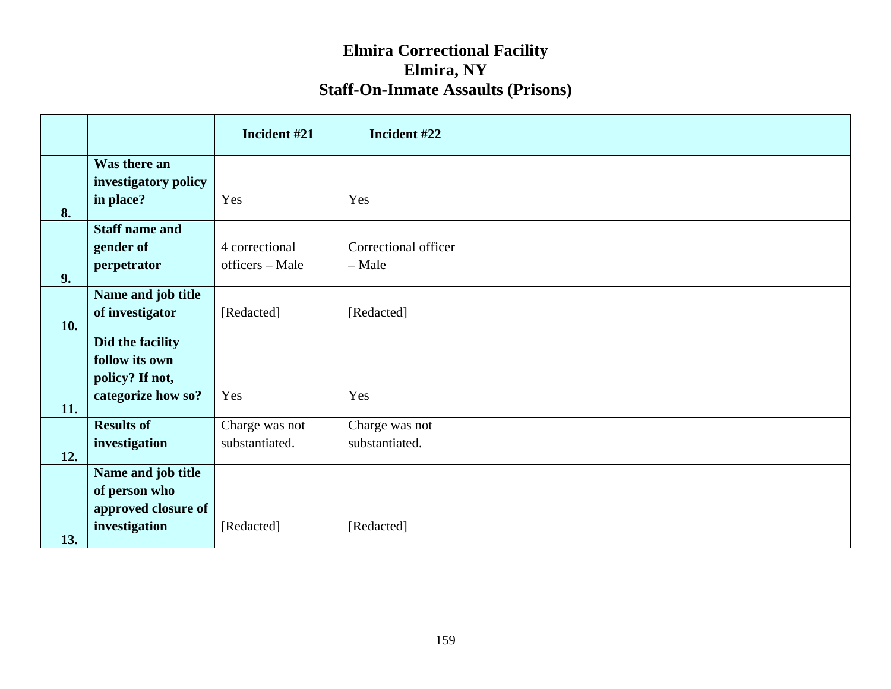# Elmira Correctional Facility
## Elmira, NY
## Staff-On-Inmate Assaults (Prisons)

| | | Incident #21 | Incident #22 | | | |
|---|---|---|---|---|---|---|
| 8. | **Was there an investigatory policy in place?** | Yes | Yes | | | |
| 9. | **Staff name and gender of perpetrator** | 4 correctional officers – Male | Correctional officer – Male | | | |
| 10. | **Name and job title of investigator** | [Redacted] | [Redacted] | | | |
| 11. | **Did the facility follow its own policy? If not, categorize how so?** | Yes | Yes | | | |
| 12. | **Results of investigation** | Charge was not substantiated. | Charge was not substantiated. | | | |
| 13. | **Name and job title of person who approved closure of investigation** | [Redacted] | [Redacted] | | | |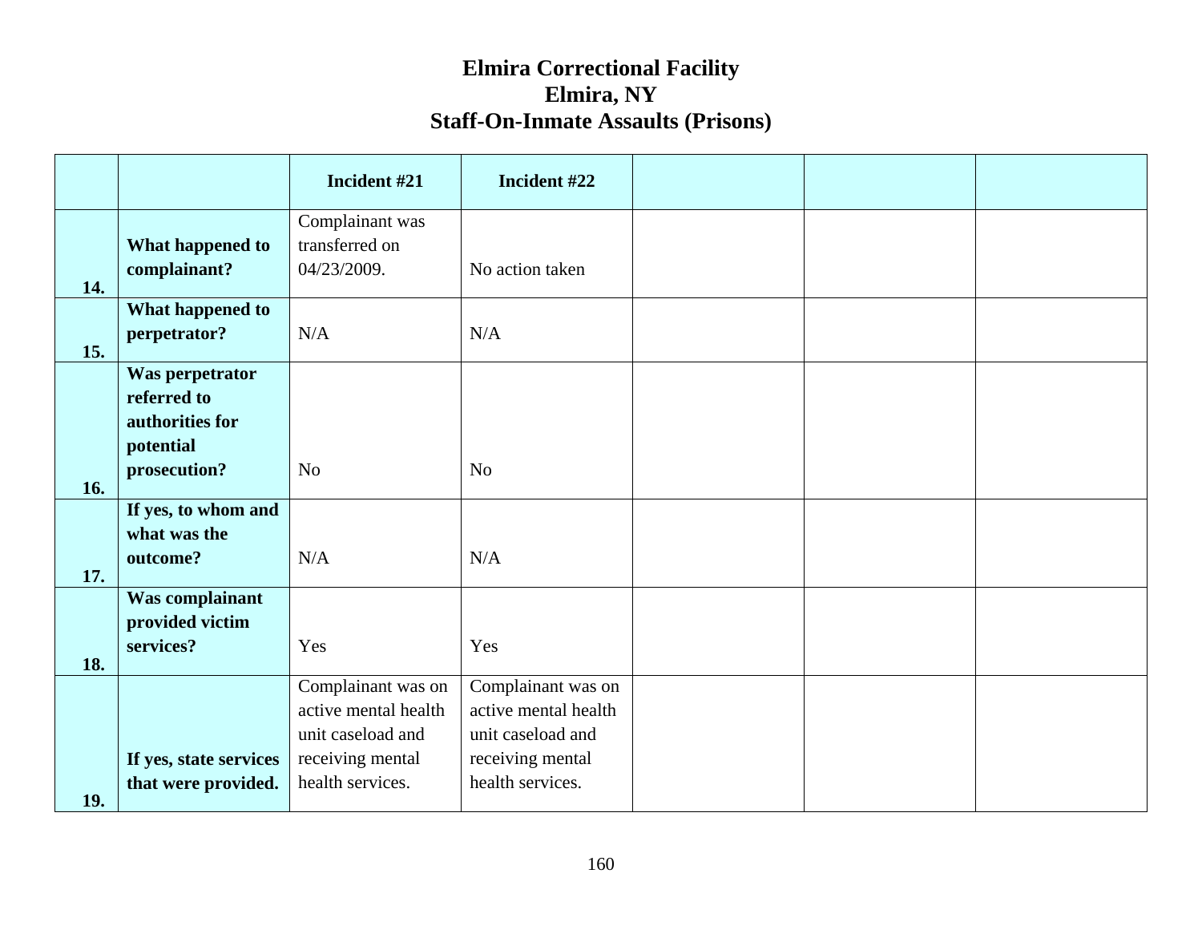# Elmira Correctional Facility
## Elmira, NY
## Staff-On-Inmate Assaults (Prisons)

| | | Incident #21 | Incident #22 | | | |
|---|---|---|---|---|---|---|
| 14. | **What happened to complainant?** | Complainant was transferred on 04/23/2009. | No action taken | | | |
| 15. | **What happened to perpetrator?** | N/A | N/A | | | |
| 16. | **Was perpetrator referred to authorities for potential prosecution?** | No | No | | | |
| 17. | **If yes, to whom and what was the outcome?** | N/A | N/A | | | |
| 18. | **Was complainant provided victim services?** | Yes | Yes | | | |
| 19. | **If yes, state services that were provided.** | Complainant was on active mental health unit caseload and receiving mental health services. | Complainant was on active mental health unit caseload and receiving mental health services. | | | |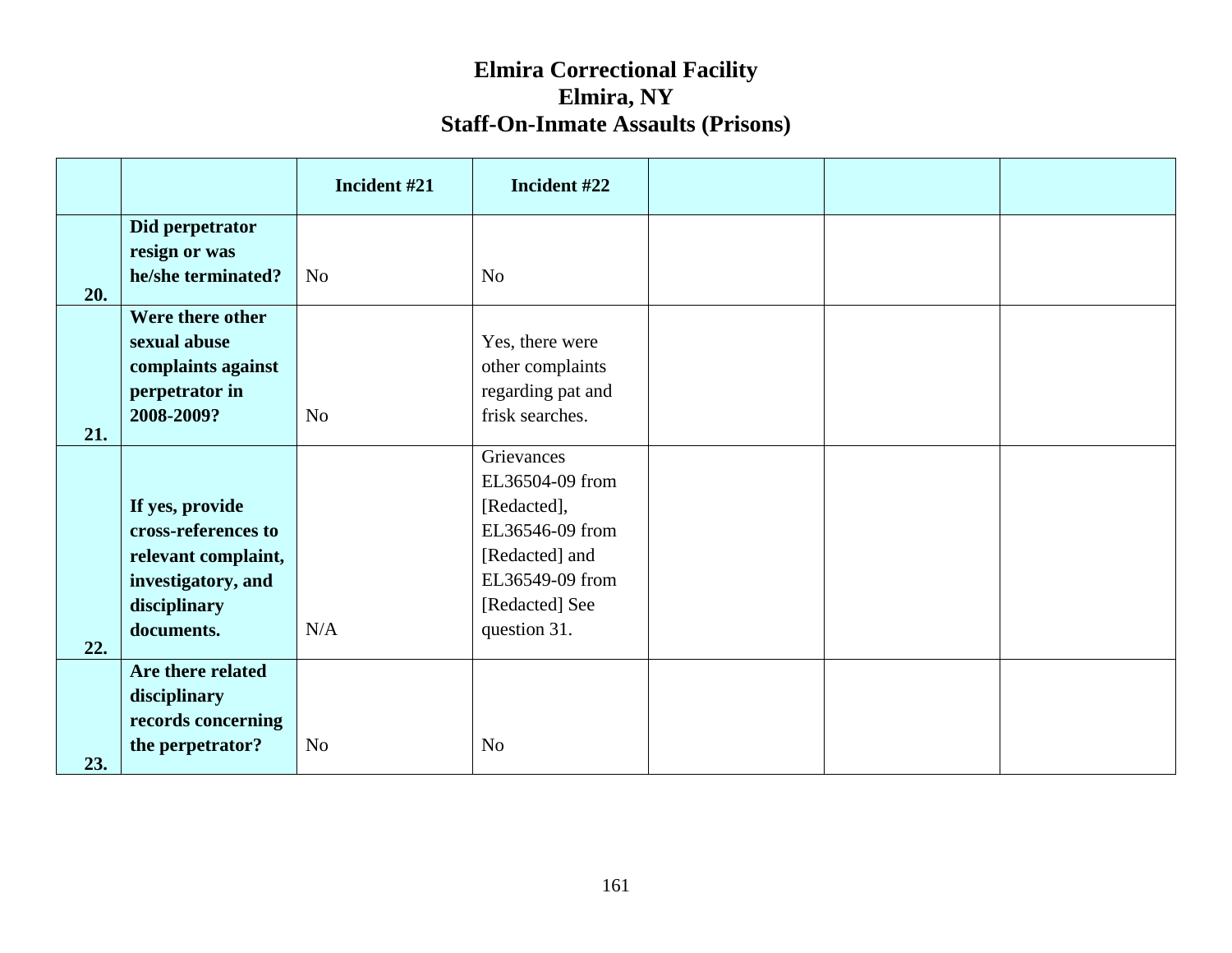# Elmira Correctional Facility
# Elmira, NY
# Staff-On-Inmate Assaults (Prisons)

| | | Incident #21 | Incident #22 | | | |
|---|---|---|---|---|---|---|
| 20. | **Did perpetrator resign or was he/she terminated?** | No | No | | | |
| 21. | **Were there other sexual abuse complaints against perpetrator in 2008-2009?** | No | Yes, there were other complaints regarding pat and frisk searches. | | | |
| 22. | **If yes, provide cross-references to relevant complaint, investigatory, and disciplinary documents.** | N/A | Grievances EL36504-09 from [Redacted], EL36546-09 from [Redacted] and EL36549-09 from [Redacted] See question 31. | | | |
| 23. | **Are there related disciplinary records concerning the perpetrator?** | No | No | | | |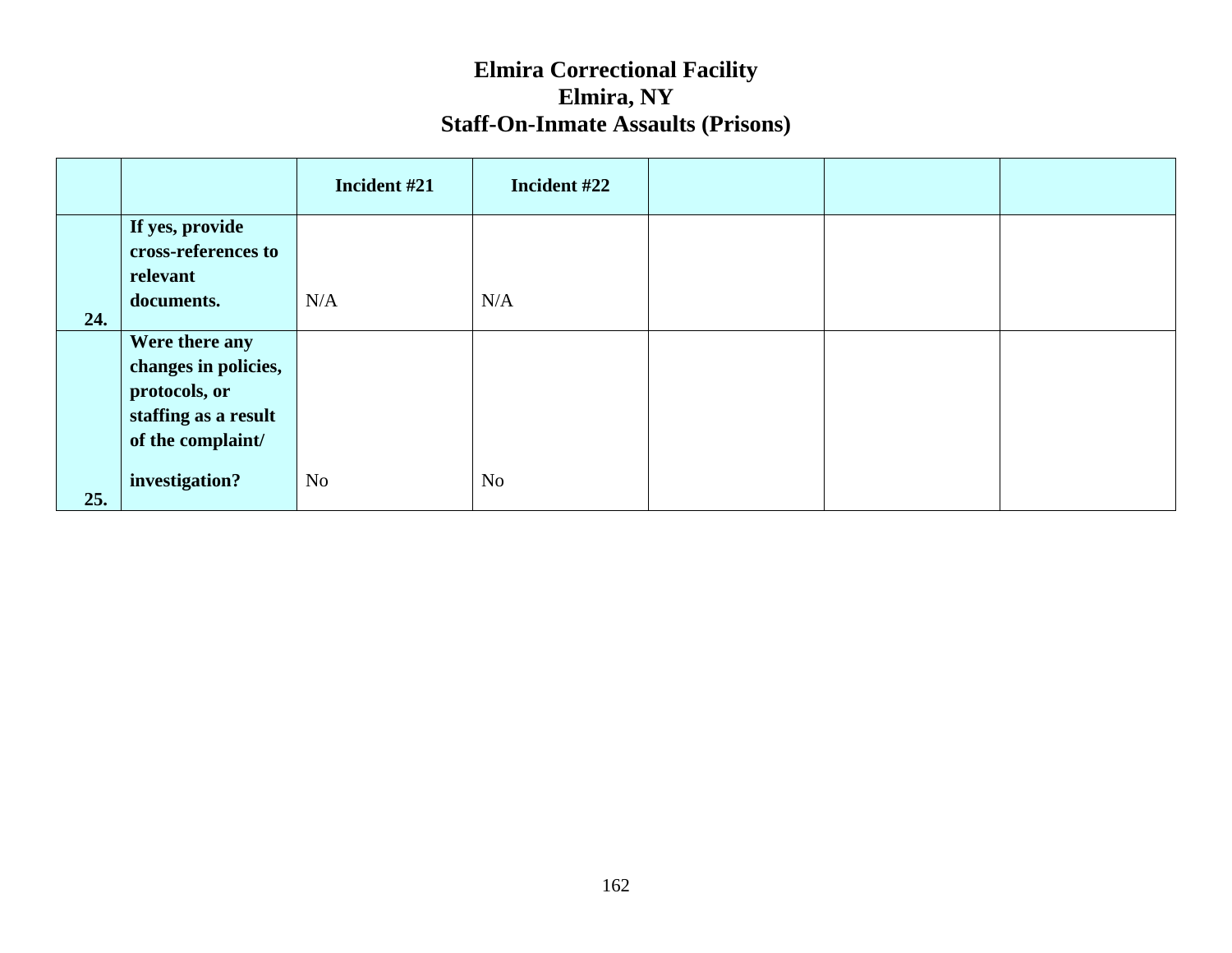# Elmira Correctional Facility
## Elmira, NY
## Staff-On-Inmate Assaults (Prisons)

| | | Incident #21 | Incident #22 | | | |
|---|---|---|---|---|---|---|
| 24. | **If yes, provide cross-references to relevant documents.** | N/A | N/A | | | |
| 25. | **Were there any changes in policies, protocols, or staffing as a result of the complaint/ investigation?** | No | No | | | |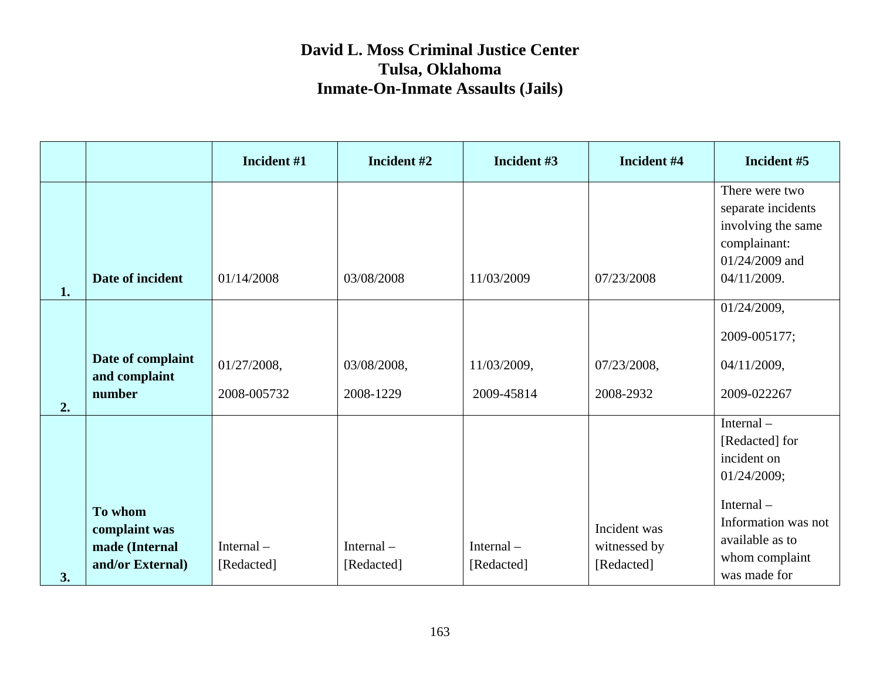# David L. Moss Criminal Justice Center
# Tulsa, Oklahoma
# Inmate-On-Inmate Assaults (Jails)

| | | Incident #1 | Incident #2 | Incident #3 | Incident #4 | Incident #5 |
|---|---|---|---|---|---|---|
| 1. | **Date of incident** | 01/14/2008 | 03/08/2008 | 11/03/2009 | 07/23/2008 | There were two separate incidents involving the same complainant: 01/24/2009 and 04/11/2009. |
| 2. | **Date of complaint and complaint number** | 01/27/2008, 2008-005732 | 03/08/2008, 2008-1229 | 11/03/2009, 2009-45814 | 07/23/2008, 2008-2932 | 01/24/2009, 2009-005177; 04/11/2009, 2009-022267 |
| 3. | **To whom complaint was made (Internal and/or External)** | Internal – [Redacted] | Internal – [Redacted] | Internal – [Redacted] | Incident was witnessed by [Redacted] | Internal – [Redacted] for incident on 01/24/2009; Internal – Information was not available as to whom complaint was made for |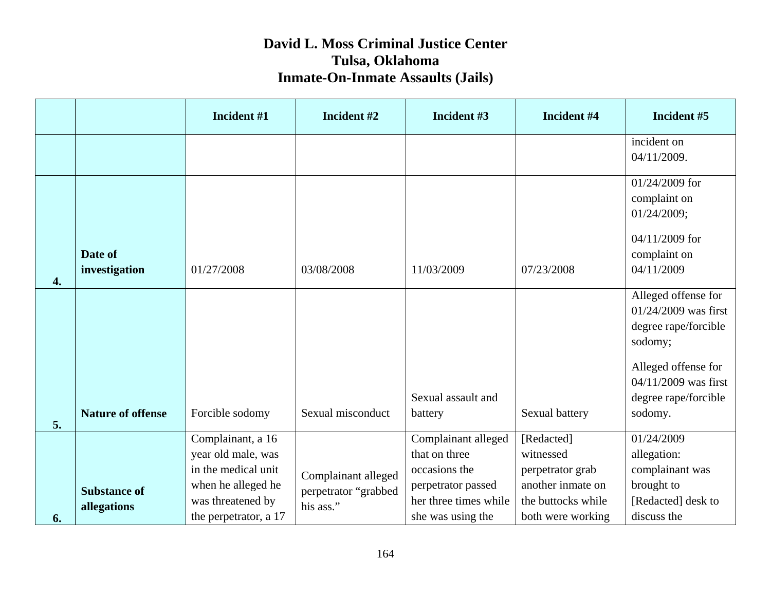# David L. Moss Criminal Justice Center
# Tulsa, Oklahoma
# Inmate-On-Inmate Assaults (Jails)

| | | Incident #1 | Incident #2 | Incident #3 | Incident #4 | Incident #5 |
|---|---|---|---|---|---|---|
| | | | | | | incident on 04/11/2009. |
| 4. | **Date of investigation** | 01/27/2008 | 03/08/2008 | 11/03/2009 | 07/23/2008 | 01/24/2009 for complaint on 01/24/2009;<br><br>04/11/2009 for complaint on 04/11/2009 |
| 5. | **Nature of offense** | Forcible sodomy | Sexual misconduct | Sexual assault and battery | Sexual battery | Alleged offense for 01/24/2009 was first degree rape/forcible sodomy;<br><br>Alleged offense for 04/11/2009 was first degree rape/forcible sodomy. |
| 6. | **Substance of allegations** | Complainant, a 16 year old male, was in the medical unit when he alleged he was threatened by the perpetrator, a 17 | Complainant alleged perpetrator "grabbed his ass." | Complainant alleged that on three occasions the perpetrator passed her three times while she was using the | [Redacted] witnessed perpetrator grab another inmate on the buttocks while both were working | 01/24/2009 allegation: complainant was brought to [Redacted] desk to discuss the |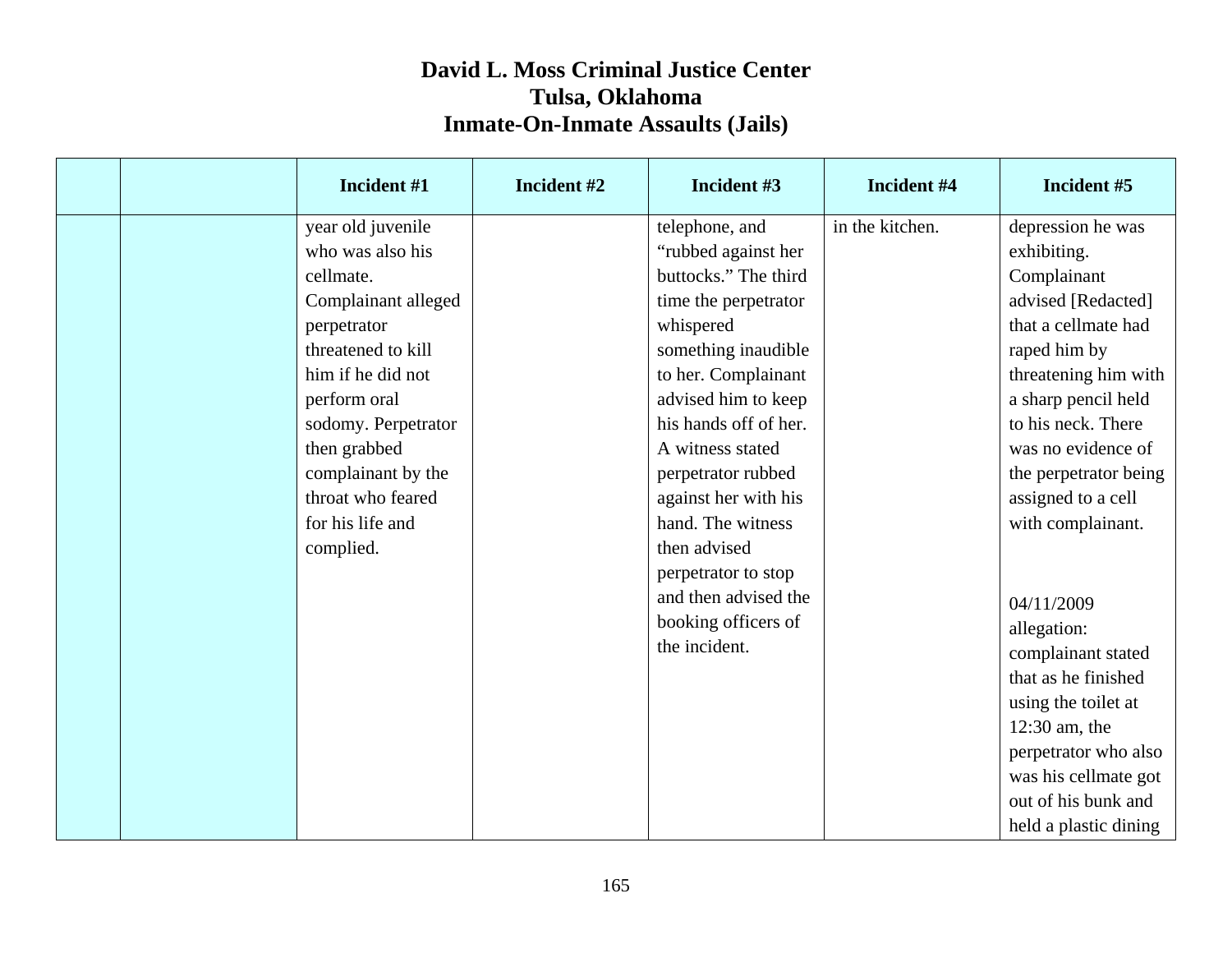# David L. Moss Criminal Justice Center
# Tulsa, Oklahoma
# Inmate-On-Inmate Assaults (Jails)

| | | Incident #1 | Incident #2 | Incident #3 | Incident #4 | Incident #5 |
|---|---|---|---|---|---|---|
| | | year old juvenile who was also his cellmate. Complainant alleged perpetrator threatened to kill him if he did not perform oral sodomy. Perpetrator then grabbed complainant by the throat who feared for his life and complied. | | telephone, and “rubbed against her buttocks.” The third time the perpetrator whispered something inaudible to her. Complainant advised him to keep his hands off of her. A witness stated perpetrator rubbed against her with his hand. The witness then advised perpetrator to stop and then advised the booking officers of the incident. | in the kitchen. | depression he was exhibiting. Complainant advised [Redacted] that a cellmate had raped him by threatening him with a sharp pencil held to his neck. There was no evidence of the perpetrator being assigned to a cell with complainant.<br><br>04/11/2009 allegation: complainant stated that as he finished using the toilet at 12:30 am, the perpetrator who also was his cellmate got out of his bunk and held a plastic dining |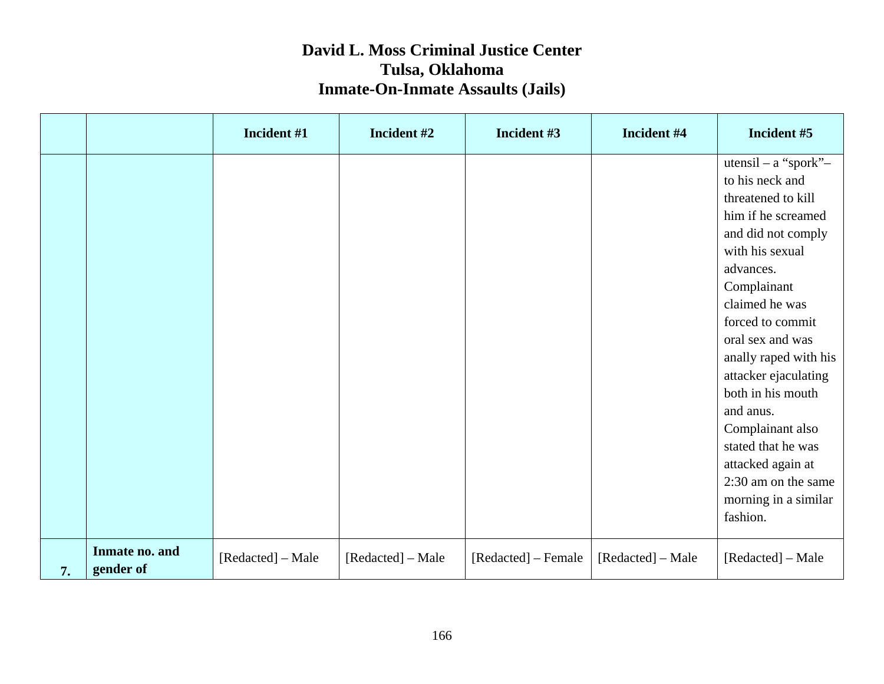# David L. Moss Criminal Justice Center
# Tulsa, Oklahoma
# Inmate-On-Inmate Assaults (Jails)

| | | Incident #1 | Incident #2 | Incident #3 | Incident #4 | Incident #5 |
|---|---|---|---|---|---|---|
| | | | | | | utensil – a "spork"– to his neck and threatened to kill him if he screamed and did not comply with his sexual advances. Complainant claimed he was forced to commit oral sex and was anally raped with his attacker ejaculating both in his mouth and anus. Complainant also stated that he was attacked again at 2:30 am on the same morning in a similar fashion. |
| **7.** | **Inmate no. and gender of** | [Redacted] – Male | [Redacted] – Male | [Redacted] – Female | [Redacted] – Male | [Redacted] – Male |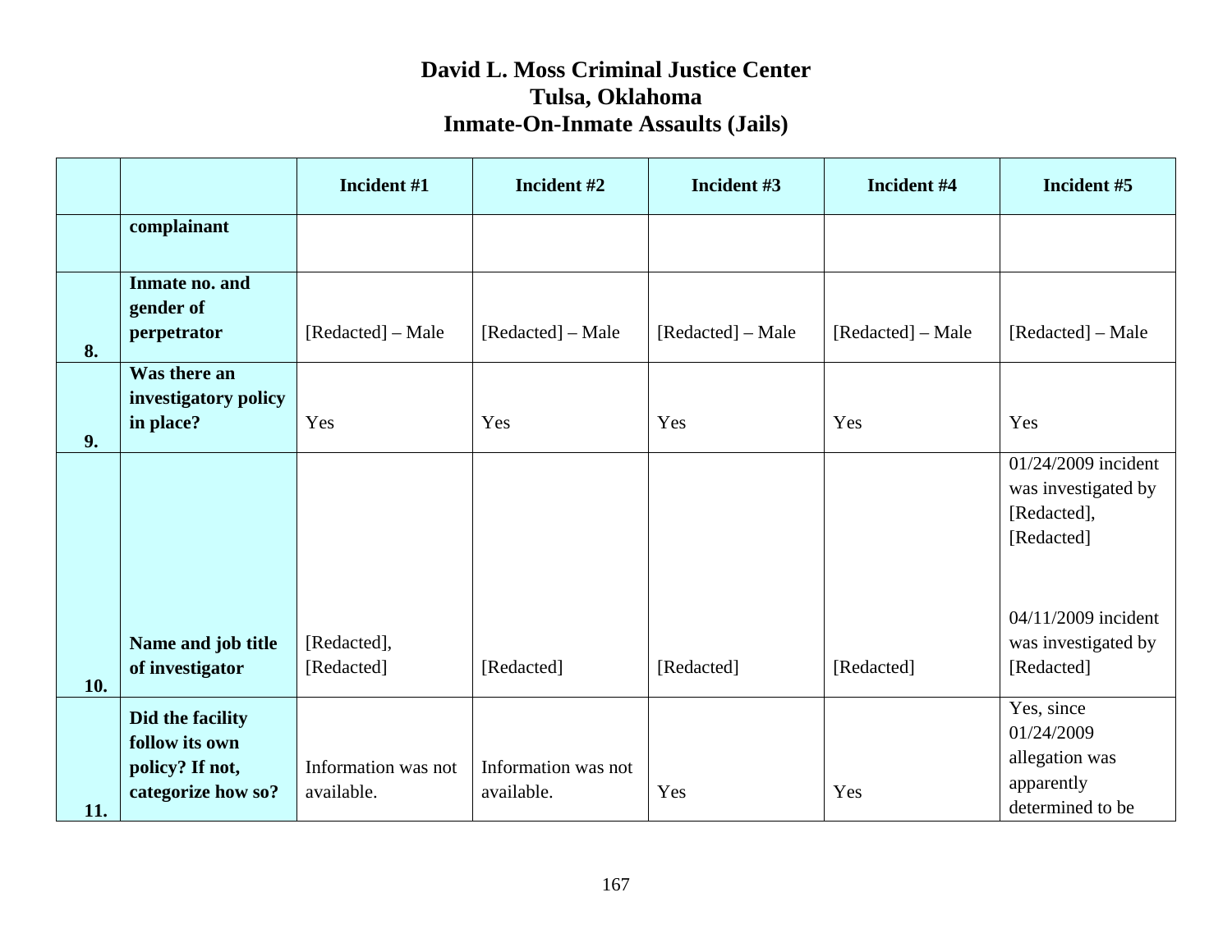# David L. Moss Criminal Justice Center
# Tulsa, Oklahoma
# Inmate-On-Inmate Assaults (Jails)

| | | Incident #1 | Incident #2 | Incident #3 | Incident #4 | Incident #5 |
|---|---|---|---|---|---|---|
| | **complainant** | | | | | |
| **8.** | **Inmate no. and gender of perpetrator** | [Redacted] – Male | [Redacted] – Male | [Redacted] – Male | [Redacted] – Male | [Redacted] – Male |
| **9.** | **Was there an investigatory policy in place?** | Yes | Yes | Yes | Yes | Yes |
| **10.** | **Name and job title of investigator** | [Redacted], [Redacted] | [Redacted] | [Redacted] | [Redacted] | 01/24/2009 incident was investigated by [Redacted], [Redacted]<br><br>04/11/2009 incident was investigated by [Redacted] |
| **11.** | **Did the facility follow its own policy? If not, categorize how so?** | Information was not available. | Information was not available. | Yes | Yes | Yes, since 01/24/2009 allegation was apparently determined to be |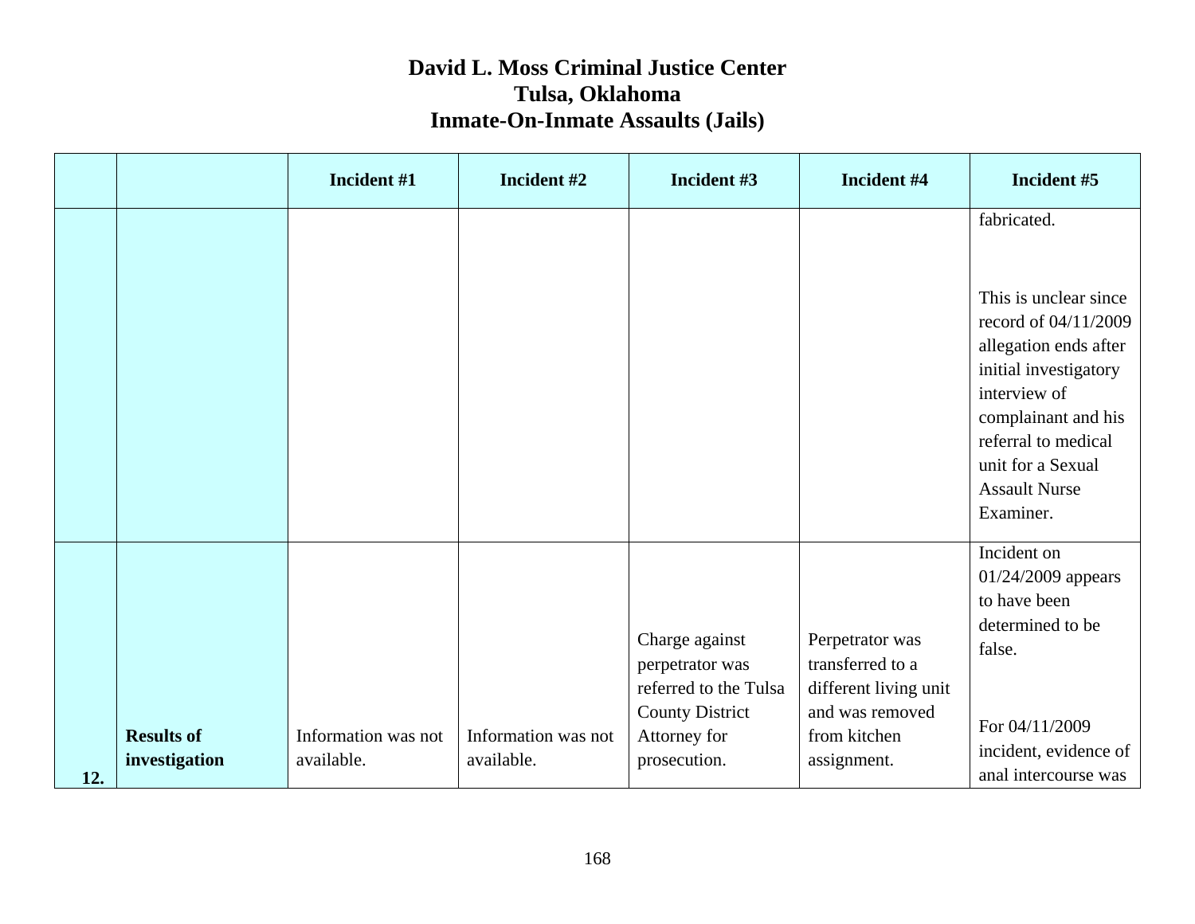# David L. Moss Criminal Justice Center
# Tulsa, Oklahoma
# Inmate-On-Inmate Assaults (Jails)

| | | Incident #1 | Incident #2 | Incident #3 | Incident #4 | Incident #5 |
|---|---|---|---|---|---|---|
| | | | | | | fabricated.<br><br>This is unclear since record of 04/11/2009 allegation ends after initial investigatory interview of complainant and his referral to medical unit for a Sexual Assault Nurse Examiner. |
| 12. | **Results of investigation** | Information was not available. | Information was not available. | Charge against perpetrator was referred to the Tulsa County District Attorney for prosecution. | Perpetrator was transferred to a different living unit and was removed from kitchen assignment. | Incident on 01/24/2009 appears to have been determined to be false.<br><br>For 04/11/2009 incident, evidence of anal intercourse was |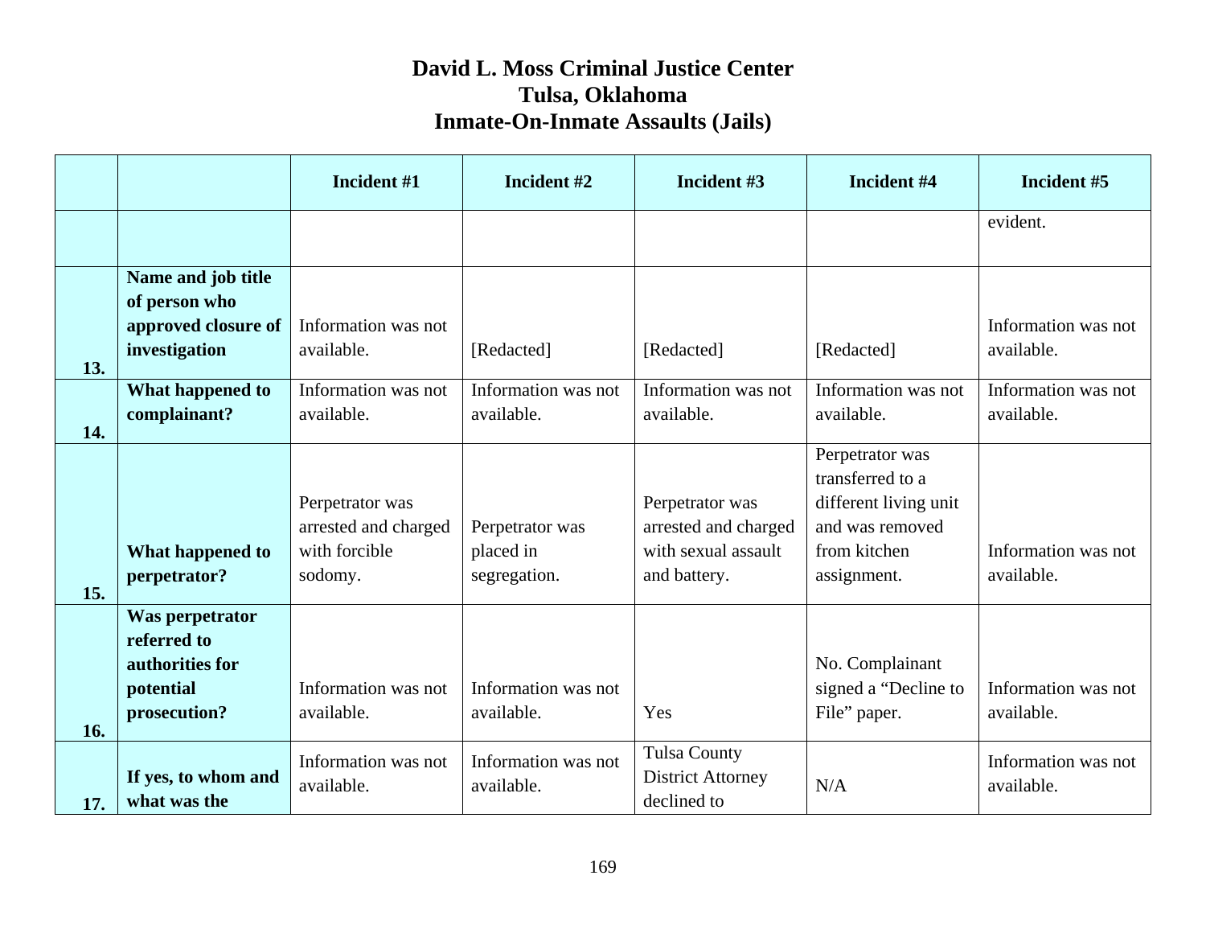# David L. Moss Criminal Justice Center
# Tulsa, Oklahoma
# Inmate-On-Inmate Assaults (Jails)

| | | Incident #1 | Incident #2 | Incident #3 | Incident #4 | Incident #5 |
|---|---|---|---|---|---|---|
| | | | | | | evident. |
| 13. | **Name and job title of person who approved closure of investigation** | Information was not available. | [Redacted] | [Redacted] | [Redacted] | Information was not available. |
| 14. | **What happened to complainant?** | Information was not available. | Information was not available. | Information was not available. | Information was not available. | Information was not available. |
| 15. | **What happened to perpetrator?** | Perpetrator was arrested and charged with forcible sodomy. | Perpetrator was placed in segregation. | Perpetrator was arrested and charged with sexual assault and battery. | Perpetrator was transferred to a different living unit and was removed from kitchen assignment. | Information was not available. |
| 16. | **Was perpetrator referred to authorities for potential prosecution?** | Information was not available. | Information was not available. | Yes | No. Complainant signed a "Decline to File" paper. | Information was not available. |
| 17. | **If yes, to whom and what was the** | Information was not available. | Information was not available. | Tulsa County District Attorney declined to | N/A | Information was not available. |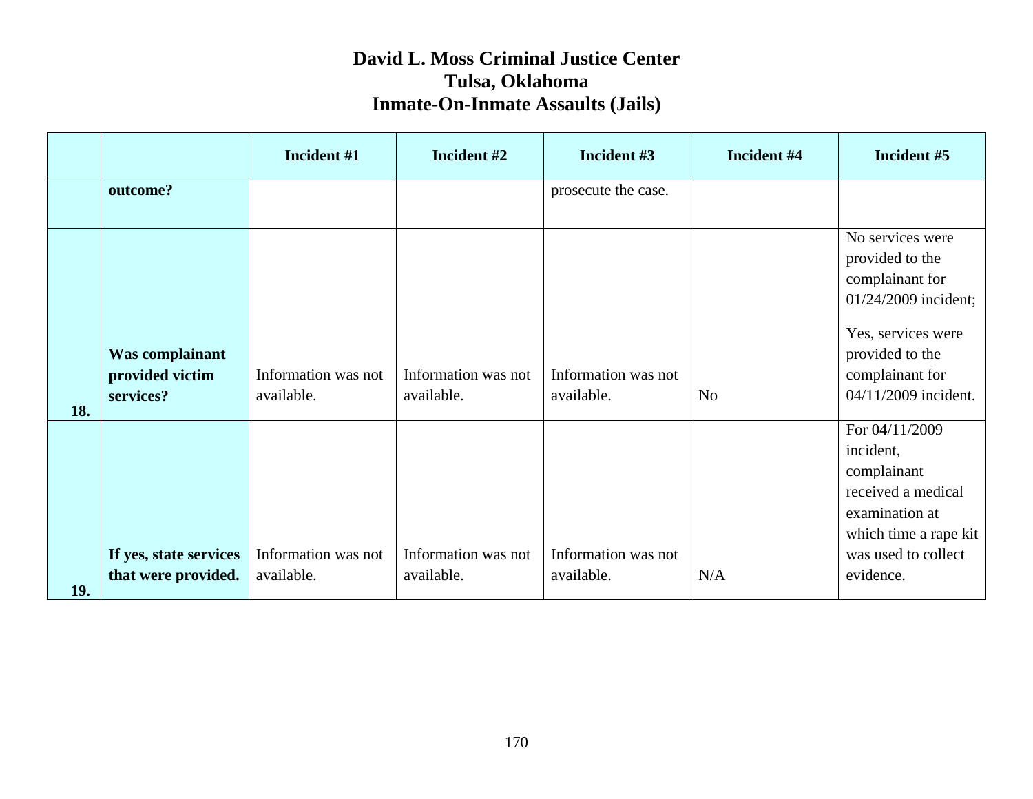# David L. Moss Criminal Justice Center
## Tulsa, Oklahoma
## Inmate-On-Inmate Assaults (Jails)

| | | Incident #1 | Incident #2 | Incident #3 | Incident #4 | Incident #5 |
|---|---|---|---|---|---|---|
| | **outcome?** | | | prosecute the case. | | |
| **18.** | **Was complainant provided victim services?** | Information was not available. | Information was not available. | Information was not available. | No | No services were provided to the complainant for 01/24/2009 incident; Yes, services were provided to the complainant for 04/11/2009 incident. |
| **19.** | **If yes, state services that were provided.** | Information was not available. | Information was not available. | Information was not available. | N/A | For 04/11/2009 incident, complainant received a medical examination at which time a rape kit was used to collect evidence. |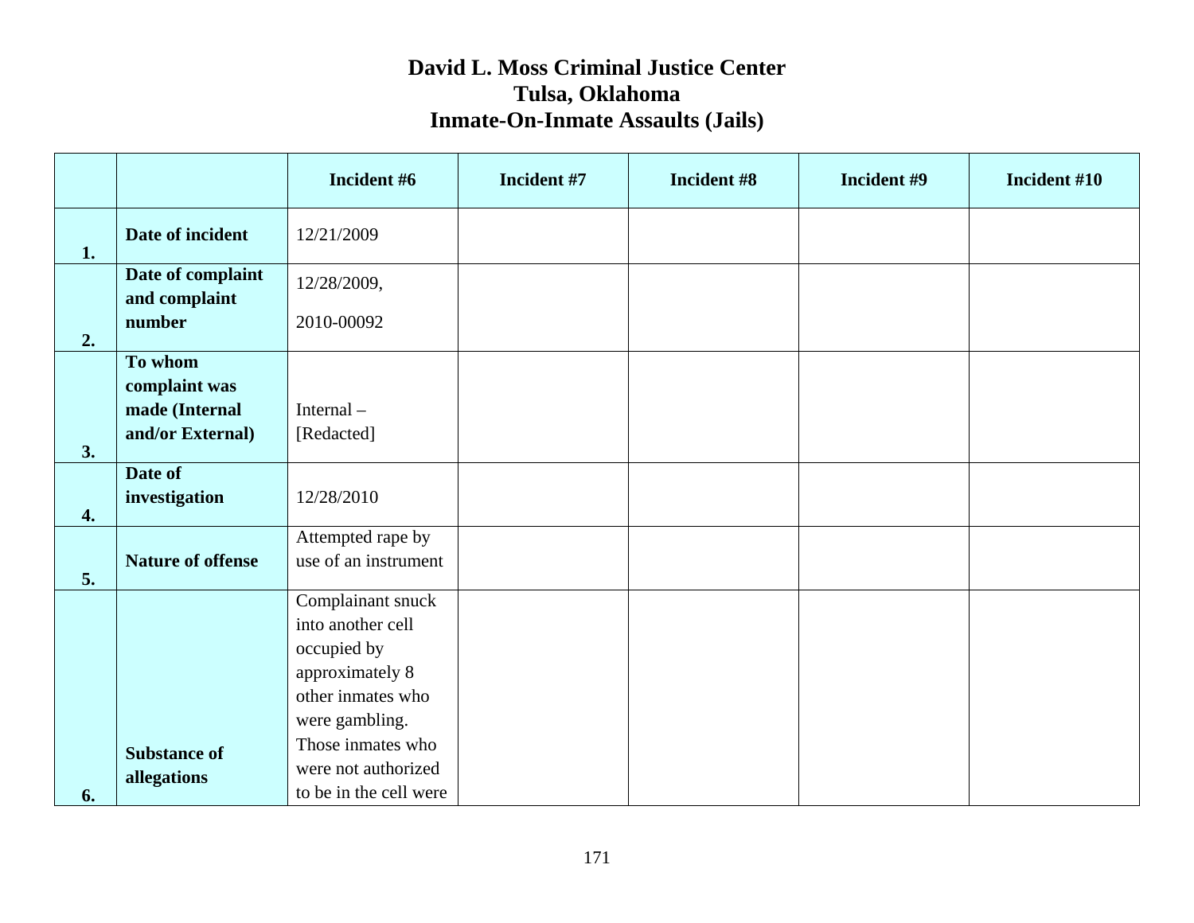# David L. Moss Criminal Justice Center
# Tulsa, Oklahoma
# Inmate-On-Inmate Assaults (Jails)

| | | Incident #6 | Incident #7 | Incident #8 | Incident #9 | Incident #10 |
|---|---|---|---|---|---|---|
| 1. | **Date of incident** | 12/21/2009 | | | | |
| 2. | **Date of complaint and complaint number** | 12/28/2009, 2010-00092 | | | | |
| 3. | **To whom complaint was made (Internal and/or External)** | Internal – [Redacted] | | | | |
| 4. | **Date of investigation** | 12/28/2010 | | | | |
| 5. | **Nature of offense** | Attempted rape by use of an instrument | | | | |
| 6. | **Substance of allegations** | Complainant snuck into another cell occupied by approximately 8 other inmates who were gambling. Those inmates who were not authorized to be in the cell were | | | | |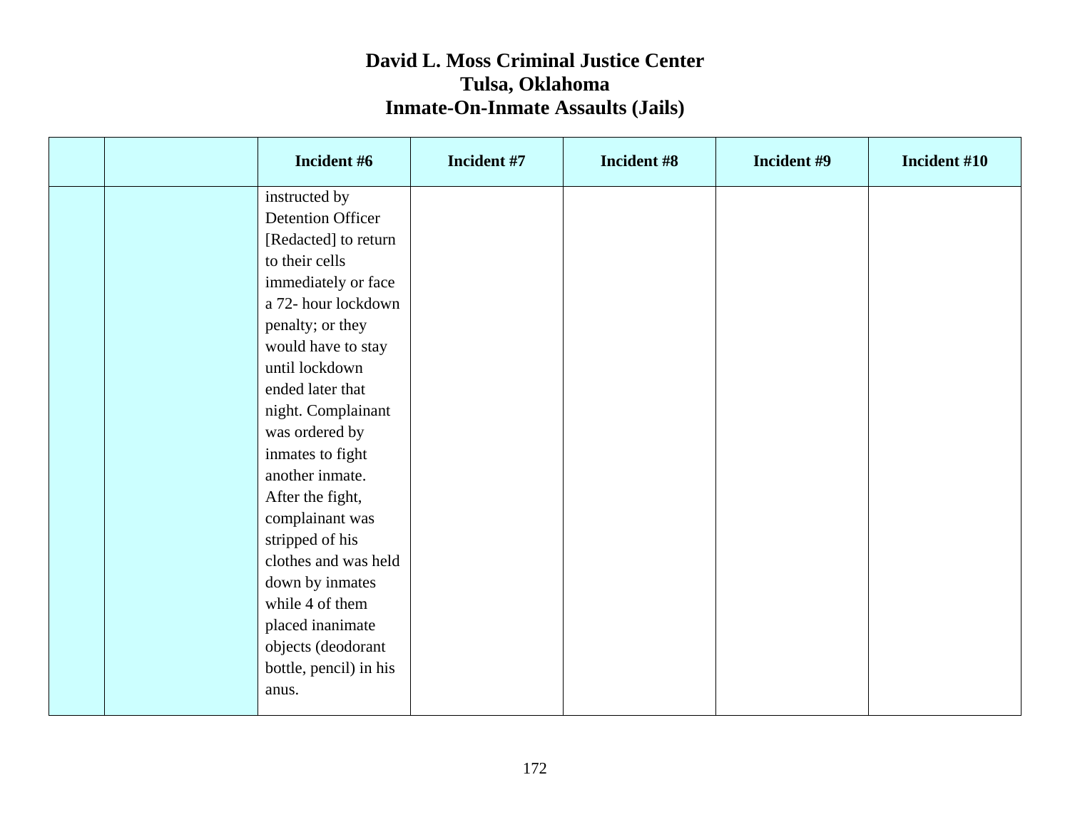# David L. Moss Criminal Justice Center
# Tulsa, Oklahoma
# Inmate-On-Inmate Assaults (Jails)

| | | Incident #6 | Incident #7 | Incident #8 | Incident #9 | Incident #10 |
|---|---|---|---|---|---|---|
| | | instructed by Detention Officer [Redacted] to return to their cells immediately or face a 72- hour lockdown penalty; or they would have to stay until lockdown ended later that night. Complainant was ordered by inmates to fight another inmate. After the fight, complainant was stripped of his clothes and was held down by inmates while 4 of them placed inanimate objects (deodorant bottle, pencil) in his anus. | | | | |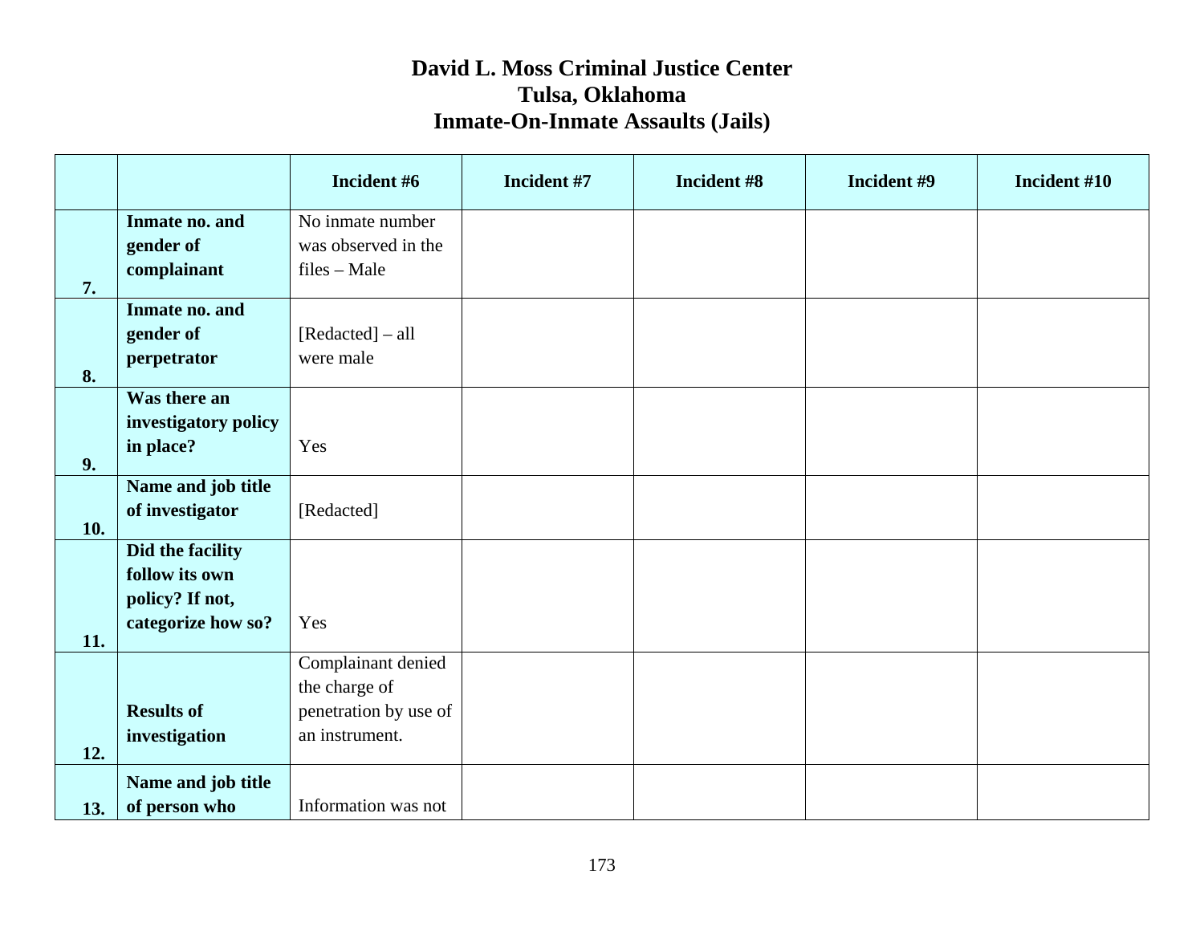# David L. Moss Criminal Justice Center
# Tulsa, Oklahoma
# Inmate-On-Inmate Assaults (Jails)

| | | Incident #6 | Incident #7 | Incident #8 | Incident #9 | Incident #10 |
|---|---|---|---|---|---|---|
| 7. | **Inmate no. and gender of complainant** | No inmate number was observed in the files – Male | | | | |
| 8. | **Inmate no. and gender of perpetrator** | [Redacted] – all were male | | | | |
| 9. | **Was there an investigatory policy in place?** | Yes | | | | |
| 10. | **Name and job title of investigator** | [Redacted] | | | | |
| 11. | **Did the facility follow its own policy? If not, categorize how so?** | Yes | | | | |
| 12. | **Results of investigation** | Complainant denied the charge of penetration by use of an instrument. | | | | |
| 13. | **Name and job title of person who** | Information was not | | | | |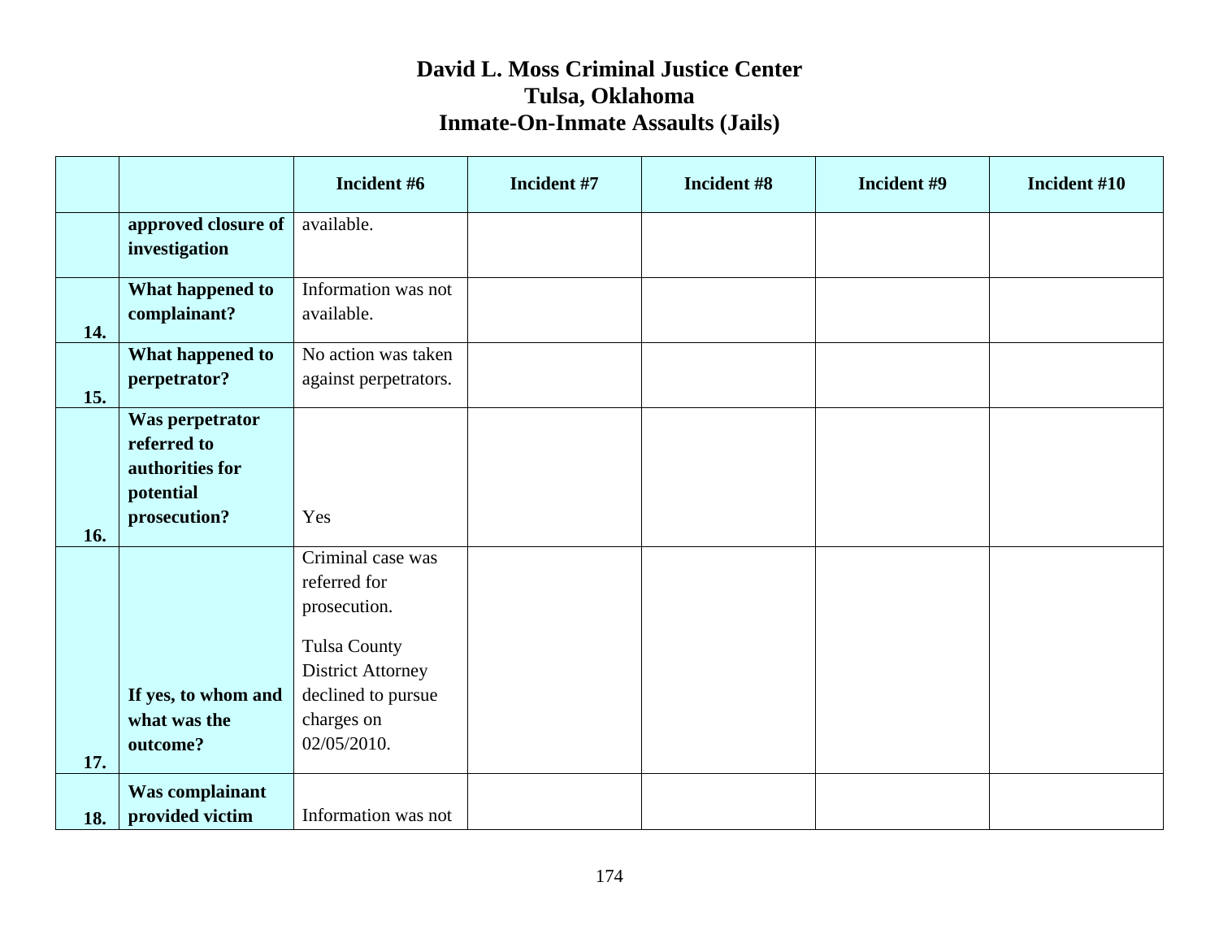# David L. Moss Criminal Justice Center
# Tulsa, Oklahoma
# Inmate-On-Inmate Assaults (Jails)

| | | Incident #6 | Incident #7 | Incident #8 | Incident #9 | Incident #10 |
|---|---|---|---|---|---|---|
| | **approved closure of investigation** | available. | | | | |
| **14.** | **What happened to complainant?** | Information was not available. | | | | |
| **15.** | **What happened to perpetrator?** | No action was taken against perpetrators. | | | | |
| **16.** | **Was perpetrator referred to authorities for potential prosecution?** | Yes | | | | |
| **17.** | **If yes, to whom and what was the outcome?** | Criminal case was referred for prosecution.<br><br>Tulsa County District Attorney declined to pursue charges on 02/05/2010. | | | | |
| **18.** | **Was complainant provided victim** | Information was not | | | | |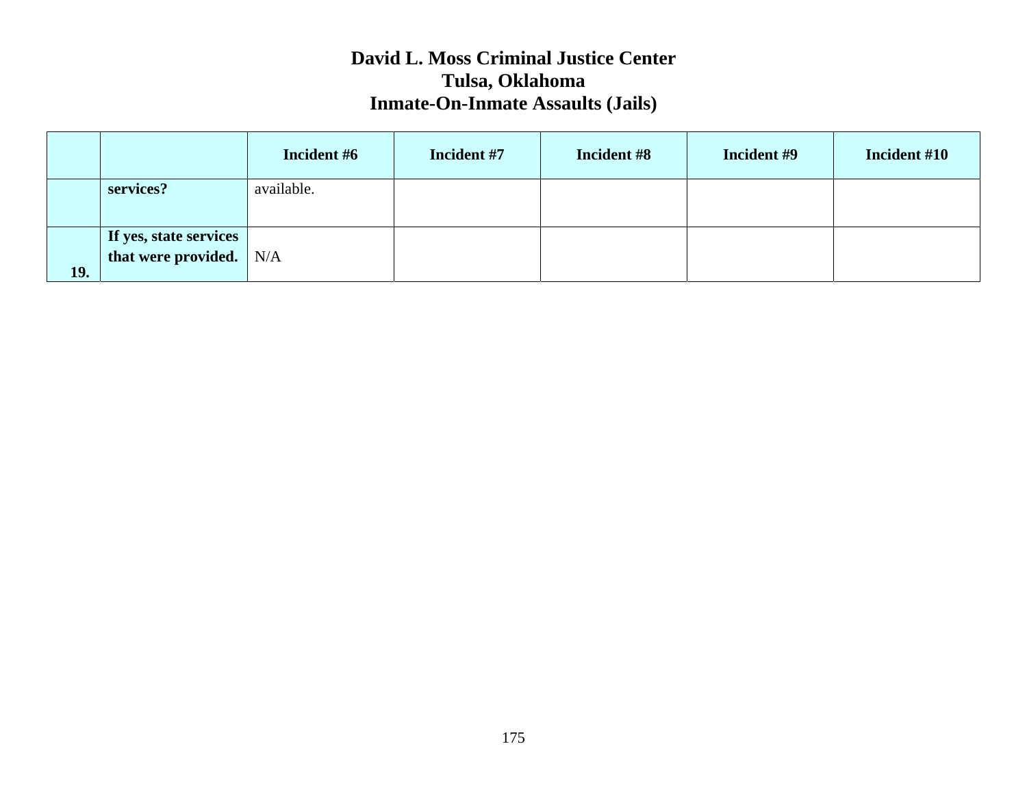# David L. Moss Criminal Justice Center
## Tulsa, Oklahoma
## Inmate-On-Inmate Assaults (Jails)

| | | Incident #6 | Incident #7 | Incident #8 | Incident #9 | Incident #10 |
|---|---|---|---|---|---|---|
| | **services?** | available. | | | | |
| **19.** | **If yes, state services that were provided.** | N/A | | | | |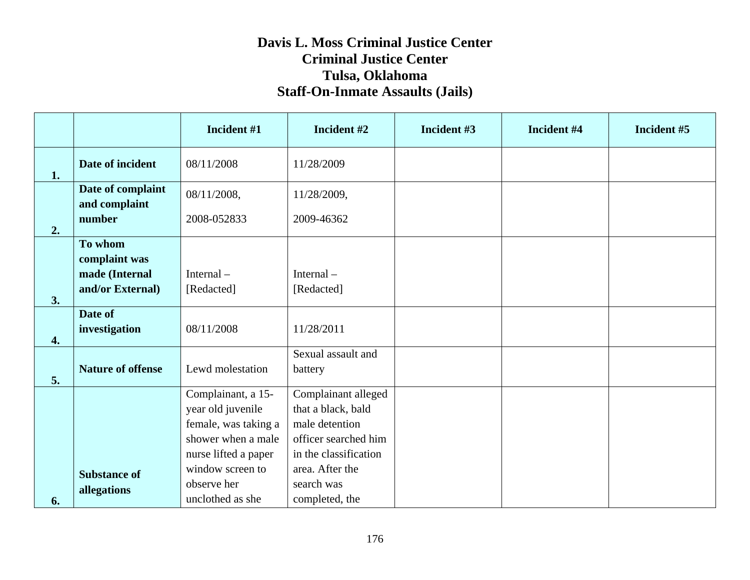# Davis L. Moss Criminal Justice Center
## Criminal Justice Center
## Tulsa, Oklahoma
## Staff-On-Inmate Assaults (Jails)

| | | Incident #1 | Incident #2 | Incident #3 | Incident #4 | Incident #5 |
|---|---|---|---|---|---|---|
| 1. | **Date of incident** | 08/11/2008 | 11/28/2009 | | | |
| 2. | **Date of complaint and complaint number** | 08/11/2008, 2008-052833 | 11/28/2009, 2009-46362 | | | |
| 3. | **To whom complaint was made (Internal and/or External)** | Internal – [Redacted] | Internal – [Redacted] | | | |
| 4. | **Date of investigation** | 08/11/2008 | 11/28/2011 | | | |
| 5. | **Nature of offense** | Lewd molestation | Sexual assault and battery | | | |
| 6. | **Substance of allegations** | Complainant, a 15-year old juvenile female, was taking a shower when a male nurse lifted a paper window screen to observe her unclothed as she | Complainant alleged that a black, bald male detention officer searched him in the classification area. After the search was completed, the | | | |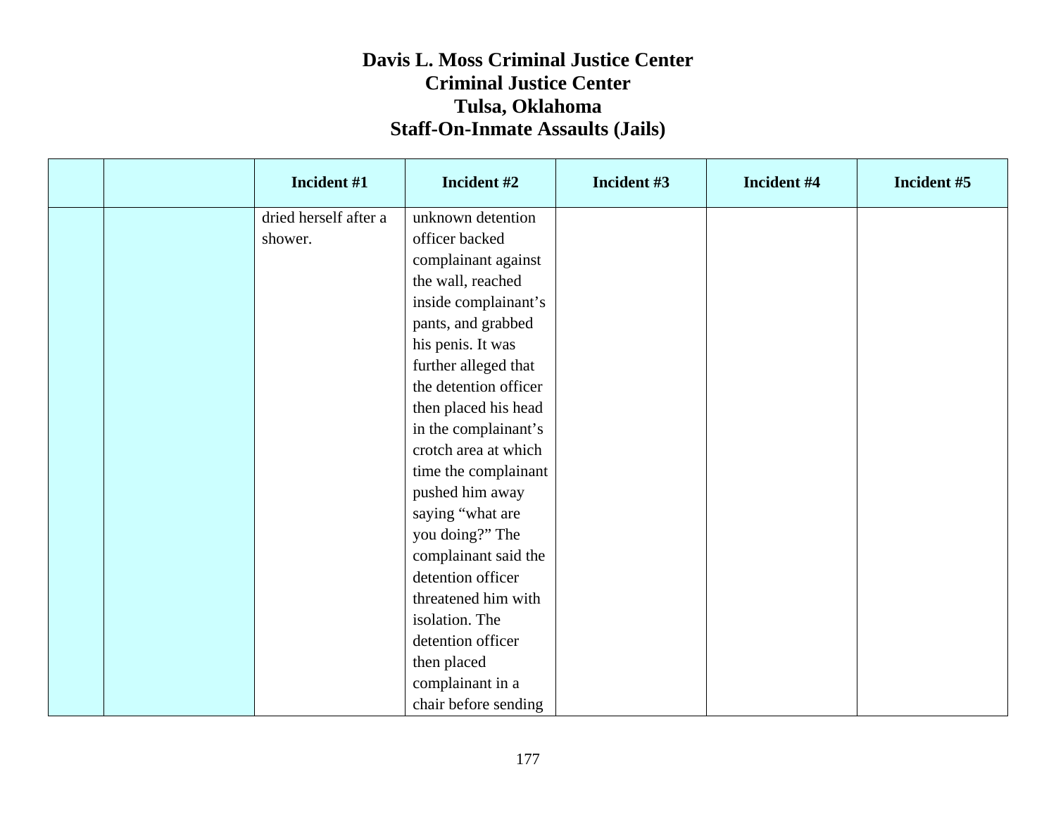# Davis L. Moss Criminal Justice Center
## Criminal Justice Center
## Tulsa, Oklahoma
## Staff-On-Inmate Assaults (Jails)

| | | Incident #1 | Incident #2 | Incident #3 | Incident #4 | Incident #5 |
|---|---|---|---|---|---|---|
| | | dried herself after a shower. | unknown detention officer backed complainant against the wall, reached inside complainant's pants, and grabbed his penis. It was further alleged that the detention officer then placed his head in the complainant's crotch area at which time the complainant pushed him away saying "what are you doing?" The complainant said the detention officer threatened him with isolation. The detention officer then placed complainant in a chair before sending | | | |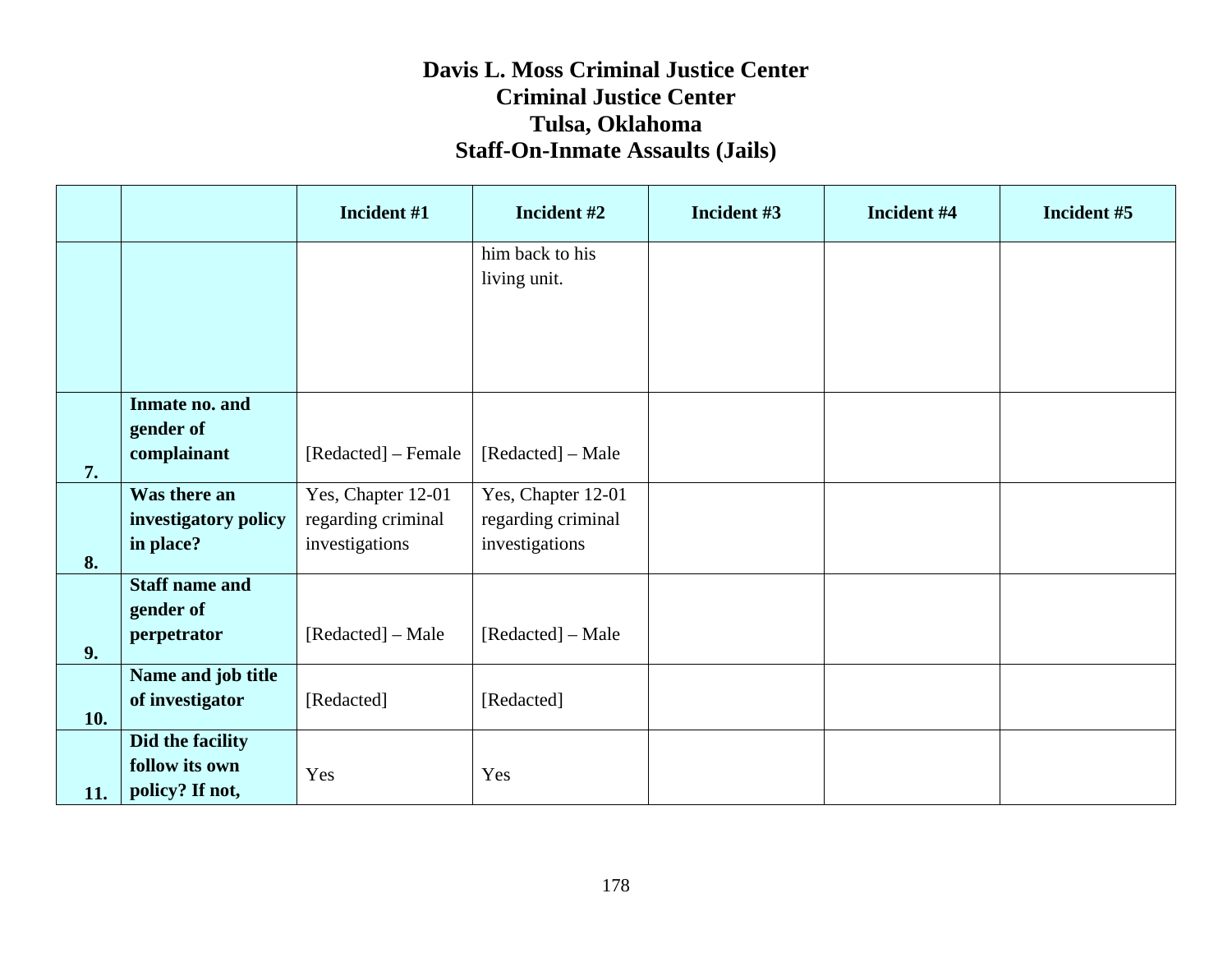# Davis L. Moss Criminal Justice Center
# Criminal Justice Center
# Tulsa, Oklahoma
# Staff-On-Inmate Assaults (Jails)

| | | Incident #1 | Incident #2 | Incident #3 | Incident #4 | Incident #5 |
|---|---|---|---|---|---|---|
| | | | him back to his living unit. | | | |
| 7. | **Inmate no. and gender of complainant** | [Redacted] – Female | [Redacted] – Male | | | |
| 8. | **Was there an investigatory policy in place?** | Yes, Chapter 12-01 regarding criminal investigations | Yes, Chapter 12-01 regarding criminal investigations | | | |
| 9. | **Staff name and gender of perpetrator** | [Redacted] – Male | [Redacted] – Male | | | |
| 10. | **Name and job title of investigator** | [Redacted] | [Redacted] | | | |
| 11. | **Did the facility follow its own policy? If not,** | Yes | Yes | | | |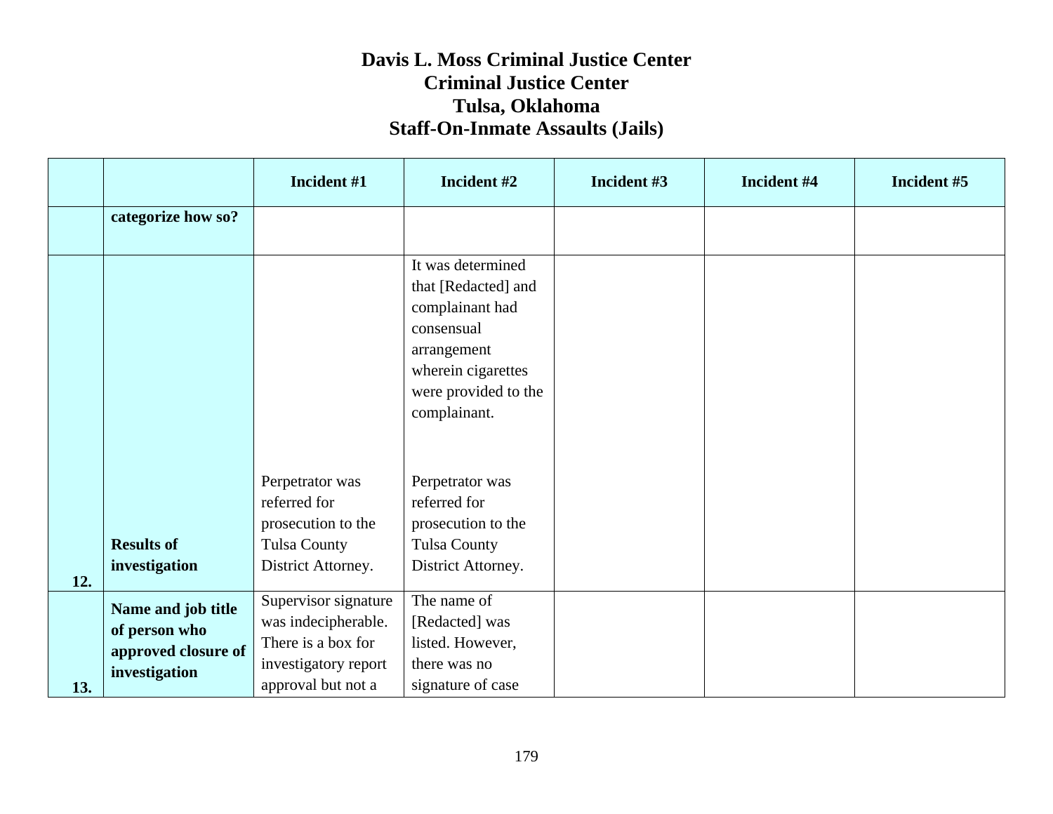# Davis L. Moss Criminal Justice Center
## Criminal Justice Center
## Tulsa, Oklahoma
## Staff-On-Inmate Assaults (Jails)

| | | Incident #1 | Incident #2 | Incident #3 | Incident #4 | Incident #5 |
|---|---|---|---|---|---|---|
| | **categorize how so?** | | | | | |
| **12.** | **Results of investigation** | Perpetrator was referred for prosecution to the Tulsa County District Attorney. | It was determined that [Redacted] and complainant had consensual arrangement wherein cigarettes were provided to the complainant. Perpetrator was referred for prosecution to the Tulsa County District Attorney. | | | |
| **13.** | **Name and job title of person who approved closure of investigation** | Supervisor signature was indecipherable. There is a box for investigatory report approval but not a | The name of [Redacted] was listed. However, there was no signature of case | | | |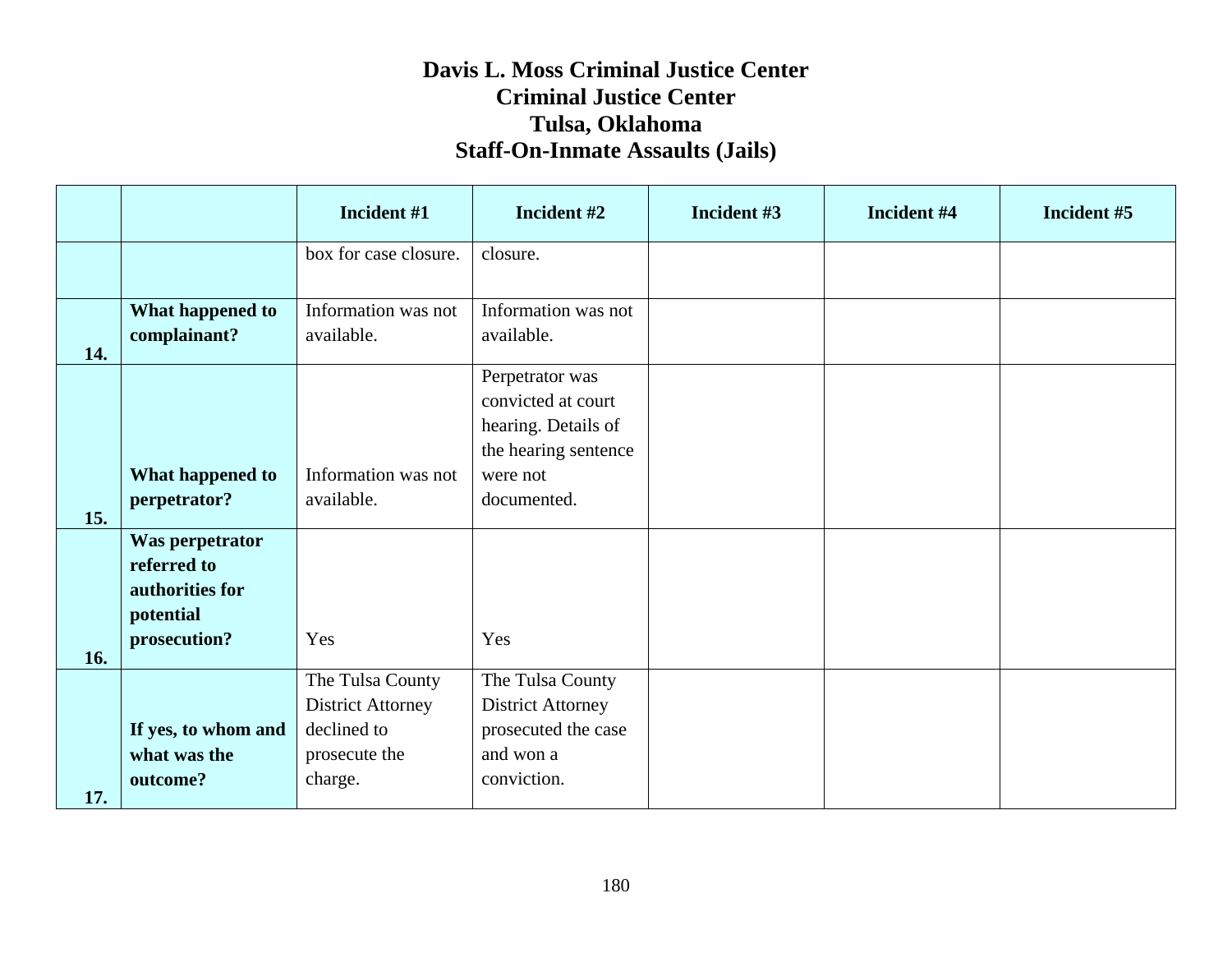# Davis L. Moss Criminal Justice Center
## Criminal Justice Center
## Tulsa, Oklahoma
## Staff-On-Inmate Assaults (Jails)

| | | Incident #1 | Incident #2 | Incident #3 | Incident #4 | Incident #5 |
|---|---|---|---|---|---|---|
| | | box for case closure. | closure. | | | |
| 14. | **What happened to complainant?** | Information was not available. | Information was not available. | | | |
| 15. | **What happened to perpetrator?** | Information was not available. | Perpetrator was convicted at court hearing. Details of the hearing sentence were not documented. | | | |
| 16. | **Was perpetrator referred to authorities for potential prosecution?** | Yes | Yes | | | |
| 17. | **If yes, to whom and what was the outcome?** | The Tulsa County District Attorney declined to prosecute the charge. | The Tulsa County District Attorney prosecuted the case and won a conviction. | | | |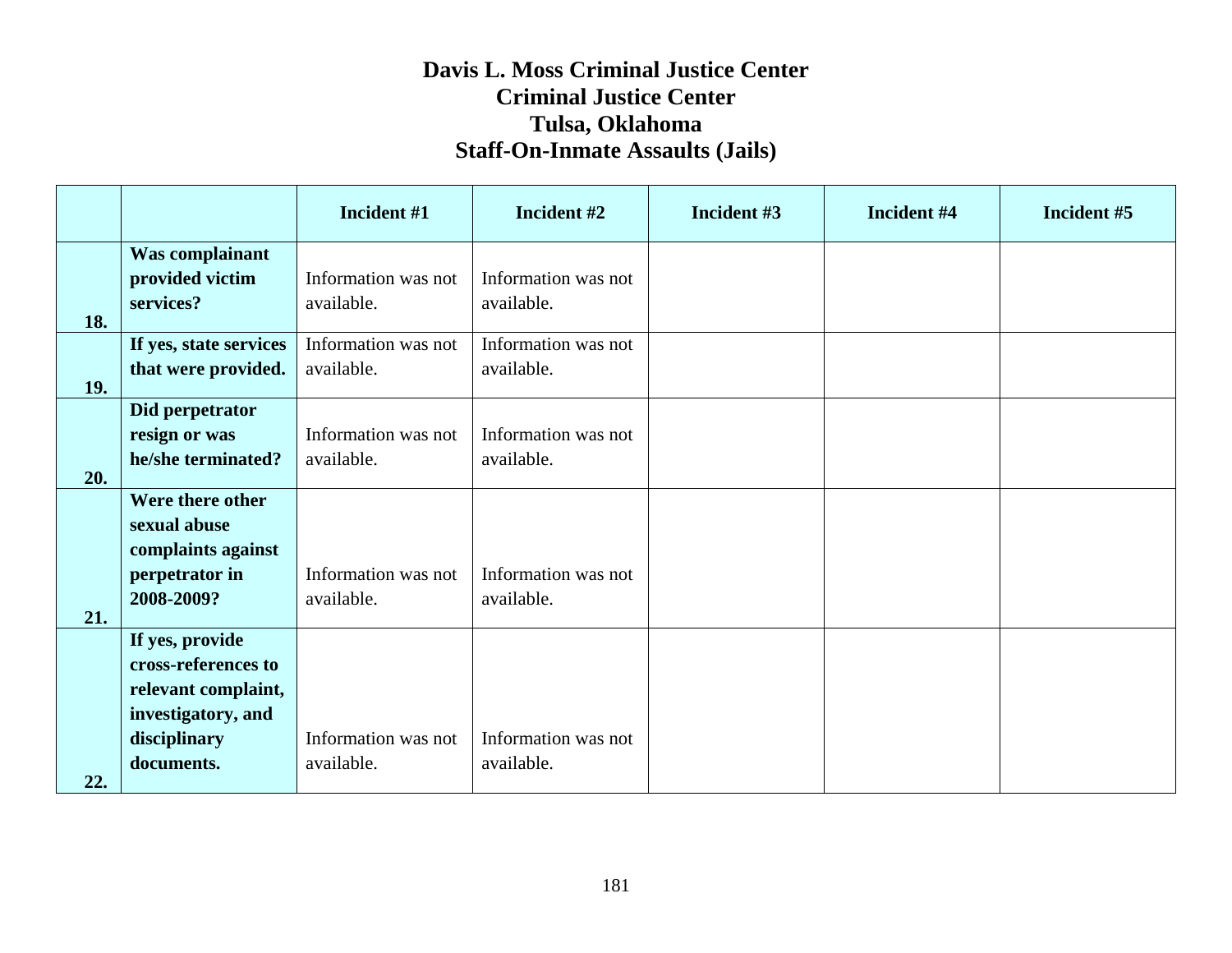# Davis L. Moss Criminal Justice Center
## Criminal Justice Center
## Tulsa, Oklahoma
## Staff-On-Inmate Assaults (Jails)

| | | Incident #1 | Incident #2 | Incident #3 | Incident #4 | Incident #5 |
|---|---|---|---|---|---|---|
| 18. | **Was complainant provided victim services?** | Information was not available. | Information was not available. | | | |
| 19. | **If yes, state services that were provided.** | Information was not available. | Information was not available. | | | |
| 20. | **Did perpetrator resign or was he/she terminated?** | Information was not available. | Information was not available. | | | |
| 21. | **Were there other sexual abuse complaints against perpetrator in 2008-2009?** | Information was not available. | Information was not available. | | | |
| 22. | **If yes, provide cross-references to relevant complaint, investigatory, and disciplinary documents.** | Information was not available. | Information was not available. | | | |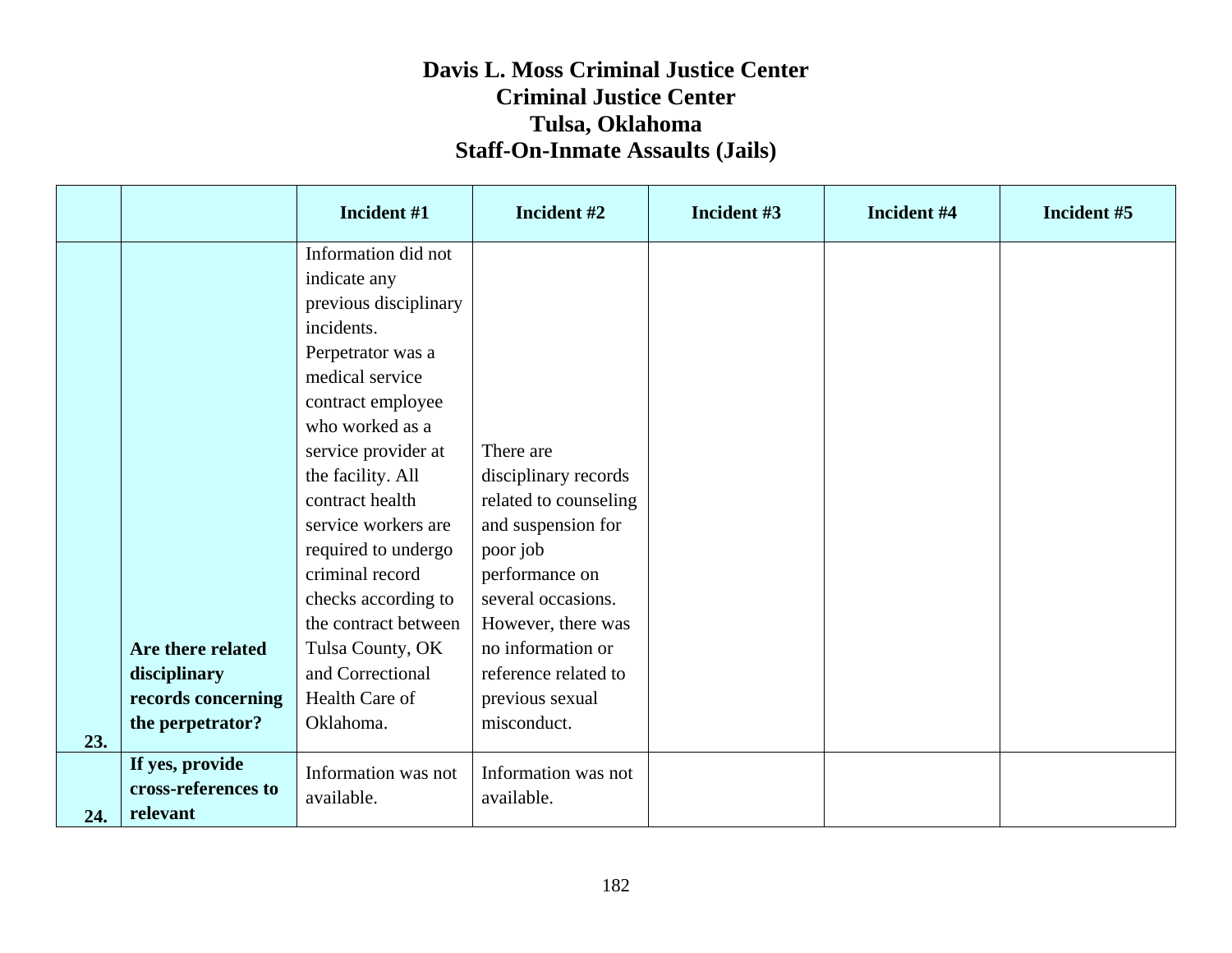# Davis L. Moss Criminal Justice Center
## Criminal Justice Center
## Tulsa, Oklahoma
## Staff-On-Inmate Assaults (Jails)

| | | Incident #1 | Incident #2 | Incident #3 | Incident #4 | Incident #5 |
|---|---|---|---|---|---|---|
| 23. | **Are there related disciplinary records concerning the perpetrator?** | Information did not indicate any previous disciplinary incidents. Perpetrator was a medical service contract employee who worked as a service provider at the facility. All contract health service workers are required to undergo criminal record checks according to the contract between Tulsa County, OK and Correctional Health Care of Oklahoma. | There are disciplinary records related to counseling and suspension for poor job performance on several occasions. However, there was no information or reference related to previous sexual misconduct. | | | |
| 24. | **If yes, provide cross-references to relevant** | Information was not available. | Information was not available. | | | |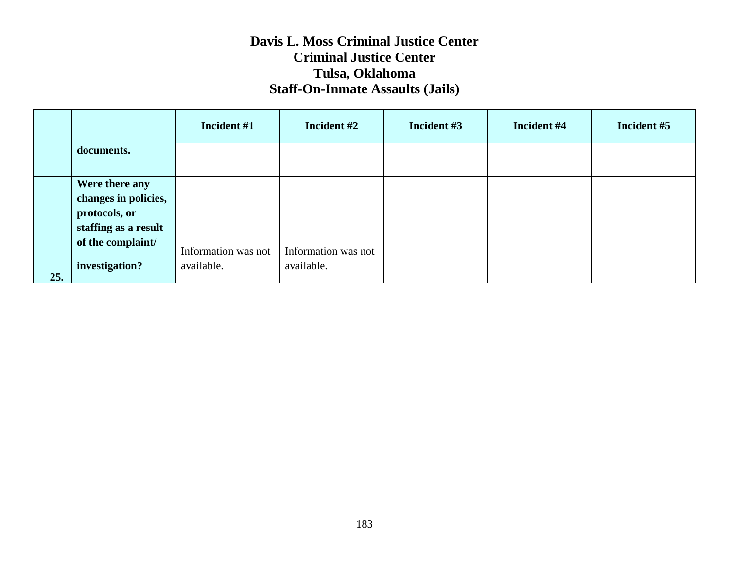# Davis L. Moss Criminal Justice Center
# Criminal Justice Center
# Tulsa, Oklahoma
# Staff-On-Inmate Assaults (Jails)

| | | Incident #1 | Incident #2 | Incident #3 | Incident #4 | Incident #5 |
|---|---|---|---|---|---|---|
| | **documents.** | | | | | |
| **25.** | **Were there any changes in policies, protocols, or staffing as a result of the complaint/ investigation?** | Information was not available. | Information was not available. | | | |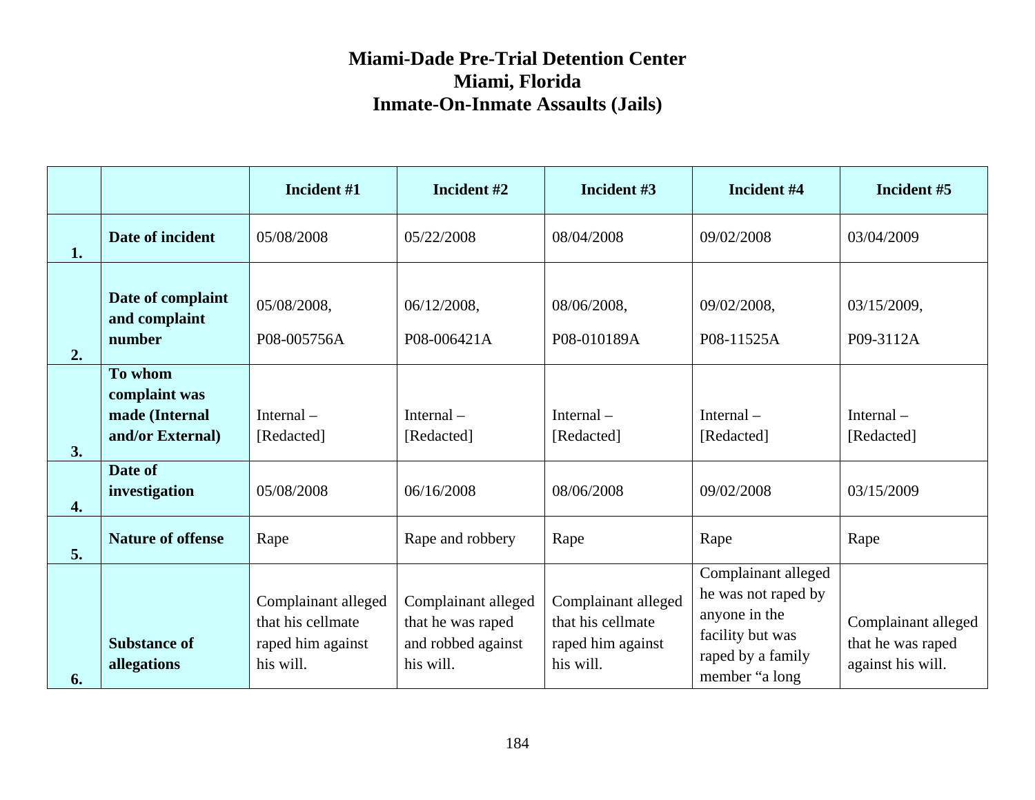# Miami-Dade Pre-Trial Detention Center
## Miami, Florida
## Inmate-On-Inmate Assaults (Jails)

| | | Incident #1 | Incident #2 | Incident #3 | Incident #4 | Incident #5 |
|---|---|---|---|---|---|---|
| 1. | **Date of incident** | 05/08/2008 | 05/22/2008 | 08/04/2008 | 09/02/2008 | 03/04/2009 |
| 2. | **Date of complaint and complaint number** | 05/08/2008, P08-005756A | 06/12/2008, P08-006421A | 08/06/2008, P08-010189A | 09/02/2008, P08-11525A | 03/15/2009, P09-3112A |
| 3. | **To whom complaint was made (Internal and/or External)** | Internal – [Redacted] | Internal – [Redacted] | Internal – [Redacted] | Internal – [Redacted] | Internal – [Redacted] |
| 4. | **Date of investigation** | 05/08/2008 | 06/16/2008 | 08/06/2008 | 09/02/2008 | 03/15/2009 |
| 5. | **Nature of offense** | Rape | Rape and robbery | Rape | Rape | Rape |
| 6. | **Substance of allegations** | Complainant alleged that his cellmate raped him against his will. | Complainant alleged that he was raped and robbed against his will. | Complainant alleged that his cellmate raped him against his will. | Complainant alleged he was not raped by anyone in the facility but was raped by a family member "a long | Complainant alleged that he was raped against his will. |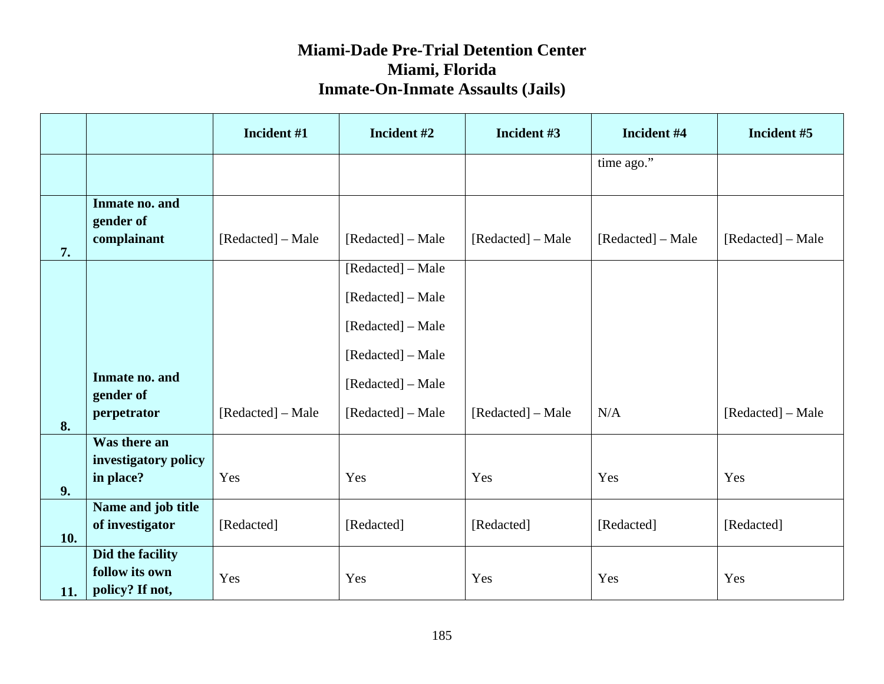# Miami-Dade Pre-Trial Detention Center
## Miami, Florida
## Inmate-On-Inmate Assaults (Jails)

| | | Incident #1 | Incident #2 | Incident #3 | Incident #4 | Incident #5 |
|---|---|---|---|---|---|---|
| | | | | | time ago." | |
| 7. | **Inmate no. and gender of complainant** | [Redacted] – Male | [Redacted] – Male | [Redacted] – Male | [Redacted] – Male | [Redacted] – Male |
| 8. | **Inmate no. and gender of perpetrator** | [Redacted] – Male | [Redacted] – Male<br>[Redacted] – Male<br>[Redacted] – Male<br>[Redacted] – Male<br>[Redacted] – Male<br>[Redacted] – Male | [Redacted] – Male | N/A | [Redacted] – Male |
| 9. | **Was there an investigatory policy in place?** | Yes | Yes | Yes | Yes | Yes |
| 10. | **Name and job title of investigator** | [Redacted] | [Redacted] | [Redacted] | [Redacted] | [Redacted] |
| 11. | **Did the facility follow its own policy? If not,** | Yes | Yes | Yes | Yes | Yes |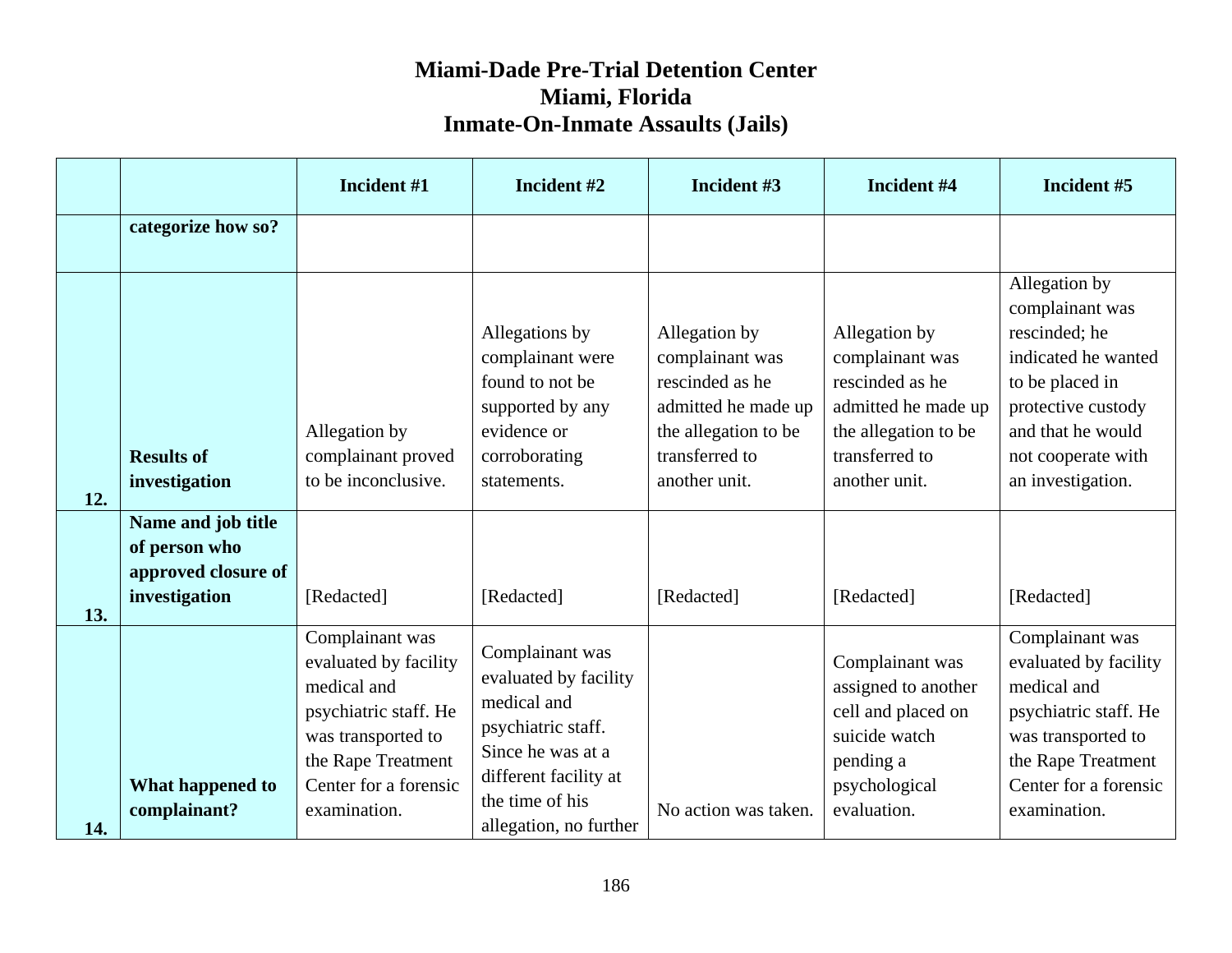# Miami-Dade Pre-Trial Detention Center
# Miami, Florida
# Inmate-On-Inmate Assaults (Jails)

| | | Incident #1 | Incident #2 | Incident #3 | Incident #4 | Incident #5 |
|---|---|---|---|---|---|---|
| | categorize how so? | | | | | |
| 12. | Results of investigation | Allegation by complainant proved to be inconclusive. | Allegations by complainant were found to not be supported by any evidence or corroborating statements. | Allegation by complainant was rescinded as he admitted he made up the allegation to be transferred to another unit. | Allegation by complainant was rescinded as he admitted he made up the allegation to be transferred to another unit. | Allegation by complainant was rescinded; he indicated he wanted to be placed in protective custody and that he would not cooperate with an investigation. |
| 13. | Name and job title of person who approved closure of investigation | [Redacted] | [Redacted] | [Redacted] | [Redacted] | [Redacted] |
| 14. | What happened to complainant? | Complainant was evaluated by facility medical and psychiatric staff. He was transported to the Rape Treatment Center for a forensic examination. | Complainant was evaluated by facility medical and psychiatric staff. Since he was at a different facility at the time of his allegation, no further | No action was taken. | Complainant was assigned to another cell and placed on suicide watch pending a psychological evaluation. | Complainant was evaluated by facility medical and psychiatric staff. He was transported to the Rape Treatment Center for a forensic examination. |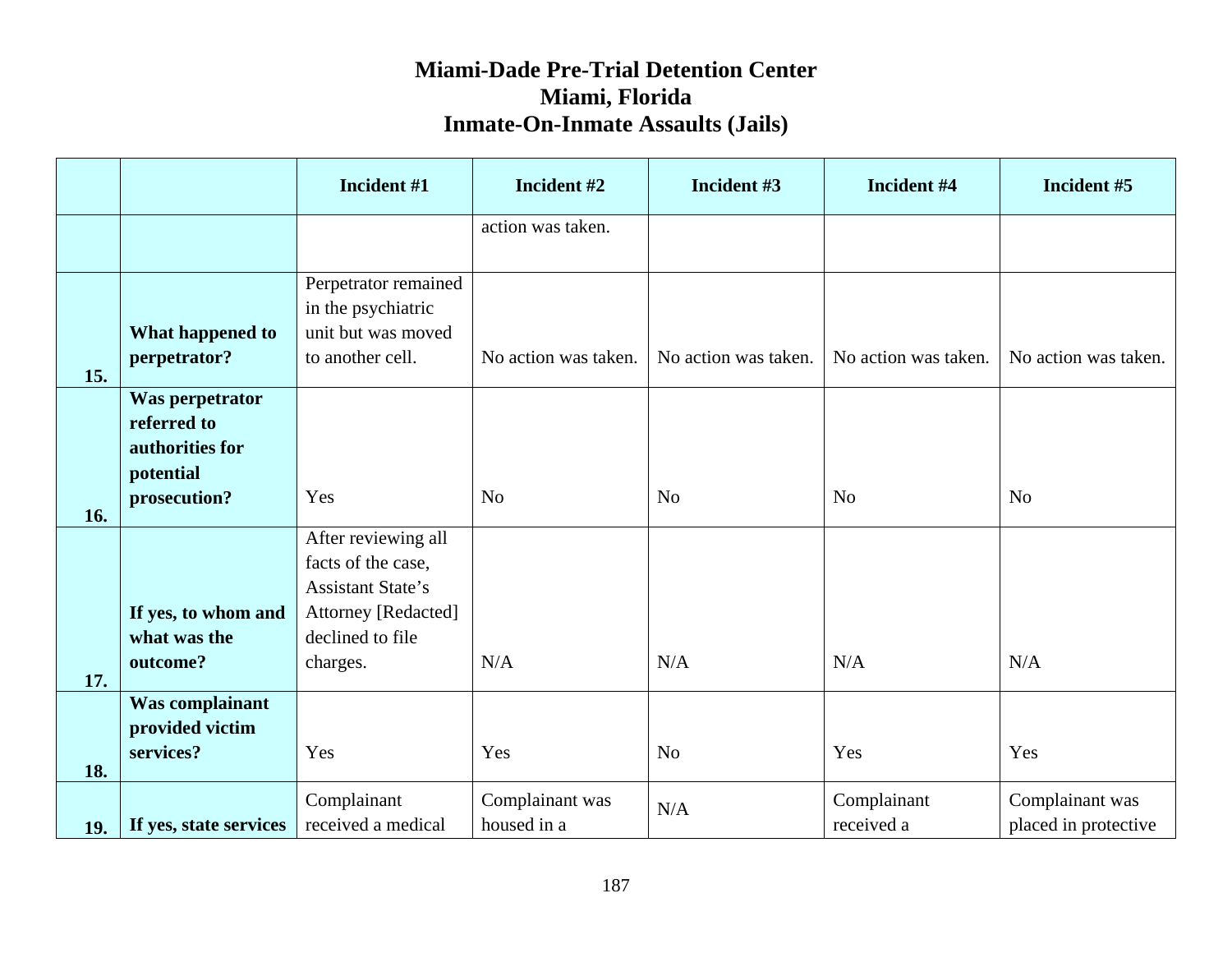# Miami-Dade Pre-Trial Detention Center
## Miami, Florida
## Inmate-On-Inmate Assaults (Jails)

| | | Incident #1 | Incident #2 | Incident #3 | Incident #4 | Incident #5 |
|---|---|---|---|---|---|---|
| | | | action was taken. | | | |
| 15. | **What happened to perpetrator?** | Perpetrator remained in the psychiatric unit but was moved to another cell. | No action was taken. | No action was taken. | No action was taken. | No action was taken. |
| 16. | **Was perpetrator referred to authorities for potential prosecution?** | Yes | No | No | No | No |
| 17. | **If yes, to whom and what was the outcome?** | After reviewing all facts of the case, Assistant State's Attorney [Redacted] declined to file charges. | N/A | N/A | N/A | N/A |
| 18. | **Was complainant provided victim services?** | Yes | Yes | No | Yes | Yes |
| 19. | **If yes, state services** | Complainant received a medical | Complainant was housed in a | N/A | Complainant received a | Complainant was placed in protective |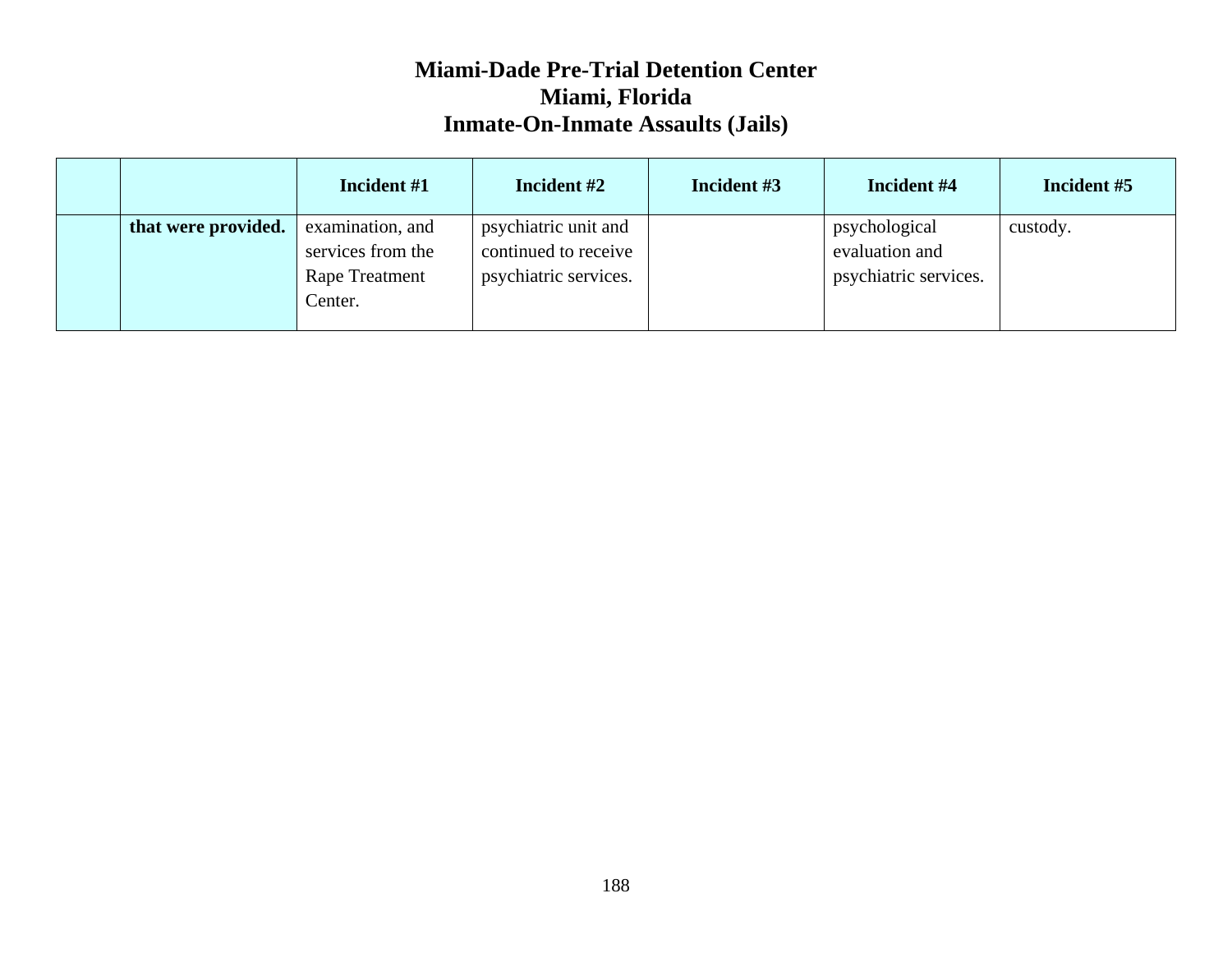# Miami-Dade Pre-Trial Detention Center
## Miami, Florida
## Inmate-On-Inmate Assaults (Jails)

| | | Incident #1 | Incident #2 | Incident #3 | Incident #4 | Incident #5 |
|---|---|---|---|---|---|---|
| | **that were provided.** | examination, and services from the Rape Treatment Center. | psychiatric unit and continued to receive psychiatric services. | | psychological evaluation and psychiatric services. | custody. |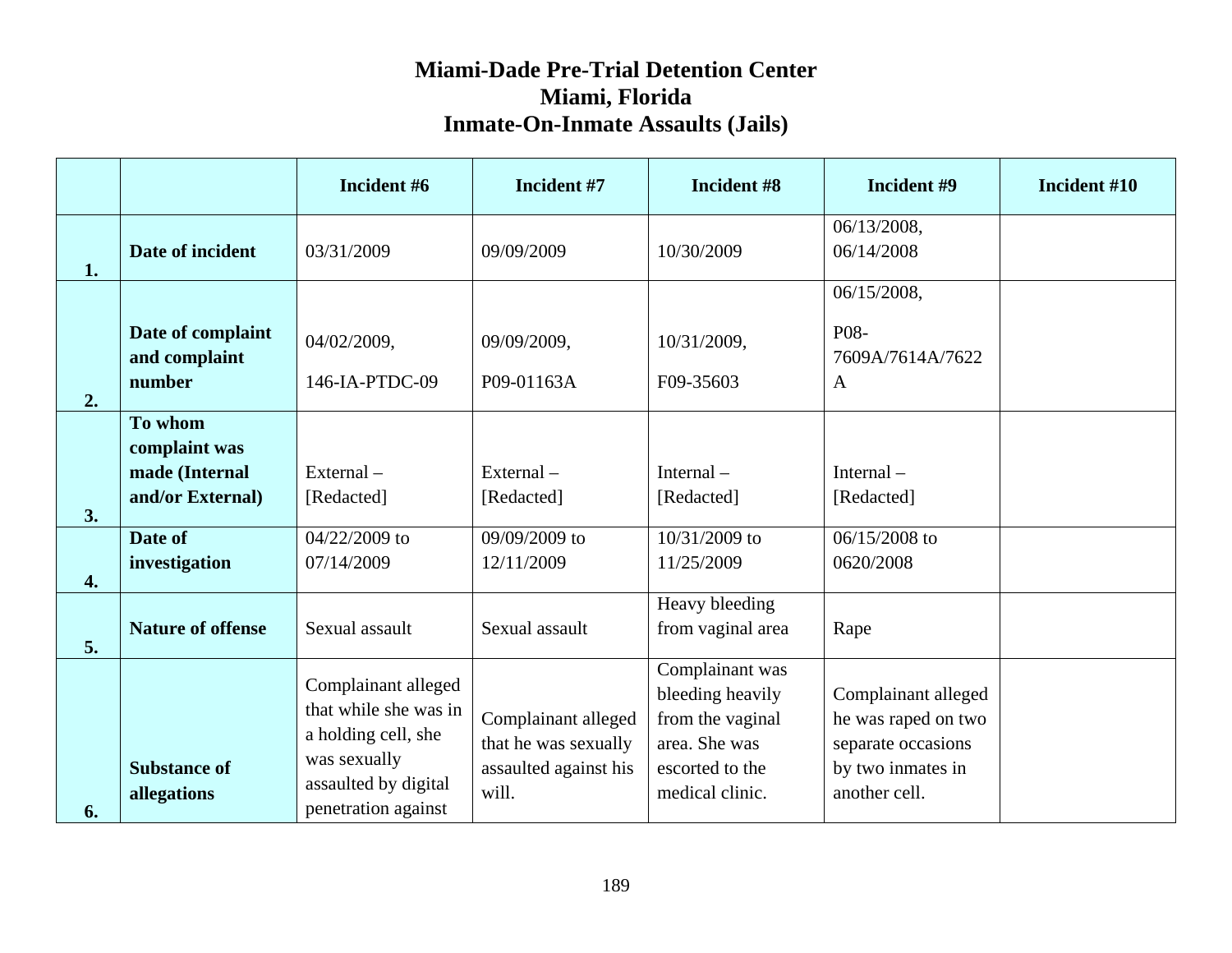# Miami-Dade Pre-Trial Detention Center
## Miami, Florida
## Inmate-On-Inmate Assaults (Jails)

| | | Incident #6 | Incident #7 | Incident #8 | Incident #9 | Incident #10 |
|---|---|---|---|---|---|---|
| 1. | Date of incident | 03/31/2009 | 09/09/2009 | 10/30/2009 | 06/13/2008, 06/14/2008 | |
| 2. | Date of complaint and complaint number | 04/02/2009, 146-IA-PTDC-09 | 09/09/2009, P09-01163A | 10/31/2009, F09-35603 | 06/15/2008, P08-7609A/7614A/7622A | |
| 3. | To whom complaint was made (Internal and/or External) | External – [Redacted] | External – [Redacted] | Internal – [Redacted] | Internal – [Redacted] | |
| 4. | Date of investigation | 04/22/2009 to 07/14/2009 | 09/09/2009 to 12/11/2009 | 10/31/2009 to 11/25/2009 | 06/15/2008 to 0620/2008 | |
| 5. | Nature of offense | Sexual assault | Sexual assault | Heavy bleeding from vaginal area | Rape | |
| 6. | Substance of allegations | Complainant alleged that while she was in a holding cell, she was sexually assaulted by digital penetration against | Complainant alleged that he was sexually assaulted against his will. | Complainant was bleeding heavily from the vaginal area. She was escorted to the medical clinic. | Complainant alleged he was raped on two separate occasions by two inmates in another cell. | |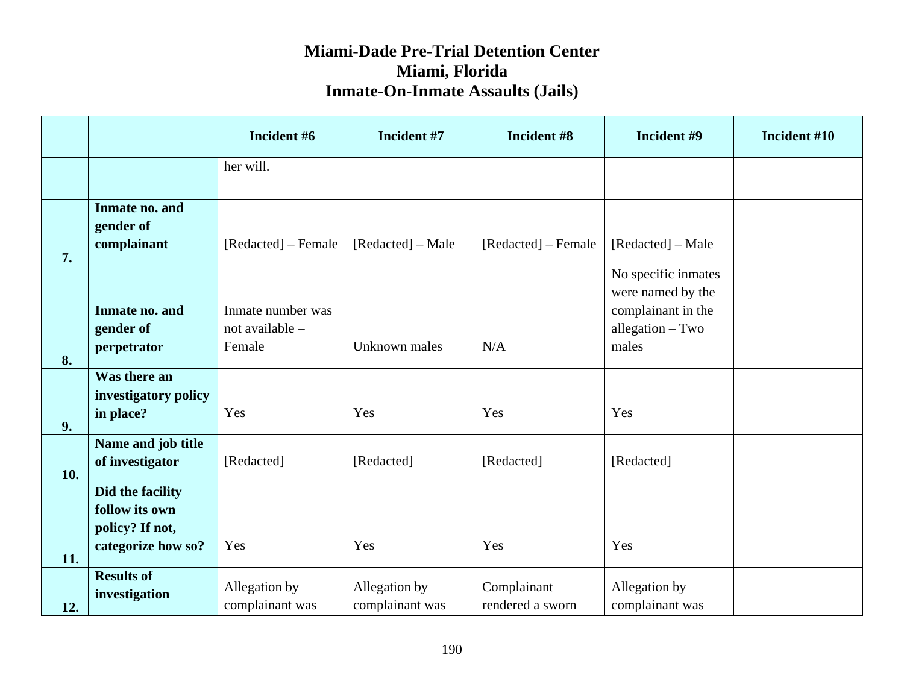# Miami-Dade Pre-Trial Detention Center
## Miami, Florida
## Inmate-On-Inmate Assaults (Jails)

| | | Incident #6 | Incident #7 | Incident #8 | Incident #9 | Incident #10 |
|---|---|---|---|---|---|---|
| | | her will. | | | | |
| 7. | **Inmate no. and gender of complainant** | [Redacted] – Female | [Redacted] – Male | [Redacted] – Female | [Redacted] – Male | |
| 8. | **Inmate no. and gender of perpetrator** | Inmate number was not available – Female | Unknown males | N/A | No specific inmates were named by the complainant in the allegation – Two males | |
| 9. | **Was there an investigatory policy in place?** | Yes | Yes | Yes | Yes | |
| 10. | **Name and job title of investigator** | [Redacted] | [Redacted] | [Redacted] | [Redacted] | |
| 11. | **Did the facility follow its own policy? If not, categorize how so?** | Yes | Yes | Yes | Yes | |
| 12. | **Results of investigation** | Allegation by complainant was | Allegation by complainant was | Complainant rendered a sworn | Allegation by complainant was | |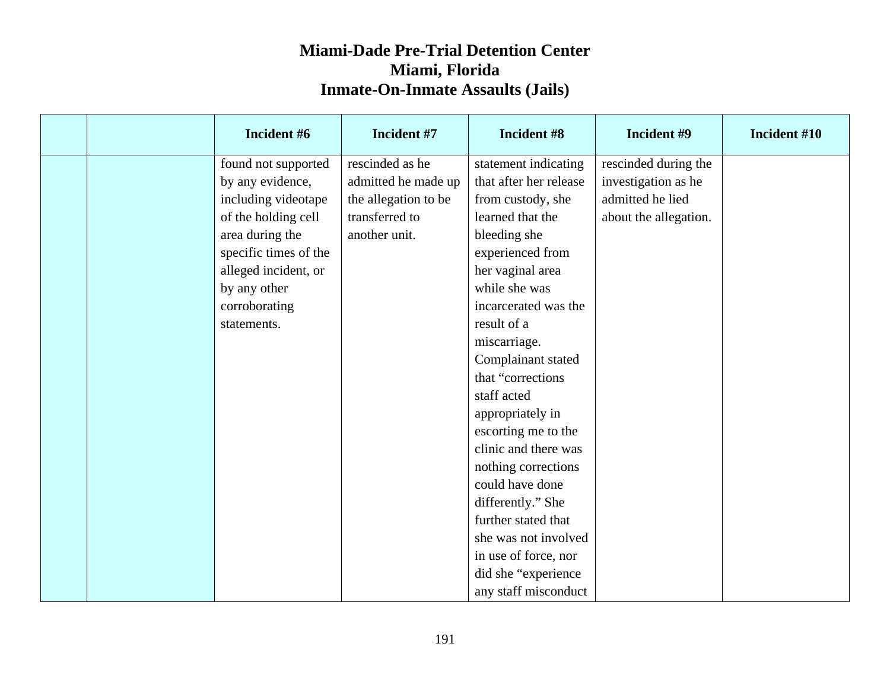# Miami-Dade Pre-Trial Detention Center
## Miami, Florida
## Inmate-On-Inmate Assaults (Jails)

| | | Incident #6 | Incident #7 | Incident #8 | Incident #9 | Incident #10 |
|---|---|---|---|---|---|---|
| | | found not supported by any evidence, including videotape of the holding cell area during the specific times of the alleged incident, or by any other corroborating statements. | rescinded as he admitted he made up the allegation to be transferred to another unit. | statement indicating that after her release from custody, she learned that the bleeding she experienced from her vaginal area while she was incarcerated was the result of a miscarriage. Complainant stated that "corrections staff acted appropriately in escorting me to the clinic and there was nothing corrections could have done differently." She further stated that she was not involved in use of force, nor did she "experience any staff misconduct | rescinded during the investigation as he admitted he lied about the allegation. | |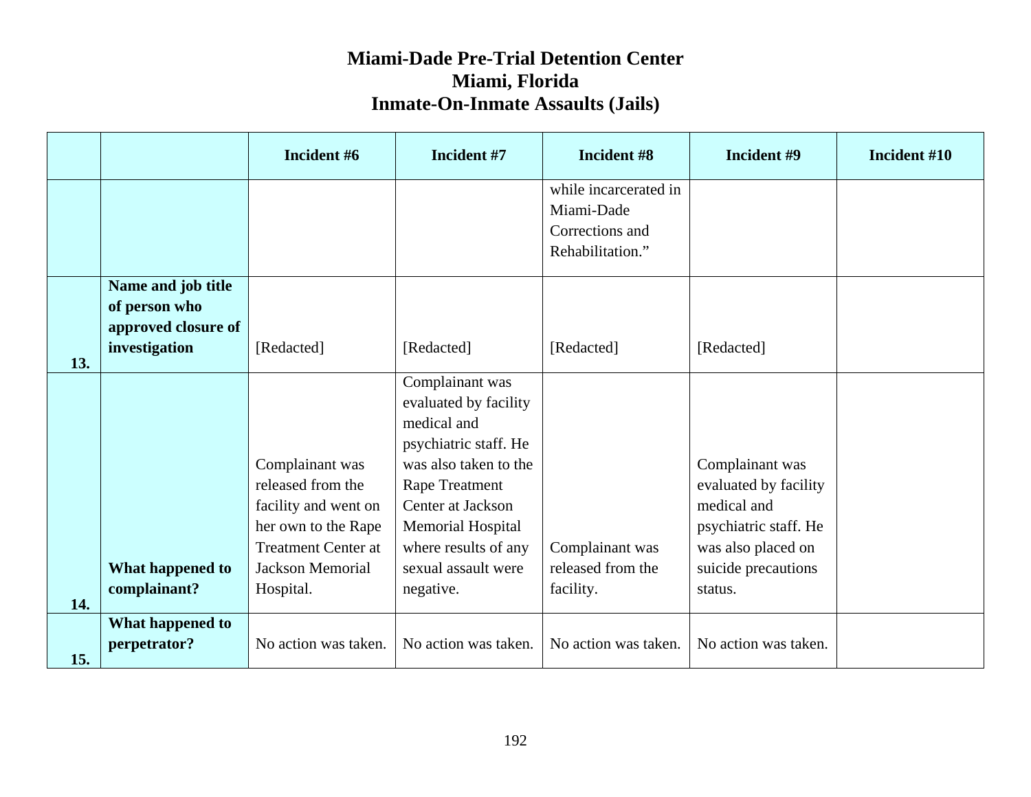# Miami-Dade Pre-Trial Detention Center
## Miami, Florida
## Inmate-On-Inmate Assaults (Jails)

| | | Incident #6 | Incident #7 | Incident #8 | Incident #9 | Incident #10 |
|---|---|---|---|---|---|---|
| | | | | while incarcerated in Miami-Dade Corrections and Rehabilitation.” | | |
| 13. | **Name and job title of person who approved closure of investigation** | [Redacted] | [Redacted] | [Redacted] | [Redacted] | |
| 14. | **What happened to complainant?** | Complainant was released from the facility and went on her own to the Rape Treatment Center at Jackson Memorial Hospital. | Complainant was evaluated by facility medical and psychiatric staff. He was also taken to the Rape Treatment Center at Jackson Memorial Hospital where results of any sexual assault were negative. | Complainant was released from the facility. | Complainant was evaluated by facility medical and psychiatric staff. He was also placed on suicide precautions status. | |
| 15. | **What happened to perpetrator?** | No action was taken. | No action was taken. | No action was taken. | No action was taken. | |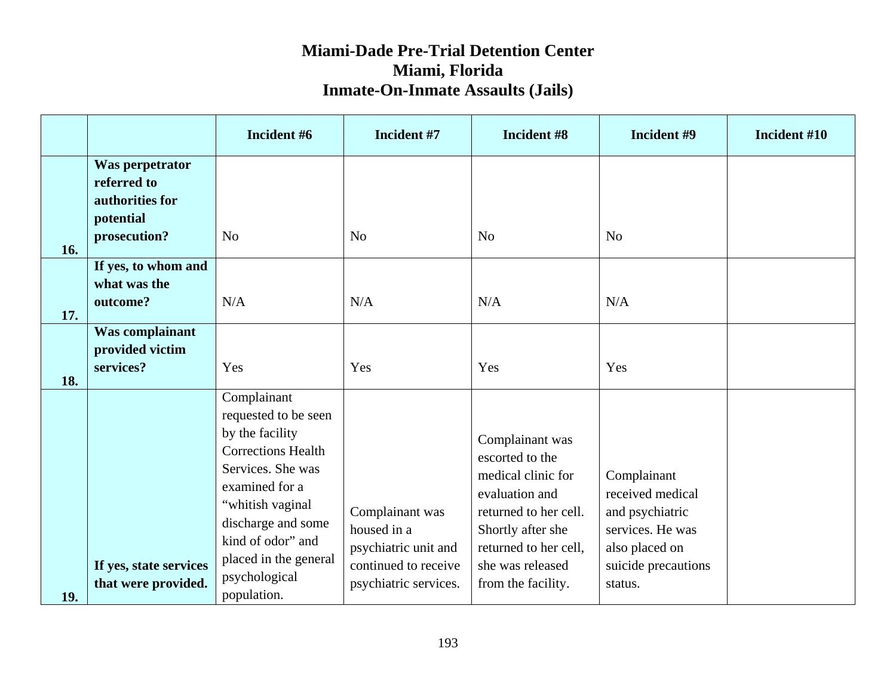# Miami-Dade Pre-Trial Detention Center
## Miami, Florida
## Inmate-On-Inmate Assaults (Jails)

| | | Incident #6 | Incident #7 | Incident #8 | Incident #9 | Incident #10 |
|---|---|---|---|---|---|---|
| 16. | **Was perpetrator referred to authorities for potential prosecution?** | No | No | No | No | |
| 17. | **If yes, to whom and what was the outcome?** | N/A | N/A | N/A | N/A | |
| 18. | **Was complainant provided victim services?** | Yes | Yes | Yes | Yes | |
| 19. | **If yes, state services that were provided.** | Complainant requested to be seen by the facility Corrections Health Services. She was examined for a "whitish vaginal discharge and some kind of odor" and placed in the general psychological population. | Complainant was housed in a psychiatric unit and continued to receive psychiatric services. | Complainant was escorted to the medical clinic for evaluation and returned to her cell. Shortly after she returned to her cell, she was released from the facility. | Complainant received medical and psychiatric services. He was also placed on suicide precautions status. | |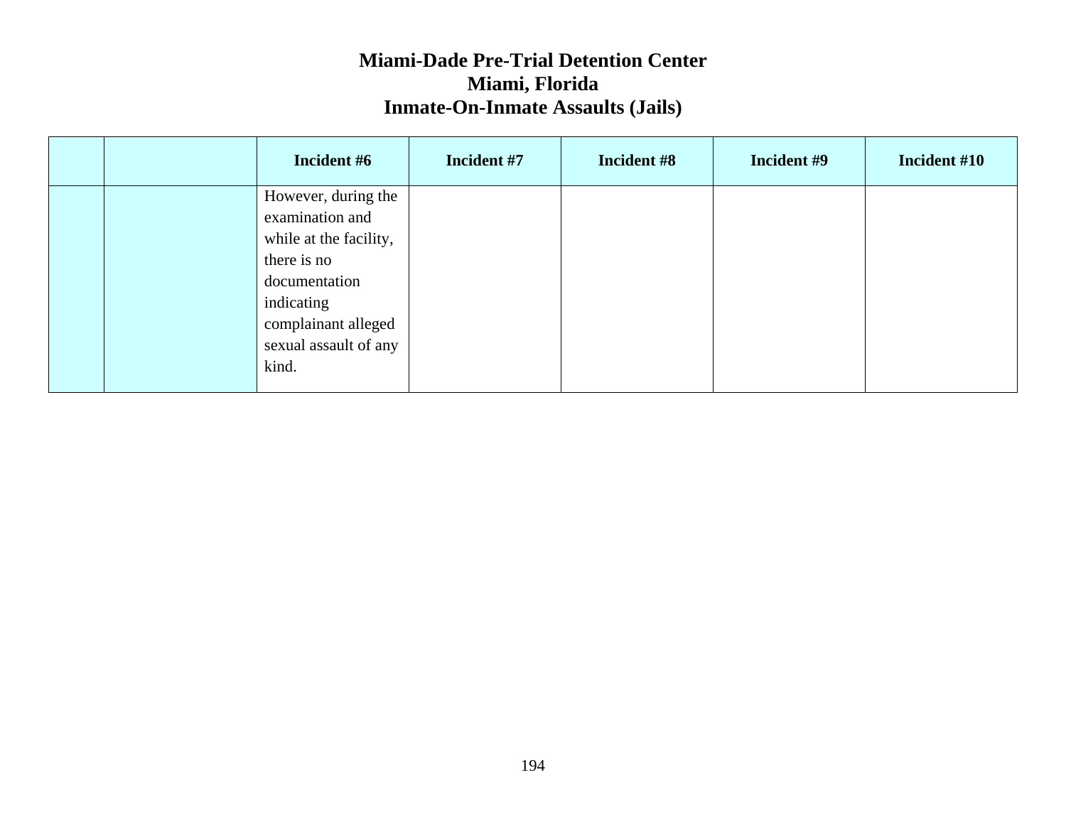# Miami-Dade Pre-Trial Detention Center
## Miami, Florida
## Inmate-On-Inmate Assaults (Jails)

| | | Incident #6 | Incident #7 | Incident #8 | Incident #9 | Incident #10 |
|---|---|---|---|---|---|---|
| | | However, during the examination and while at the facility, there is no documentation indicating complainant alleged sexual assault of any kind. | | | | |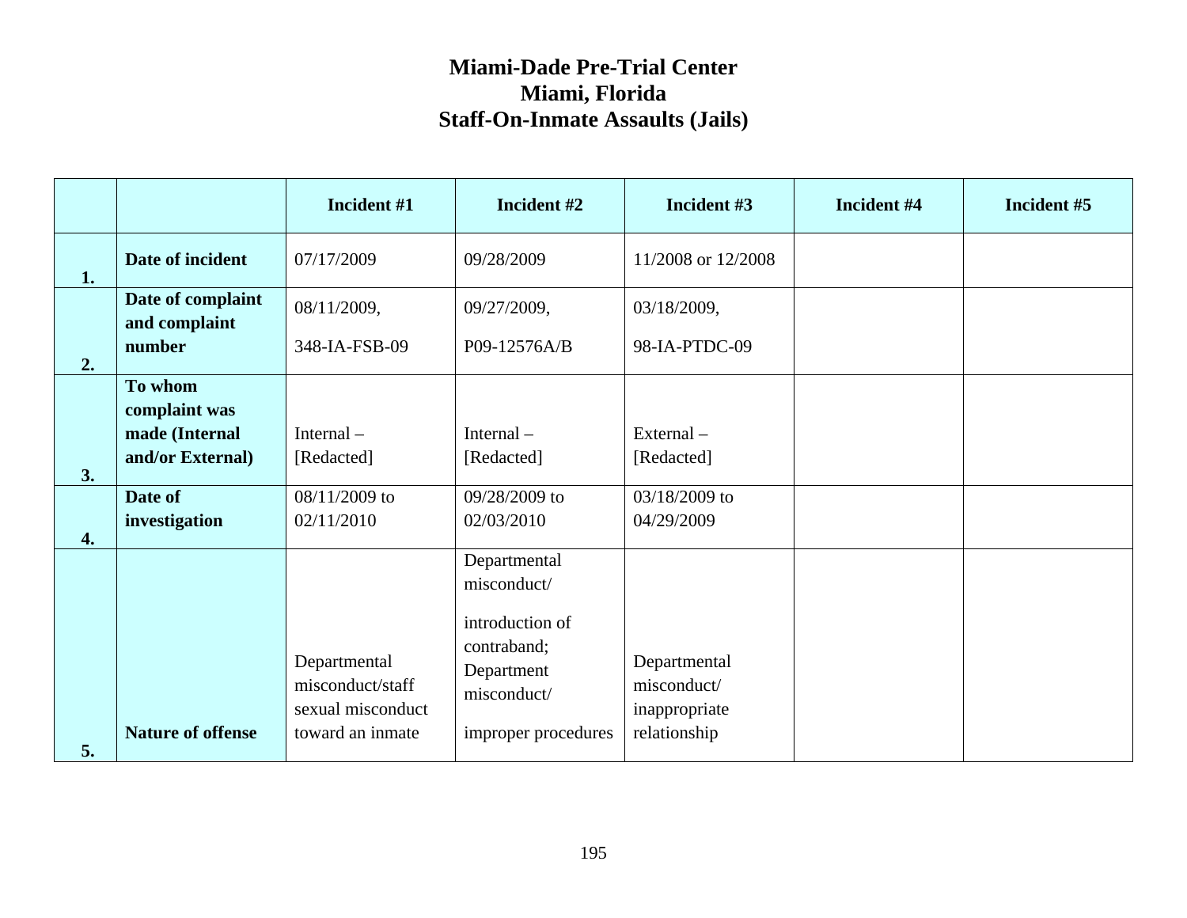# Miami-Dade Pre-Trial Center
## Miami, Florida
## Staff-On-Inmate Assaults (Jails)

| | | Incident #1 | Incident #2 | Incident #3 | Incident #4 | Incident #5 |
|---|---|---|---|---|---|---|
| 1. | **Date of incident** | 07/17/2009 | 09/28/2009 | 11/2008 or 12/2008 | | |
| 2. | **Date of complaint and complaint number** | 08/11/2009, 348-IA-FSB-09 | 09/27/2009, P09-12576A/B | 03/18/2009, 98-IA-PTDC-09 | | |
| 3. | **To whom complaint was made (Internal and/or External)** | Internal – [Redacted] | Internal – [Redacted] | External – [Redacted] | | |
| 4. | **Date of investigation** | 08/11/2009 to 02/11/2010 | 09/28/2009 to 02/03/2010 | 03/18/2009 to 04/29/2009 | | |
| 5. | **Nature of offense** | Departmental misconduct/staff sexual misconduct toward an inmate | Departmental misconduct/ introduction of contraband; Department misconduct/ improper procedures | Departmental misconduct/ inappropriate relationship | | |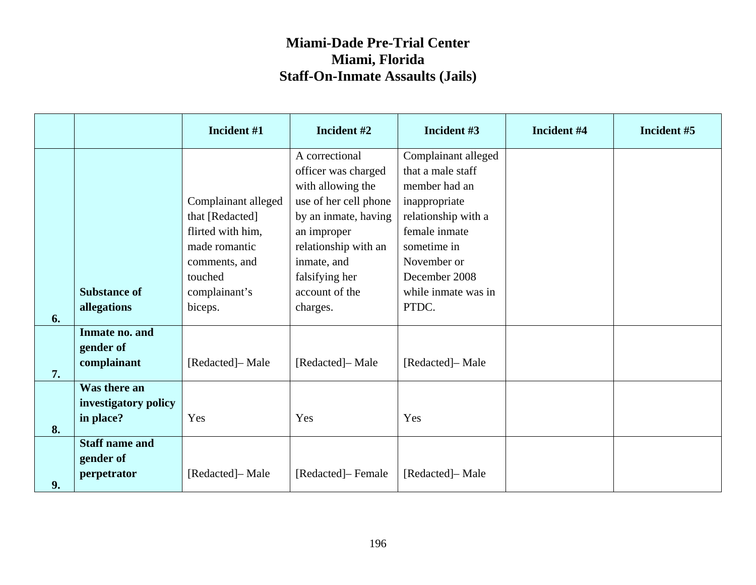# Miami-Dade Pre-Trial Center
# Miami, Florida
# Staff-On-Inmate Assaults (Jails)

| | | Incident #1 | Incident #2 | Incident #3 | Incident #4 | Incident #5 |
|---|---|---|---|---|---|---|
| 6. | **Substance of allegations** | Complainant alleged that [Redacted] flirted with him, made romantic comments, and touched complainant's biceps. | A correctional officer was charged with allowing the use of her cell phone by an inmate, having an improper relationship with an inmate, and falsifying her account of the charges. | Complainant alleged that a male staff member had an inappropriate relationship with a female inmate sometime in November or December 2008 while inmate was in PTDC. | | |
| 7. | **Inmate no. and gender of complainant** | [Redacted]– Male | [Redacted]– Male | [Redacted]– Male | | |
| 8. | **Was there an investigatory policy in place?** | Yes | Yes | Yes | | |
| 9. | **Staff name and gender of perpetrator** | [Redacted]– Male | [Redacted]– Female | [Redacted]– Male | | |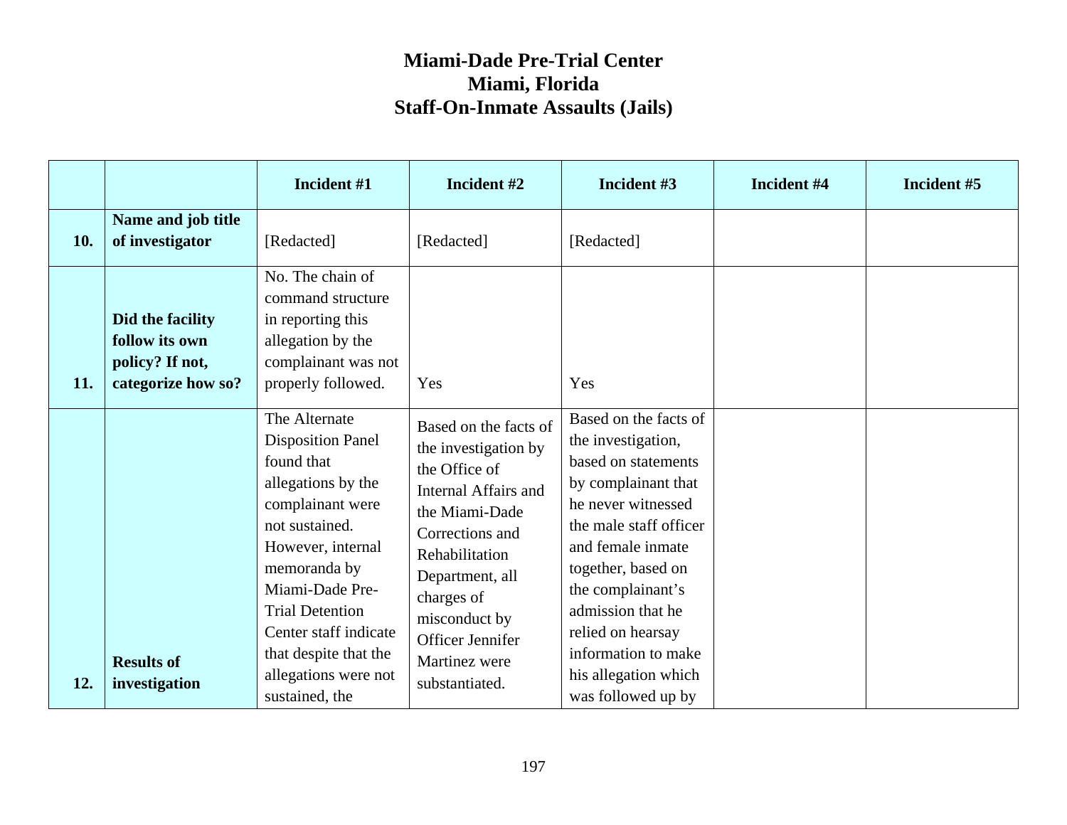# Miami-Dade Pre-Trial Center
# Miami, Florida
# Staff-On-Inmate Assaults (Jails)

| | | Incident #1 | Incident #2 | Incident #3 | Incident #4 | Incident #5 |
|---|---|---|---|---|---|---|
| 10. | **Name and job title of investigator** | [Redacted] | [Redacted] | [Redacted] | | |
| 11. | **Did the facility follow its own policy? If not, categorize how so?** | No. The chain of command structure in reporting this allegation by the complainant was not properly followed. | Yes | Yes | | |
| 12. | **Results of investigation** | The Alternate Disposition Panel found that allegations by the complainant were not sustained. However, internal memoranda by Miami-Dade Pre-Trial Detention Center staff indicate that despite that the allegations were not sustained, the | Based on the facts of the investigation by the Office of Internal Affairs and the Miami-Dade Corrections and Rehabilitation Department, all charges of misconduct by Officer Jennifer Martinez were substantiated. | Based on the facts of the investigation, based on statements by complainant that he never witnessed the male staff officer and female inmate together, based on the complainant's admission that he relied on hearsay information to make his allegation which was followed up by | | |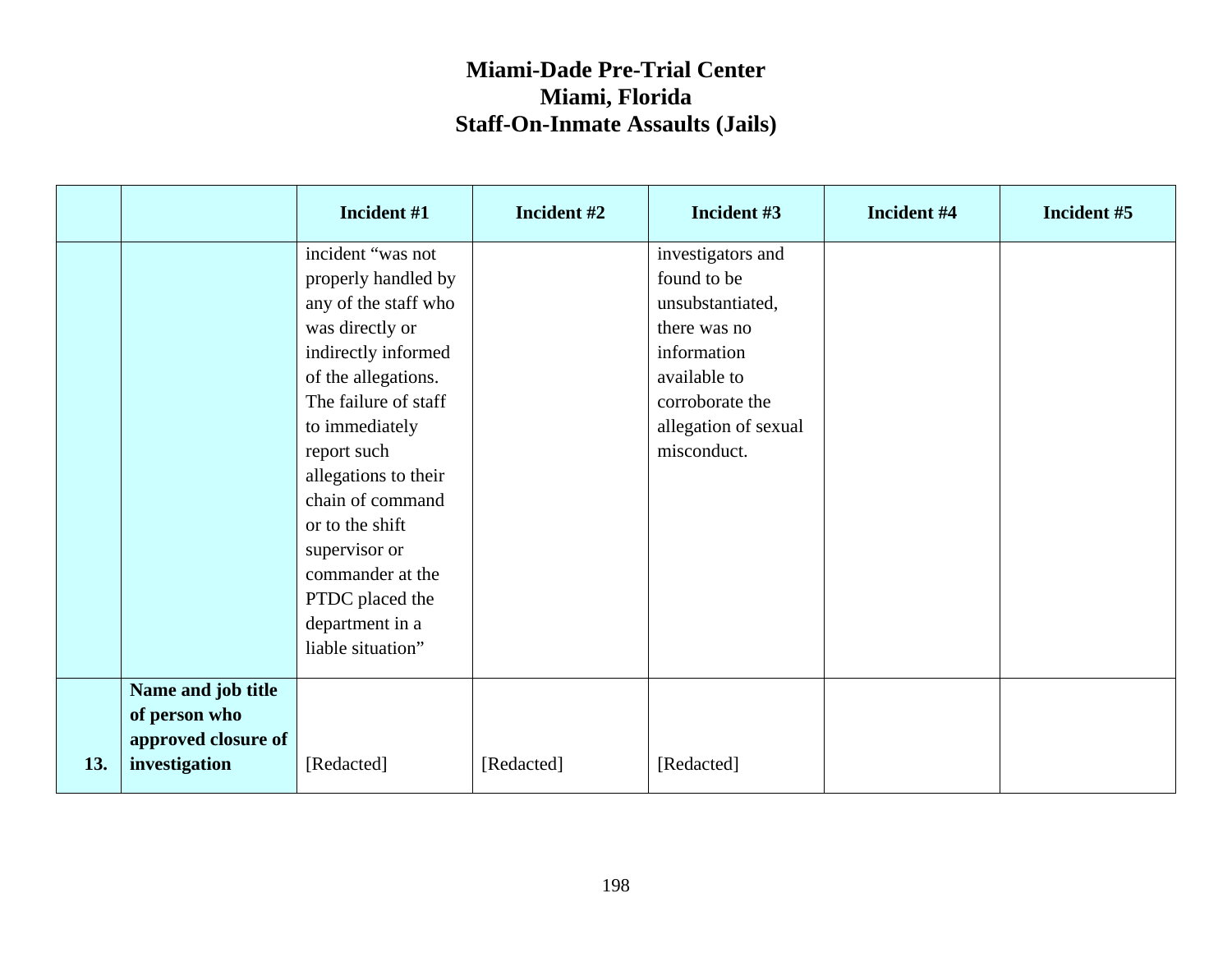# Miami-Dade Pre-Trial Center
# Miami, Florida
# Staff-On-Inmate Assaults (Jails)

| | | Incident #1 | Incident #2 | Incident #3 | Incident #4 | Incident #5 |
|---|---|---|---|---|---|---|
| | | incident "was not properly handled by any of the staff who was directly or indirectly informed of the allegations. The failure of staff to immediately report such allegations to their chain of command or to the shift supervisor or commander at the PTDC placed the department in a liable situation" | | investigators and found to be unsubstantiated, there was no information available to corroborate the allegation of sexual misconduct. | | |
| **13.** | **Name and job title of person who approved closure of investigation** | [Redacted] | [Redacted] | [Redacted] | | |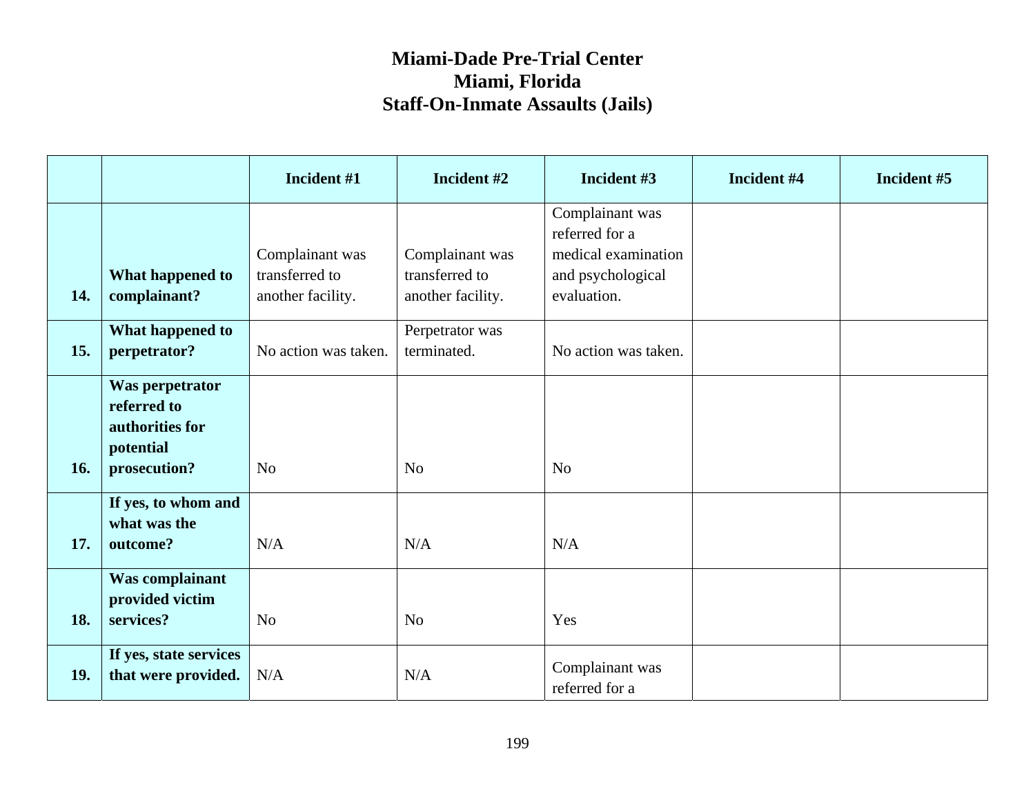# Miami-Dade Pre-Trial Center
## Miami, Florida
## Staff-On-Inmate Assaults (Jails)

| | | Incident #1 | Incident #2 | Incident #3 | Incident #4 | Incident #5 |
|---|---|---|---|---|---|---|
| 14. | What happened to complainant? | Complainant was transferred to another facility. | Complainant was transferred to another facility. | Complainant was referred for a medical examination and psychological evaluation. | | |
| 15. | What happened to perpetrator? | No action was taken. | Perpetrator was terminated. | No action was taken. | | |
| 16. | Was perpetrator referred to authorities for potential prosecution? | No | No | No | | |
| 17. | If yes, to whom and what was the outcome? | N/A | N/A | N/A | | |
| 18. | Was complainant provided victim services? | No | No | Yes | | |
| 19. | If yes, state services that were provided. | N/A | N/A | Complainant was referred for a | | |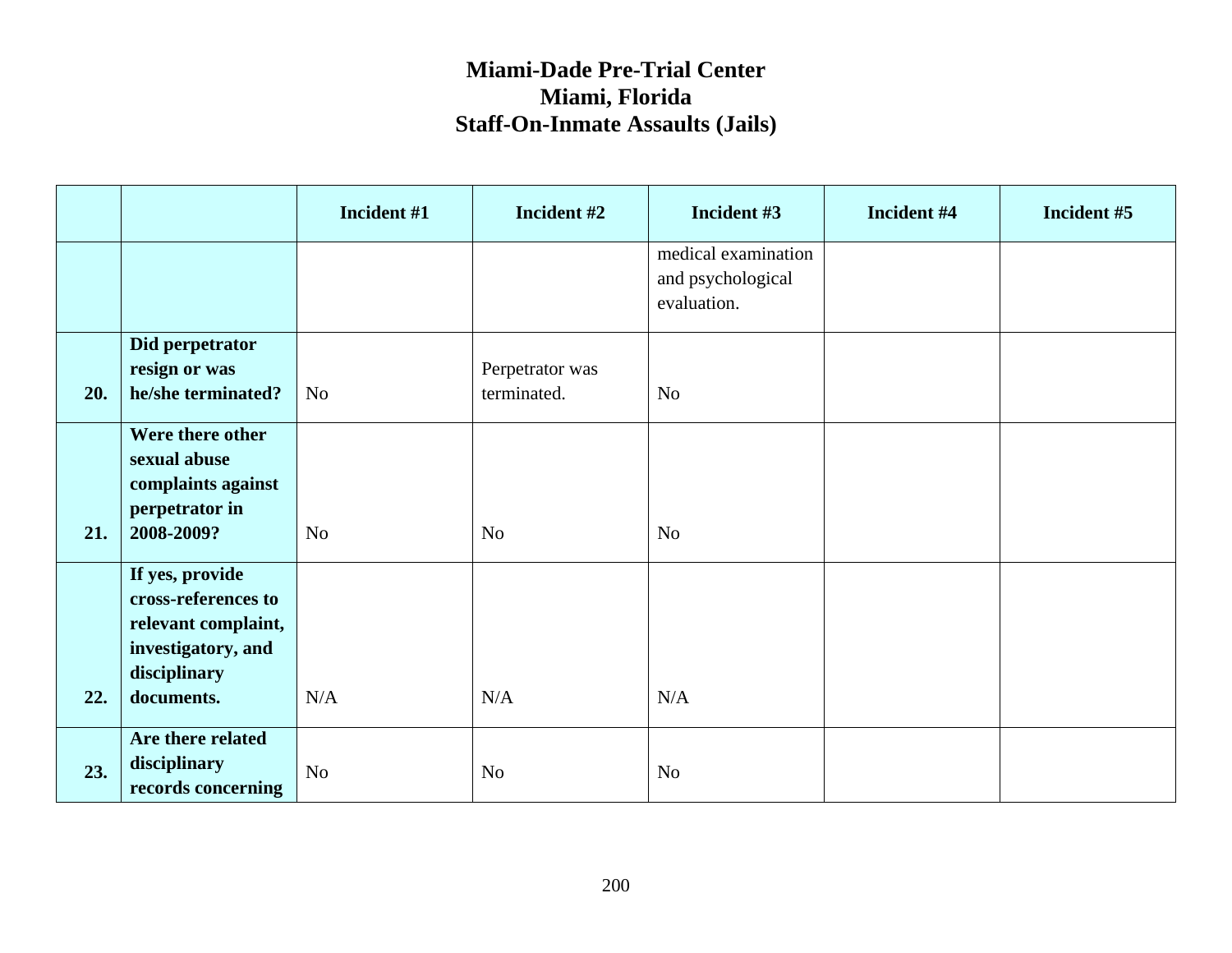# Miami-Dade Pre-Trial Center
# Miami, Florida
# Staff-On-Inmate Assaults (Jails)

| | | Incident #1 | Incident #2 | Incident #3 | Incident #4 | Incident #5 |
|---|---|---|---|---|---|---|
| | | | | medical examination and psychological evaluation. | | |
| 20. | **Did perpetrator resign or was he/she terminated?** | No | Perpetrator was terminated. | No | | |
| 21. | **Were there other sexual abuse complaints against perpetrator in 2008-2009?** | No | No | No | | |
| 22. | **If yes, provide cross-references to relevant complaint, investigatory, and disciplinary documents.** | N/A | N/A | N/A | | |
| 23. | **Are there related disciplinary records concerning** | No | No | No | | |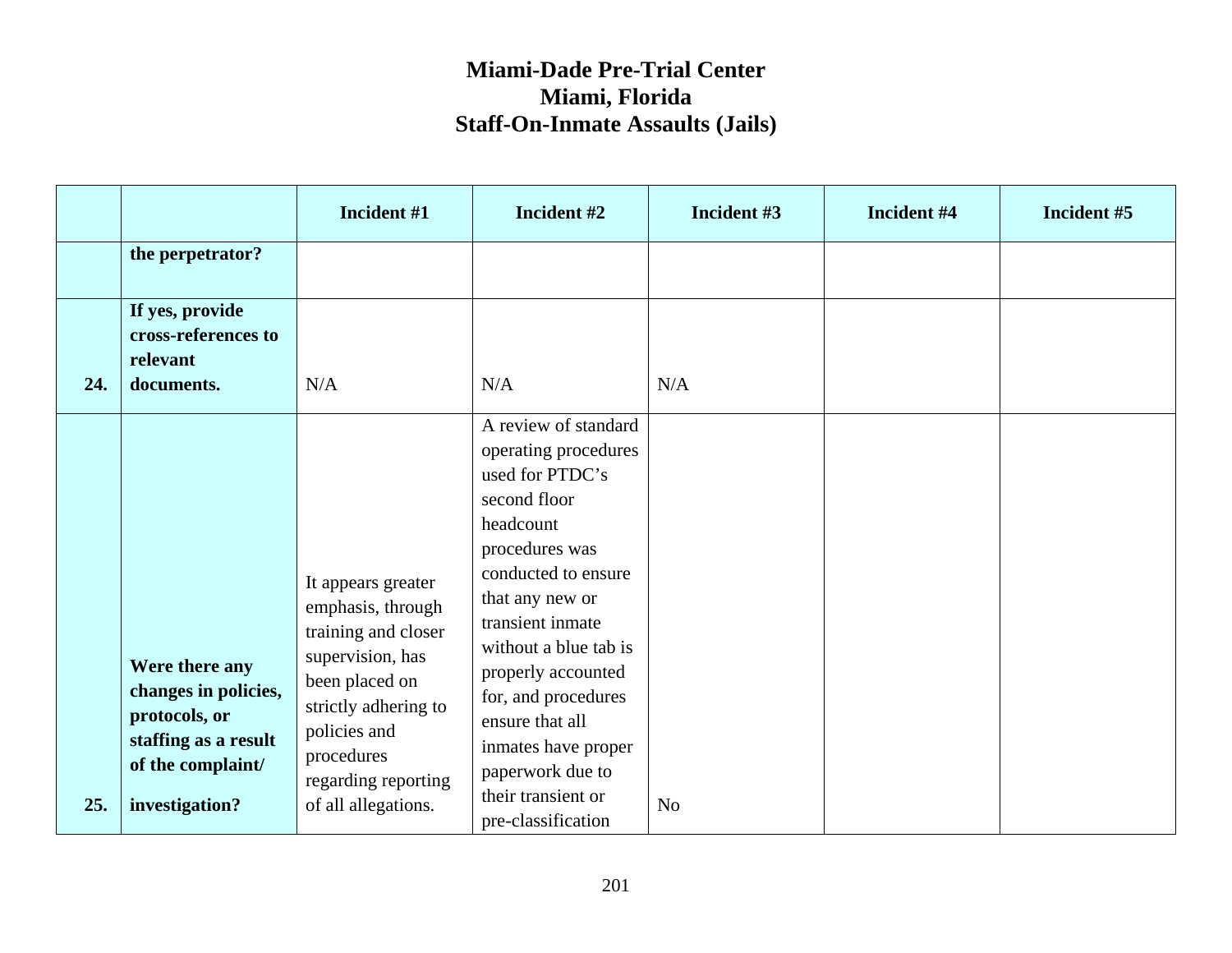# Miami-Dade Pre-Trial Center
# Miami, Florida
# Staff-On-Inmate Assaults (Jails)

| | | Incident #1 | Incident #2 | Incident #3 | Incident #4 | Incident #5 |
|---|---|---|---|---|---|---|
| | **the perpetrator?** | | | | | |
| **24.** | **If yes, provide cross-references to relevant documents.** | N/A | N/A | N/A | | |
| **25.** | **Were there any changes in policies, protocols, or staffing as a result of the complaint/ investigation?** | It appears greater emphasis, through training and closer supervision, has been placed on strictly adhering to policies and procedures regarding reporting of all allegations. | A review of standard operating procedures used for PTDC's second floor headcount procedures was conducted to ensure that any new or transient inmate without a blue tab is properly accounted for, and procedures ensure that all inmates have proper paperwork due to their transient or pre-classification | No | | |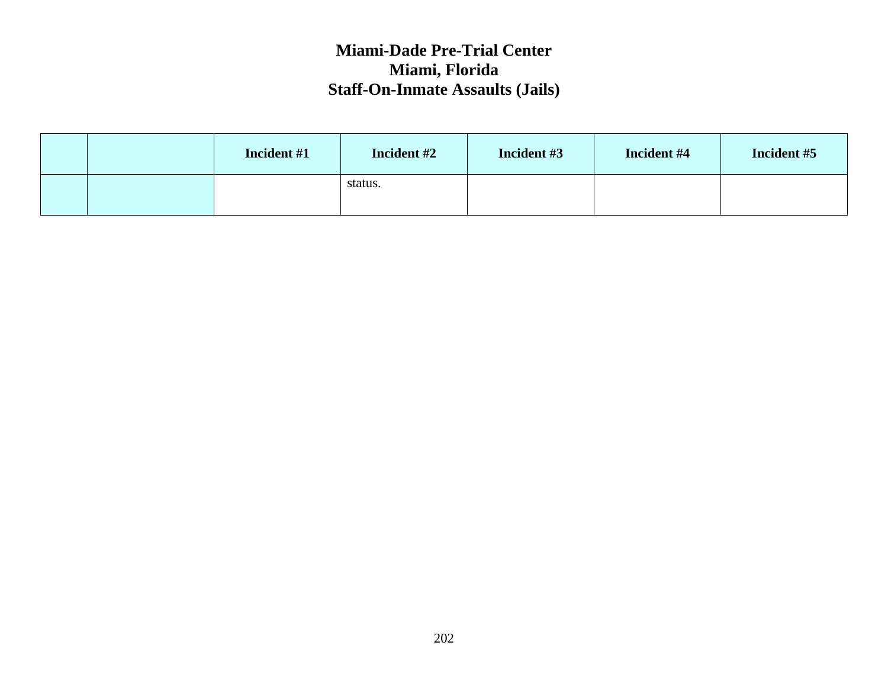**Miami-Dade Pre-Trial Center**
**Miami, Florida**
**Staff-On-Inmate Assaults (Jails)**

| | | Incident #1 | Incident #2 | Incident #3 | Incident #4 | Incident #5 |
|---|---|---|---|---|---|---|
| | | | status. | | | |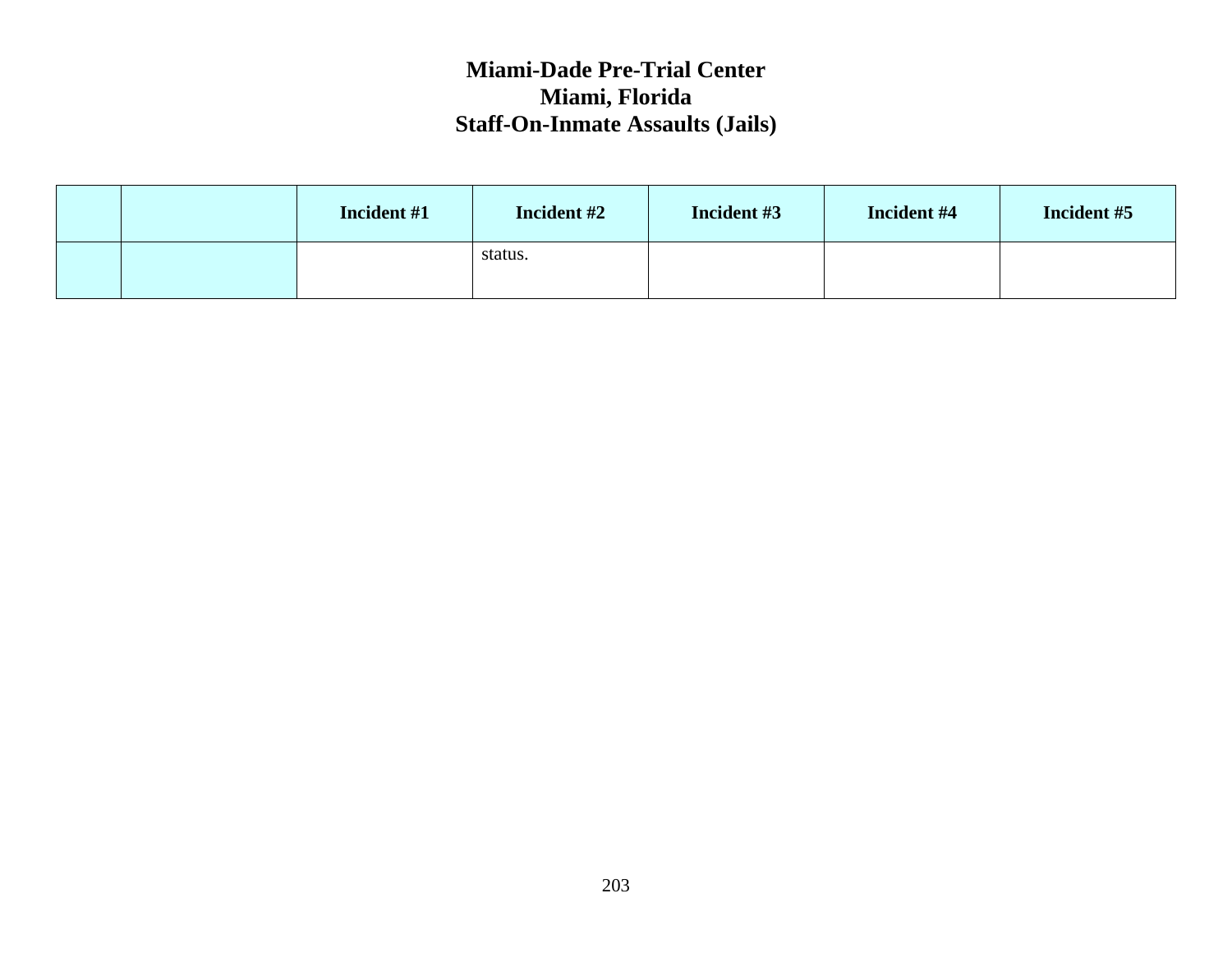# Miami-Dade Pre-Trial Center
## Miami, Florida
## Staff-On-Inmate Assaults (Jails)

| | | Incident #1 | Incident #2 | Incident #3 | Incident #4 | Incident #5 |
|---|---|---|---|---|---|---|
| | | | status. | | | |